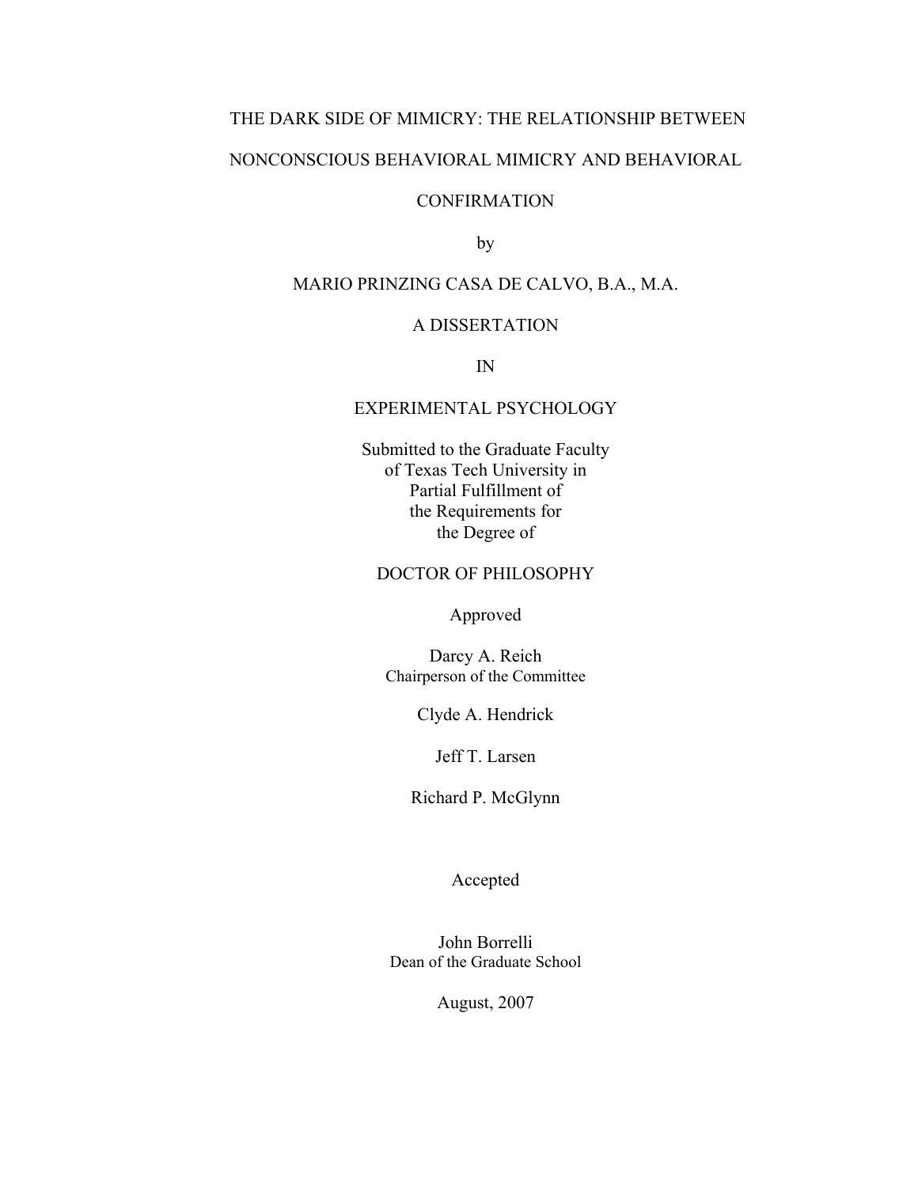# THE DARK SIDE OF MIMICRY: THE RELATIONSHIP BETWEEN NONCONSCIOUS BEHAVIORAL MIMICRY AND BEHAVIORAL CONFIRMATION

by

MARIO PRINZING CASA DE CALVO, B.A., M.A.

A DISSERTATION

IN

EXPERIMENTAL PSYCHOLOGY

Submitted to the Graduate Faculty
of Texas Tech University in
Partial Fulfillment of
the Requirements for
the Degree of

DOCTOR OF PHILOSOPHY

Approved

Darcy A. Reich
Chairperson of the Committee

Clyde A. Hendrick

Jeff T. Larsen

Richard P. McGlynn

Accepted

John Borrelli
Dean of the Graduate School

August, 2007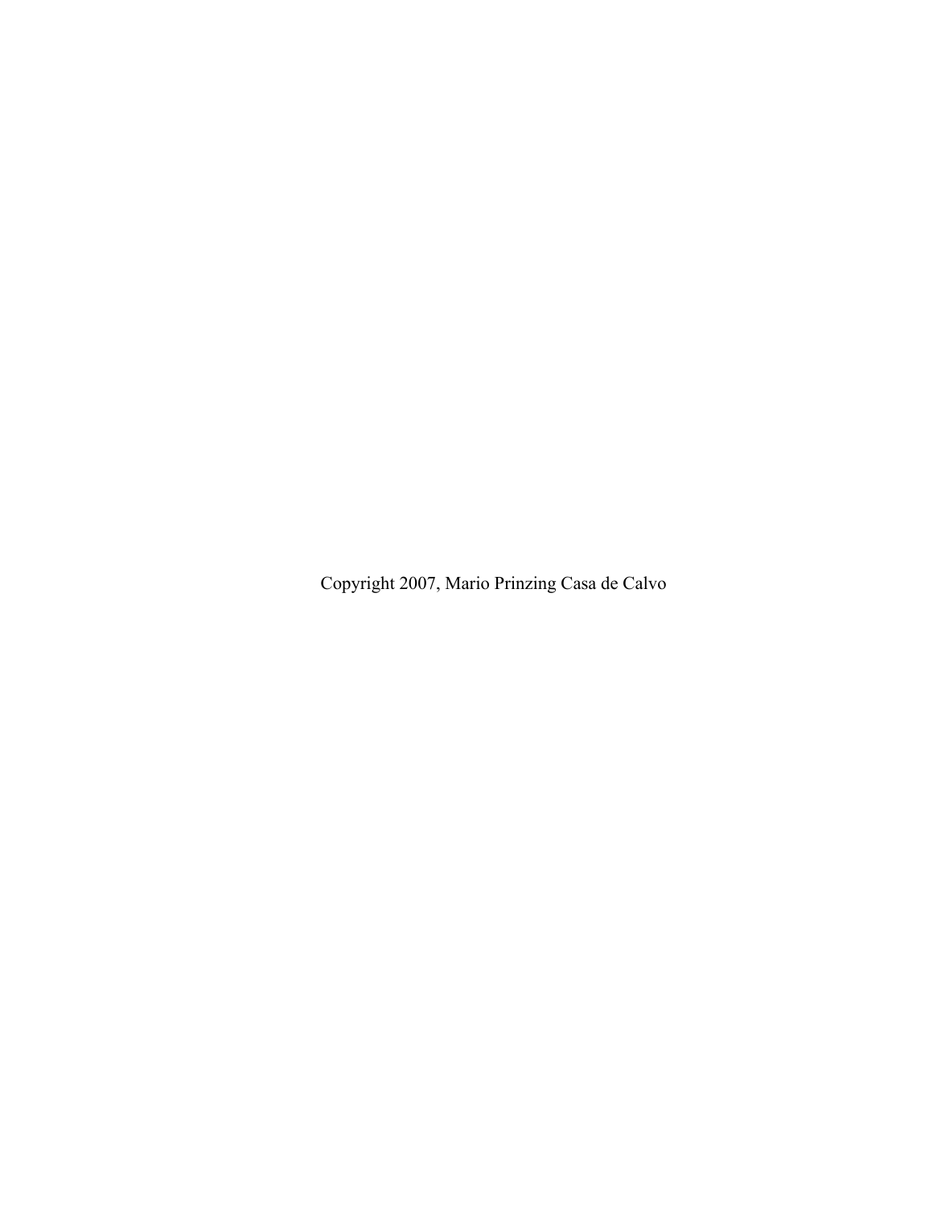Copyright 2007, Mario Prinzing Casa de Calvo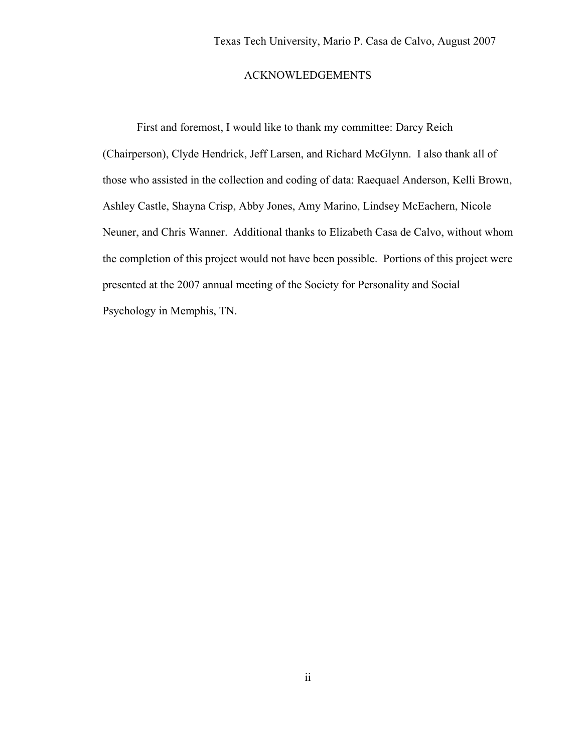## ACKNOWLEDGEMENTS

First and foremost, I would like to thank my committee: Darcy Reich (Chairperson), Clyde Hendrick, Jeff Larsen, and Richard McGlynn. I also thank all of those who assisted in the collection and coding of data: Raequael Anderson, Kelli Brown, Ashley Castle, Shayna Crisp, Abby Jones, Amy Marino, Lindsey McEachern, Nicole Neuner, and Chris Wanner. Additional thanks to Elizabeth Casa de Calvo, without whom the completion of this project would not have been possible. Portions of this project were presented at the 2007 annual meeting of the Society for Personality and Social Psychology in Memphis, TN.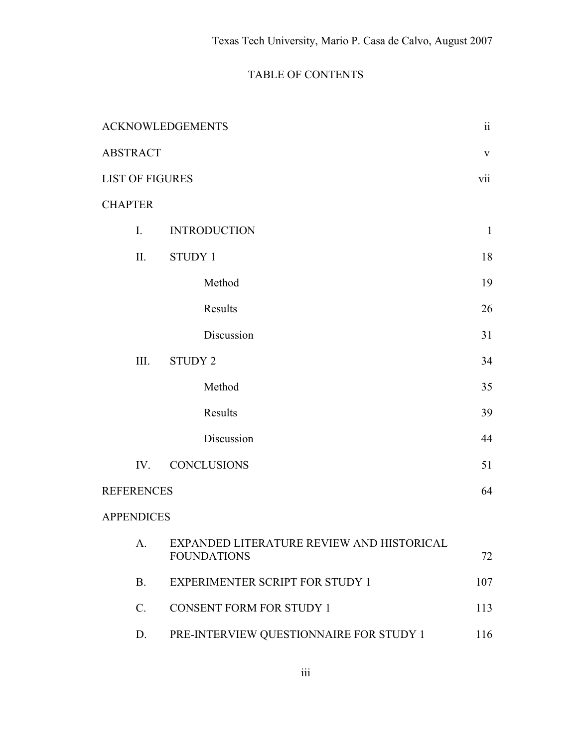# TABLE OF CONTENTS

| | | |
|---|---|---|
| ACKNOWLEDGEMENTS | | ii |
| ABSTRACT | | v |
| LIST OF FIGURES | | vii |
| CHAPTER | | |
| I. | INTRODUCTION | 1 |
| II. | STUDY 1 | 18 |
| | Method | 19 |
| | Results | 26 |
| | Discussion | 31 |
| III. | STUDY 2 | 34 |
| | Method | 35 |
| | Results | 39 |
| | Discussion | 44 |
| IV. | CONCLUSIONS | 51 |
| REFERENCES | | 64 |
| APPENDICES | | |
| A. | EXPANDED LITERATURE REVIEW AND HISTORICAL FOUNDATIONS | 72 |
| B. | EXPERIMENTER SCRIPT FOR STUDY 1 | 107 |
| C. | CONSENT FORM FOR STUDY 1 | 113 |
| D. | PRE-INTERVIEW QUESTIONNAIRE FOR STUDY 1 | 116 |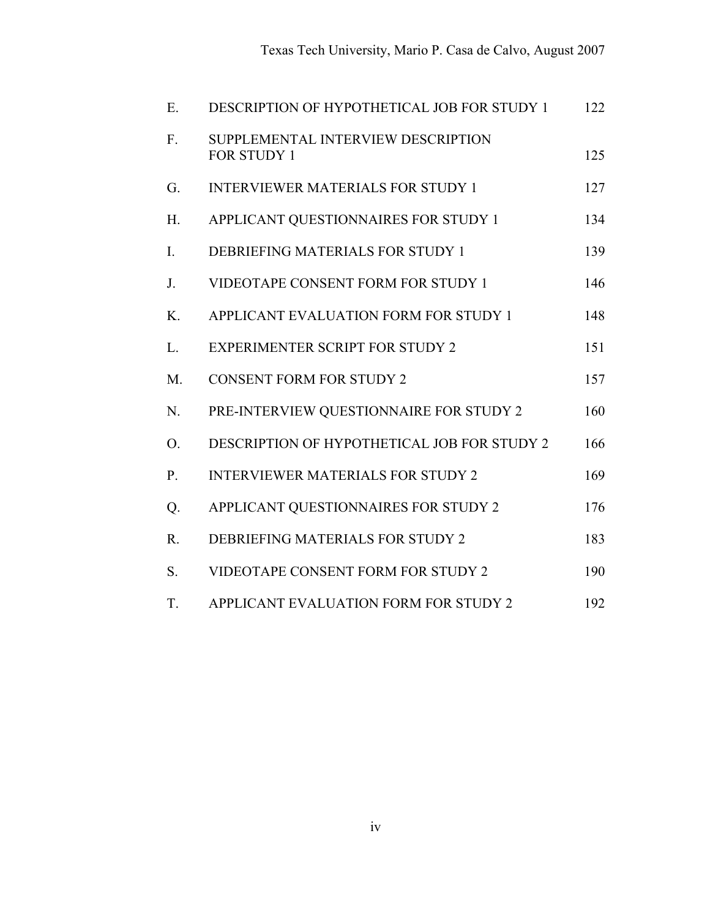| | | |
|---|---|---|
| E. | DESCRIPTION OF HYPOTHETICAL JOB FOR STUDY 1 | 122 |
| F. | SUPPLEMENTAL INTERVIEW DESCRIPTION FOR STUDY 1 | 125 |
| G. | INTERVIEWER MATERIALS FOR STUDY 1 | 127 |
| H. | APPLICANT QUESTIONNAIRES FOR STUDY 1 | 134 |
| I. | DEBRIEFING MATERIALS FOR STUDY 1 | 139 |
| J. | VIDEOTAPE CONSENT FORM FOR STUDY 1 | 146 |
| K. | APPLICANT EVALUATION FORM FOR STUDY 1 | 148 |
| L. | EXPERIMENTER SCRIPT FOR STUDY 2 | 151 |
| M. | CONSENT FORM FOR STUDY 2 | 157 |
| N. | PRE-INTERVIEW QUESTIONNAIRE FOR STUDY 2 | 160 |
| O. | DESCRIPTION OF HYPOTHETICAL JOB FOR STUDY 2 | 166 |
| P. | INTERVIEWER MATERIALS FOR STUDY 2 | 169 |
| Q. | APPLICANT QUESTIONNAIRES FOR STUDY 2 | 176 |
| R. | DEBRIEFING MATERIALS FOR STUDY 2 | 183 |
| S. | VIDEOTAPE CONSENT FORM FOR STUDY 2 | 190 |
| T. | APPLICANT EVALUATION FORM FOR STUDY 2 | 192 |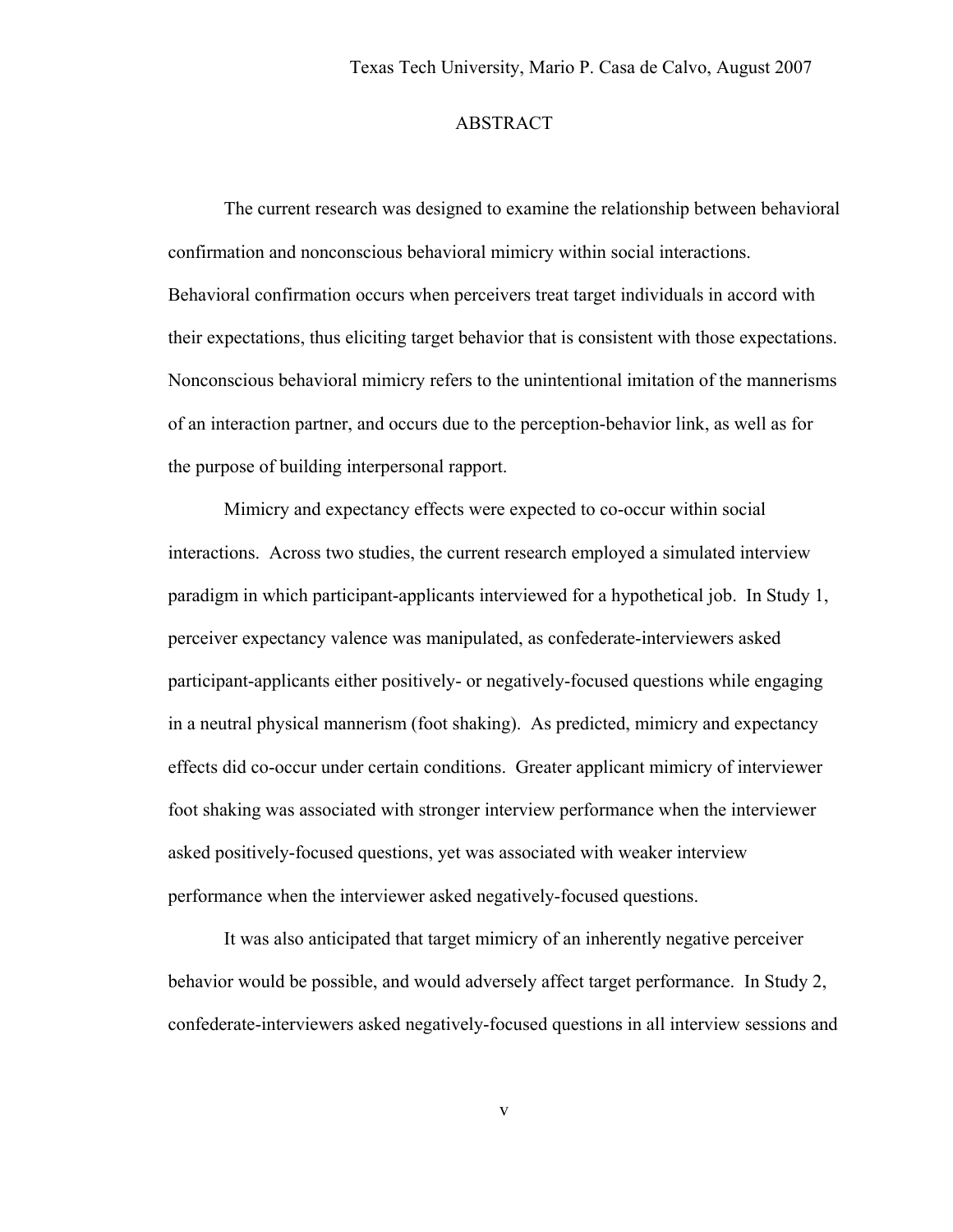# ABSTRACT

The current research was designed to examine the relationship between behavioral confirmation and nonconscious behavioral mimicry within social interactions. Behavioral confirmation occurs when perceivers treat target individuals in accord with their expectations, thus eliciting target behavior that is consistent with those expectations. Nonconscious behavioral mimicry refers to the unintentional imitation of the mannerisms of an interaction partner, and occurs due to the perception-behavior link, as well as for the purpose of building interpersonal rapport.

Mimicry and expectancy effects were expected to co-occur within social interactions. Across two studies, the current research employed a simulated interview paradigm in which participant-applicants interviewed for a hypothetical job. In Study 1, perceiver expectancy valence was manipulated, as confederate-interviewers asked participant-applicants either positively- or negatively-focused questions while engaging in a neutral physical mannerism (foot shaking). As predicted, mimicry and expectancy effects did co-occur under certain conditions. Greater applicant mimicry of interviewer foot shaking was associated with stronger interview performance when the interviewer asked positively-focused questions, yet was associated with weaker interview performance when the interviewer asked negatively-focused questions.

It was also anticipated that target mimicry of an inherently negative perceiver behavior would be possible, and would adversely affect target performance. In Study 2, confederate-interviewers asked negatively-focused questions in all interview sessions and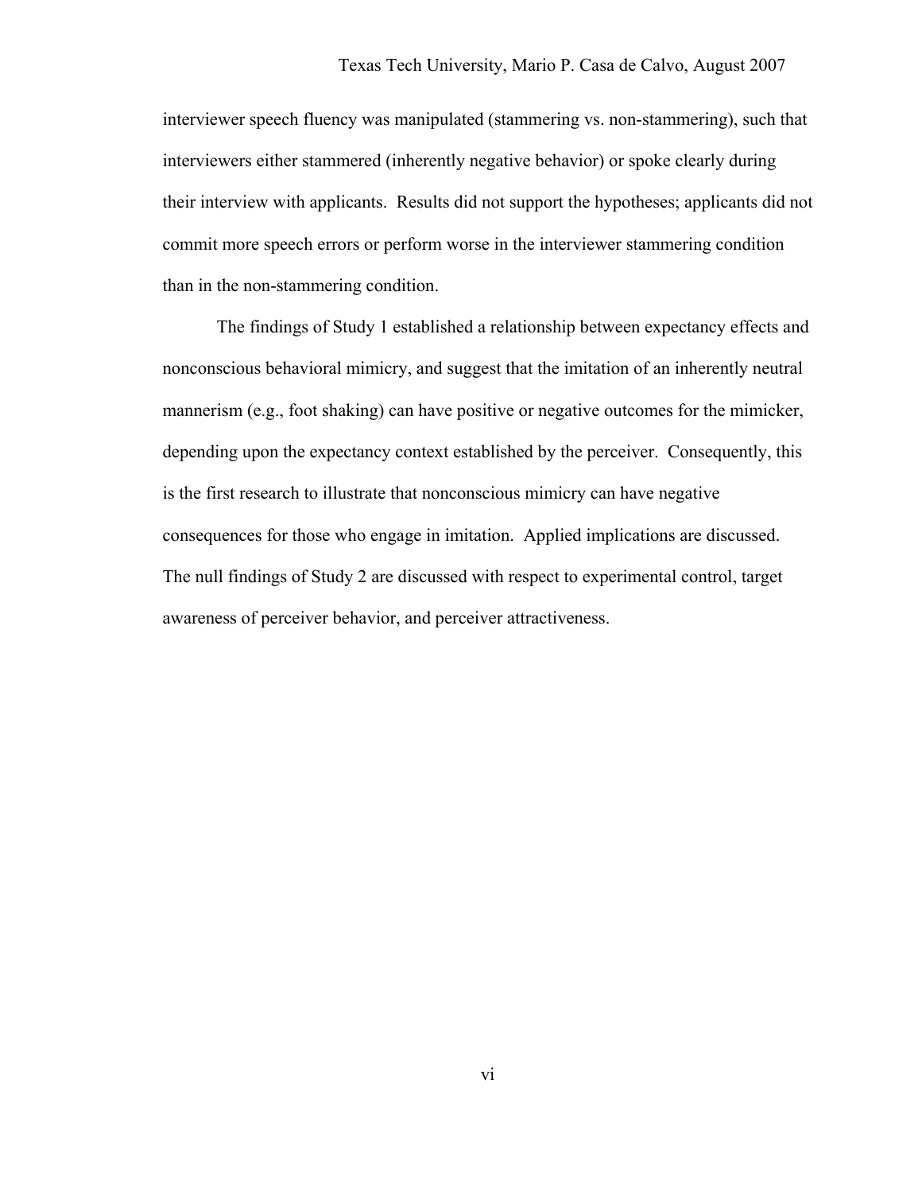interviewer speech fluency was manipulated (stammering vs. non-stammering), such that interviewers either stammered (inherently negative behavior) or spoke clearly during their interview with applicants. Results did not support the hypotheses; applicants did not commit more speech errors or perform worse in the interviewer stammering condition than in the non-stammering condition.

The findings of Study 1 established a relationship between expectancy effects and nonconscious behavioral mimicry, and suggest that the imitation of an inherently neutral mannerism (e.g., foot shaking) can have positive or negative outcomes for the mimicker, depending upon the expectancy context established by the perceiver. Consequently, this is the first research to illustrate that nonconscious mimicry can have negative consequences for those who engage in imitation. Applied implications are discussed. The null findings of Study 2 are discussed with respect to experimental control, target awareness of perceiver behavior, and perceiver attractiveness.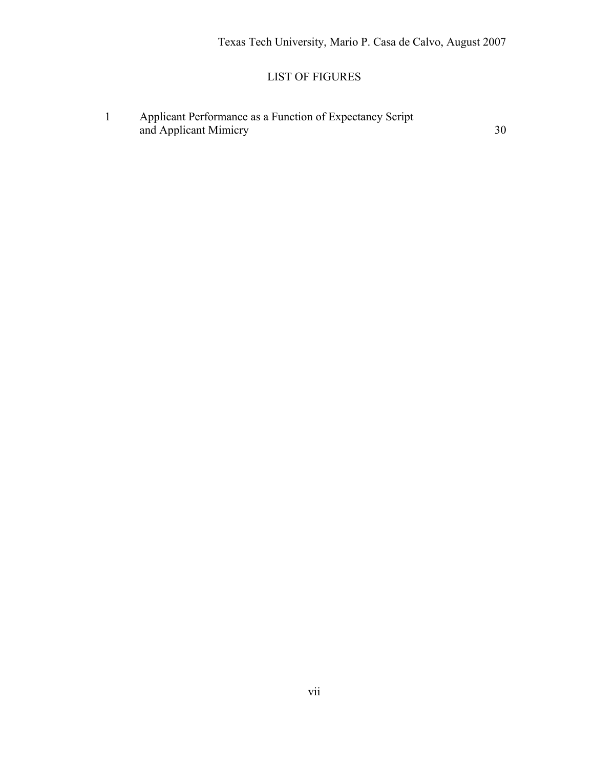## LIST OF FIGURES

1 Applicant Performance as a Function of Expectancy Script and Applicant Mimicry ........ 30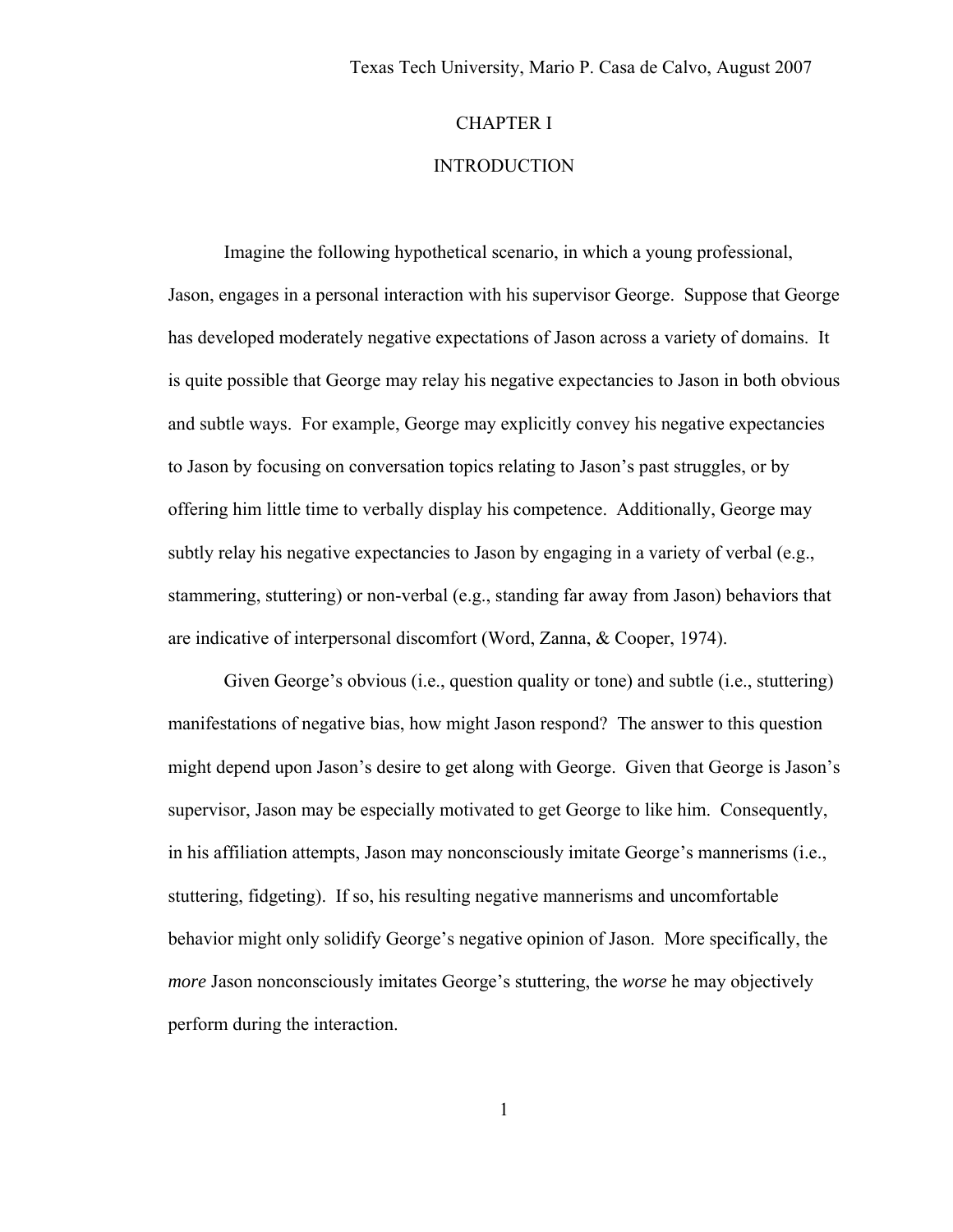# CHAPTER I

# INTRODUCTION

Imagine the following hypothetical scenario, in which a young professional, Jason, engages in a personal interaction with his supervisor George. Suppose that George has developed moderately negative expectations of Jason across a variety of domains. It is quite possible that George may relay his negative expectancies to Jason in both obvious and subtle ways. For example, George may explicitly convey his negative expectancies to Jason by focusing on conversation topics relating to Jason's past struggles, or by offering him little time to verbally display his competence. Additionally, George may subtly relay his negative expectancies to Jason by engaging in a variety of verbal (e.g., stammering, stuttering) or non-verbal (e.g., standing far away from Jason) behaviors that are indicative of interpersonal discomfort (Word, Zanna, & Cooper, 1974).

Given George's obvious (i.e., question quality or tone) and subtle (i.e., stuttering) manifestations of negative bias, how might Jason respond? The answer to this question might depend upon Jason's desire to get along with George. Given that George is Jason's supervisor, Jason may be especially motivated to get George to like him. Consequently, in his affiliation attempts, Jason may nonconsciously imitate George's mannerisms (i.e., stuttering, fidgeting). If so, his resulting negative mannerisms and uncomfortable behavior might only solidify George's negative opinion of Jason. More specifically, the *more* Jason nonconsciously imitates George's stuttering, the *worse* he may objectively perform during the interaction.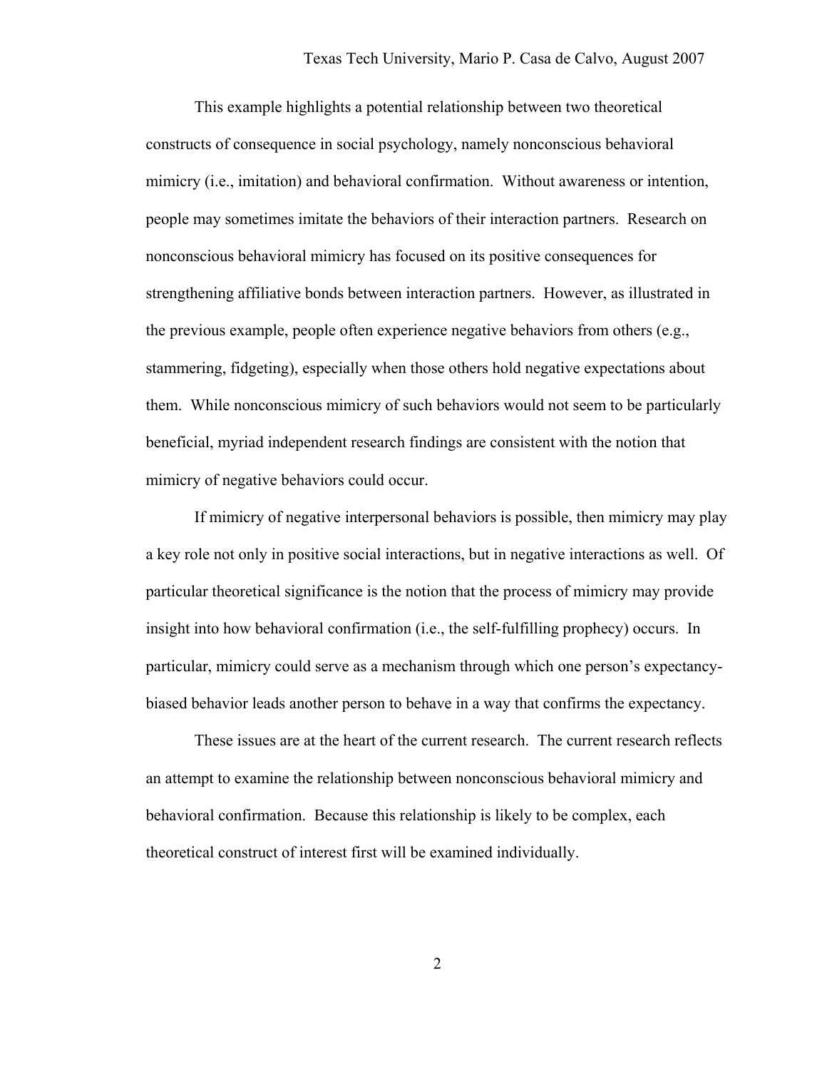This example highlights a potential relationship between two theoretical constructs of consequence in social psychology, namely nonconscious behavioral mimicry (i.e., imitation) and behavioral confirmation. Without awareness or intention, people may sometimes imitate the behaviors of their interaction partners. Research on nonconscious behavioral mimicry has focused on its positive consequences for strengthening affiliative bonds between interaction partners. However, as illustrated in the previous example, people often experience negative behaviors from others (e.g., stammering, fidgeting), especially when those others hold negative expectations about them. While nonconscious mimicry of such behaviors would not seem to be particularly beneficial, myriad independent research findings are consistent with the notion that mimicry of negative behaviors could occur.

If mimicry of negative interpersonal behaviors is possible, then mimicry may play a key role not only in positive social interactions, but in negative interactions as well. Of particular theoretical significance is the notion that the process of mimicry may provide insight into how behavioral confirmation (i.e., the self-fulfilling prophecy) occurs. In particular, mimicry could serve as a mechanism through which one person's expectancy-biased behavior leads another person to behave in a way that confirms the expectancy.

These issues are at the heart of the current research. The current research reflects an attempt to examine the relationship between nonconscious behavioral mimicry and behavioral confirmation. Because this relationship is likely to be complex, each theoretical construct of interest first will be examined individually.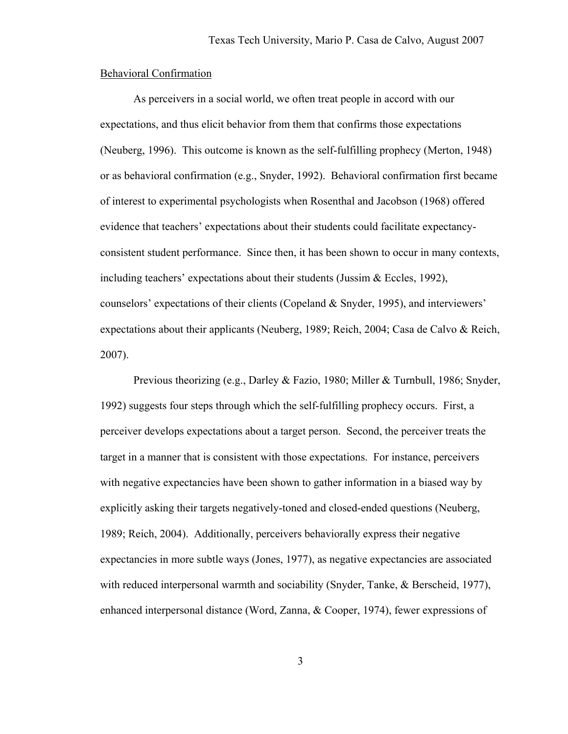Behavioral Confirmation

As perceivers in a social world, we often treat people in accord with our expectations, and thus elicit behavior from them that confirms those expectations (Neuberg, 1996). This outcome is known as the self-fulfilling prophecy (Merton, 1948) or as behavioral confirmation (e.g., Snyder, 1992). Behavioral confirmation first became of interest to experimental psychologists when Rosenthal and Jacobson (1968) offered evidence that teachers' expectations about their students could facilitate expectancy-consistent student performance. Since then, it has been shown to occur in many contexts, including teachers' expectations about their students (Jussim & Eccles, 1992), counselors' expectations of their clients (Copeland & Snyder, 1995), and interviewers' expectations about their applicants (Neuberg, 1989; Reich, 2004; Casa de Calvo & Reich, 2007).

Previous theorizing (e.g., Darley & Fazio, 1980; Miller & Turnbull, 1986; Snyder, 1992) suggests four steps through which the self-fulfilling prophecy occurs. First, a perceiver develops expectations about a target person. Second, the perceiver treats the target in a manner that is consistent with those expectations. For instance, perceivers with negative expectancies have been shown to gather information in a biased way by explicitly asking their targets negatively-toned and closed-ended questions (Neuberg, 1989; Reich, 2004). Additionally, perceivers behaviorally express their negative expectancies in more subtle ways (Jones, 1977), as negative expectancies are associated with reduced interpersonal warmth and sociability (Snyder, Tanke, & Berscheid, 1977), enhanced interpersonal distance (Word, Zanna, & Cooper, 1974), fewer expressions of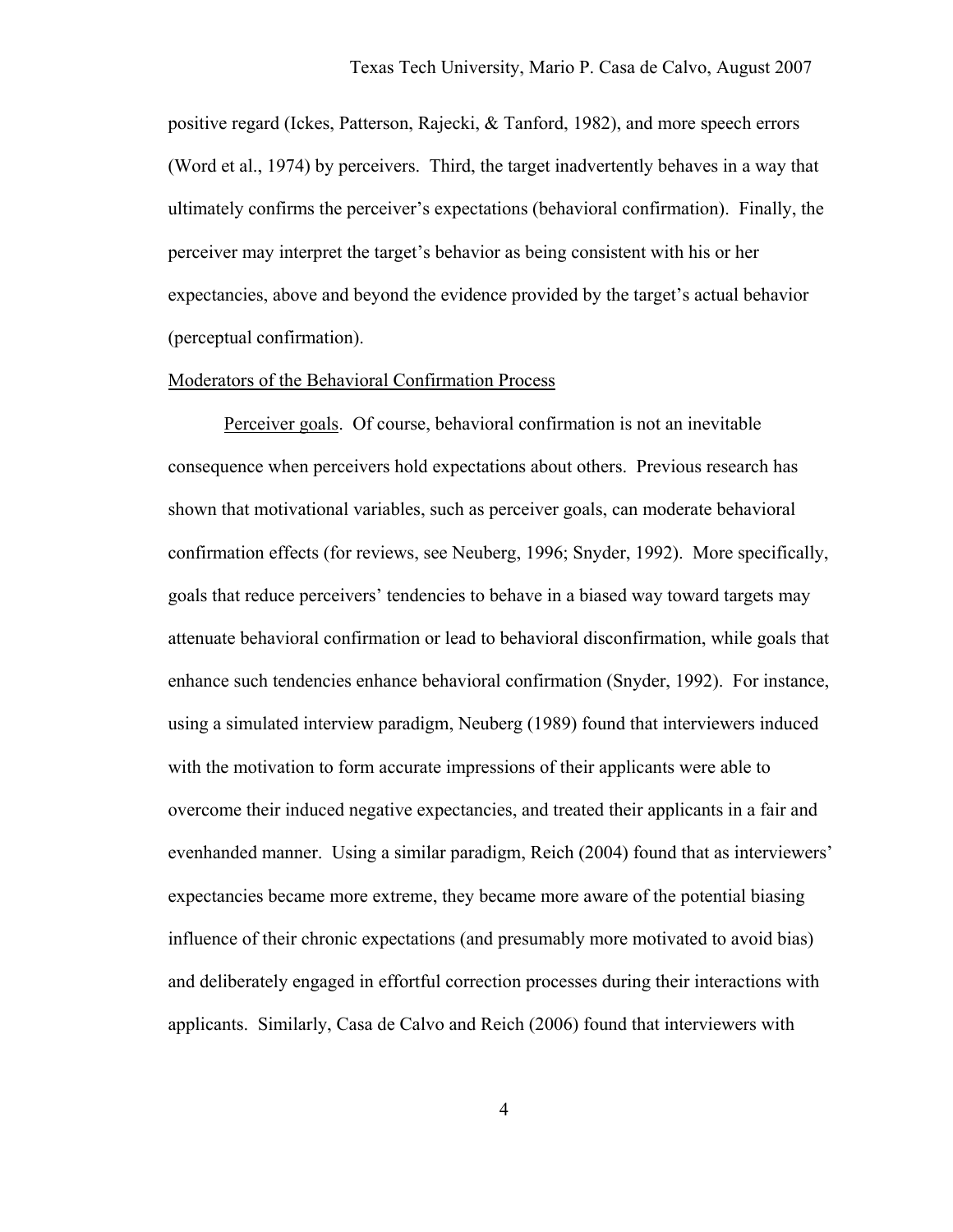positive regard (Ickes, Patterson, Rajecki, & Tanford, 1982), and more speech errors (Word et al., 1974) by perceivers. Third, the target inadvertently behaves in a way that ultimately confirms the perceiver's expectations (behavioral confirmation). Finally, the perceiver may interpret the target's behavior as being consistent with his or her expectancies, above and beyond the evidence provided by the target's actual behavior (perceptual confirmation).

## Moderators of the Behavioral Confirmation Process

Perceiver goals. Of course, behavioral confirmation is not an inevitable consequence when perceivers hold expectations about others. Previous research has shown that motivational variables, such as perceiver goals, can moderate behavioral confirmation effects (for reviews, see Neuberg, 1996; Snyder, 1992). More specifically, goals that reduce perceivers' tendencies to behave in a biased way toward targets may attenuate behavioral confirmation or lead to behavioral disconfirmation, while goals that enhance such tendencies enhance behavioral confirmation (Snyder, 1992). For instance, using a simulated interview paradigm, Neuberg (1989) found that interviewers induced with the motivation to form accurate impressions of their applicants were able to overcome their induced negative expectancies, and treated their applicants in a fair and evenhanded manner. Using a similar paradigm, Reich (2004) found that as interviewers' expectancies became more extreme, they became more aware of the potential biasing influence of their chronic expectations (and presumably more motivated to avoid bias) and deliberately engaged in effortful correction processes during their interactions with applicants. Similarly, Casa de Calvo and Reich (2006) found that interviewers with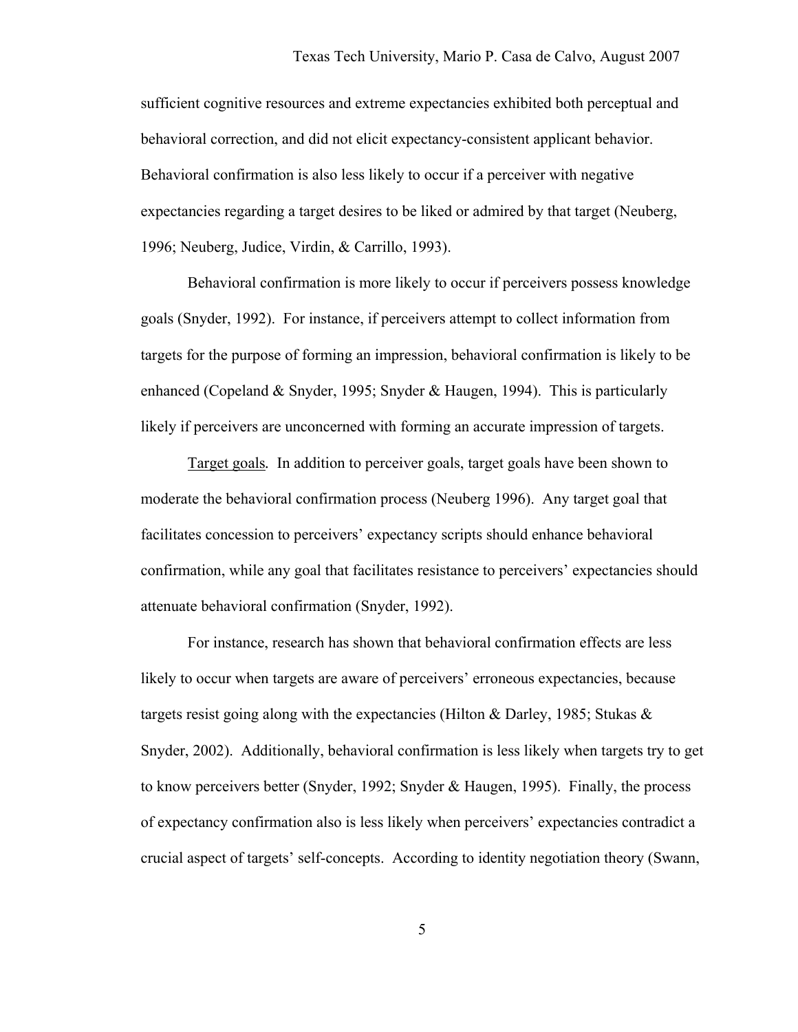sufficient cognitive resources and extreme expectancies exhibited both perceptual and behavioral correction, and did not elicit expectancy-consistent applicant behavior. Behavioral confirmation is also less likely to occur if a perceiver with negative expectancies regarding a target desires to be liked or admired by that target (Neuberg, 1996; Neuberg, Judice, Virdin, & Carrillo, 1993).

Behavioral confirmation is more likely to occur if perceivers possess knowledge goals (Snyder, 1992). For instance, if perceivers attempt to collect information from targets for the purpose of forming an impression, behavioral confirmation is likely to be enhanced (Copeland & Snyder, 1995; Snyder & Haugen, 1994). This is particularly likely if perceivers are unconcerned with forming an accurate impression of targets.

<u>Target goals</u>*.* In addition to perceiver goals, target goals have been shown to moderate the behavioral confirmation process (Neuberg 1996). Any target goal that facilitates concession to perceivers' expectancy scripts should enhance behavioral confirmation, while any goal that facilitates resistance to perceivers' expectancies should attenuate behavioral confirmation (Snyder, 1992).

For instance, research has shown that behavioral confirmation effects are less likely to occur when targets are aware of perceivers' erroneous expectancies, because targets resist going along with the expectancies (Hilton & Darley, 1985; Stukas & Snyder, 2002). Additionally, behavioral confirmation is less likely when targets try to get to know perceivers better (Snyder, 1992; Snyder & Haugen, 1995). Finally, the process of expectancy confirmation also is less likely when perceivers' expectancies contradict a crucial aspect of targets' self-concepts. According to identity negotiation theory (Swann,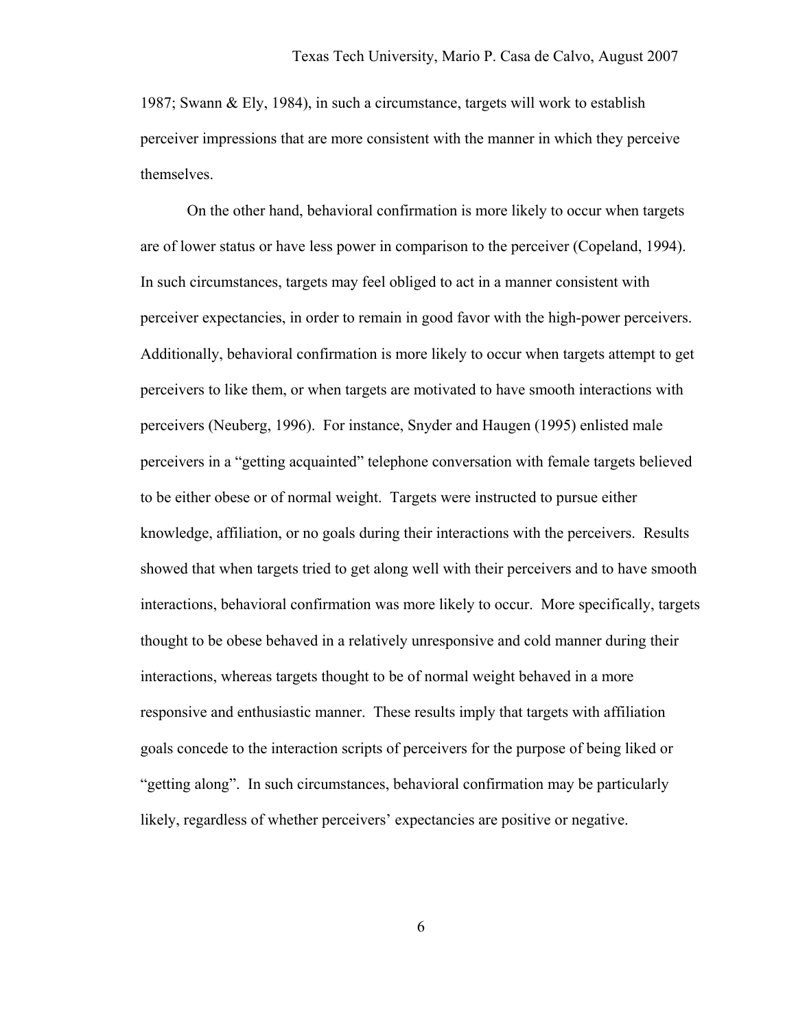1987; Swann & Ely, 1984), in such a circumstance, targets will work to establish perceiver impressions that are more consistent with the manner in which they perceive themselves.

On the other hand, behavioral confirmation is more likely to occur when targets are of lower status or have less power in comparison to the perceiver (Copeland, 1994). In such circumstances, targets may feel obliged to act in a manner consistent with perceiver expectancies, in order to remain in good favor with the high-power perceivers. Additionally, behavioral confirmation is more likely to occur when targets attempt to get perceivers to like them, or when targets are motivated to have smooth interactions with perceivers (Neuberg, 1996). For instance, Snyder and Haugen (1995) enlisted male perceivers in a "getting acquainted" telephone conversation with female targets believed to be either obese or of normal weight. Targets were instructed to pursue either knowledge, affiliation, or no goals during their interactions with the perceivers. Results showed that when targets tried to get along well with their perceivers and to have smooth interactions, behavioral confirmation was more likely to occur. More specifically, targets thought to be obese behaved in a relatively unresponsive and cold manner during their interactions, whereas targets thought to be of normal weight behaved in a more responsive and enthusiastic manner. These results imply that targets with affiliation goals concede to the interaction scripts of perceivers for the purpose of being liked or "getting along". In such circumstances, behavioral confirmation may be particularly likely, regardless of whether perceivers' expectancies are positive or negative.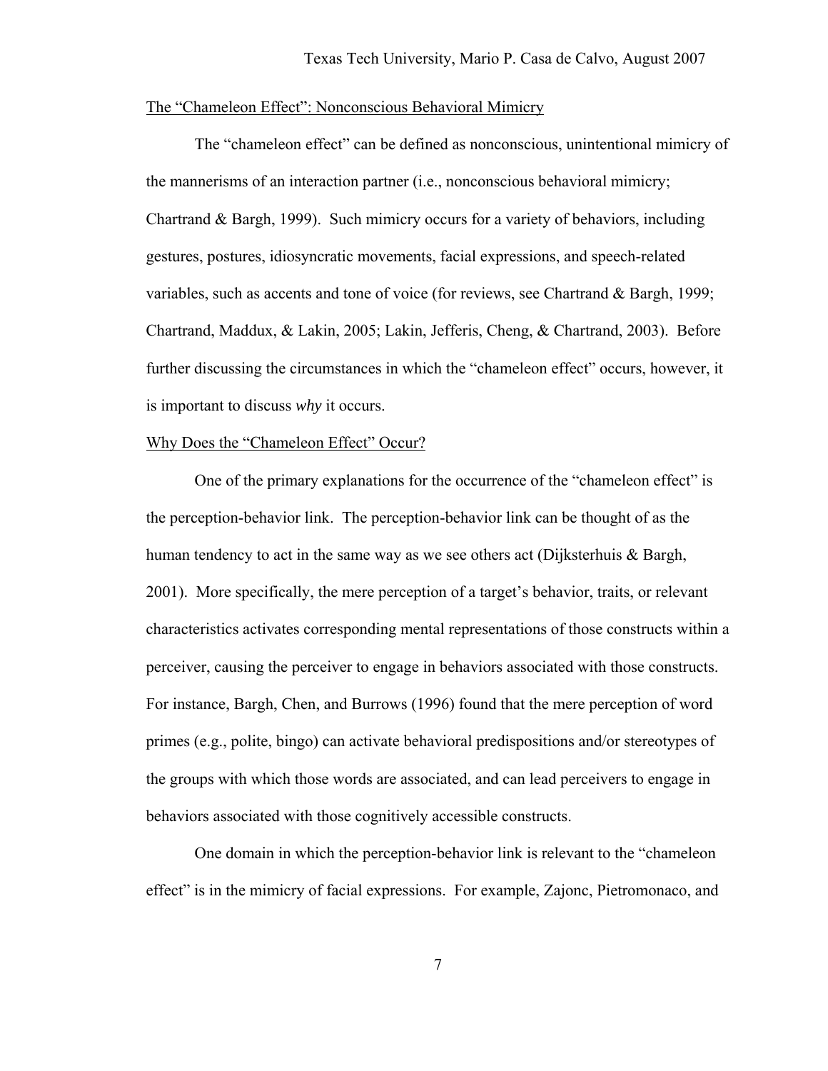## The "Chameleon Effect": Nonconscious Behavioral Mimicry

The "chameleon effect" can be defined as nonconscious, unintentional mimicry of the mannerisms of an interaction partner (i.e., nonconscious behavioral mimicry; Chartrand & Bargh, 1999). Such mimicry occurs for a variety of behaviors, including gestures, postures, idiosyncratic movements, facial expressions, and speech-related variables, such as accents and tone of voice (for reviews, see Chartrand & Bargh, 1999; Chartrand, Maddux, & Lakin, 2005; Lakin, Jefferis, Cheng, & Chartrand, 2003). Before further discussing the circumstances in which the "chameleon effect" occurs, however, it is important to discuss *why* it occurs.

## Why Does the "Chameleon Effect" Occur?

One of the primary explanations for the occurrence of the "chameleon effect" is the perception-behavior link. The perception-behavior link can be thought of as the human tendency to act in the same way as we see others act (Dijksterhuis & Bargh, 2001). More specifically, the mere perception of a target's behavior, traits, or relevant characteristics activates corresponding mental representations of those constructs within a perceiver, causing the perceiver to engage in behaviors associated with those constructs. For instance, Bargh, Chen, and Burrows (1996) found that the mere perception of word primes (e.g., polite, bingo) can activate behavioral predispositions and/or stereotypes of the groups with which those words are associated, and can lead perceivers to engage in behaviors associated with those cognitively accessible constructs.

One domain in which the perception-behavior link is relevant to the "chameleon effect" is in the mimicry of facial expressions. For example, Zajonc, Pietromonaco, and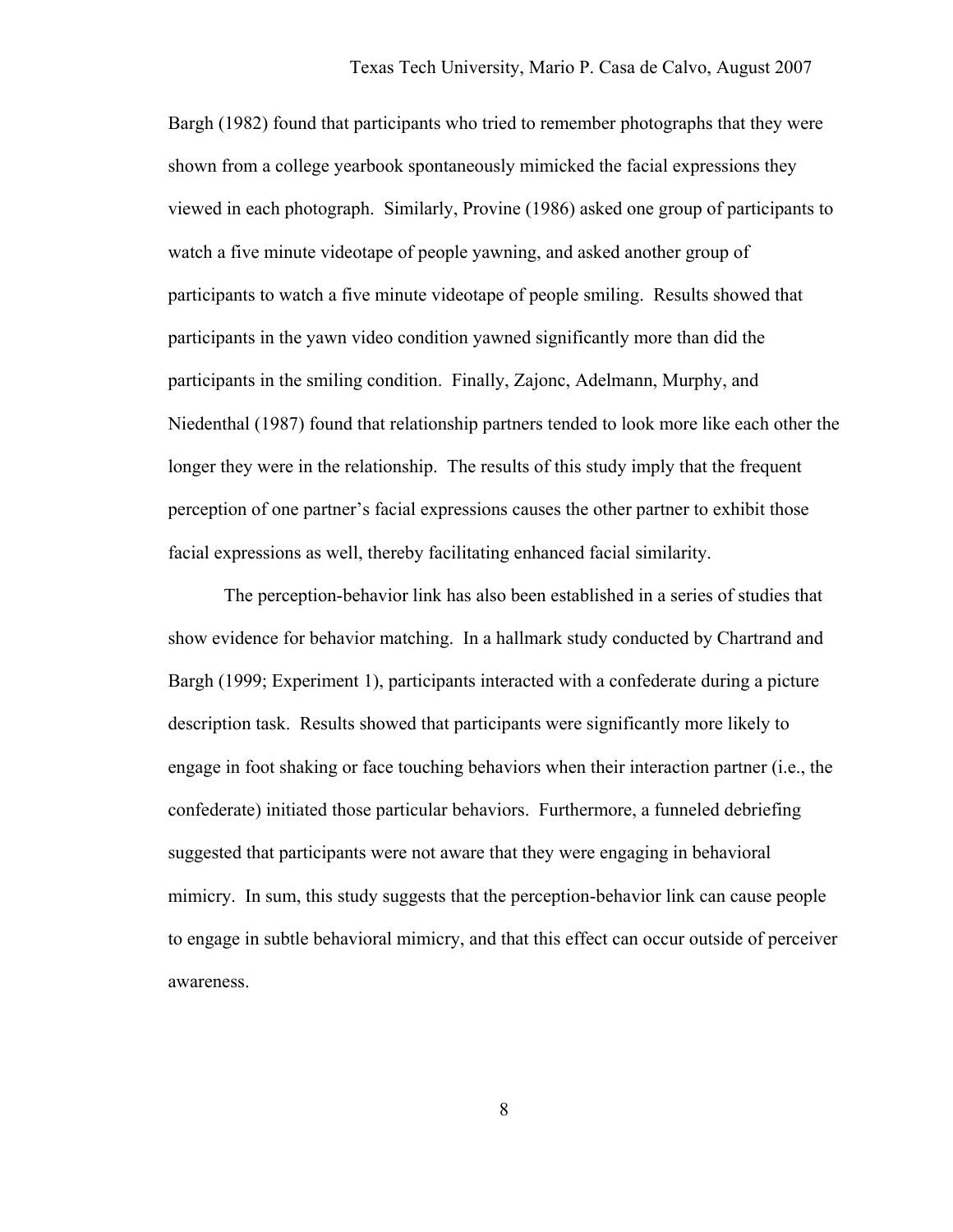Bargh (1982) found that participants who tried to remember photographs that they were shown from a college yearbook spontaneously mimicked the facial expressions they viewed in each photograph. Similarly, Provine (1986) asked one group of participants to watch a five minute videotape of people yawning, and asked another group of participants to watch a five minute videotape of people smiling. Results showed that participants in the yawn video condition yawned significantly more than did the participants in the smiling condition. Finally, Zajonc, Adelmann, Murphy, and Niedenthal (1987) found that relationship partners tended to look more like each other the longer they were in the relationship. The results of this study imply that the frequent perception of one partner's facial expressions causes the other partner to exhibit those facial expressions as well, thereby facilitating enhanced facial similarity.

The perception-behavior link has also been established in a series of studies that show evidence for behavior matching. In a hallmark study conducted by Chartrand and Bargh (1999; Experiment 1), participants interacted with a confederate during a picture description task. Results showed that participants were significantly more likely to engage in foot shaking or face touching behaviors when their interaction partner (i.e., the confederate) initiated those particular behaviors. Furthermore, a funneled debriefing suggested that participants were not aware that they were engaging in behavioral mimicry. In sum, this study suggests that the perception-behavior link can cause people to engage in subtle behavioral mimicry, and that this effect can occur outside of perceiver awareness.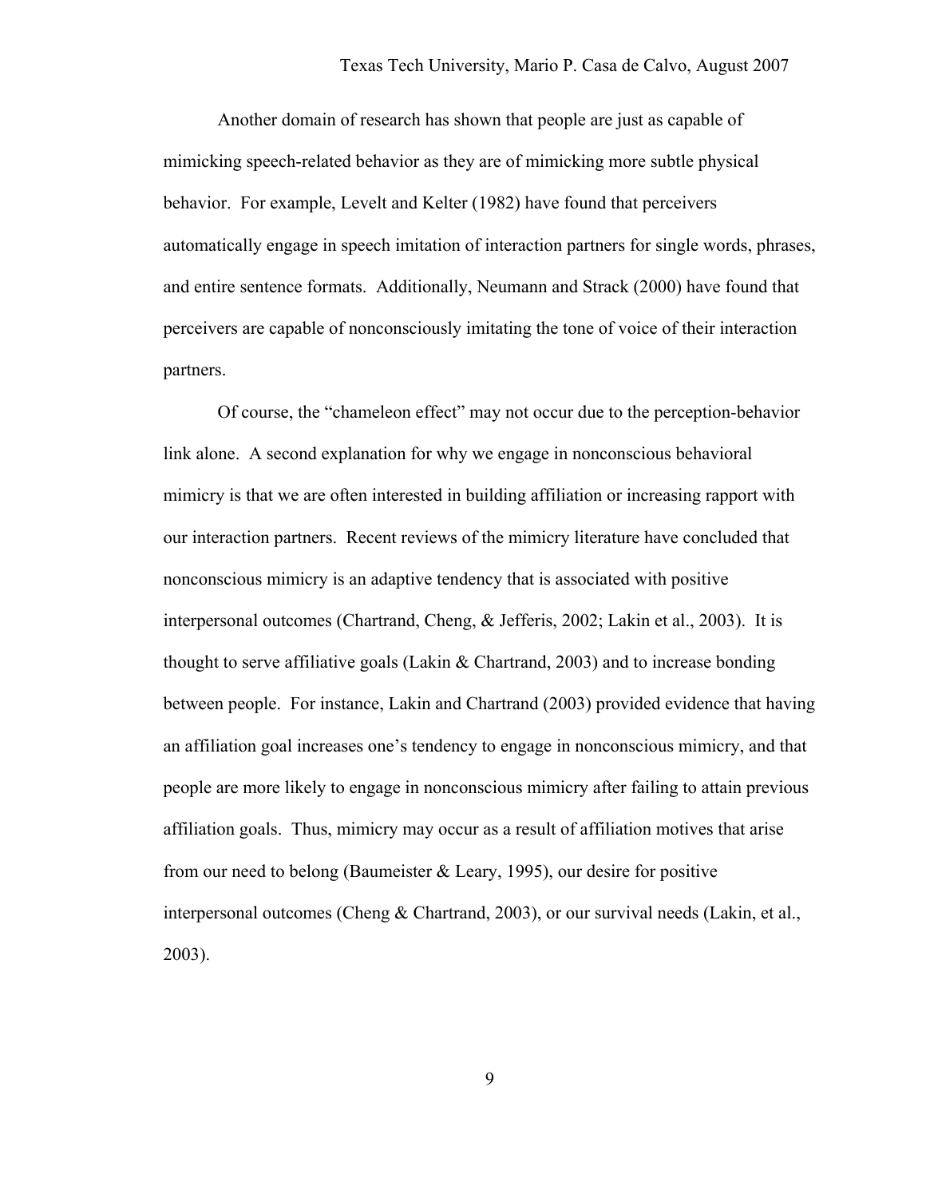Another domain of research has shown that people are just as capable of mimicking speech-related behavior as they are of mimicking more subtle physical behavior. For example, Levelt and Kelter (1982) have found that perceivers automatically engage in speech imitation of interaction partners for single words, phrases, and entire sentence formats. Additionally, Neumann and Strack (2000) have found that perceivers are capable of nonconsciously imitating the tone of voice of their interaction partners.

Of course, the "chameleon effect" may not occur due to the perception-behavior link alone. A second explanation for why we engage in nonconscious behavioral mimicry is that we are often interested in building affiliation or increasing rapport with our interaction partners. Recent reviews of the mimicry literature have concluded that nonconscious mimicry is an adaptive tendency that is associated with positive interpersonal outcomes (Chartrand, Cheng, & Jefferis, 2002; Lakin et al., 2003). It is thought to serve affiliative goals (Lakin & Chartrand, 2003) and to increase bonding between people. For instance, Lakin and Chartrand (2003) provided evidence that having an affiliation goal increases one's tendency to engage in nonconscious mimicry, and that people are more likely to engage in nonconscious mimicry after failing to attain previous affiliation goals. Thus, mimicry may occur as a result of affiliation motives that arise from our need to belong (Baumeister & Leary, 1995), our desire for positive interpersonal outcomes (Cheng & Chartrand, 2003), or our survival needs (Lakin, et al., 2003).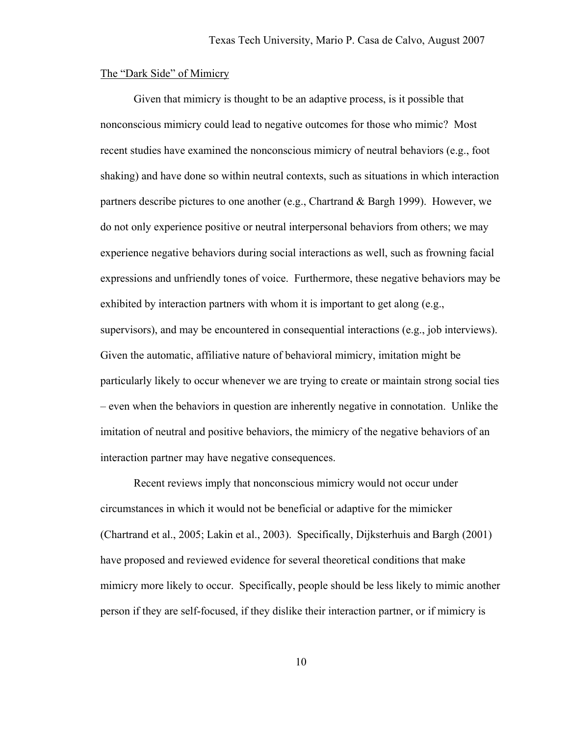The "Dark Side" of Mimicry

Given that mimicry is thought to be an adaptive process, is it possible that nonconscious mimicry could lead to negative outcomes for those who mimic? Most recent studies have examined the nonconscious mimicry of neutral behaviors (e.g., foot shaking) and have done so within neutral contexts, such as situations in which interaction partners describe pictures to one another (e.g., Chartrand & Bargh 1999). However, we do not only experience positive or neutral interpersonal behaviors from others; we may experience negative behaviors during social interactions as well, such as frowning facial expressions and unfriendly tones of voice. Furthermore, these negative behaviors may be exhibited by interaction partners with whom it is important to get along (e.g., supervisors), and may be encountered in consequential interactions (e.g., job interviews). Given the automatic, affiliative nature of behavioral mimicry, imitation might be particularly likely to occur whenever we are trying to create or maintain strong social ties – even when the behaviors in question are inherently negative in connotation. Unlike the imitation of neutral and positive behaviors, the mimicry of the negative behaviors of an interaction partner may have negative consequences.

Recent reviews imply that nonconscious mimicry would not occur under circumstances in which it would not be beneficial or adaptive for the mimicker (Chartrand et al., 2005; Lakin et al., 2003). Specifically, Dijksterhuis and Bargh (2001) have proposed and reviewed evidence for several theoretical conditions that make mimicry more likely to occur. Specifically, people should be less likely to mimic another person if they are self-focused, if they dislike their interaction partner, or if mimicry is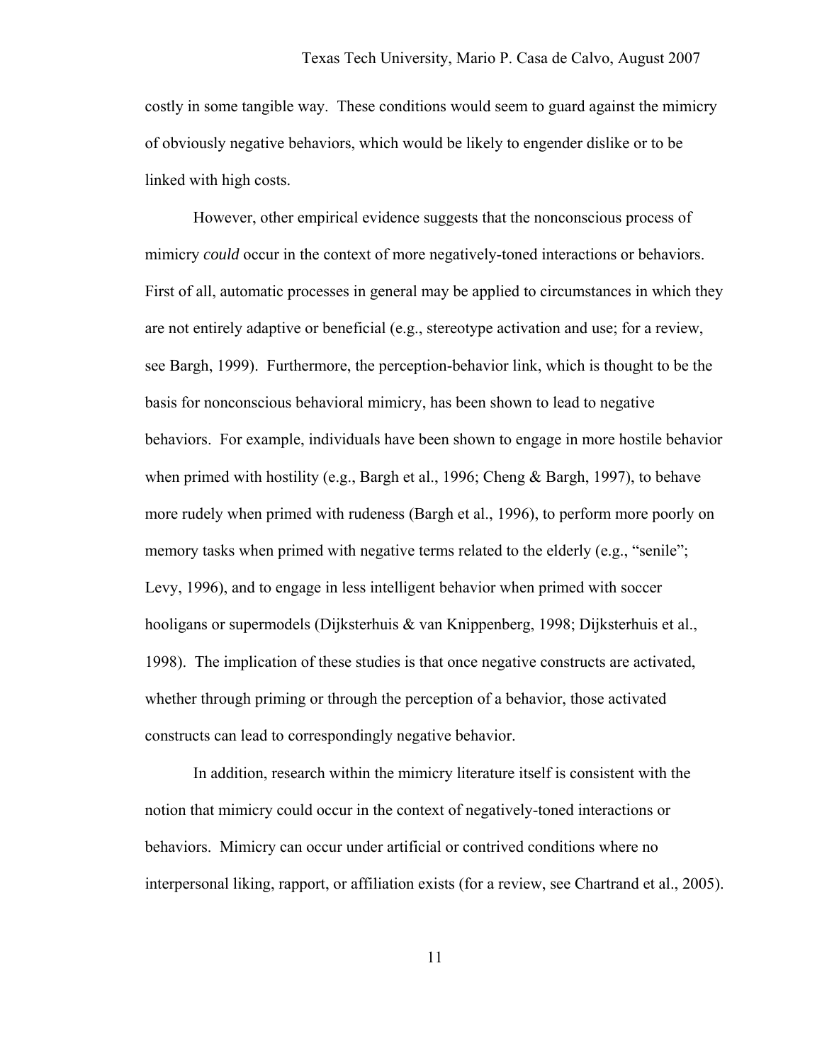costly in some tangible way. These conditions would seem to guard against the mimicry of obviously negative behaviors, which would be likely to engender dislike or to be linked with high costs.

However, other empirical evidence suggests that the nonconscious process of mimicry *could* occur in the context of more negatively-toned interactions or behaviors. First of all, automatic processes in general may be applied to circumstances in which they are not entirely adaptive or beneficial (e.g., stereotype activation and use; for a review, see Bargh, 1999). Furthermore, the perception-behavior link, which is thought to be the basis for nonconscious behavioral mimicry, has been shown to lead to negative behaviors. For example, individuals have been shown to engage in more hostile behavior when primed with hostility (e.g., Bargh et al., 1996; Cheng & Bargh, 1997), to behave more rudely when primed with rudeness (Bargh et al., 1996), to perform more poorly on memory tasks when primed with negative terms related to the elderly (e.g., "senile"; Levy, 1996), and to engage in less intelligent behavior when primed with soccer hooligans or supermodels (Dijksterhuis & van Knippenberg, 1998; Dijksterhuis et al., 1998). The implication of these studies is that once negative constructs are activated, whether through priming or through the perception of a behavior, those activated constructs can lead to correspondingly negative behavior.

In addition, research within the mimicry literature itself is consistent with the notion that mimicry could occur in the context of negatively-toned interactions or behaviors. Mimicry can occur under artificial or contrived conditions where no interpersonal liking, rapport, or affiliation exists (for a review, see Chartrand et al., 2005).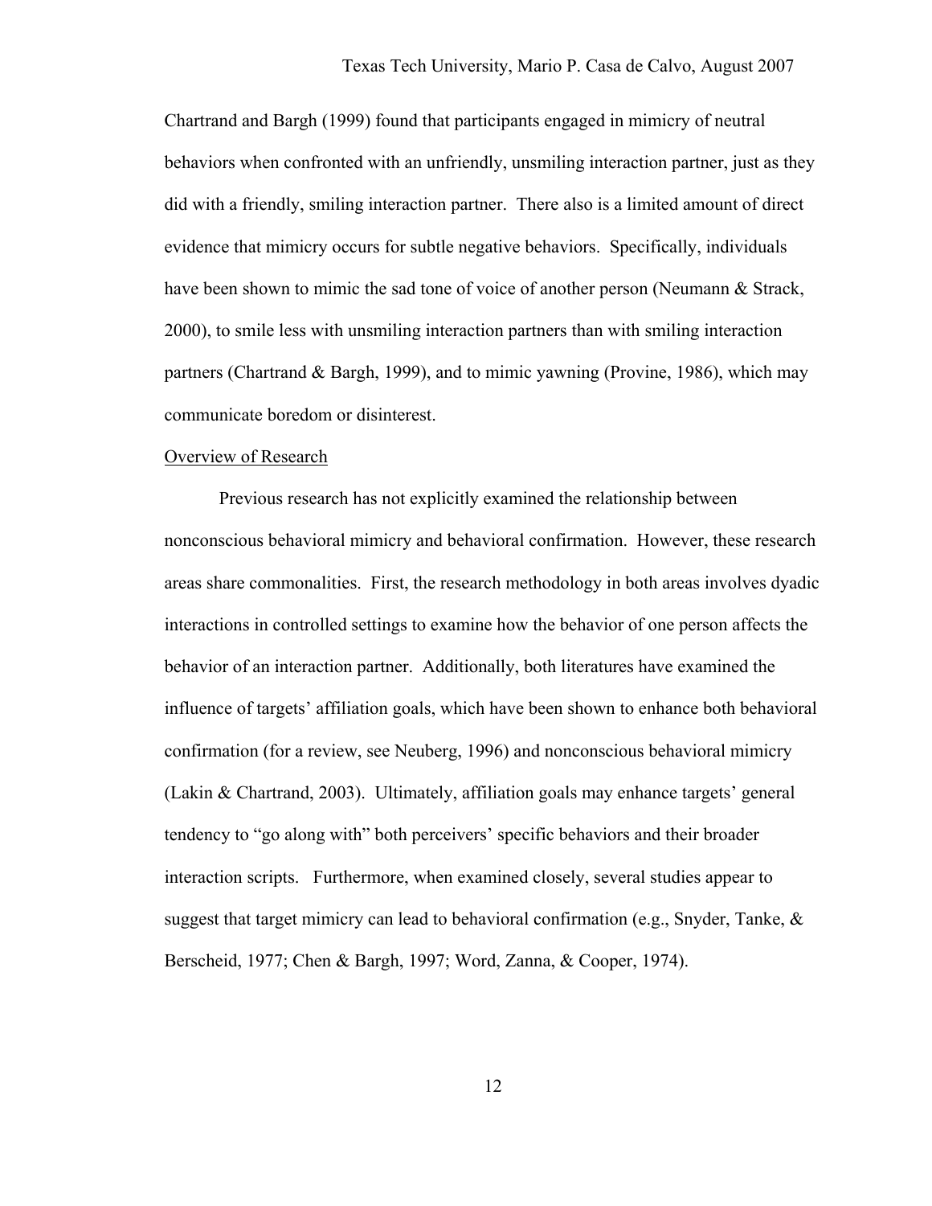Chartrand and Bargh (1999) found that participants engaged in mimicry of neutral behaviors when confronted with an unfriendly, unsmiling interaction partner, just as they did with a friendly, smiling interaction partner. There also is a limited amount of direct evidence that mimicry occurs for subtle negative behaviors. Specifically, individuals have been shown to mimic the sad tone of voice of another person (Neumann & Strack, 2000), to smile less with unsmiling interaction partners than with smiling interaction partners (Chartrand & Bargh, 1999), and to mimic yawning (Provine, 1986), which may communicate boredom or disinterest.

## Overview of Research

Previous research has not explicitly examined the relationship between nonconscious behavioral mimicry and behavioral confirmation. However, these research areas share commonalities. First, the research methodology in both areas involves dyadic interactions in controlled settings to examine how the behavior of one person affects the behavior of an interaction partner. Additionally, both literatures have examined the influence of targets' affiliation goals, which have been shown to enhance both behavioral confirmation (for a review, see Neuberg, 1996) and nonconscious behavioral mimicry (Lakin & Chartrand, 2003). Ultimately, affiliation goals may enhance targets' general tendency to "go along with" both perceivers' specific behaviors and their broader interaction scripts. Furthermore, when examined closely, several studies appear to suggest that target mimicry can lead to behavioral confirmation (e.g., Snyder, Tanke, & Berscheid, 1977; Chen & Bargh, 1997; Word, Zanna, & Cooper, 1974).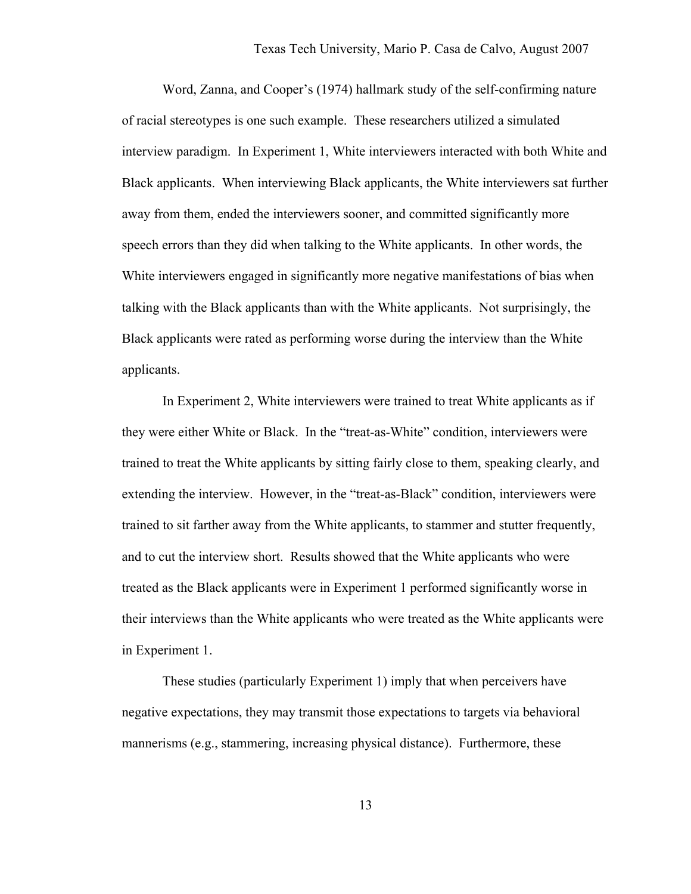Word, Zanna, and Cooper's (1974) hallmark study of the self-confirming nature of racial stereotypes is one such example. These researchers utilized a simulated interview paradigm. In Experiment 1, White interviewers interacted with both White and Black applicants. When interviewing Black applicants, the White interviewers sat further away from them, ended the interviewers sooner, and committed significantly more speech errors than they did when talking to the White applicants. In other words, the White interviewers engaged in significantly more negative manifestations of bias when talking with the Black applicants than with the White applicants. Not surprisingly, the Black applicants were rated as performing worse during the interview than the White applicants.

In Experiment 2, White interviewers were trained to treat White applicants as if they were either White or Black. In the "treat-as-White" condition, interviewers were trained to treat the White applicants by sitting fairly close to them, speaking clearly, and extending the interview. However, in the "treat-as-Black" condition, interviewers were trained to sit farther away from the White applicants, to stammer and stutter frequently, and to cut the interview short. Results showed that the White applicants who were treated as the Black applicants were in Experiment 1 performed significantly worse in their interviews than the White applicants who were treated as the White applicants were in Experiment 1.

These studies (particularly Experiment 1) imply that when perceivers have negative expectations, they may transmit those expectations to targets via behavioral mannerisms (e.g., stammering, increasing physical distance). Furthermore, these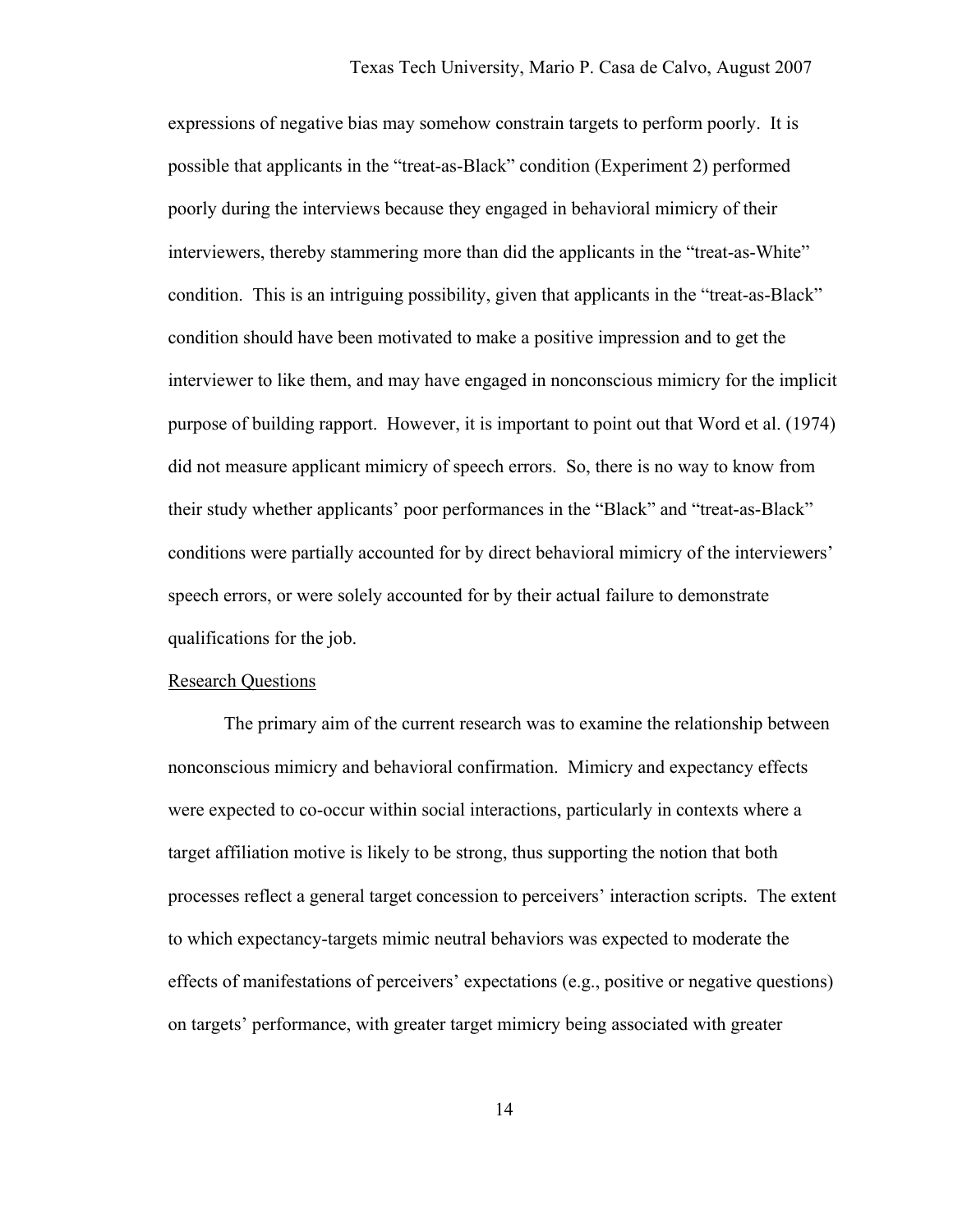expressions of negative bias may somehow constrain targets to perform poorly. It is possible that applicants in the "treat-as-Black" condition (Experiment 2) performed poorly during the interviews because they engaged in behavioral mimicry of their interviewers, thereby stammering more than did the applicants in the "treat-as-White" condition. This is an intriguing possibility, given that applicants in the "treat-as-Black" condition should have been motivated to make a positive impression and to get the interviewer to like them, and may have engaged in nonconscious mimicry for the implicit purpose of building rapport. However, it is important to point out that Word et al. (1974) did not measure applicant mimicry of speech errors. So, there is no way to know from their study whether applicants' poor performances in the "Black" and "treat-as-Black" conditions were partially accounted for by direct behavioral mimicry of the interviewers' speech errors, or were solely accounted for by their actual failure to demonstrate qualifications for the job.

## Research Questions

The primary aim of the current research was to examine the relationship between nonconscious mimicry and behavioral confirmation. Mimicry and expectancy effects were expected to co-occur within social interactions, particularly in contexts where a target affiliation motive is likely to be strong, thus supporting the notion that both processes reflect a general target concession to perceivers' interaction scripts. The extent to which expectancy-targets mimic neutral behaviors was expected to moderate the effects of manifestations of perceivers' expectations (e.g., positive or negative questions) on targets' performance, with greater target mimicry being associated with greater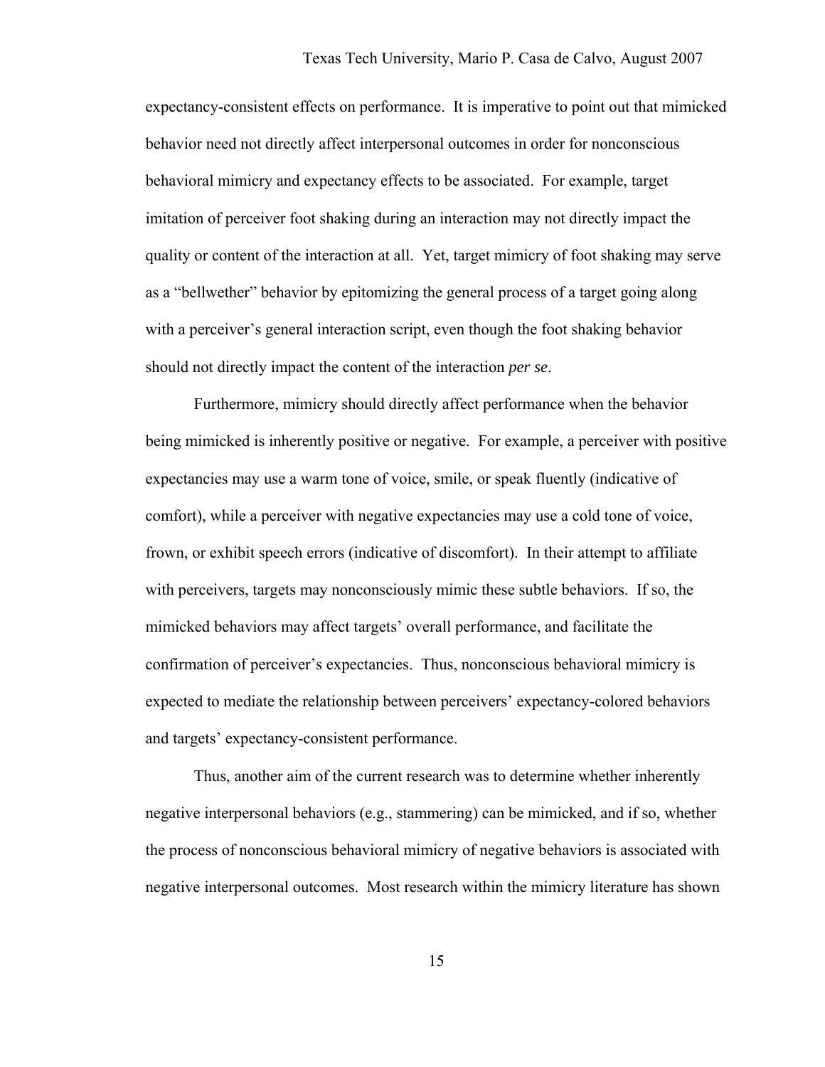expectancy-consistent effects on performance. It is imperative to point out that mimicked behavior need not directly affect interpersonal outcomes in order for nonconscious behavioral mimicry and expectancy effects to be associated. For example, target imitation of perceiver foot shaking during an interaction may not directly impact the quality or content of the interaction at all. Yet, target mimicry of foot shaking may serve as a "bellwether" behavior by epitomizing the general process of a target going along with a perceiver's general interaction script, even though the foot shaking behavior should not directly impact the content of the interaction *per se*.

Furthermore, mimicry should directly affect performance when the behavior being mimicked is inherently positive or negative. For example, a perceiver with positive expectancies may use a warm tone of voice, smile, or speak fluently (indicative of comfort), while a perceiver with negative expectancies may use a cold tone of voice, frown, or exhibit speech errors (indicative of discomfort). In their attempt to affiliate with perceivers, targets may nonconsciously mimic these subtle behaviors. If so, the mimicked behaviors may affect targets' overall performance, and facilitate the confirmation of perceiver's expectancies. Thus, nonconscious behavioral mimicry is expected to mediate the relationship between perceivers' expectancy-colored behaviors and targets' expectancy-consistent performance.

Thus, another aim of the current research was to determine whether inherently negative interpersonal behaviors (e.g., stammering) can be mimicked, and if so, whether the process of nonconscious behavioral mimicry of negative behaviors is associated with negative interpersonal outcomes. Most research within the mimicry literature has shown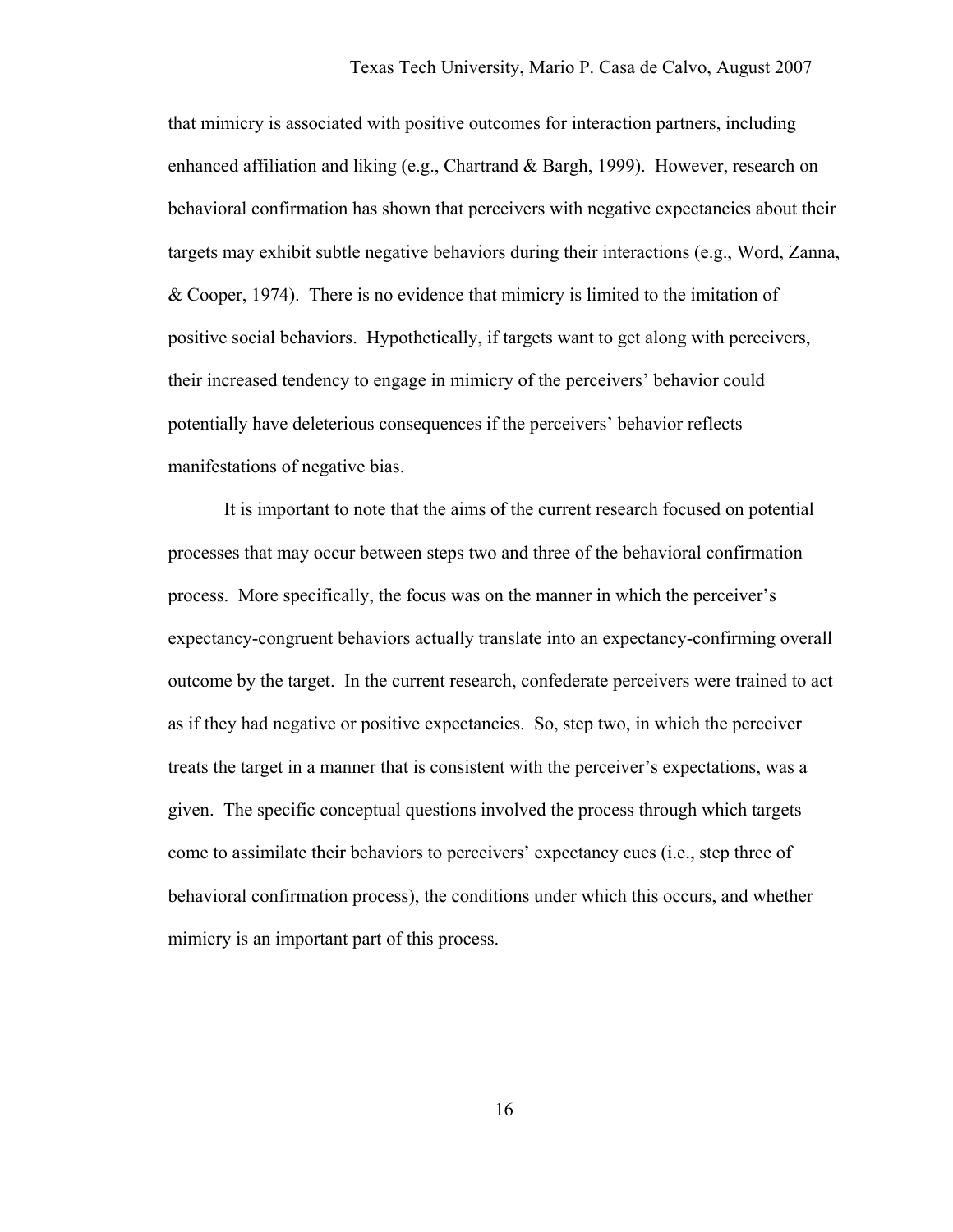that mimicry is associated with positive outcomes for interaction partners, including enhanced affiliation and liking (e.g., Chartrand & Bargh, 1999). However, research on behavioral confirmation has shown that perceivers with negative expectancies about their targets may exhibit subtle negative behaviors during their interactions (e.g., Word, Zanna, & Cooper, 1974). There is no evidence that mimicry is limited to the imitation of positive social behaviors. Hypothetically, if targets want to get along with perceivers, their increased tendency to engage in mimicry of the perceivers' behavior could potentially have deleterious consequences if the perceivers' behavior reflects manifestations of negative bias.

It is important to note that the aims of the current research focused on potential processes that may occur between steps two and three of the behavioral confirmation process. More specifically, the focus was on the manner in which the perceiver's expectancy-congruent behaviors actually translate into an expectancy-confirming overall outcome by the target. In the current research, confederate perceivers were trained to act as if they had negative or positive expectancies. So, step two, in which the perceiver treats the target in a manner that is consistent with the perceiver's expectations, was a given. The specific conceptual questions involved the process through which targets come to assimilate their behaviors to perceivers' expectancy cues (i.e., step three of behavioral confirmation process), the conditions under which this occurs, and whether mimicry is an important part of this process.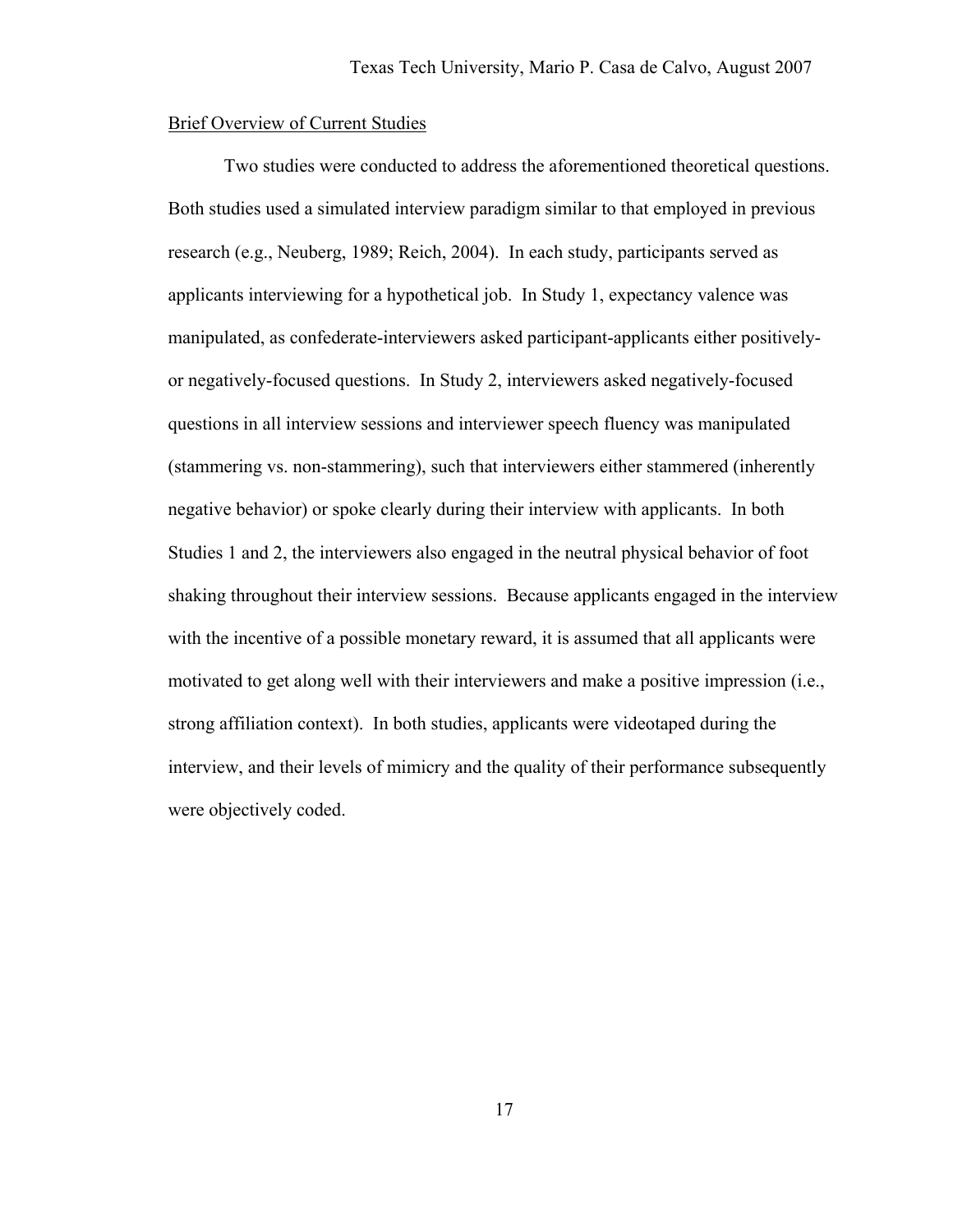Brief Overview of Current Studies

Two studies were conducted to address the aforementioned theoretical questions. Both studies used a simulated interview paradigm similar to that employed in previous research (e.g., Neuberg, 1989; Reich, 2004). In each study, participants served as applicants interviewing for a hypothetical job. In Study 1, expectancy valence was manipulated, as confederate-interviewers asked participant-applicants either positively- or negatively-focused questions. In Study 2, interviewers asked negatively-focused questions in all interview sessions and interviewer speech fluency was manipulated (stammering vs. non-stammering), such that interviewers either stammered (inherently negative behavior) or spoke clearly during their interview with applicants. In both Studies 1 and 2, the interviewers also engaged in the neutral physical behavior of foot shaking throughout their interview sessions. Because applicants engaged in the interview with the incentive of a possible monetary reward, it is assumed that all applicants were motivated to get along well with their interviewers and make a positive impression (i.e., strong affiliation context). In both studies, applicants were videotaped during the interview, and their levels of mimicry and the quality of their performance subsequently were objectively coded.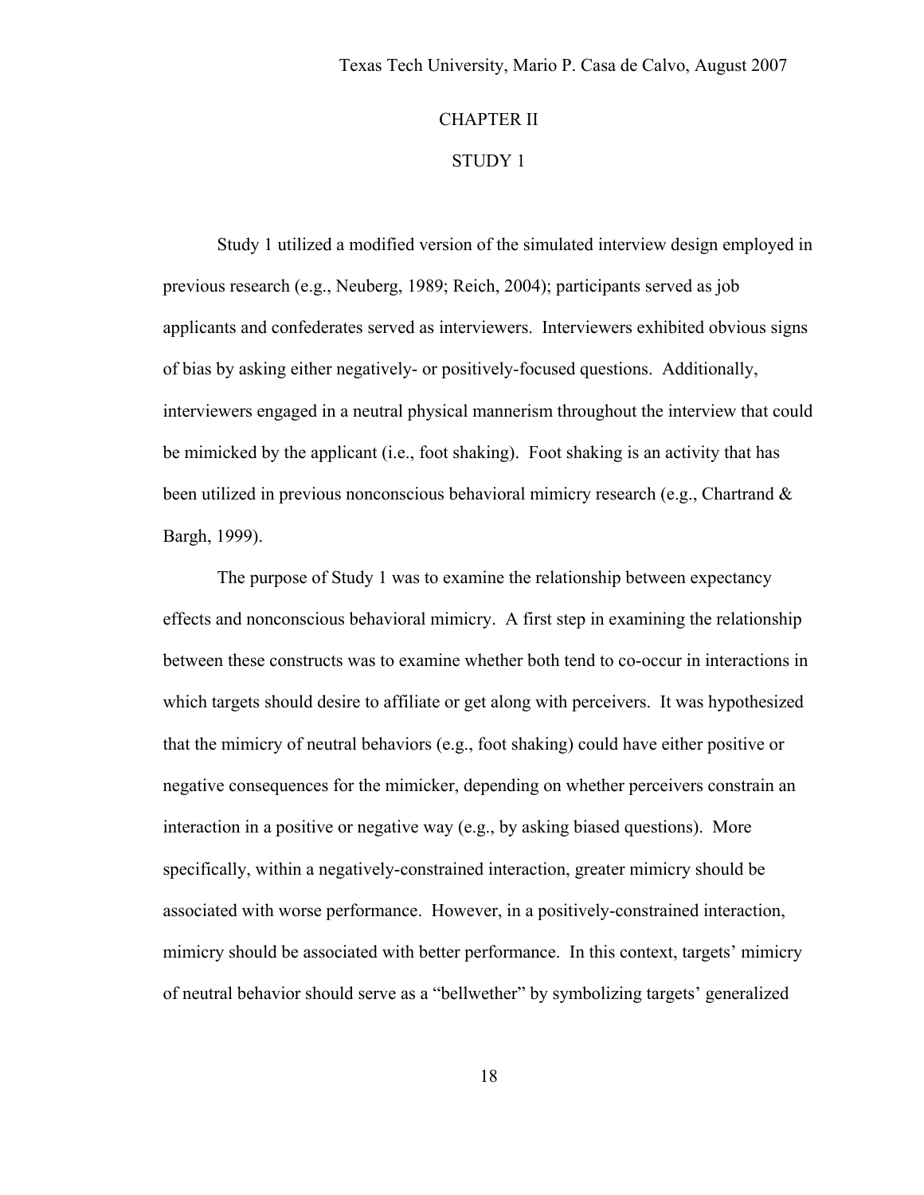# CHAPTER II

## STUDY 1

Study 1 utilized a modified version of the simulated interview design employed in previous research (e.g., Neuberg, 1989; Reich, 2004); participants served as job applicants and confederates served as interviewers. Interviewers exhibited obvious signs of bias by asking either negatively- or positively-focused questions. Additionally, interviewers engaged in a neutral physical mannerism throughout the interview that could be mimicked by the applicant (i.e., foot shaking). Foot shaking is an activity that has been utilized in previous nonconscious behavioral mimicry research (e.g., Chartrand & Bargh, 1999).

The purpose of Study 1 was to examine the relationship between expectancy effects and nonconscious behavioral mimicry. A first step in examining the relationship between these constructs was to examine whether both tend to co-occur in interactions in which targets should desire to affiliate or get along with perceivers. It was hypothesized that the mimicry of neutral behaviors (e.g., foot shaking) could have either positive or negative consequences for the mimicker, depending on whether perceivers constrain an interaction in a positive or negative way (e.g., by asking biased questions). More specifically, within a negatively-constrained interaction, greater mimicry should be associated with worse performance. However, in a positively-constrained interaction, mimicry should be associated with better performance. In this context, targets' mimicry of neutral behavior should serve as a "bellwether" by symbolizing targets' generalized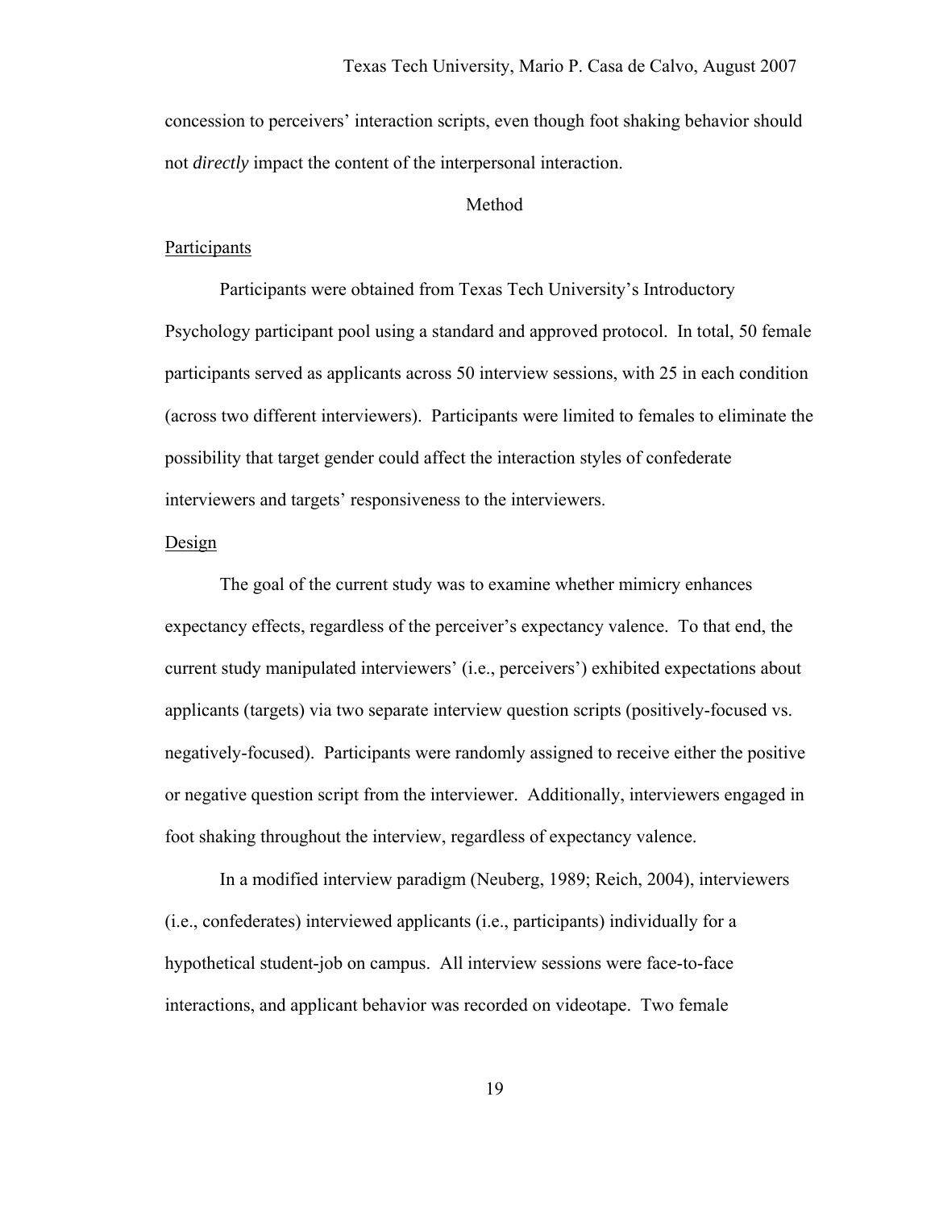concession to perceivers' interaction scripts, even though foot shaking behavior should not *directly* impact the content of the interpersonal interaction.

## Method

### Participants

Participants were obtained from Texas Tech University's Introductory Psychology participant pool using a standard and approved protocol. In total, 50 female participants served as applicants across 50 interview sessions, with 25 in each condition (across two different interviewers). Participants were limited to females to eliminate the possibility that target gender could affect the interaction styles of confederate interviewers and targets' responsiveness to the interviewers.

### Design

The goal of the current study was to examine whether mimicry enhances expectancy effects, regardless of the perceiver's expectancy valence. To that end, the current study manipulated interviewers' (i.e., perceivers') exhibited expectations about applicants (targets) via two separate interview question scripts (positively-focused vs. negatively-focused). Participants were randomly assigned to receive either the positive or negative question script from the interviewer. Additionally, interviewers engaged in foot shaking throughout the interview, regardless of expectancy valence.

In a modified interview paradigm (Neuberg, 1989; Reich, 2004), interviewers (i.e., confederates) interviewed applicants (i.e., participants) individually for a hypothetical student-job on campus. All interview sessions were face-to-face interactions, and applicant behavior was recorded on videotape. Two female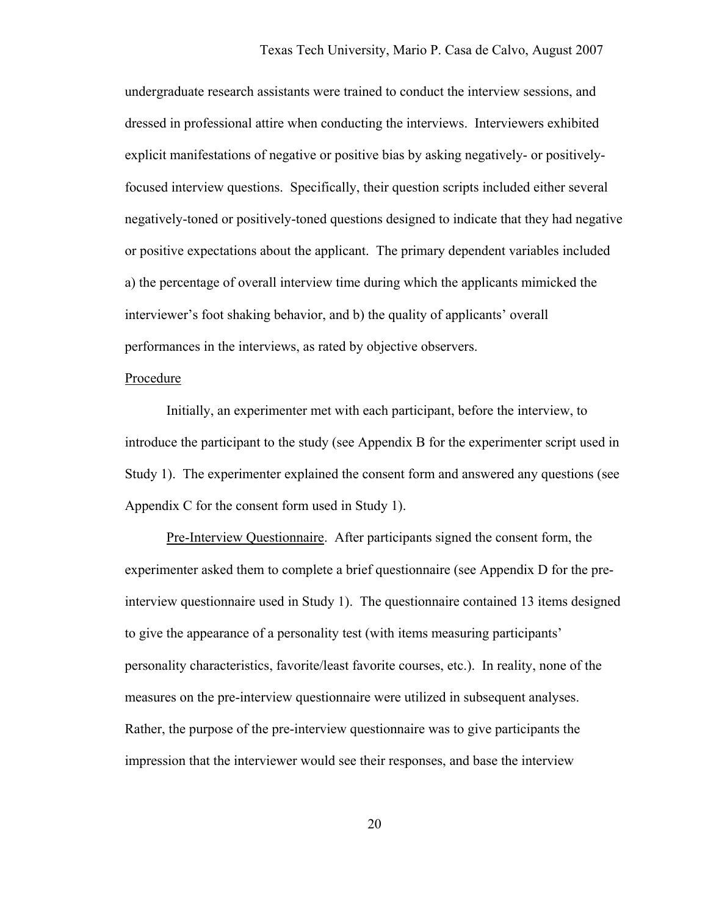undergraduate research assistants were trained to conduct the interview sessions, and dressed in professional attire when conducting the interviews. Interviewers exhibited explicit manifestations of negative or positive bias by asking negatively- or positively-focused interview questions. Specifically, their question scripts included either several negatively-toned or positively-toned questions designed to indicate that they had negative or positive expectations about the applicant. The primary dependent variables included a) the percentage of overall interview time during which the applicants mimicked the interviewer's foot shaking behavior, and b) the quality of applicants' overall performances in the interviews, as rated by objective observers.

Procedure

Initially, an experimenter met with each participant, before the interview, to introduce the participant to the study (see Appendix B for the experimenter script used in Study 1). The experimenter explained the consent form and answered any questions (see Appendix C for the consent form used in Study 1).

Pre-Interview Questionnaire. After participants signed the consent form, the experimenter asked them to complete a brief questionnaire (see Appendix D for the pre-interview questionnaire used in Study 1). The questionnaire contained 13 items designed to give the appearance of a personality test (with items measuring participants' personality characteristics, favorite/least favorite courses, etc.). In reality, none of the measures on the pre-interview questionnaire were utilized in subsequent analyses. Rather, the purpose of the pre-interview questionnaire was to give participants the impression that the interviewer would see their responses, and base the interview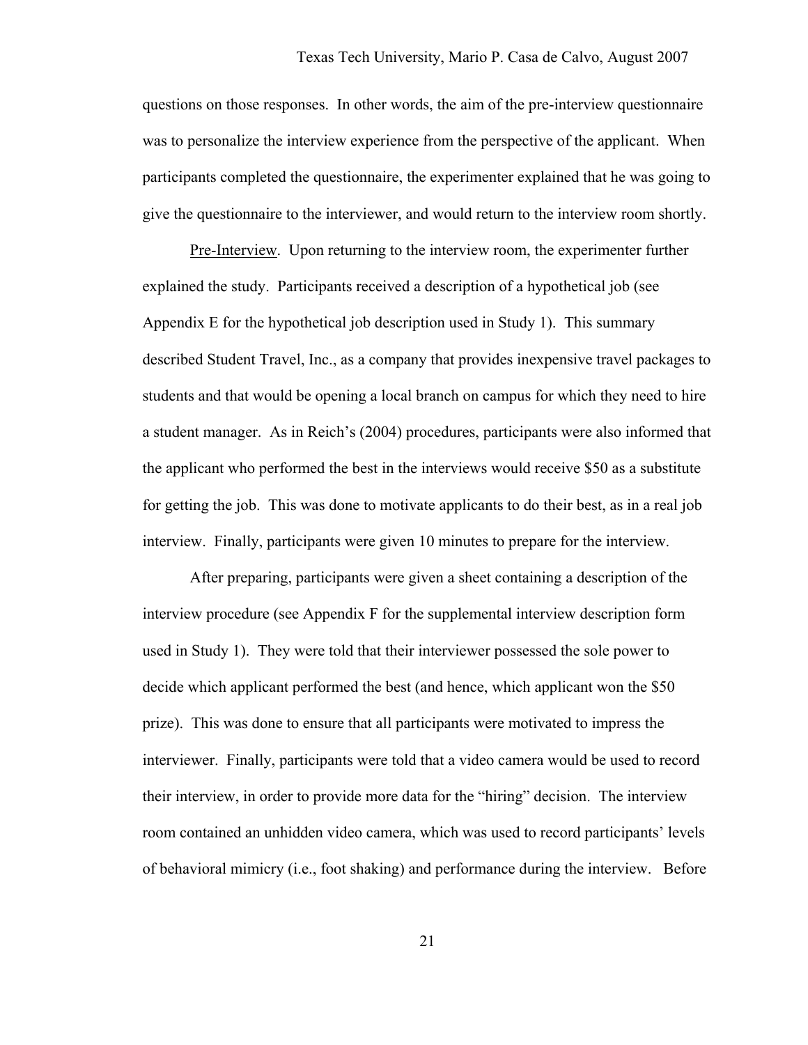questions on those responses. In other words, the aim of the pre-interview questionnaire was to personalize the interview experience from the perspective of the applicant. When participants completed the questionnaire, the experimenter explained that he was going to give the questionnaire to the interviewer, and would return to the interview room shortly.

Pre-Interview. Upon returning to the interview room, the experimenter further explained the study. Participants received a description of a hypothetical job (see Appendix E for the hypothetical job description used in Study 1). This summary described Student Travel, Inc., as a company that provides inexpensive travel packages to students and that would be opening a local branch on campus for which they need to hire a student manager. As in Reich's (2004) procedures, participants were also informed that the applicant who performed the best in the interviews would receive $50 as a substitute for getting the job. This was done to motivate applicants to do their best, as in a real job interview. Finally, participants were given 10 minutes to prepare for the interview.

After preparing, participants were given a sheet containing a description of the interview procedure (see Appendix F for the supplemental interview description form used in Study 1). They were told that their interviewer possessed the sole power to decide which applicant performed the best (and hence, which applicant won the $50 prize). This was done to ensure that all participants were motivated to impress the interviewer. Finally, participants were told that a video camera would be used to record their interview, in order to provide more data for the "hiring" decision. The interview room contained an unhidden video camera, which was used to record participants' levels of behavioral mimicry (i.e., foot shaking) and performance during the interview. Before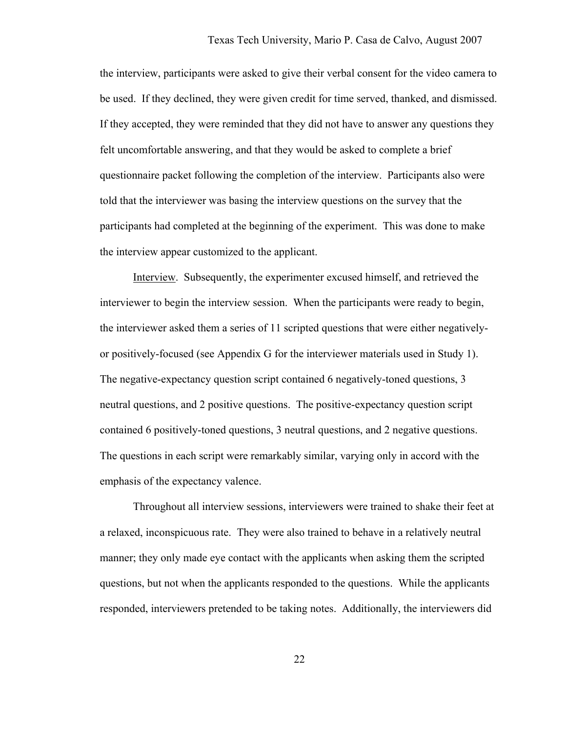the interview, participants were asked to give their verbal consent for the video camera to be used. If they declined, they were given credit for time served, thanked, and dismissed. If they accepted, they were reminded that they did not have to answer any questions they felt uncomfortable answering, and that they would be asked to complete a brief questionnaire packet following the completion of the interview. Participants also were told that the interviewer was basing the interview questions on the survey that the participants had completed at the beginning of the experiment. This was done to make the interview appear customized to the applicant.

Interview. Subsequently, the experimenter excused himself, and retrieved the interviewer to begin the interview session. When the participants were ready to begin, the interviewer asked them a series of 11 scripted questions that were either negatively- or positively-focused (see Appendix G for the interviewer materials used in Study 1). The negative-expectancy question script contained 6 negatively-toned questions, 3 neutral questions, and 2 positive questions. The positive-expectancy question script contained 6 positively-toned questions, 3 neutral questions, and 2 negative questions. The questions in each script were remarkably similar, varying only in accord with the emphasis of the expectancy valence.

Throughout all interview sessions, interviewers were trained to shake their feet at a relaxed, inconspicuous rate. They were also trained to behave in a relatively neutral manner; they only made eye contact with the applicants when asking them the scripted questions, but not when the applicants responded to the questions. While the applicants responded, interviewers pretended to be taking notes. Additionally, the interviewers did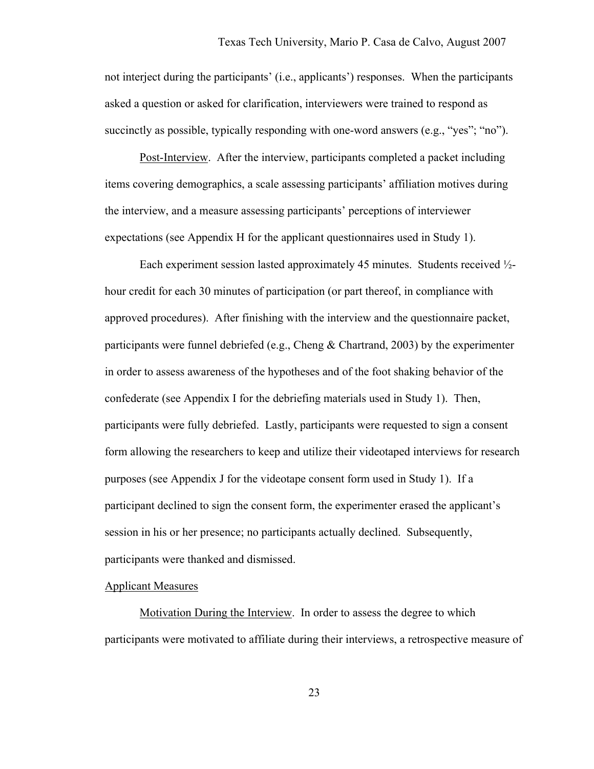not interject during the participants' (i.e., applicants') responses. When the participants asked a question or asked for clarification, interviewers were trained to respond as succinctly as possible, typically responding with one-word answers (e.g., "yes"; "no").

Post-Interview. After the interview, participants completed a packet including items covering demographics, a scale assessing participants' affiliation motives during the interview, and a measure assessing participants' perceptions of interviewer expectations (see Appendix H for the applicant questionnaires used in Study 1).

Each experiment session lasted approximately 45 minutes. Students received ½-hour credit for each 30 minutes of participation (or part thereof, in compliance with approved procedures). After finishing with the interview and the questionnaire packet, participants were funnel debriefed (e.g., Cheng & Chartrand, 2003) by the experimenter in order to assess awareness of the hypotheses and of the foot shaking behavior of the confederate (see Appendix I for the debriefing materials used in Study 1). Then, participants were fully debriefed. Lastly, participants were requested to sign a consent form allowing the researchers to keep and utilize their videotaped interviews for research purposes (see Appendix J for the videotape consent form used in Study 1). If a participant declined to sign the consent form, the experimenter erased the applicant's session in his or her presence; no participants actually declined. Subsequently, participants were thanked and dismissed.

## Applicant Measures

Motivation During the Interview. In order to assess the degree to which participants were motivated to affiliate during their interviews, a retrospective measure of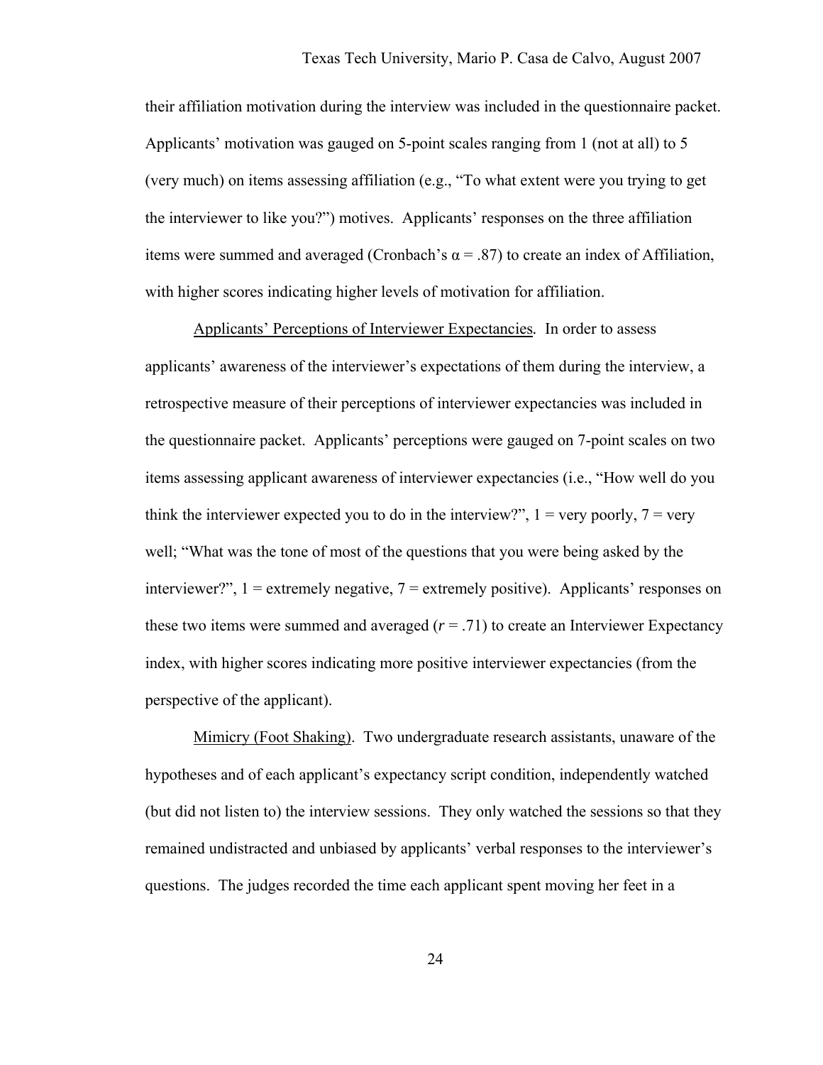their affiliation motivation during the interview was included in the questionnaire packet. Applicants' motivation was gauged on 5-point scales ranging from 1 (not at all) to 5 (very much) on items assessing affiliation (e.g., "To what extent were you trying to get the interviewer to like you?") motives. Applicants' responses on the three affiliation items were summed and averaged (Cronbach's $\alpha = .87$) to create an index of Affiliation, with higher scores indicating higher levels of motivation for affiliation.

Applicants' Perceptions of Interviewer Expectancies. In order to assess applicants' awareness of the interviewer's expectations of them during the interview, a retrospective measure of their perceptions of interviewer expectancies was included in the questionnaire packet. Applicants' perceptions were gauged on 7-point scales on two items assessing applicant awareness of interviewer expectancies (i.e., "How well do you think the interviewer expected you to do in the interview?", 1 = very poorly, 7 = very well; "What was the tone of most of the questions that you were being asked by the interviewer?", 1 = extremely negative, 7 = extremely positive). Applicants' responses on these two items were summed and averaged ($r = .71$) to create an Interviewer Expectancy index, with higher scores indicating more positive interviewer expectancies (from the perspective of the applicant).

Mimicry (Foot Shaking). Two undergraduate research assistants, unaware of the hypotheses and of each applicant's expectancy script condition, independently watched (but did not listen to) the interview sessions. They only watched the sessions so that they remained undistracted and unbiased by applicants' verbal responses to the interviewer's questions. The judges recorded the time each applicant spent moving her feet in a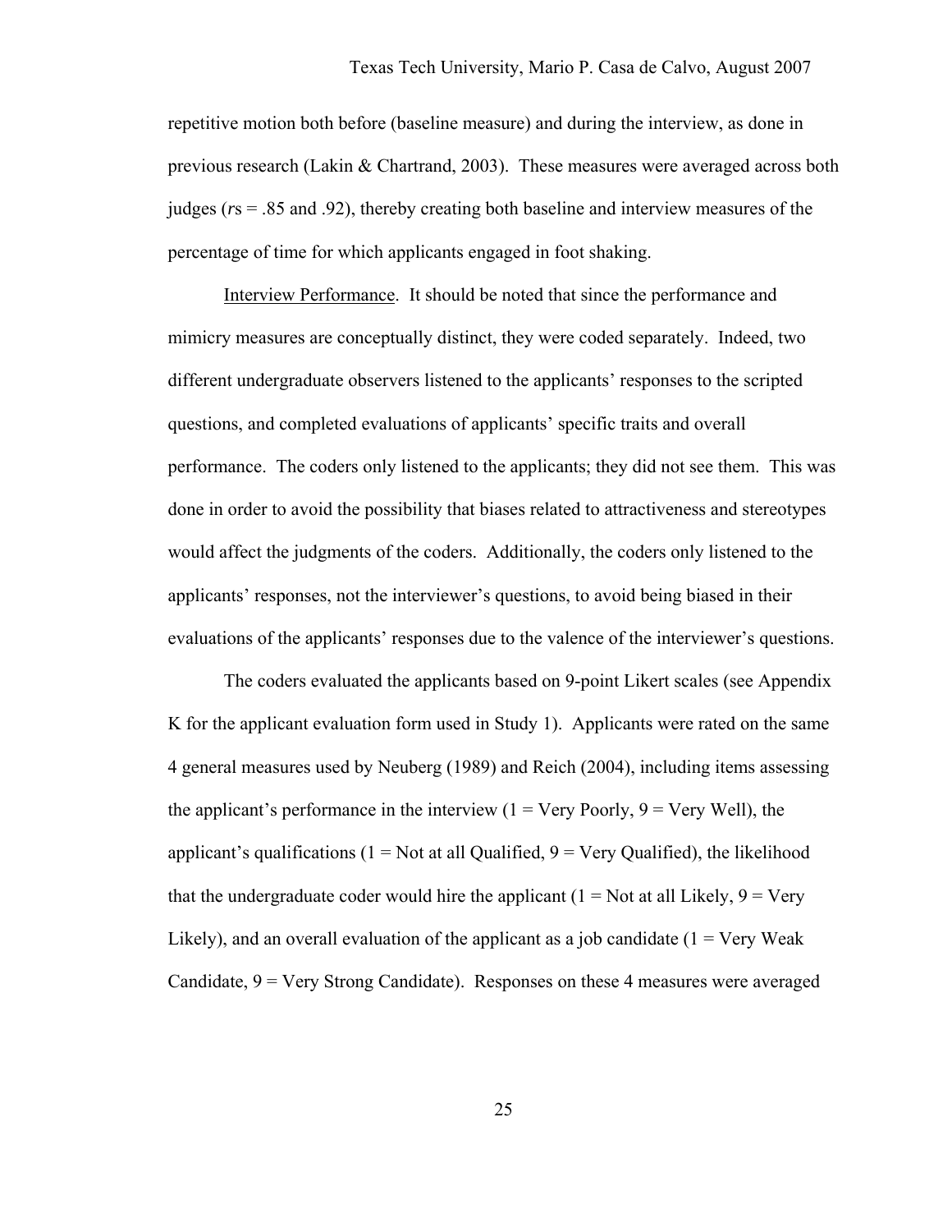repetitive motion both before (baseline measure) and during the interview, as done in previous research (Lakin & Chartrand, 2003). These measures were averaged across both judges (*r*s = .85 and .92), thereby creating both baseline and interview measures of the percentage of time for which applicants engaged in foot shaking.

Interview Performance. It should be noted that since the performance and mimicry measures are conceptually distinct, they were coded separately. Indeed, two different undergraduate observers listened to the applicants' responses to the scripted questions, and completed evaluations of applicants' specific traits and overall performance. The coders only listened to the applicants; they did not see them. This was done in order to avoid the possibility that biases related to attractiveness and stereotypes would affect the judgments of the coders. Additionally, the coders only listened to the applicants' responses, not the interviewer's questions, to avoid being biased in their evaluations of the applicants' responses due to the valence of the interviewer's questions.

The coders evaluated the applicants based on 9-point Likert scales (see Appendix K for the applicant evaluation form used in Study 1). Applicants were rated on the same 4 general measures used by Neuberg (1989) and Reich (2004), including items assessing the applicant's performance in the interview (1 = Very Poorly, 9 = Very Well), the applicant's qualifications (1 = Not at all Qualified, 9 = Very Qualified), the likelihood that the undergraduate coder would hire the applicant (1 = Not at all Likely, 9 = Very Likely), and an overall evaluation of the applicant as a job candidate (1 = Very Weak Candidate, 9 = Very Strong Candidate). Responses on these 4 measures were averaged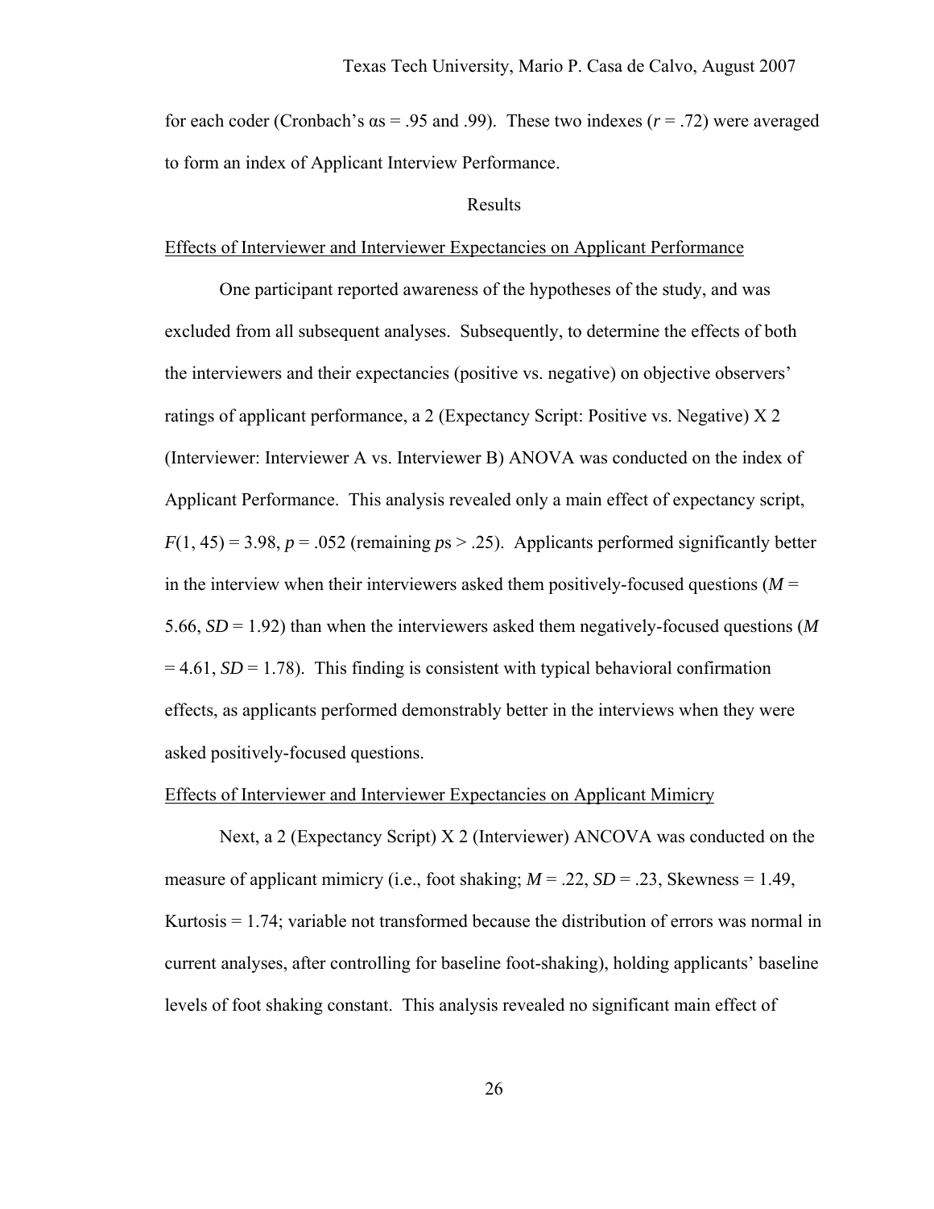for each coder (Cronbach's αs = .95 and .99). These two indexes ($r$ = .72) were averaged to form an index of Applicant Interview Performance.

## Results

<u>Effects of Interviewer and Interviewer Expectancies on Applicant Performance</u>

One participant reported awareness of the hypotheses of the study, and was excluded from all subsequent analyses. Subsequently, to determine the effects of both the interviewers and their expectancies (positive vs. negative) on objective observers' ratings of applicant performance, a 2 (Expectancy Script: Positive vs. Negative) X 2 (Interviewer: Interviewer A vs. Interviewer B) ANOVA was conducted on the index of Applicant Performance. This analysis revealed only a main effect of expectancy script, $F(1, 45) = 3.98$, $p = .052$ (remaining $p$s > .25). Applicants performed significantly better in the interview when their interviewers asked them positively-focused questions ($M$ = 5.66, $SD$ = 1.92) than when the interviewers asked them negatively-focused questions ($M$ = 4.61, $SD$ = 1.78). This finding is consistent with typical behavioral confirmation effects, as applicants performed demonstrably better in the interviews when they were asked positively-focused questions.

<u>Effects of Interviewer and Interviewer Expectancies on Applicant Mimicry</u>

Next, a 2 (Expectancy Script) X 2 (Interviewer) ANCOVA was conducted on the measure of applicant mimicry (i.e., foot shaking; $M$ = .22, $SD$ = .23, Skewness = 1.49, Kurtosis = 1.74; variable not transformed because the distribution of errors was normal in current analyses, after controlling for baseline foot-shaking), holding applicants' baseline levels of foot shaking constant. This analysis revealed no significant main effect of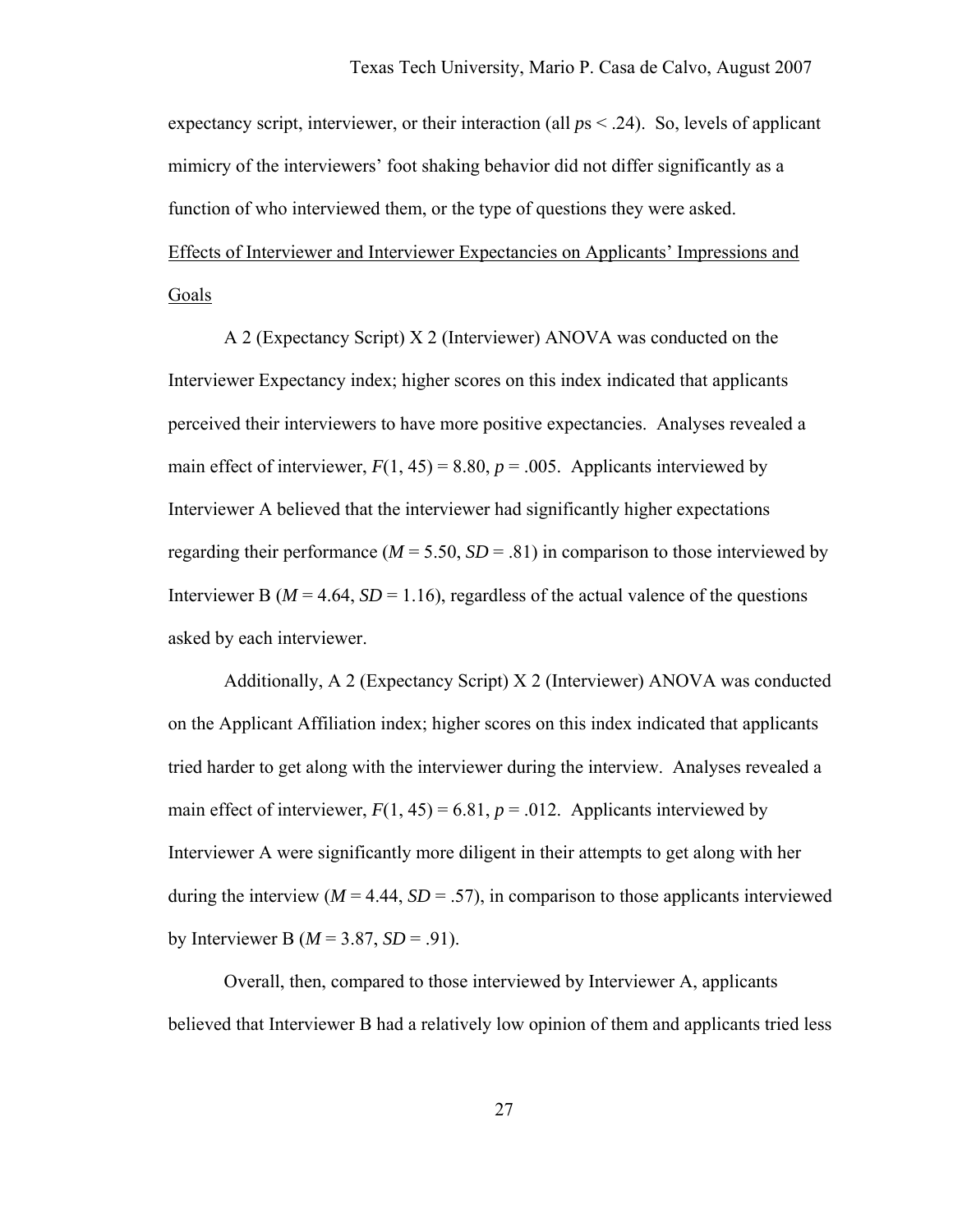expectancy script, interviewer, or their interaction (all *p*s $< .24$). So, levels of applicant mimicry of the interviewers' foot shaking behavior did not differ significantly as a function of who interviewed them, or the type of questions they were asked.

<u>Effects of Interviewer and Interviewer Expectancies on Applicants' Impressions and Goals</u>

A 2 (Expectancy Script) X 2 (Interviewer) ANOVA was conducted on the Interviewer Expectancy index; higher scores on this index indicated that applicants perceived their interviewers to have more positive expectancies. Analyses revealed a main effect of interviewer, $F(1, 45) = 8.80$, $p = .005$. Applicants interviewed by Interviewer A believed that the interviewer had significantly higher expectations regarding their performance ($M = 5.50$, $SD = .81$) in comparison to those interviewed by Interviewer B ($M = 4.64$, $SD = 1.16$), regardless of the actual valence of the questions asked by each interviewer.

Additionally, A 2 (Expectancy Script) X 2 (Interviewer) ANOVA was conducted on the Applicant Affiliation index; higher scores on this index indicated that applicants tried harder to get along with the interviewer during the interview. Analyses revealed a main effect of interviewer, $F(1, 45) = 6.81$, $p = .012$. Applicants interviewed by Interviewer A were significantly more diligent in their attempts to get along with her during the interview ($M = 4.44$, $SD = .57$), in comparison to those applicants interviewed by Interviewer B ($M = 3.87$, $SD = .91$).

Overall, then, compared to those interviewed by Interviewer A, applicants believed that Interviewer B had a relatively low opinion of them and applicants tried less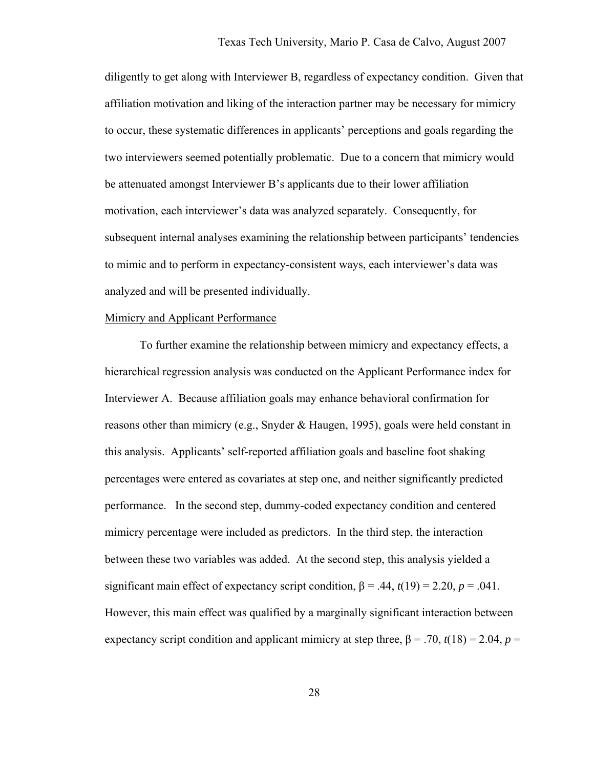diligently to get along with Interviewer B, regardless of expectancy condition. Given that affiliation motivation and liking of the interaction partner may be necessary for mimicry to occur, these systematic differences in applicants' perceptions and goals regarding the two interviewers seemed potentially problematic. Due to a concern that mimicry would be attenuated amongst Interviewer B's applicants due to their lower affiliation motivation, each interviewer's data was analyzed separately. Consequently, for subsequent internal analyses examining the relationship between participants' tendencies to mimic and to perform in expectancy-consistent ways, each interviewer's data was analyzed and will be presented individually.

<u>Mimicry and Applicant Performance</u>

To further examine the relationship between mimicry and expectancy effects, a hierarchical regression analysis was conducted on the Applicant Performance index for Interviewer A. Because affiliation goals may enhance behavioral confirmation for reasons other than mimicry (e.g., Snyder & Haugen, 1995), goals were held constant in this analysis. Applicants' self-reported affiliation goals and baseline foot shaking percentages were entered as covariates at step one, and neither significantly predicted performance. In the second step, dummy-coded expectancy condition and centered mimicry percentage were included as predictors. In the third step, the interaction between these two variables was added. At the second step, this analysis yielded a significant main effect of expectancy script condition, $\beta = .44$, $t(19) = 2.20$, $p = .041$. However, this main effect was qualified by a marginally significant interaction between expectancy script condition and applicant mimicry at step three, $\beta = .70$, $t(18) = 2.04$, $p =$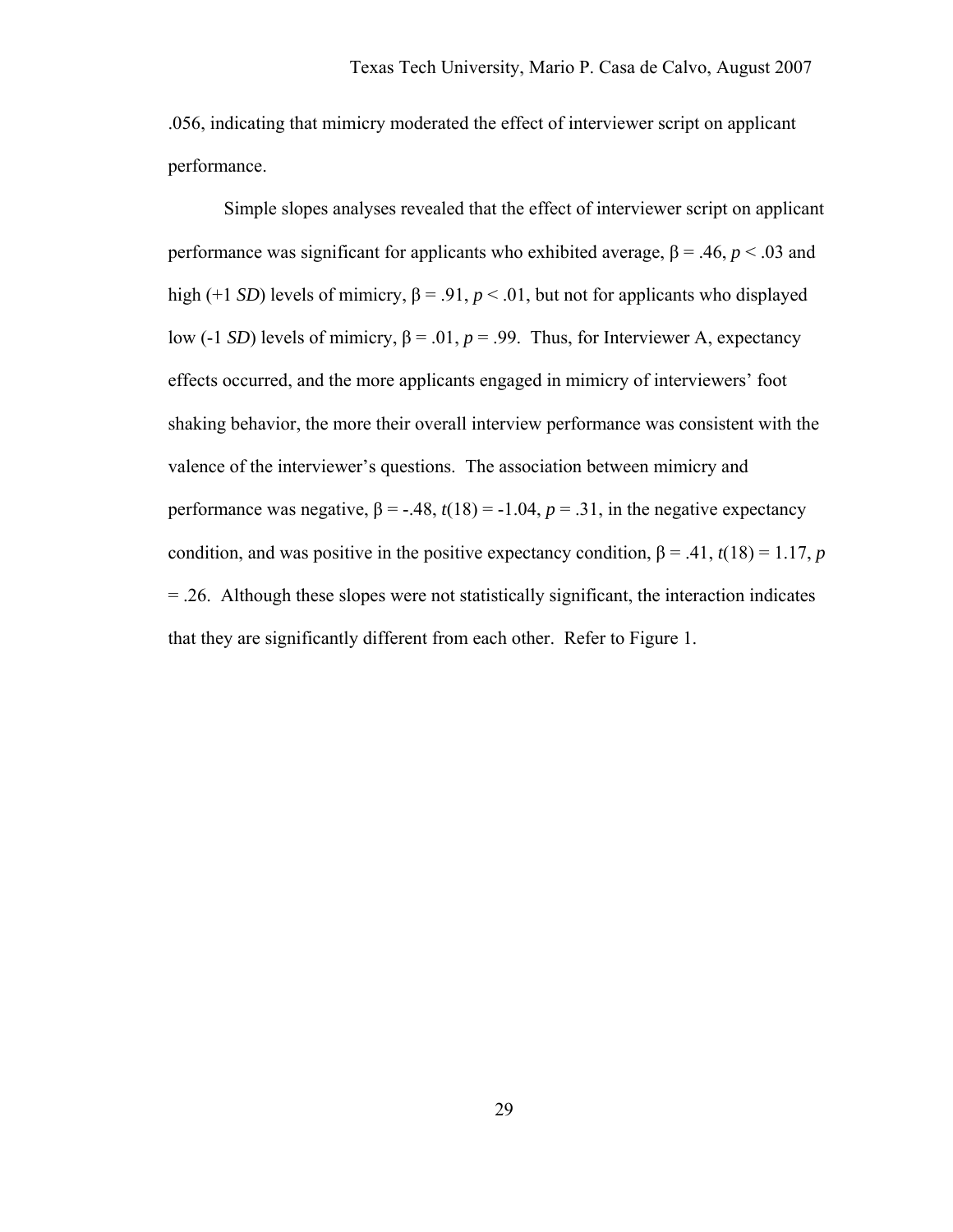.056, indicating that mimicry moderated the effect of interviewer script on applicant performance.

Simple slopes analyses revealed that the effect of interviewer script on applicant performance was significant for applicants who exhibited average, $\beta = .46$, $p < .03$ and high (+1 *SD*) levels of mimicry, $\beta = .91$, $p < .01$, but not for applicants who displayed low (-1 *SD*) levels of mimicry, $\beta = .01$, $p = .99$. Thus, for Interviewer A, expectancy effects occurred, and the more applicants engaged in mimicry of interviewers' foot shaking behavior, the more their overall interview performance was consistent with the valence of the interviewer's questions. The association between mimicry and performance was negative, $\beta = -.48$, $t(18) = -1.04$, $p = .31$, in the negative expectancy condition, and was positive in the positive expectancy condition, $\beta = .41$, $t(18) = 1.17$, $p = .26$. Although these slopes were not statistically significant, the interaction indicates that they are significantly different from each other. Refer to Figure 1.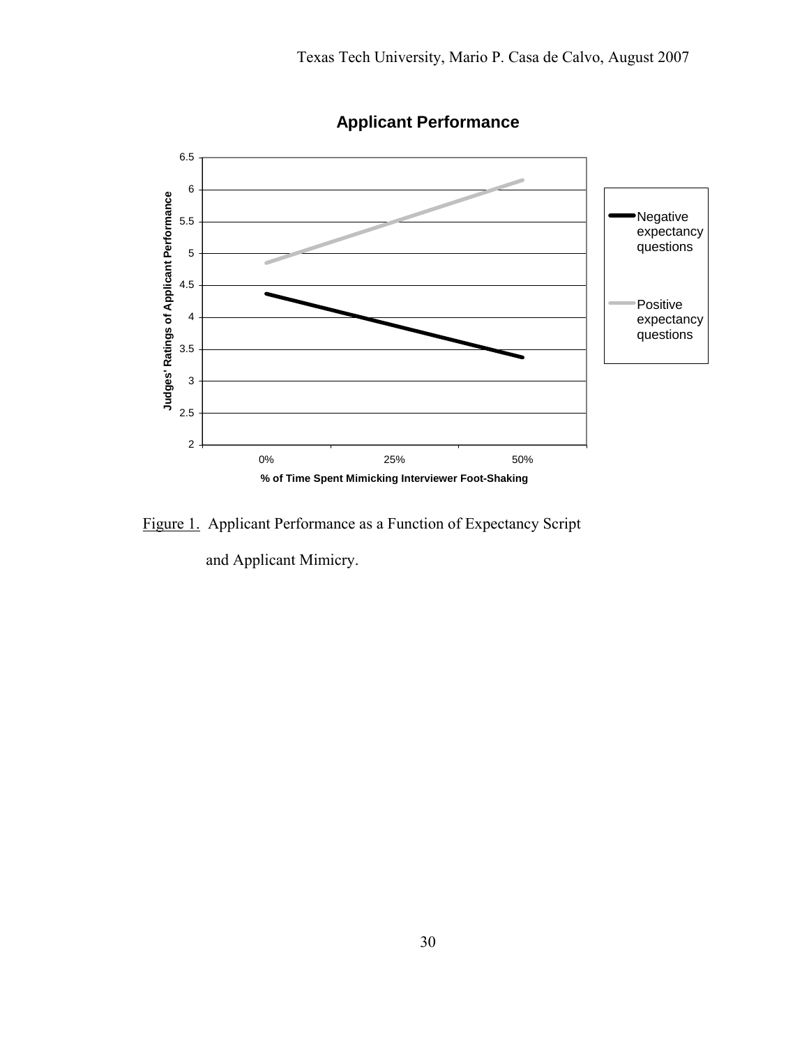Applicant Performance

Judges' Ratings of Applicant Performance

% of Time Spent Mimicking Interviewer Foot-Shaking

Negative expectancy questions

Positive expectancy questions

Figure 1. Applicant Performance as a Function of Expectancy Script and Applicant Mimicry.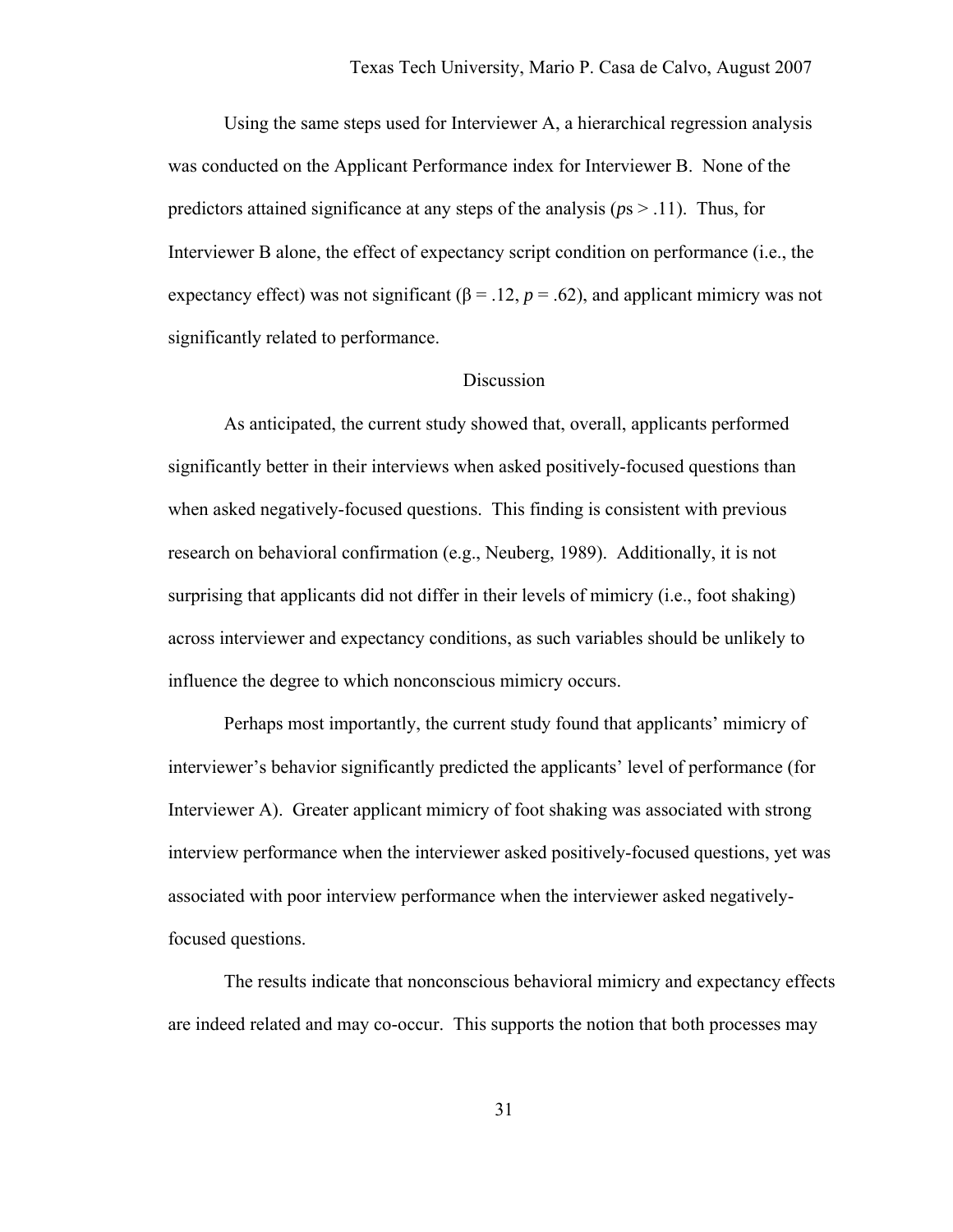Using the same steps used for Interviewer A, a hierarchical regression analysis was conducted on the Applicant Performance index for Interviewer B. None of the predictors attained significance at any steps of the analysis (*p*s > .11). Thus, for Interviewer B alone, the effect of expectancy script condition on performance (i.e., the expectancy effect) was not significant ($\beta = .12$, $p = .62$), and applicant mimicry was not significantly related to performance.

## Discussion

As anticipated, the current study showed that, overall, applicants performed significantly better in their interviews when asked positively-focused questions than when asked negatively-focused questions. This finding is consistent with previous research on behavioral confirmation (e.g., Neuberg, 1989). Additionally, it is not surprising that applicants did not differ in their levels of mimicry (i.e., foot shaking) across interviewer and expectancy conditions, as such variables should be unlikely to influence the degree to which nonconscious mimicry occurs.

Perhaps most importantly, the current study found that applicants' mimicry of interviewer's behavior significantly predicted the applicants' level of performance (for Interviewer A). Greater applicant mimicry of foot shaking was associated with strong interview performance when the interviewer asked positively-focused questions, yet was associated with poor interview performance when the interviewer asked negatively-focused questions.

The results indicate that nonconscious behavioral mimicry and expectancy effects are indeed related and may co-occur. This supports the notion that both processes may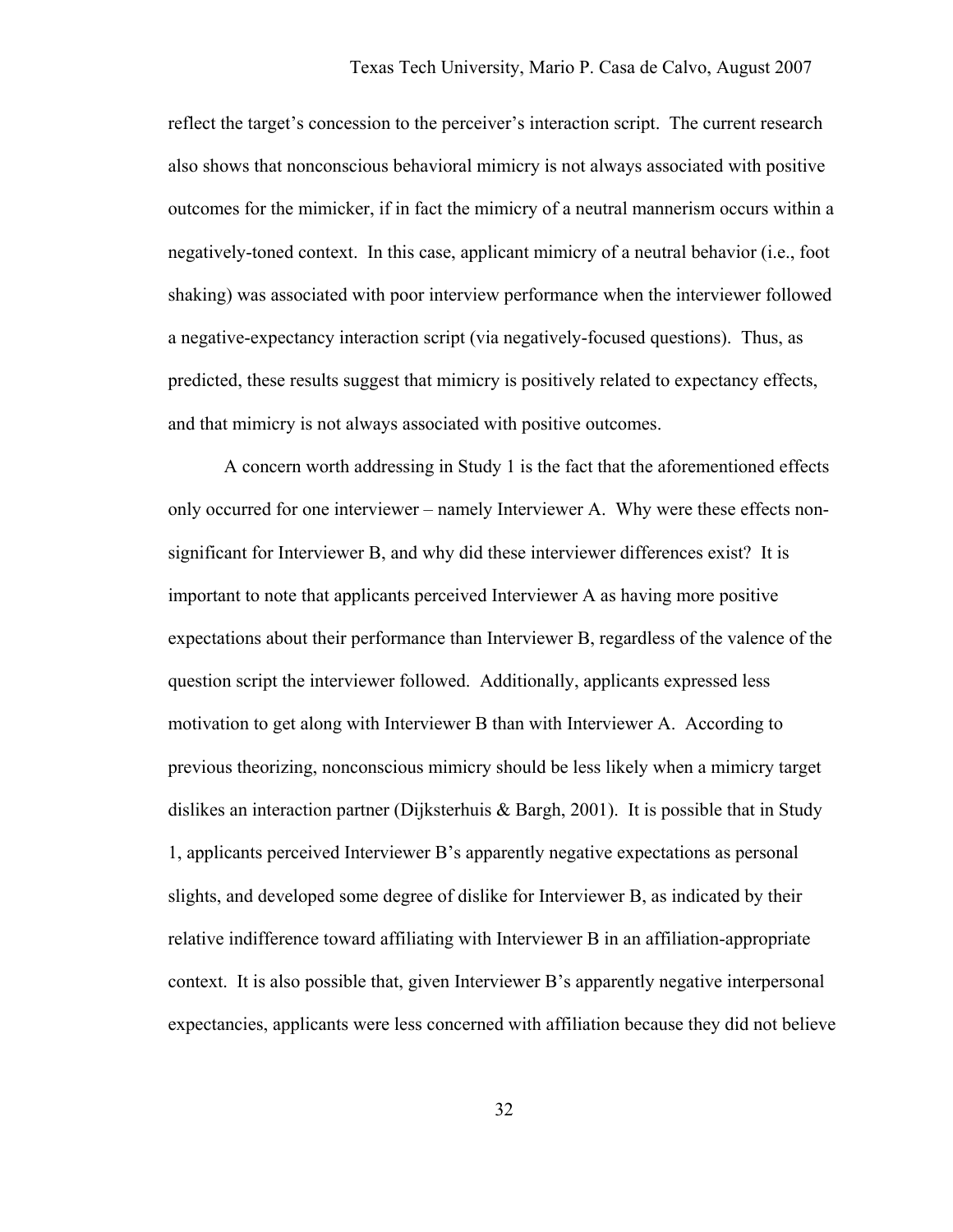reflect the target's concession to the perceiver's interaction script. The current research also shows that nonconscious behavioral mimicry is not always associated with positive outcomes for the mimicker, if in fact the mimicry of a neutral mannerism occurs within a negatively-toned context. In this case, applicant mimicry of a neutral behavior (i.e., foot shaking) was associated with poor interview performance when the interviewer followed a negative-expectancy interaction script (via negatively-focused questions). Thus, as predicted, these results suggest that mimicry is positively related to expectancy effects, and that mimicry is not always associated with positive outcomes.

A concern worth addressing in Study 1 is the fact that the aforementioned effects only occurred for one interviewer – namely Interviewer A. Why were these effects non-significant for Interviewer B, and why did these interviewer differences exist? It is important to note that applicants perceived Interviewer A as having more positive expectations about their performance than Interviewer B, regardless of the valence of the question script the interviewer followed. Additionally, applicants expressed less motivation to get along with Interviewer B than with Interviewer A. According to previous theorizing, nonconscious mimicry should be less likely when a mimicry target dislikes an interaction partner (Dijksterhuis & Bargh, 2001). It is possible that in Study 1, applicants perceived Interviewer B's apparently negative expectations as personal slights, and developed some degree of dislike for Interviewer B, as indicated by their relative indifference toward affiliating with Interviewer B in an affiliation-appropriate context. It is also possible that, given Interviewer B's apparently negative interpersonal expectancies, applicants were less concerned with affiliation because they did not believe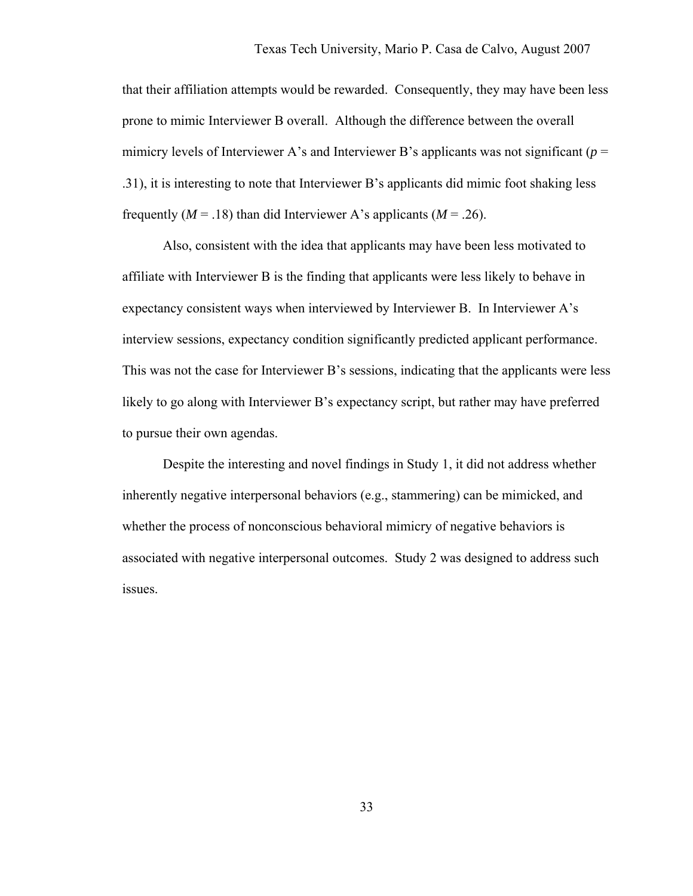that their affiliation attempts would be rewarded. Consequently, they may have been less prone to mimic Interviewer B overall. Although the difference between the overall mimicry levels of Interviewer A's and Interviewer B's applicants was not significant ($p$ = .31), it is interesting to note that Interviewer B's applicants did mimic foot shaking less frequently ($M$ = .18) than did Interviewer A's applicants ($M$ = .26).

Also, consistent with the idea that applicants may have been less motivated to affiliate with Interviewer B is the finding that applicants were less likely to behave in expectancy consistent ways when interviewed by Interviewer B. In Interviewer A's interview sessions, expectancy condition significantly predicted applicant performance. This was not the case for Interviewer B's sessions, indicating that the applicants were less likely to go along with Interviewer B's expectancy script, but rather may have preferred to pursue their own agendas.

Despite the interesting and novel findings in Study 1, it did not address whether inherently negative interpersonal behaviors (e.g., stammering) can be mimicked, and whether the process of nonconscious behavioral mimicry of negative behaviors is associated with negative interpersonal outcomes. Study 2 was designed to address such issues.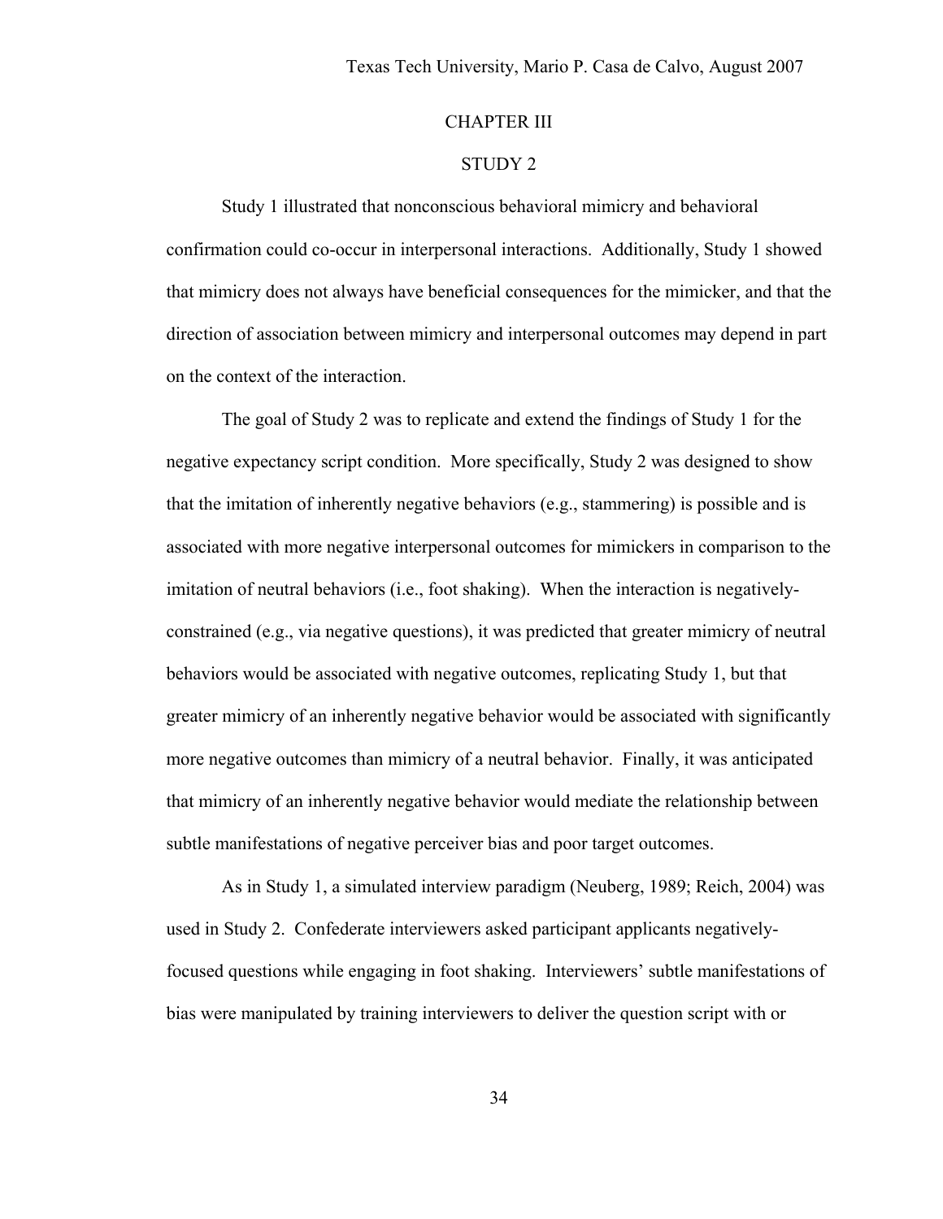# CHAPTER III

## STUDY 2

Study 1 illustrated that nonconscious behavioral mimicry and behavioral confirmation could co-occur in interpersonal interactions. Additionally, Study 1 showed that mimicry does not always have beneficial consequences for the mimicker, and that the direction of association between mimicry and interpersonal outcomes may depend in part on the context of the interaction.

The goal of Study 2 was to replicate and extend the findings of Study 1 for the negative expectancy script condition. More specifically, Study 2 was designed to show that the imitation of inherently negative behaviors (e.g., stammering) is possible and is associated with more negative interpersonal outcomes for mimickers in comparison to the imitation of neutral behaviors (i.e., foot shaking). When the interaction is negatively-constrained (e.g., via negative questions), it was predicted that greater mimicry of neutral behaviors would be associated with negative outcomes, replicating Study 1, but that greater mimicry of an inherently negative behavior would be associated with significantly more negative outcomes than mimicry of a neutral behavior. Finally, it was anticipated that mimicry of an inherently negative behavior would mediate the relationship between subtle manifestations of negative perceiver bias and poor target outcomes.

As in Study 1, a simulated interview paradigm (Neuberg, 1989; Reich, 2004) was used in Study 2. Confederate interviewers asked participant applicants negatively-focused questions while engaging in foot shaking. Interviewers' subtle manifestations of bias were manipulated by training interviewers to deliver the question script with or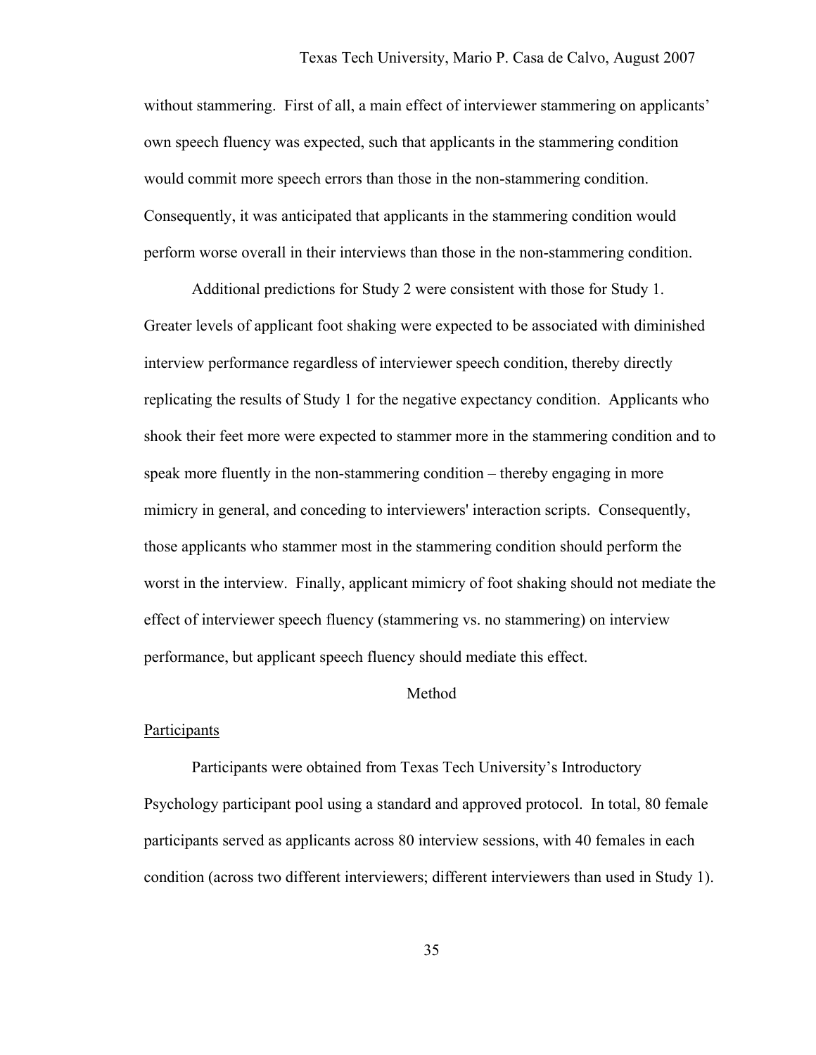without stammering. First of all, a main effect of interviewer stammering on applicants' own speech fluency was expected, such that applicants in the stammering condition would commit more speech errors than those in the non-stammering condition. Consequently, it was anticipated that applicants in the stammering condition would perform worse overall in their interviews than those in the non-stammering condition.

Additional predictions for Study 2 were consistent with those for Study 1. Greater levels of applicant foot shaking were expected to be associated with diminished interview performance regardless of interviewer speech condition, thereby directly replicating the results of Study 1 for the negative expectancy condition. Applicants who shook their feet more were expected to stammer more in the stammering condition and to speak more fluently in the non-stammering condition – thereby engaging in more mimicry in general, and conceding to interviewers' interaction scripts. Consequently, those applicants who stammer most in the stammering condition should perform the worst in the interview. Finally, applicant mimicry of foot shaking should not mediate the effect of interviewer speech fluency (stammering vs. no stammering) on interview performance, but applicant speech fluency should mediate this effect.

## Method

### Participants

Participants were obtained from Texas Tech University's Introductory Psychology participant pool using a standard and approved protocol. In total, 80 female participants served as applicants across 80 interview sessions, with 40 females in each condition (across two different interviewers; different interviewers than used in Study 1).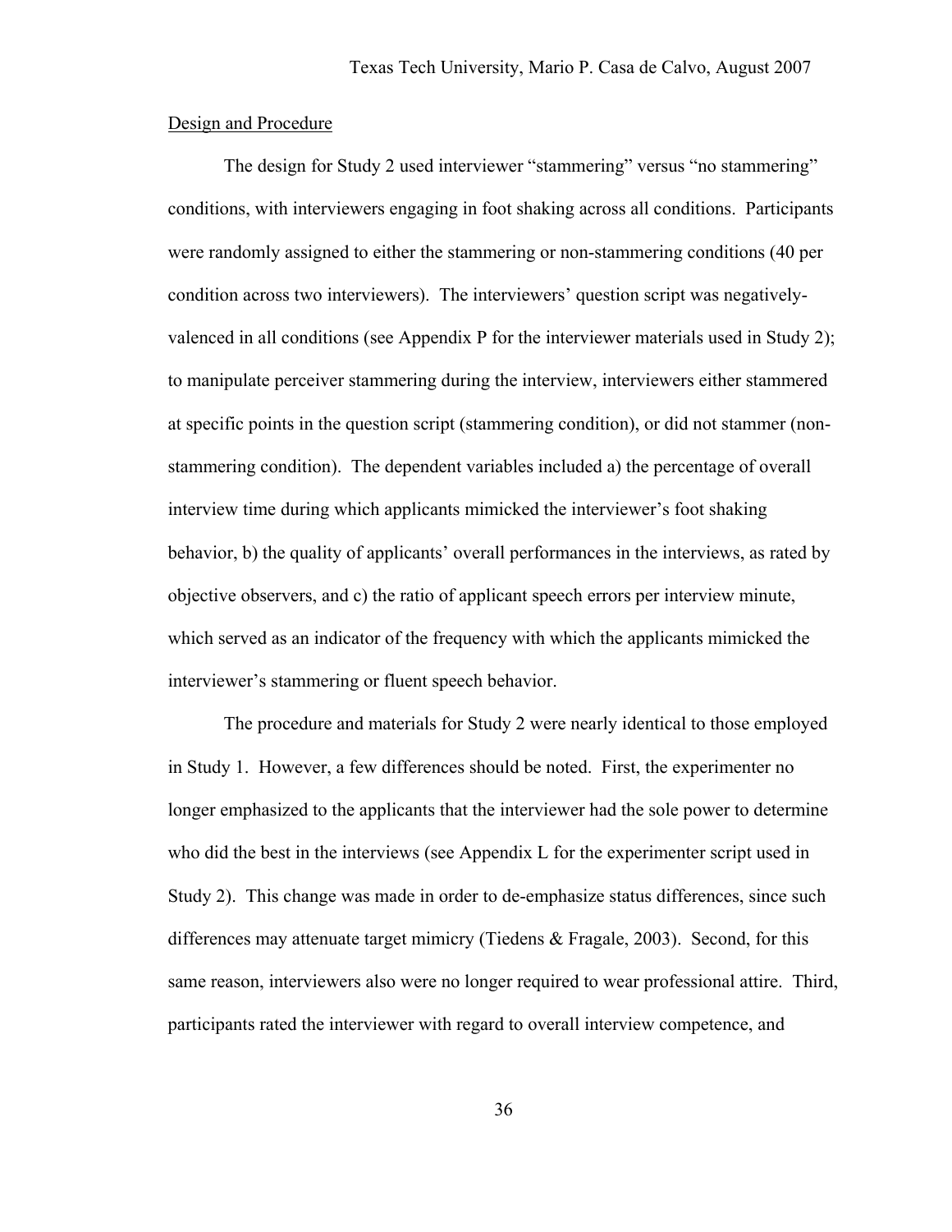Design and Procedure

The design for Study 2 used interviewer "stammering" versus "no stammering" conditions, with interviewers engaging in foot shaking across all conditions. Participants were randomly assigned to either the stammering or non-stammering conditions (40 per condition across two interviewers). The interviewers' question script was negatively-valenced in all conditions (see Appendix P for the interviewer materials used in Study 2); to manipulate perceiver stammering during the interview, interviewers either stammered at specific points in the question script (stammering condition), or did not stammer (non-stammering condition). The dependent variables included a) the percentage of overall interview time during which applicants mimicked the interviewer's foot shaking behavior, b) the quality of applicants' overall performances in the interviews, as rated by objective observers, and c) the ratio of applicant speech errors per interview minute, which served as an indicator of the frequency with which the applicants mimicked the interviewer's stammering or fluent speech behavior.

The procedure and materials for Study 2 were nearly identical to those employed in Study 1. However, a few differences should be noted. First, the experimenter no longer emphasized to the applicants that the interviewer had the sole power to determine who did the best in the interviews (see Appendix L for the experimenter script used in Study 2). This change was made in order to de-emphasize status differences, since such differences may attenuate target mimicry (Tiedens & Fragale, 2003). Second, for this same reason, interviewers also were no longer required to wear professional attire. Third, participants rated the interviewer with regard to overall interview competence, and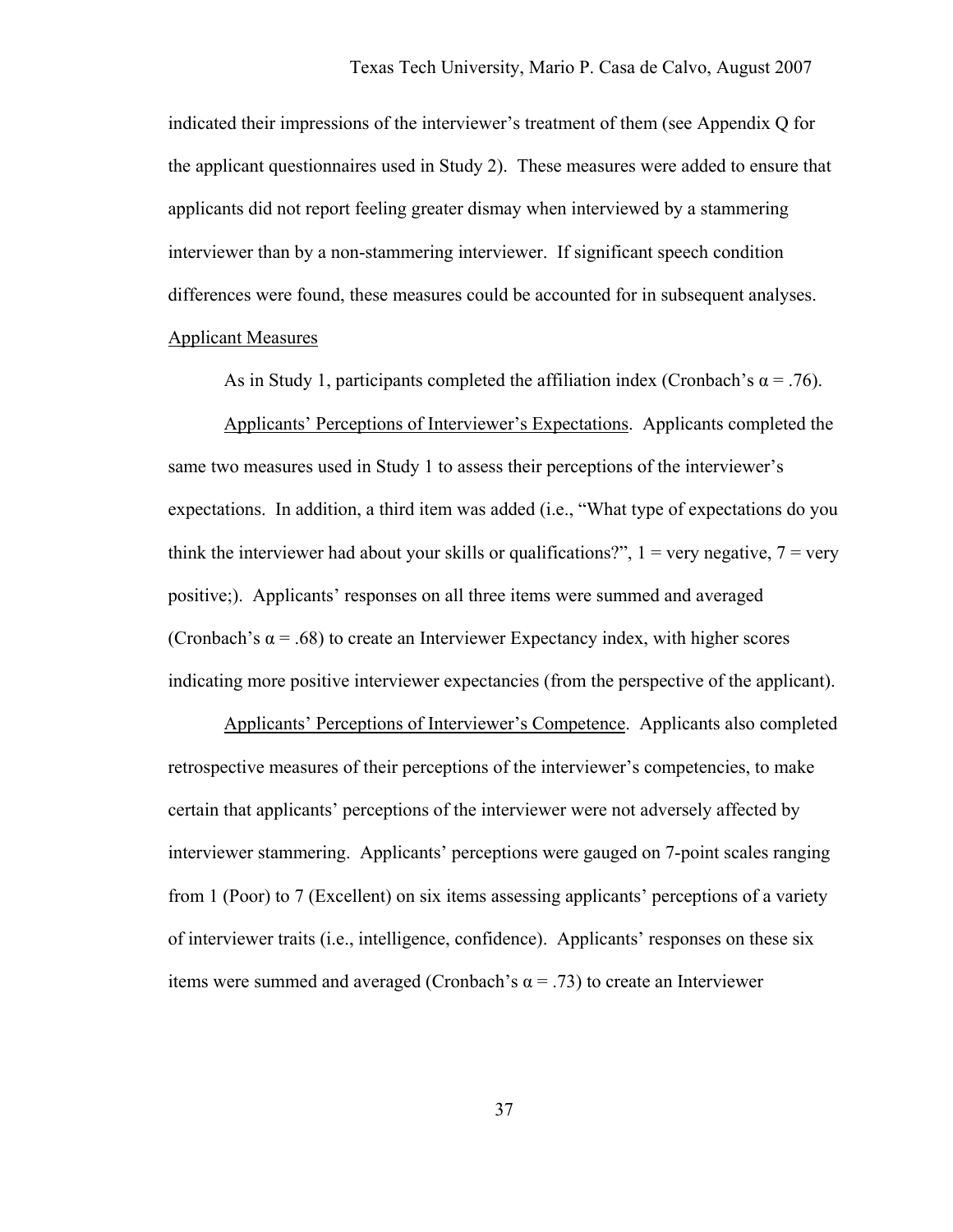indicated their impressions of the interviewer's treatment of them (see Appendix Q for the applicant questionnaires used in Study 2). These measures were added to ensure that applicants did not report feeling greater dismay when interviewed by a stammering interviewer than by a non-stammering interviewer. If significant speech condition differences were found, these measures could be accounted for in subsequent analyses.

<u>Applicant Measures</u>

As in Study 1, participants completed the affiliation index (Cronbach's $\alpha = .76$).

<u>Applicants' Perceptions of Interviewer's Expectations</u>. Applicants completed the same two measures used in Study 1 to assess their perceptions of the interviewer's expectations. In addition, a third item was added (i.e., "What type of expectations do you think the interviewer had about your skills or qualifications?", 1 = very negative, 7 = very positive;). Applicants' responses on all three items were summed and averaged (Cronbach's $\alpha = .68$) to create an Interviewer Expectancy index, with higher scores indicating more positive interviewer expectancies (from the perspective of the applicant).

<u>Applicants' Perceptions of Interviewer's Competence</u>. Applicants also completed retrospective measures of their perceptions of the interviewer's competencies, to make certain that applicants' perceptions of the interviewer were not adversely affected by interviewer stammering. Applicants' perceptions were gauged on 7-point scales ranging from 1 (Poor) to 7 (Excellent) on six items assessing applicants' perceptions of a variety of interviewer traits (i.e., intelligence, confidence). Applicants' responses on these six items were summed and averaged (Cronbach's $\alpha = .73$) to create an Interviewer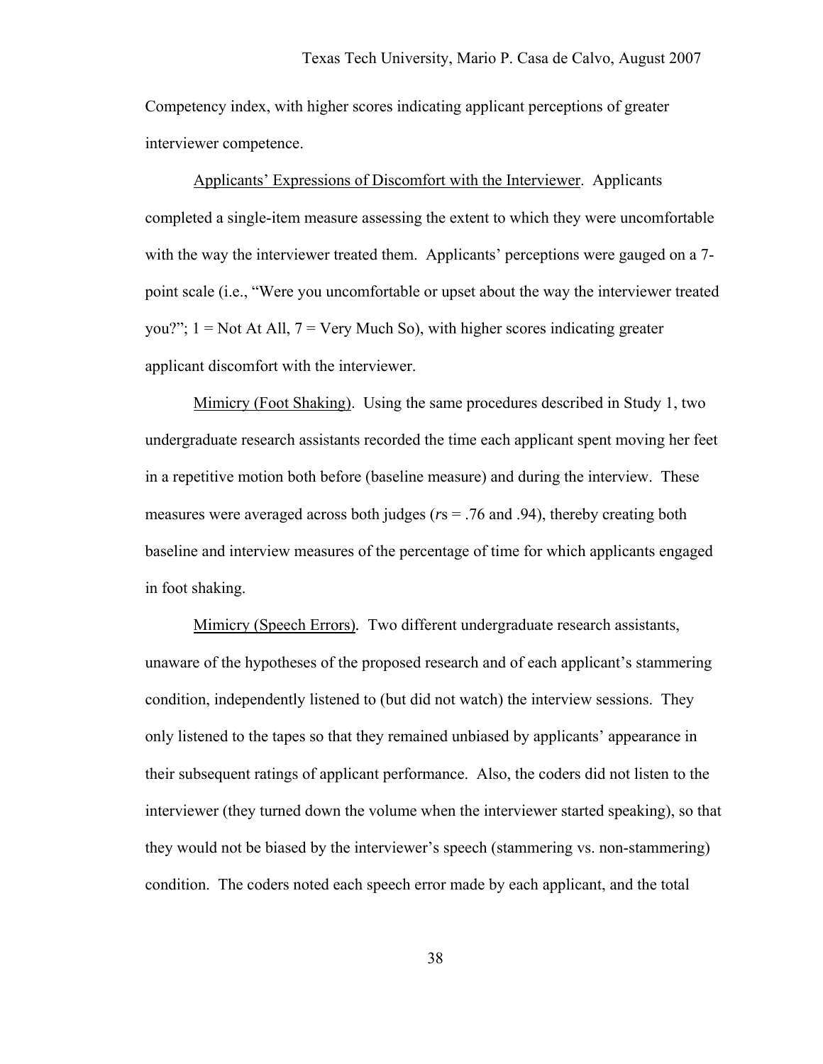Competency index, with higher scores indicating applicant perceptions of greater interviewer competence.

Applicants' Expressions of Discomfort with the Interviewer. Applicants completed a single-item measure assessing the extent to which they were uncomfortable with the way the interviewer treated them. Applicants' perceptions were gauged on a 7-point scale (i.e., "Were you uncomfortable or upset about the way the interviewer treated you?"; 1 = Not At All, 7 = Very Much So), with higher scores indicating greater applicant discomfort with the interviewer.

Mimicry (Foot Shaking). Using the same procedures described in Study 1, two undergraduate research assistants recorded the time each applicant spent moving her feet in a repetitive motion both before (baseline measure) and during the interview. These measures were averaged across both judges (*r*s = .76 and .94), thereby creating both baseline and interview measures of the percentage of time for which applicants engaged in foot shaking.

Mimicry (Speech Errors). Two different undergraduate research assistants, unaware of the hypotheses of the proposed research and of each applicant's stammering condition, independently listened to (but did not watch) the interview sessions. They only listened to the tapes so that they remained unbiased by applicants' appearance in their subsequent ratings of applicant performance. Also, the coders did not listen to the interviewer (they turned down the volume when the interviewer started speaking), so that they would not be biased by the interviewer's speech (stammering vs. non-stammering) condition. The coders noted each speech error made by each applicant, and the total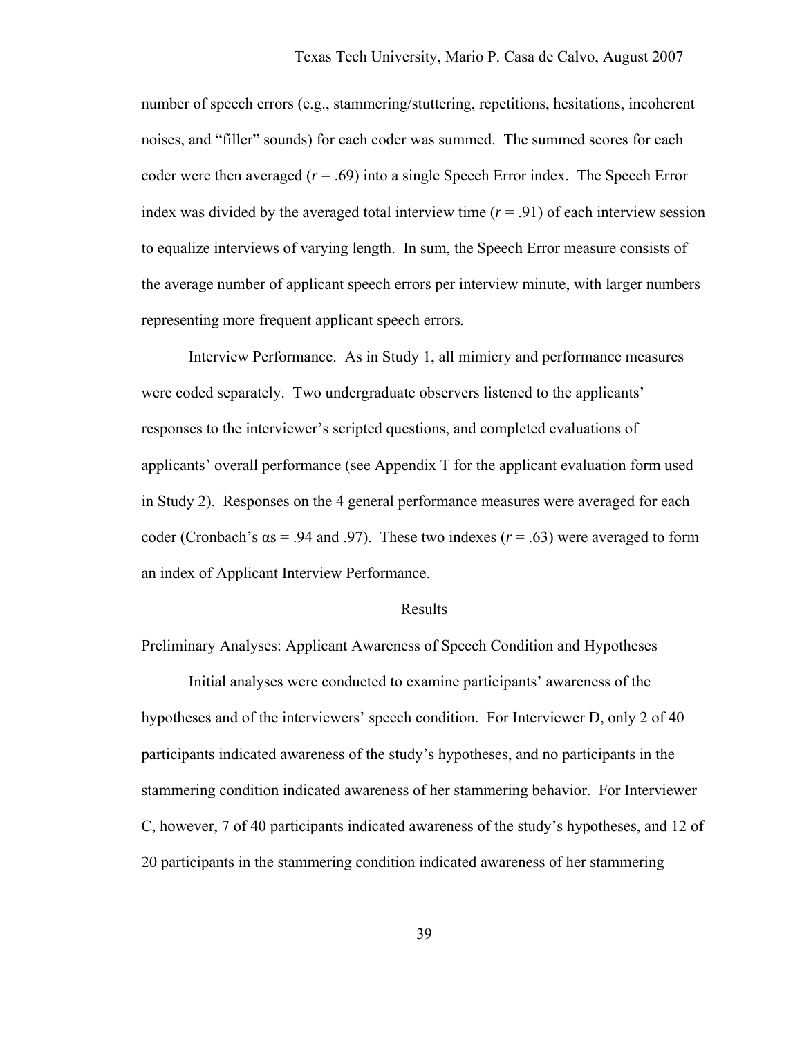number of speech errors (e.g., stammering/stuttering, repetitions, hesitations, incoherent noises, and "filler" sounds) for each coder was summed. The summed scores for each coder were then averaged ($r = .69$) into a single Speech Error index. The Speech Error index was divided by the averaged total interview time ($r = .91$) of each interview session to equalize interviews of varying length. In sum, the Speech Error measure consists of the average number of applicant speech errors per interview minute, with larger numbers representing more frequent applicant speech errors.

Interview Performance. As in Study 1, all mimicry and performance measures were coded separately. Two undergraduate observers listened to the applicants' responses to the interviewer's scripted questions, and completed evaluations of applicants' overall performance (see Appendix T for the applicant evaluation form used in Study 2). Responses on the 4 general performance measures were averaged for each coder (Cronbach's αs = .94 and .97). These two indexes ($r = .63$) were averaged to form an index of Applicant Interview Performance.

## Results

### Preliminary Analyses: Applicant Awareness of Speech Condition and Hypotheses

Initial analyses were conducted to examine participants' awareness of the hypotheses and of the interviewers' speech condition. For Interviewer D, only 2 of 40 participants indicated awareness of the study's hypotheses, and no participants in the stammering condition indicated awareness of her stammering behavior. For Interviewer C, however, 7 of 40 participants indicated awareness of the study's hypotheses, and 12 of 20 participants in the stammering condition indicated awareness of her stammering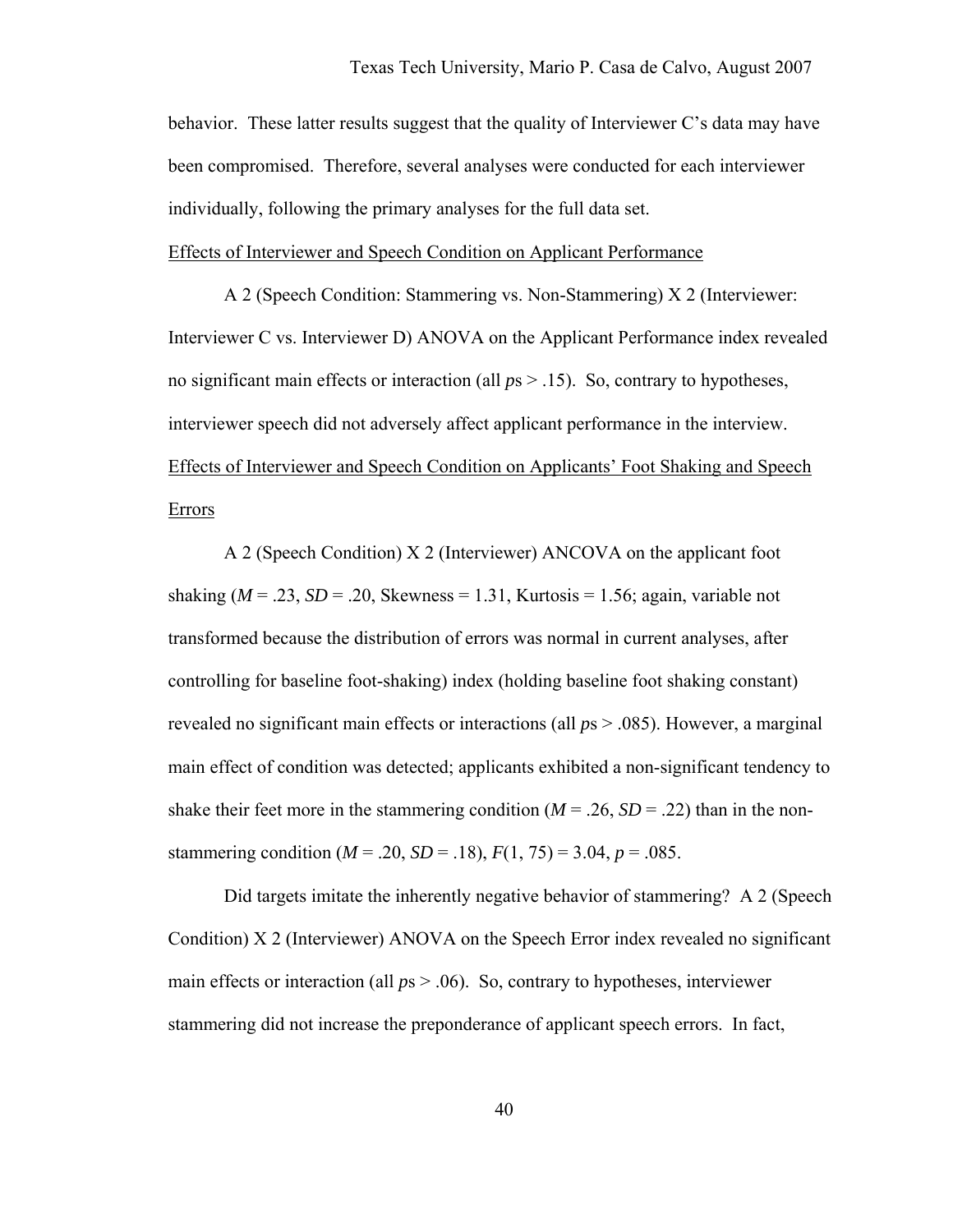behavior. These latter results suggest that the quality of Interviewer C's data may have been compromised. Therefore, several analyses were conducted for each interviewer individually, following the primary analyses for the full data set.

Effects of Interviewer and Speech Condition on Applicant Performance

A 2 (Speech Condition: Stammering vs. Non-Stammering) X 2 (Interviewer: Interviewer C vs. Interviewer D) ANOVA on the Applicant Performance index revealed no significant main effects or interaction (all *p*s > .15). So, contrary to hypotheses, interviewer speech did not adversely affect applicant performance in the interview.

Effects of Interviewer and Speech Condition on Applicants' Foot Shaking and Speech Errors

A 2 (Speech Condition) X 2 (Interviewer) ANCOVA on the applicant foot shaking ($M$ = .23, $SD$ = .20, Skewness = 1.31, Kurtosis = 1.56; again, variable not transformed because the distribution of errors was normal in current analyses, after controlling for baseline foot-shaking) index (holding baseline foot shaking constant) revealed no significant main effects or interactions (all *p*s > .085). However, a marginal main effect of condition was detected; applicants exhibited a non-significant tendency to shake their feet more in the stammering condition ($M$ = .26, $SD$ = .22) than in the non-stammering condition ($M$ = .20, $SD$ = .18), $F(1, 75) = 3.04$, $p = .085$.

Did targets imitate the inherently negative behavior of stammering? A 2 (Speech Condition) X 2 (Interviewer) ANOVA on the Speech Error index revealed no significant main effects or interaction (all *p*s > .06). So, contrary to hypotheses, interviewer stammering did not increase the preponderance of applicant speech errors. In fact,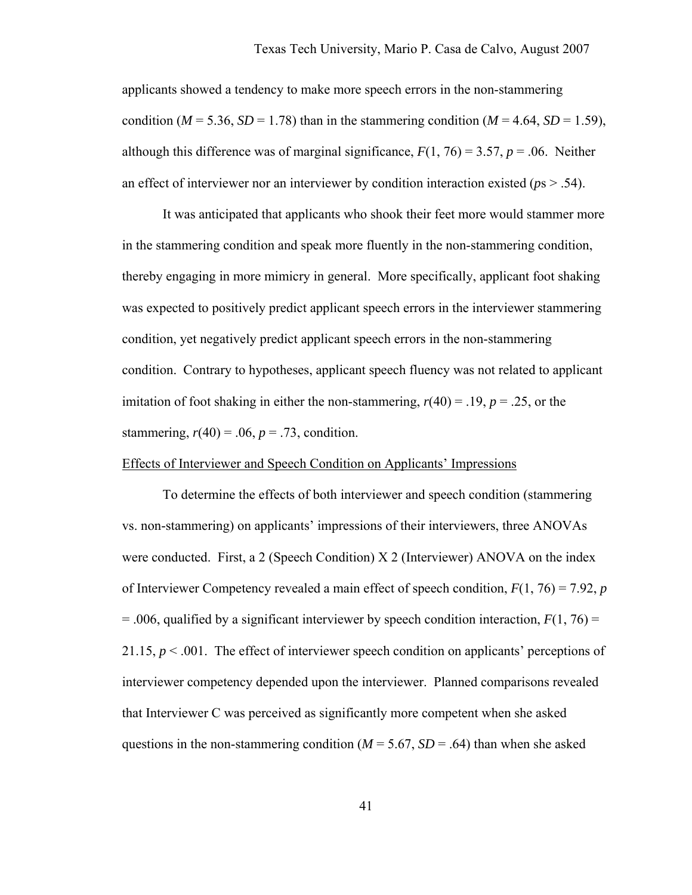applicants showed a tendency to make more speech errors in the non-stammering condition ($M$ = 5.36, $SD$ = 1.78) than in the stammering condition ($M$ = 4.64, $SD$ = 1.59), although this difference was of marginal significance, $F(1, 76) = 3.57$, $p = .06$. Neither an effect of interviewer nor an interviewer by condition interaction existed ($p$s > .54).

It was anticipated that applicants who shook their feet more would stammer more in the stammering condition and speak more fluently in the non-stammering condition, thereby engaging in more mimicry in general. More specifically, applicant foot shaking was expected to positively predict applicant speech errors in the interviewer stammering condition, yet negatively predict applicant speech errors in the non-stammering condition. Contrary to hypotheses, applicant speech fluency was not related to applicant imitation of foot shaking in either the non-stammering, $r(40) = .19$, $p = .25$, or the stammering, $r(40) = .06$, $p = .73$, condition.

<u>Effects of Interviewer and Speech Condition on Applicants' Impressions</u>

To determine the effects of both interviewer and speech condition (stammering vs. non-stammering) on applicants' impressions of their interviewers, three ANOVAs were conducted. First, a 2 (Speech Condition) X 2 (Interviewer) ANOVA on the index of Interviewer Competency revealed a main effect of speech condition, $F(1, 76) = 7.92$, $p = .006$, qualified by a significant interviewer by speech condition interaction, $F(1, 76) = 21.15$, $p < .001$. The effect of interviewer speech condition on applicants' perceptions of interviewer competency depended upon the interviewer. Planned comparisons revealed that Interviewer C was perceived as significantly more competent when she asked questions in the non-stammering condition ($M$ = 5.67, $SD$ = .64) than when she asked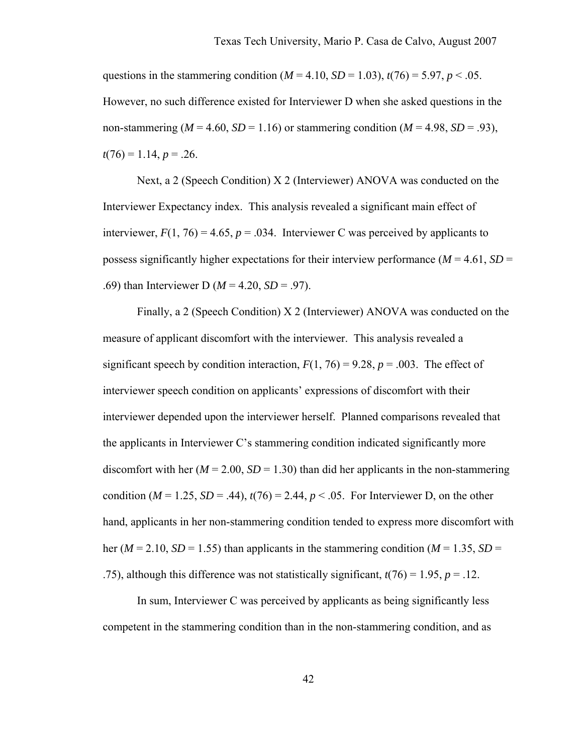questions in the stammering condition (*M* = 4.10, *SD* = 1.03), $t(76) = 5.97$, $p < .05$. However, no such difference existed for Interviewer D when she asked questions in the non-stammering (*M* = 4.60, *SD* = 1.16) or stammering condition (*M* = 4.98, *SD* = .93), $t(76) = 1.14$, $p = .26$.

Next, a 2 (Speech Condition) X 2 (Interviewer) ANOVA was conducted on the Interviewer Expectancy index. This analysis revealed a significant main effect of interviewer, $F(1, 76) = 4.65$, $p = .034$. Interviewer C was perceived by applicants to possess significantly higher expectations for their interview performance (*M* = 4.61, *SD* = .69) than Interviewer D (*M* = 4.20, *SD* = .97).

Finally, a 2 (Speech Condition) X 2 (Interviewer) ANOVA was conducted on the measure of applicant discomfort with the interviewer. This analysis revealed a significant speech by condition interaction, $F(1, 76) = 9.28$, $p = .003$. The effect of interviewer speech condition on applicants' expressions of discomfort with their interviewer depended upon the interviewer herself. Planned comparisons revealed that the applicants in Interviewer C's stammering condition indicated significantly more discomfort with her (*M* = 2.00, *SD* = 1.30) than did her applicants in the non-stammering condition (*M* = 1.25, *SD* = .44), $t(76) = 2.44$, $p < .05$. For Interviewer D, on the other hand, applicants in her non-stammering condition tended to express more discomfort with her (*M* = 2.10, *SD* = 1.55) than applicants in the stammering condition (*M* = 1.35, *SD* = .75), although this difference was not statistically significant, $t(76) = 1.95$, $p = .12$.

In sum, Interviewer C was perceived by applicants as being significantly less competent in the stammering condition than in the non-stammering condition, and as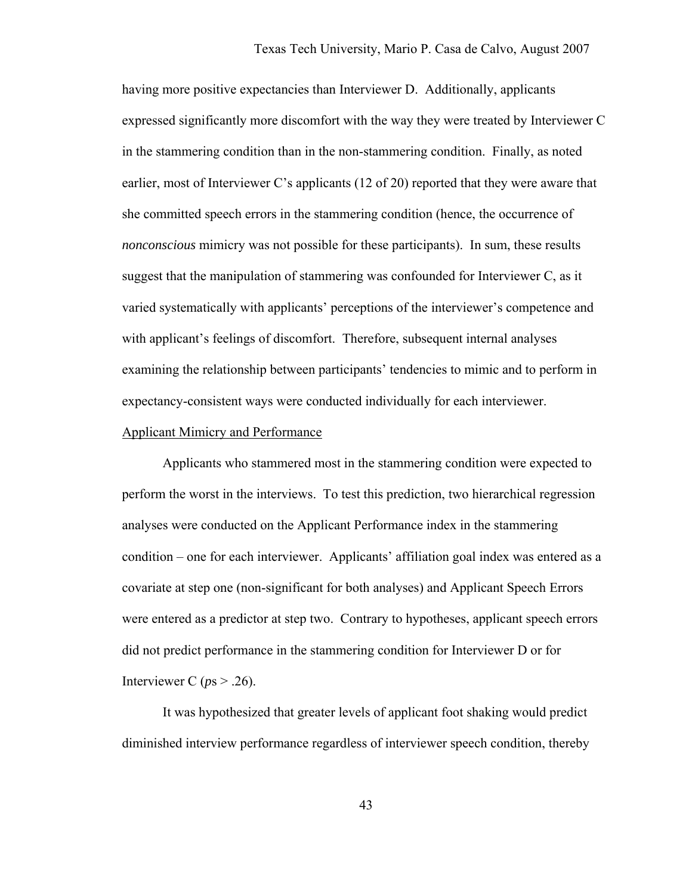having more positive expectancies than Interviewer D. Additionally, applicants expressed significantly more discomfort with the way they were treated by Interviewer C in the stammering condition than in the non-stammering condition. Finally, as noted earlier, most of Interviewer C's applicants (12 of 20) reported that they were aware that she committed speech errors in the stammering condition (hence, the occurrence of *nonconscious* mimicry was not possible for these participants). In sum, these results suggest that the manipulation of stammering was confounded for Interviewer C, as it varied systematically with applicants' perceptions of the interviewer's competence and with applicant's feelings of discomfort. Therefore, subsequent internal analyses examining the relationship between participants' tendencies to mimic and to perform in expectancy-consistent ways were conducted individually for each interviewer.

<u>Applicant Mimicry and Performance</u>

Applicants who stammered most in the stammering condition were expected to perform the worst in the interviews. To test this prediction, two hierarchical regression analyses were conducted on the Applicant Performance index in the stammering condition – one for each interviewer. Applicants' affiliation goal index was entered as a covariate at step one (non-significant for both analyses) and Applicant Speech Errors were entered as a predictor at step two. Contrary to hypotheses, applicant speech errors did not predict performance in the stammering condition for Interviewer D or for Interviewer C ($p$s > .26).

It was hypothesized that greater levels of applicant foot shaking would predict diminished interview performance regardless of interviewer speech condition, thereby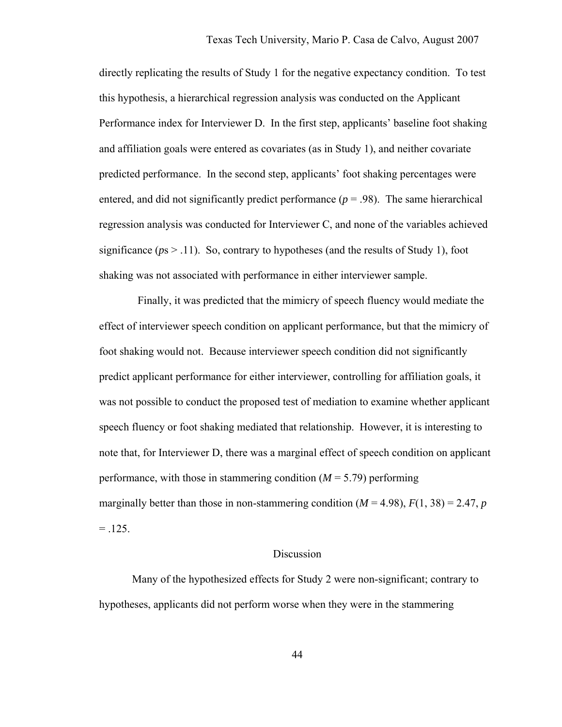directly replicating the results of Study 1 for the negative expectancy condition. To test this hypothesis, a hierarchical regression analysis was conducted on the Applicant Performance index for Interviewer D. In the first step, applicants' baseline foot shaking and affiliation goals were entered as covariates (as in Study 1), and neither covariate predicted performance. In the second step, applicants' foot shaking percentages were entered, and did not significantly predict performance ($p = .98$). The same hierarchical regression analysis was conducted for Interviewer C, and none of the variables achieved significance ($p$s > .11). So, contrary to hypotheses (and the results of Study 1), foot shaking was not associated with performance in either interviewer sample.

Finally, it was predicted that the mimicry of speech fluency would mediate the effect of interviewer speech condition on applicant performance, but that the mimicry of foot shaking would not. Because interviewer speech condition did not significantly predict applicant performance for either interviewer, controlling for affiliation goals, it was not possible to conduct the proposed test of mediation to examine whether applicant speech fluency or foot shaking mediated that relationship. However, it is interesting to note that, for Interviewer D, there was a marginal effect of speech condition on applicant performance, with those in stammering condition ($M = 5.79$) performing marginally better than those in non-stammering condition ($M = 4.98$), $F(1, 38) = 2.47$, $p = .125$.

## Discussion

Many of the hypothesized effects for Study 2 were non-significant; contrary to hypotheses, applicants did not perform worse when they were in the stammering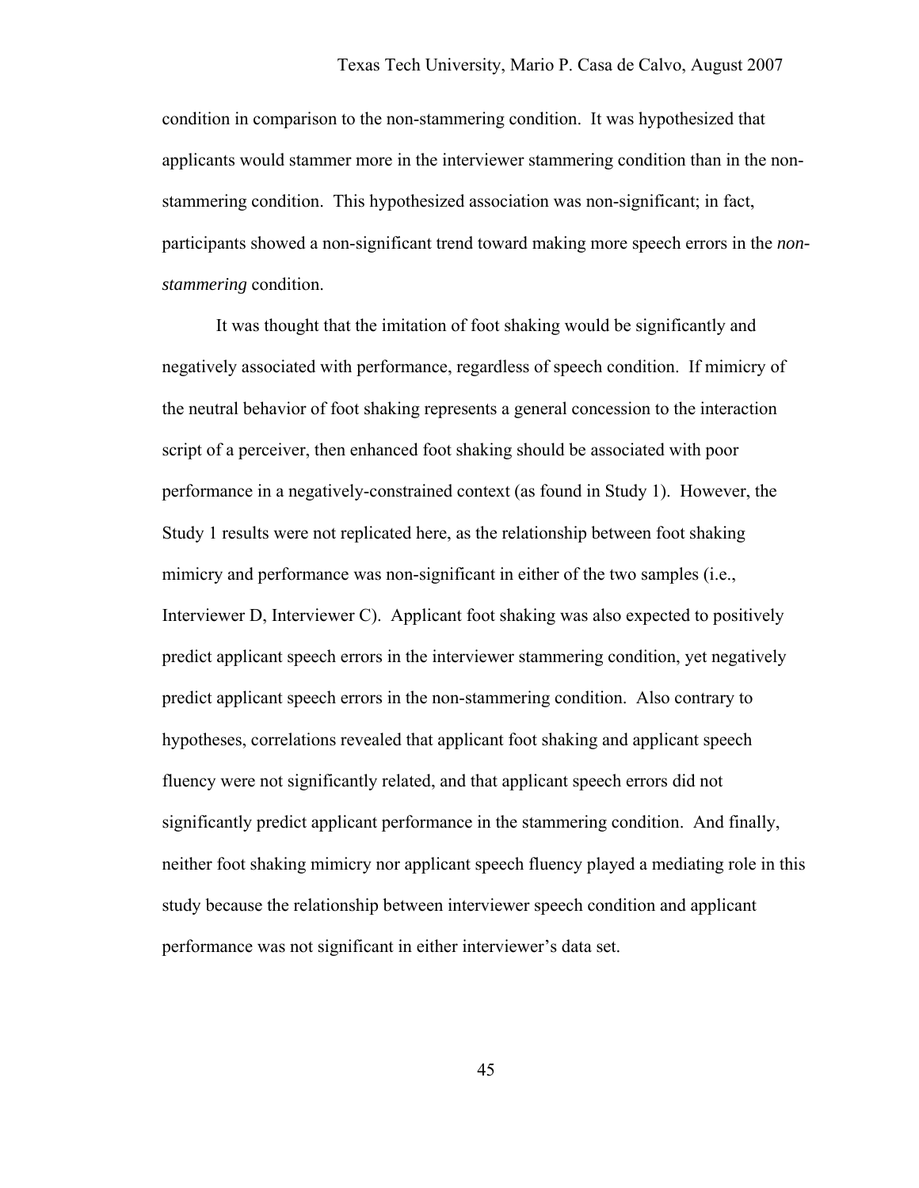condition in comparison to the non-stammering condition. It was hypothesized that applicants would stammer more in the interviewer stammering condition than in the non-stammering condition. This hypothesized association was non-significant; in fact, participants showed a non-significant trend toward making more speech errors in the *non-stammering* condition.

It was thought that the imitation of foot shaking would be significantly and negatively associated with performance, regardless of speech condition. If mimicry of the neutral behavior of foot shaking represents a general concession to the interaction script of a perceiver, then enhanced foot shaking should be associated with poor performance in a negatively-constrained context (as found in Study 1). However, the Study 1 results were not replicated here, as the relationship between foot shaking mimicry and performance was non-significant in either of the two samples (i.e., Interviewer D, Interviewer C). Applicant foot shaking was also expected to positively predict applicant speech errors in the interviewer stammering condition, yet negatively predict applicant speech errors in the non-stammering condition. Also contrary to hypotheses, correlations revealed that applicant foot shaking and applicant speech fluency were not significantly related, and that applicant speech errors did not significantly predict applicant performance in the stammering condition. And finally, neither foot shaking mimicry nor applicant speech fluency played a mediating role in this study because the relationship between interviewer speech condition and applicant performance was not significant in either interviewer's data set.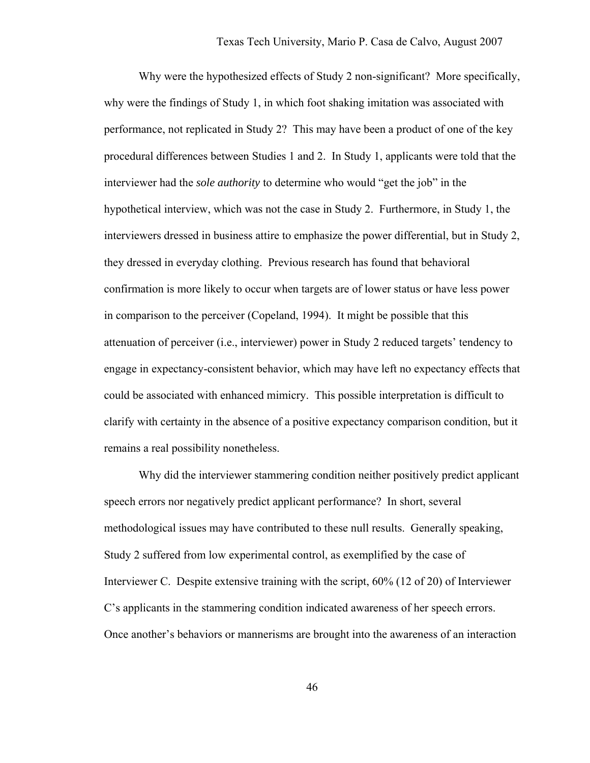Why were the hypothesized effects of Study 2 non-significant? More specifically, why were the findings of Study 1, in which foot shaking imitation was associated with performance, not replicated in Study 2? This may have been a product of one of the key procedural differences between Studies 1 and 2. In Study 1, applicants were told that the interviewer had the *sole authority* to determine who would "get the job" in the hypothetical interview, which was not the case in Study 2. Furthermore, in Study 1, the interviewers dressed in business attire to emphasize the power differential, but in Study 2, they dressed in everyday clothing. Previous research has found that behavioral confirmation is more likely to occur when targets are of lower status or have less power in comparison to the perceiver (Copeland, 1994). It might be possible that this attenuation of perceiver (i.e., interviewer) power in Study 2 reduced targets' tendency to engage in expectancy-consistent behavior, which may have left no expectancy effects that could be associated with enhanced mimicry. This possible interpretation is difficult to clarify with certainty in the absence of a positive expectancy comparison condition, but it remains a real possibility nonetheless.

Why did the interviewer stammering condition neither positively predict applicant speech errors nor negatively predict applicant performance? In short, several methodological issues may have contributed to these null results. Generally speaking, Study 2 suffered from low experimental control, as exemplified by the case of Interviewer C. Despite extensive training with the script, 60% (12 of 20) of Interviewer C's applicants in the stammering condition indicated awareness of her speech errors. Once another's behaviors or mannerisms are brought into the awareness of an interaction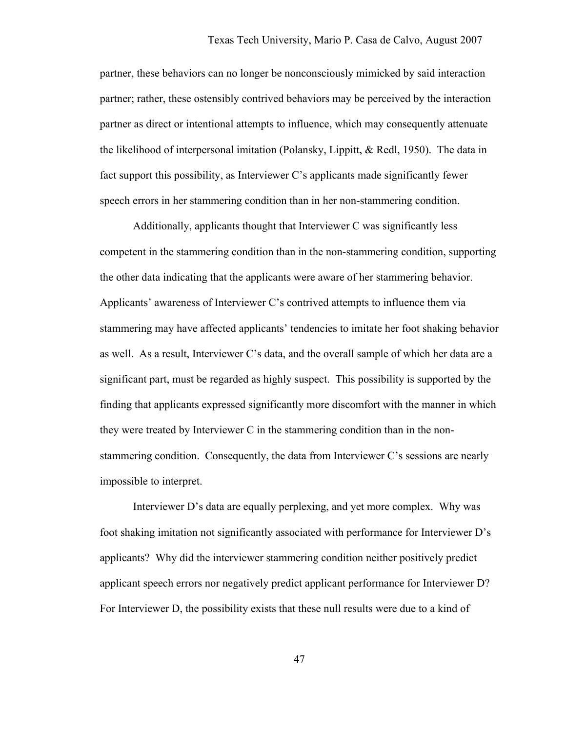partner, these behaviors can no longer be nonconsciously mimicked by said interaction partner; rather, these ostensibly contrived behaviors may be perceived by the interaction partner as direct or intentional attempts to influence, which may consequently attenuate the likelihood of interpersonal imitation (Polansky, Lippitt, & Redl, 1950). The data in fact support this possibility, as Interviewer C's applicants made significantly fewer speech errors in her stammering condition than in her non-stammering condition.

Additionally, applicants thought that Interviewer C was significantly less competent in the stammering condition than in the non-stammering condition, supporting the other data indicating that the applicants were aware of her stammering behavior. Applicants' awareness of Interviewer C's contrived attempts to influence them via stammering may have affected applicants' tendencies to imitate her foot shaking behavior as well. As a result, Interviewer C's data, and the overall sample of which her data are a significant part, must be regarded as highly suspect. This possibility is supported by the finding that applicants expressed significantly more discomfort with the manner in which they were treated by Interviewer C in the stammering condition than in the non-stammering condition. Consequently, the data from Interviewer C's sessions are nearly impossible to interpret.

Interviewer D's data are equally perplexing, and yet more complex. Why was foot shaking imitation not significantly associated with performance for Interviewer D's applicants? Why did the interviewer stammering condition neither positively predict applicant speech errors nor negatively predict applicant performance for Interviewer D? For Interviewer D, the possibility exists that these null results were due to a kind of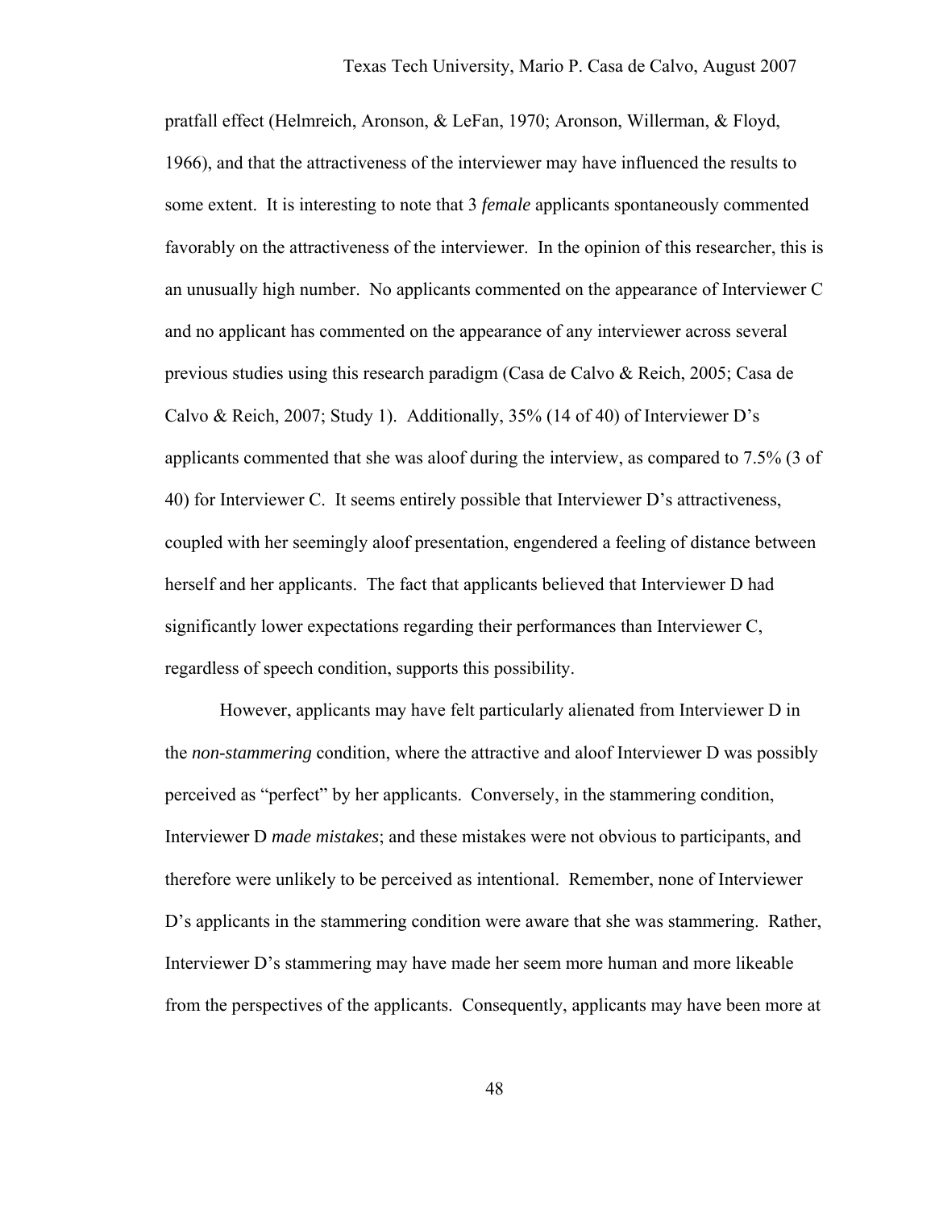pratfall effect (Helmreich, Aronson, & LeFan, 1970; Aronson, Willerman, & Floyd, 1966), and that the attractiveness of the interviewer may have influenced the results to some extent. It is interesting to note that 3 *female* applicants spontaneously commented favorably on the attractiveness of the interviewer. In the opinion of this researcher, this is an unusually high number. No applicants commented on the appearance of Interviewer C and no applicant has commented on the appearance of any interviewer across several previous studies using this research paradigm (Casa de Calvo & Reich, 2005; Casa de Calvo & Reich, 2007; Study 1). Additionally, 35% (14 of 40) of Interviewer D's applicants commented that she was aloof during the interview, as compared to 7.5% (3 of 40) for Interviewer C. It seems entirely possible that Interviewer D's attractiveness, coupled with her seemingly aloof presentation, engendered a feeling of distance between herself and her applicants. The fact that applicants believed that Interviewer D had significantly lower expectations regarding their performances than Interviewer C, regardless of speech condition, supports this possibility.

However, applicants may have felt particularly alienated from Interviewer D in the *non-stammering* condition, where the attractive and aloof Interviewer D was possibly perceived as "perfect" by her applicants. Conversely, in the stammering condition, Interviewer D *made mistakes*; and these mistakes were not obvious to participants, and therefore were unlikely to be perceived as intentional. Remember, none of Interviewer D's applicants in the stammering condition were aware that she was stammering. Rather, Interviewer D's stammering may have made her seem more human and more likeable from the perspectives of the applicants. Consequently, applicants may have been more at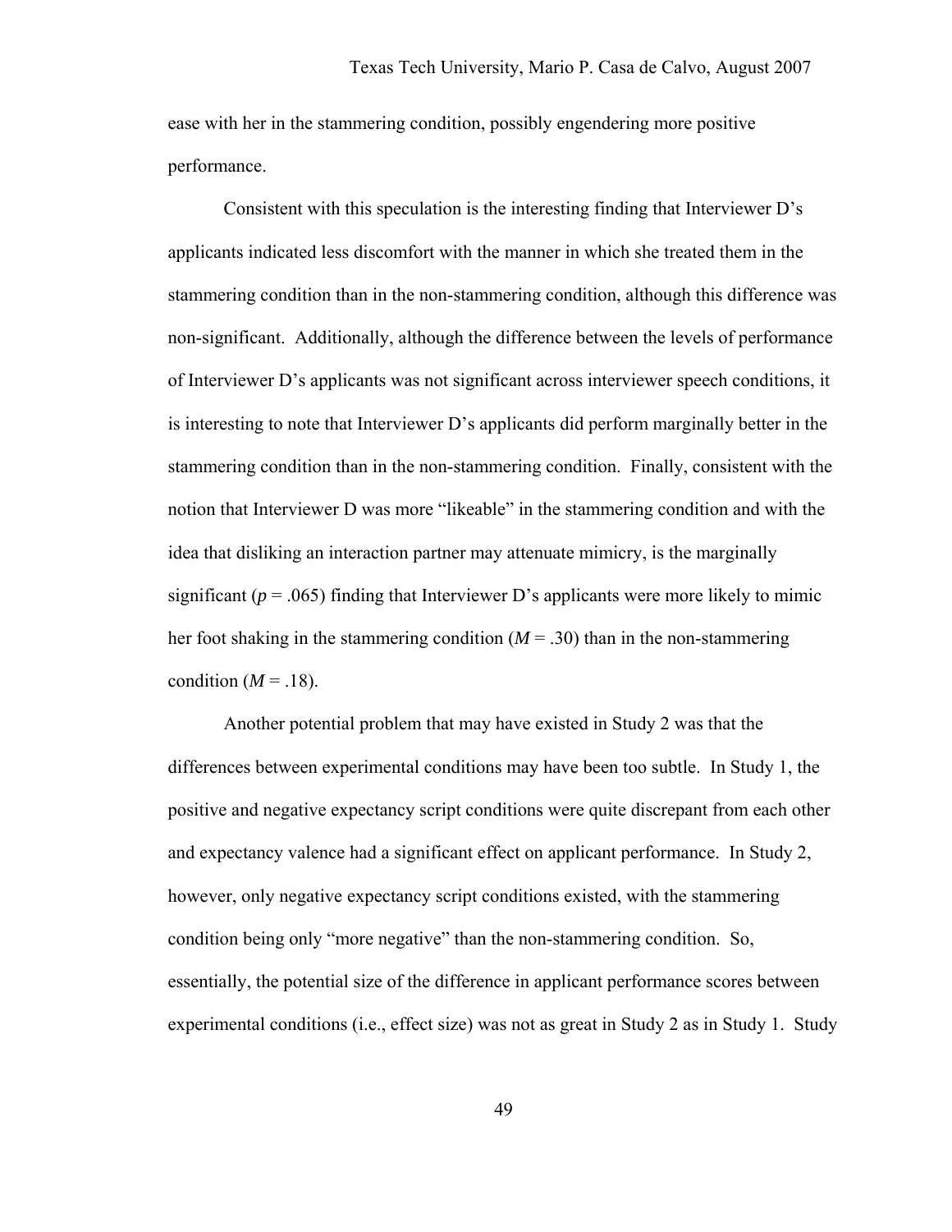ease with her in the stammering condition, possibly engendering more positive performance.

Consistent with this speculation is the interesting finding that Interviewer D's applicants indicated less discomfort with the manner in which she treated them in the stammering condition than in the non-stammering condition, although this difference was non-significant. Additionally, although the difference between the levels of performance of Interviewer D's applicants was not significant across interviewer speech conditions, it is interesting to note that Interviewer D's applicants did perform marginally better in the stammering condition than in the non-stammering condition. Finally, consistent with the notion that Interviewer D was more "likeable" in the stammering condition and with the idea that disliking an interaction partner may attenuate mimicry, is the marginally significant ($p = .065$) finding that Interviewer D's applicants were more likely to mimic her foot shaking in the stammering condition ($M = .30$) than in the non-stammering condition ($M = .18$).

Another potential problem that may have existed in Study 2 was that the differences between experimental conditions may have been too subtle. In Study 1, the positive and negative expectancy script conditions were quite discrepant from each other and expectancy valence had a significant effect on applicant performance. In Study 2, however, only negative expectancy script conditions existed, with the stammering condition being only "more negative" than the non-stammering condition. So, essentially, the potential size of the difference in applicant performance scores between experimental conditions (i.e., effect size) was not as great in Study 2 as in Study 1. Study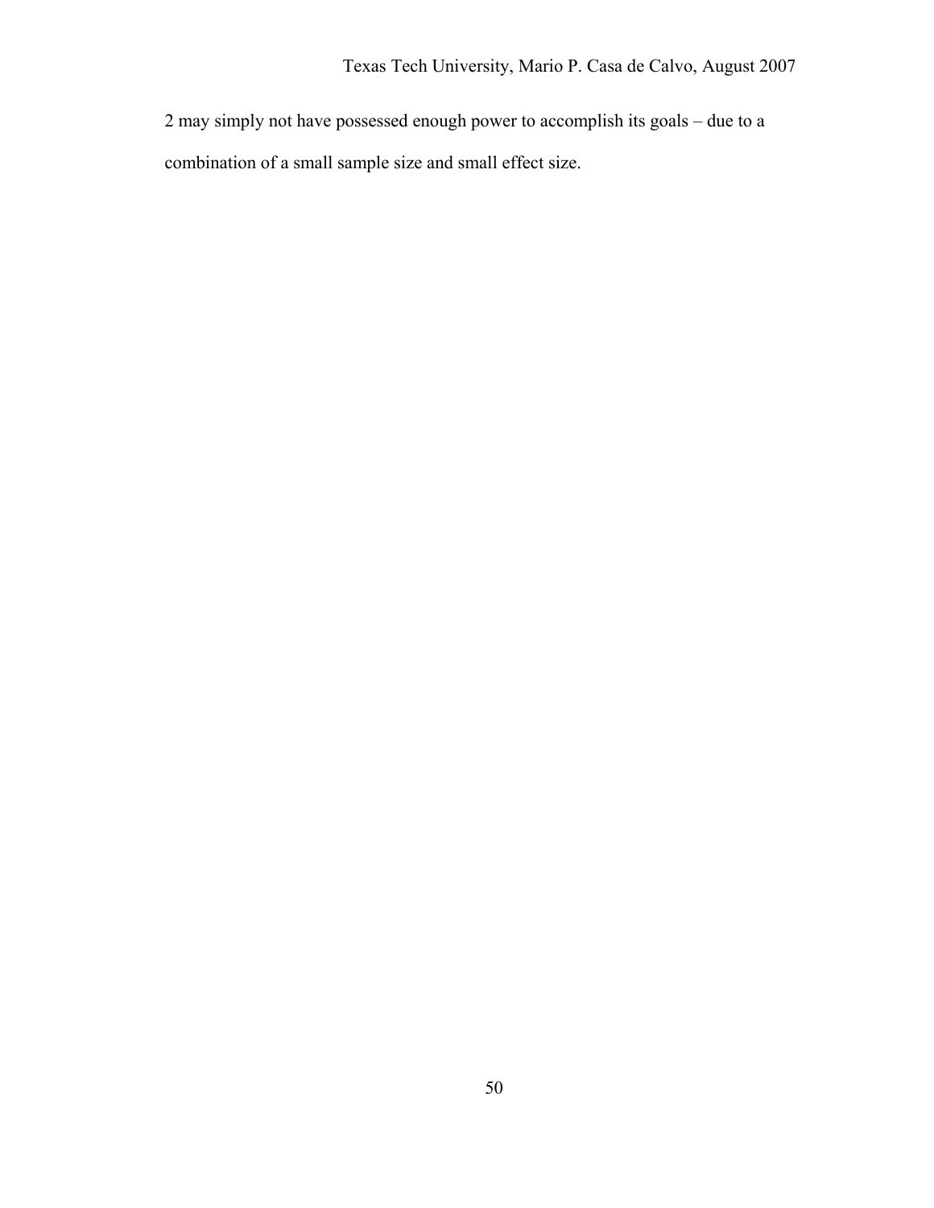2 may simply not have possessed enough power to accomplish its goals – due to a combination of a small sample size and small effect size.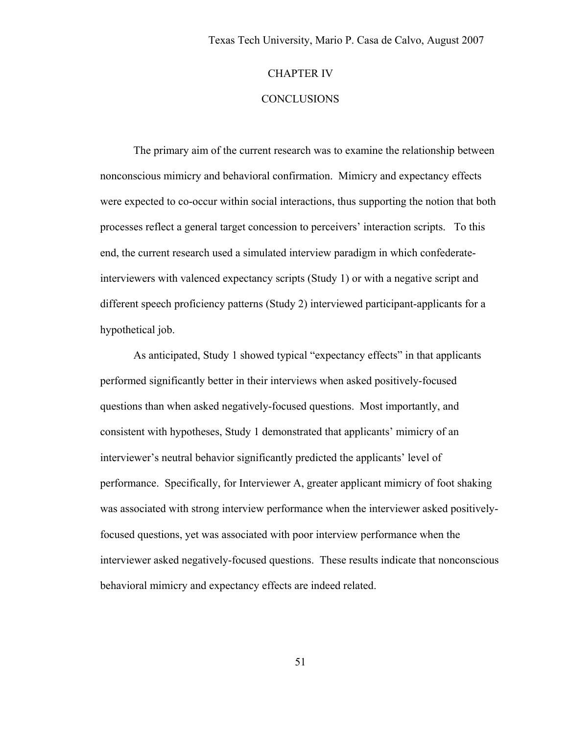# CHAPTER IV

# CONCLUSIONS

The primary aim of the current research was to examine the relationship between nonconscious mimicry and behavioral confirmation. Mimicry and expectancy effects were expected to co-occur within social interactions, thus supporting the notion that both processes reflect a general target concession to perceivers' interaction scripts. To this end, the current research used a simulated interview paradigm in which confederate-interviewers with valenced expectancy scripts (Study 1) or with a negative script and different speech proficiency patterns (Study 2) interviewed participant-applicants for a hypothetical job.

As anticipated, Study 1 showed typical "expectancy effects" in that applicants performed significantly better in their interviews when asked positively-focused questions than when asked negatively-focused questions. Most importantly, and consistent with hypotheses, Study 1 demonstrated that applicants' mimicry of an interviewer's neutral behavior significantly predicted the applicants' level of performance. Specifically, for Interviewer A, greater applicant mimicry of foot shaking was associated with strong interview performance when the interviewer asked positively-focused questions, yet was associated with poor interview performance when the interviewer asked negatively-focused questions. These results indicate that nonconscious behavioral mimicry and expectancy effects are indeed related.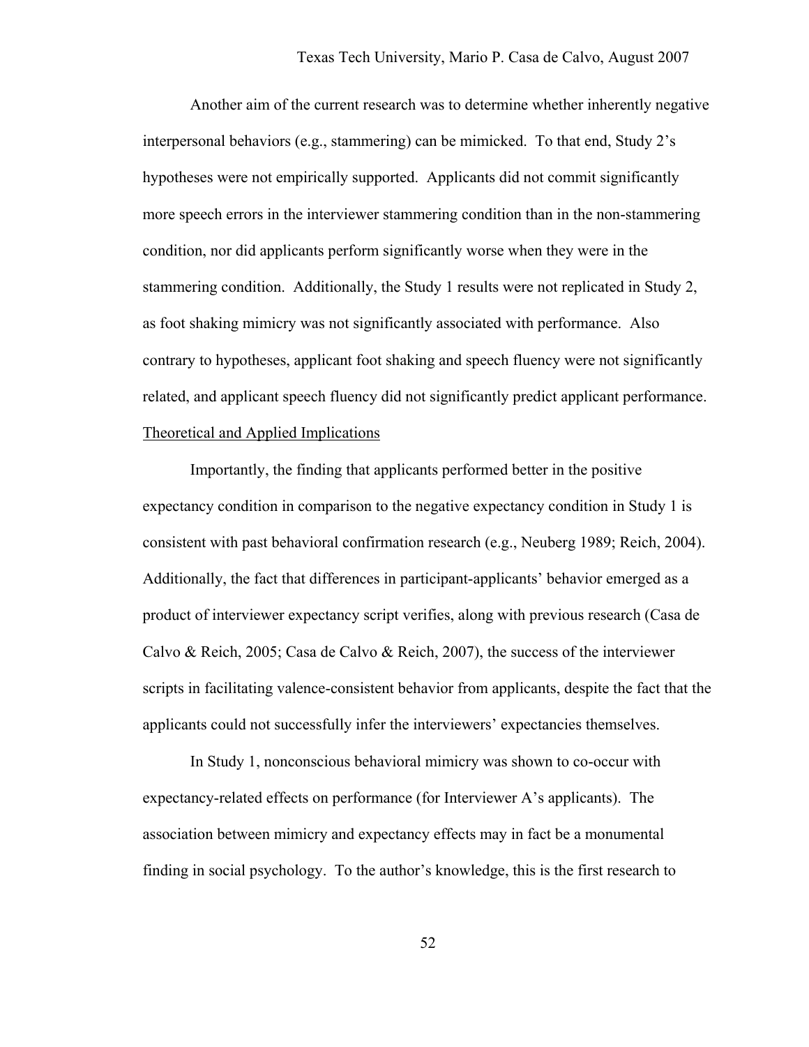Another aim of the current research was to determine whether inherently negative interpersonal behaviors (e.g., stammering) can be mimicked. To that end, Study 2's hypotheses were not empirically supported. Applicants did not commit significantly more speech errors in the interviewer stammering condition than in the non-stammering condition, nor did applicants perform significantly worse when they were in the stammering condition. Additionally, the Study 1 results were not replicated in Study 2, as foot shaking mimicry was not significantly associated with performance. Also contrary to hypotheses, applicant foot shaking and speech fluency were not significantly related, and applicant speech fluency did not significantly predict applicant performance.

## Theoretical and Applied Implications

Importantly, the finding that applicants performed better in the positive expectancy condition in comparison to the negative expectancy condition in Study 1 is consistent with past behavioral confirmation research (e.g., Neuberg 1989; Reich, 2004). Additionally, the fact that differences in participant-applicants' behavior emerged as a product of interviewer expectancy script verifies, along with previous research (Casa de Calvo & Reich, 2005; Casa de Calvo & Reich, 2007), the success of the interviewer scripts in facilitating valence-consistent behavior from applicants, despite the fact that the applicants could not successfully infer the interviewers' expectancies themselves.

In Study 1, nonconscious behavioral mimicry was shown to co-occur with expectancy-related effects on performance (for Interviewer A's applicants). The association between mimicry and expectancy effects may in fact be a monumental finding in social psychology. To the author's knowledge, this is the first research to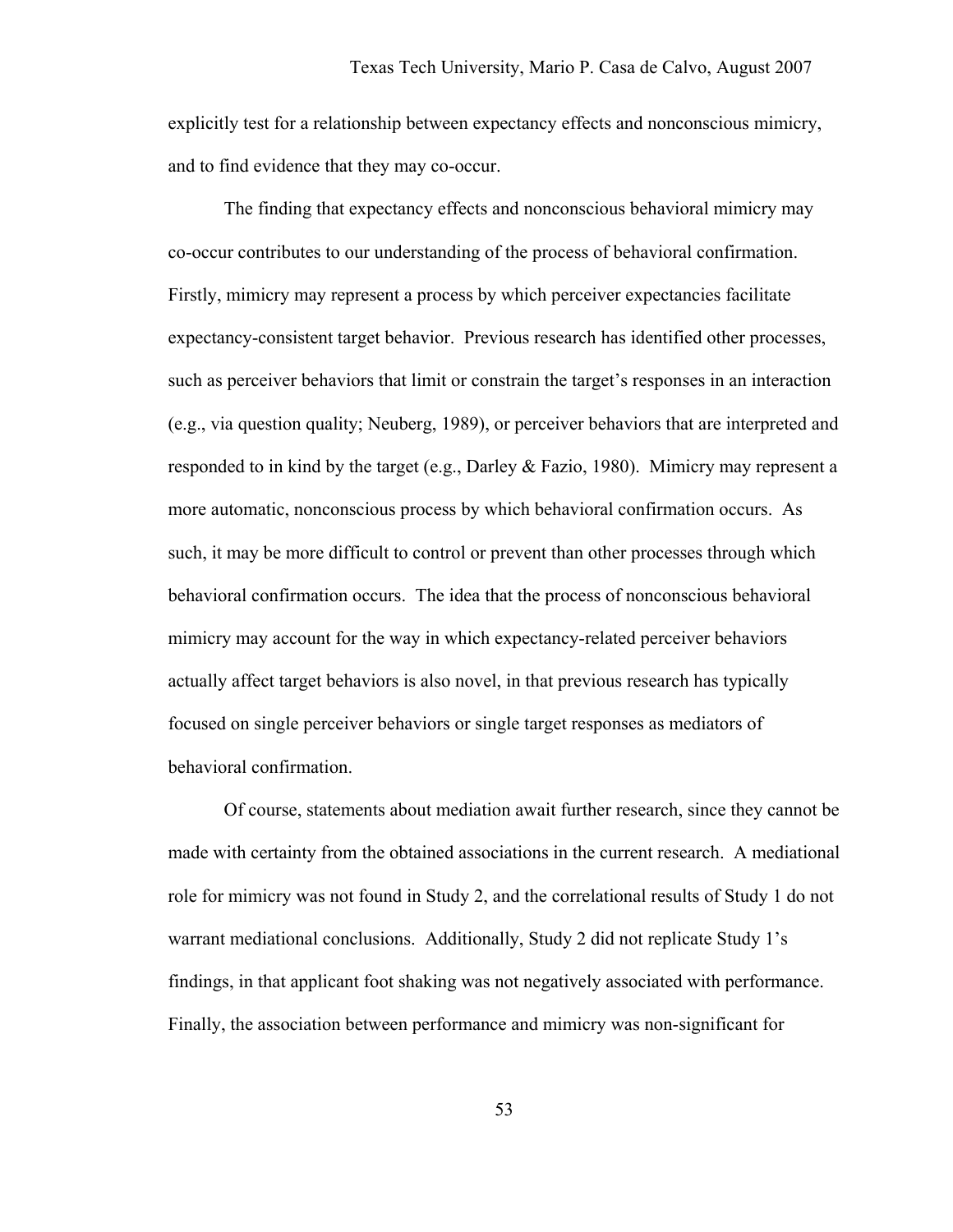explicitly test for a relationship between expectancy effects and nonconscious mimicry, and to find evidence that they may co-occur.

The finding that expectancy effects and nonconscious behavioral mimicry may co-occur contributes to our understanding of the process of behavioral confirmation. Firstly, mimicry may represent a process by which perceiver expectancies facilitate expectancy-consistent target behavior. Previous research has identified other processes, such as perceiver behaviors that limit or constrain the target's responses in an interaction (e.g., via question quality; Neuberg, 1989), or perceiver behaviors that are interpreted and responded to in kind by the target (e.g., Darley & Fazio, 1980). Mimicry may represent a more automatic, nonconscious process by which behavioral confirmation occurs. As such, it may be more difficult to control or prevent than other processes through which behavioral confirmation occurs. The idea that the process of nonconscious behavioral mimicry may account for the way in which expectancy-related perceiver behaviors actually affect target behaviors is also novel, in that previous research has typically focused on single perceiver behaviors or single target responses as mediators of behavioral confirmation.

Of course, statements about mediation await further research, since they cannot be made with certainty from the obtained associations in the current research. A mediational role for mimicry was not found in Study 2, and the correlational results of Study 1 do not warrant mediational conclusions. Additionally, Study 2 did not replicate Study 1's findings, in that applicant foot shaking was not negatively associated with performance. Finally, the association between performance and mimicry was non-significant for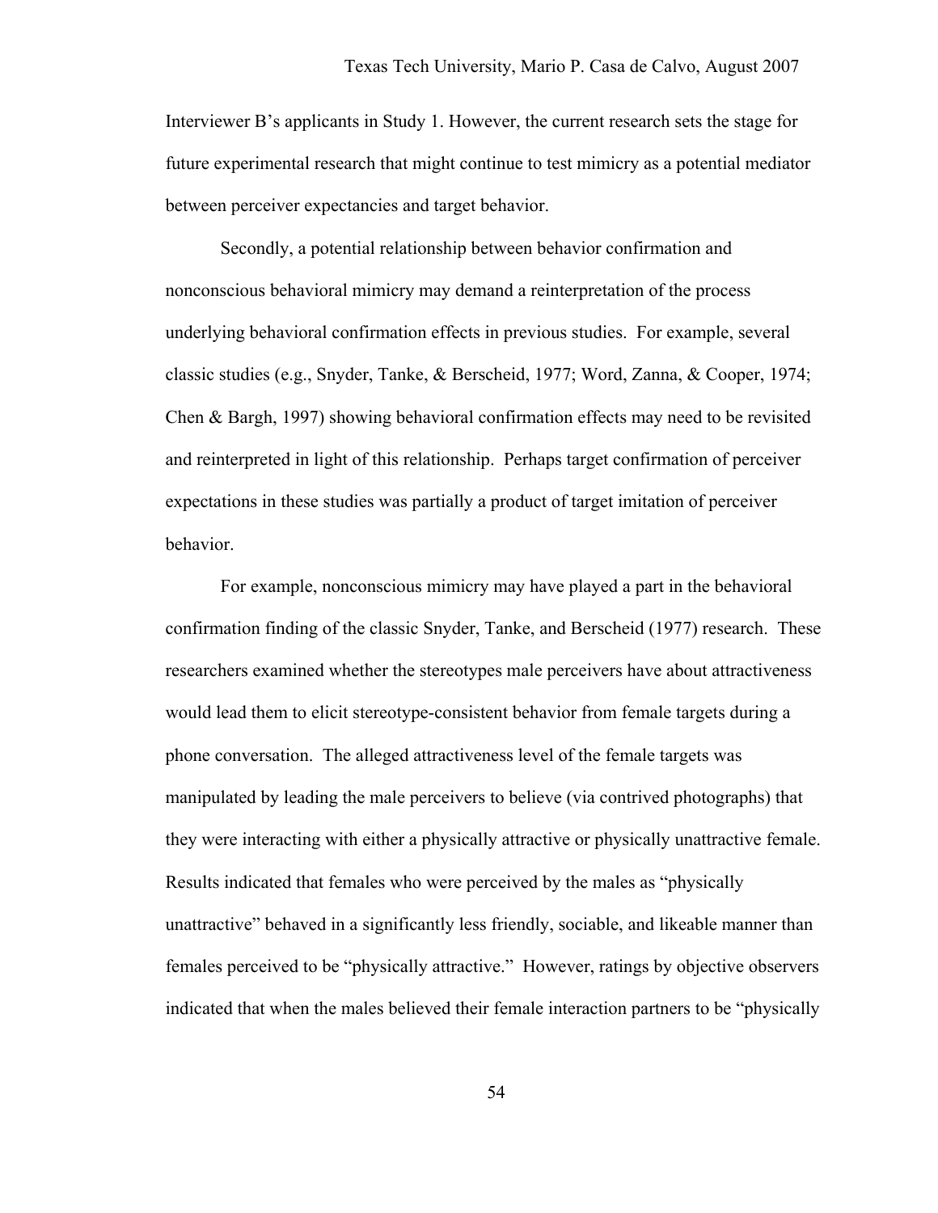Interviewer B's applicants in Study 1. However, the current research sets the stage for future experimental research that might continue to test mimicry as a potential mediator between perceiver expectancies and target behavior.

Secondly, a potential relationship between behavior confirmation and nonconscious behavioral mimicry may demand a reinterpretation of the process underlying behavioral confirmation effects in previous studies. For example, several classic studies (e.g., Snyder, Tanke, & Berscheid, 1977; Word, Zanna, & Cooper, 1974; Chen & Bargh, 1997) showing behavioral confirmation effects may need to be revisited and reinterpreted in light of this relationship. Perhaps target confirmation of perceiver expectations in these studies was partially a product of target imitation of perceiver behavior.

For example, nonconscious mimicry may have played a part in the behavioral confirmation finding of the classic Snyder, Tanke, and Berscheid (1977) research. These researchers examined whether the stereotypes male perceivers have about attractiveness would lead them to elicit stereotype-consistent behavior from female targets during a phone conversation. The alleged attractiveness level of the female targets was manipulated by leading the male perceivers to believe (via contrived photographs) that they were interacting with either a physically attractive or physically unattractive female. Results indicated that females who were perceived by the males as "physically unattractive" behaved in a significantly less friendly, sociable, and likeable manner than females perceived to be "physically attractive." However, ratings by objective observers indicated that when the males believed their female interaction partners to be "physically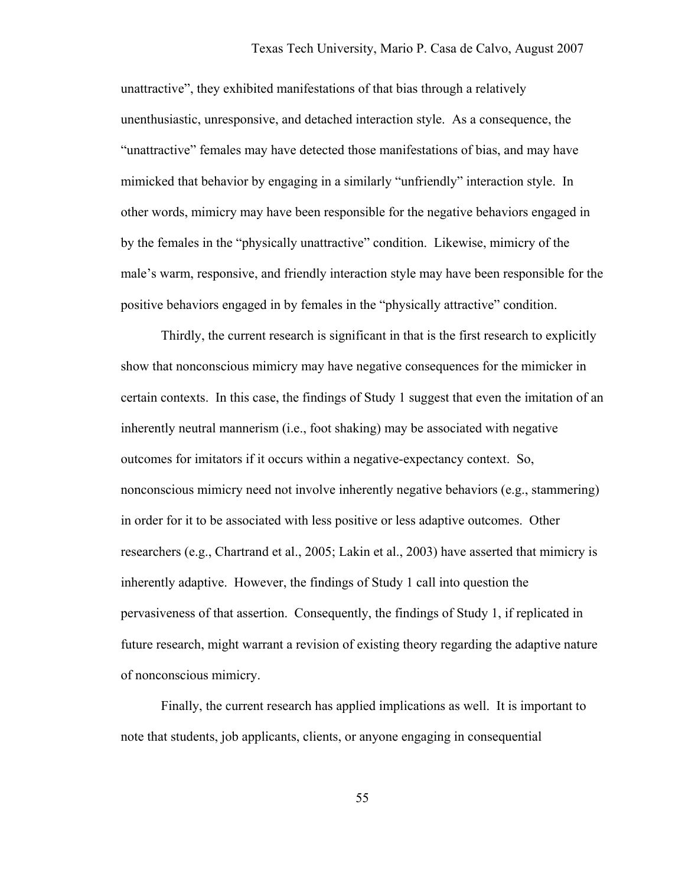unattractive", they exhibited manifestations of that bias through a relatively unenthusiastic, unresponsive, and detached interaction style. As a consequence, the "unattractive" females may have detected those manifestations of bias, and may have mimicked that behavior by engaging in a similarly "unfriendly" interaction style. In other words, mimicry may have been responsible for the negative behaviors engaged in by the females in the "physically unattractive" condition. Likewise, mimicry of the male's warm, responsive, and friendly interaction style may have been responsible for the positive behaviors engaged in by females in the "physically attractive" condition.

Thirdly, the current research is significant in that is the first research to explicitly show that nonconscious mimicry may have negative consequences for the mimicker in certain contexts. In this case, the findings of Study 1 suggest that even the imitation of an inherently neutral mannerism (i.e., foot shaking) may be associated with negative outcomes for imitators if it occurs within a negative-expectancy context. So, nonconscious mimicry need not involve inherently negative behaviors (e.g., stammering) in order for it to be associated with less positive or less adaptive outcomes. Other researchers (e.g., Chartrand et al., 2005; Lakin et al., 2003) have asserted that mimicry is inherently adaptive. However, the findings of Study 1 call into question the pervasiveness of that assertion. Consequently, the findings of Study 1, if replicated in future research, might warrant a revision of existing theory regarding the adaptive nature of nonconscious mimicry.

Finally, the current research has applied implications as well. It is important to note that students, job applicants, clients, or anyone engaging in consequential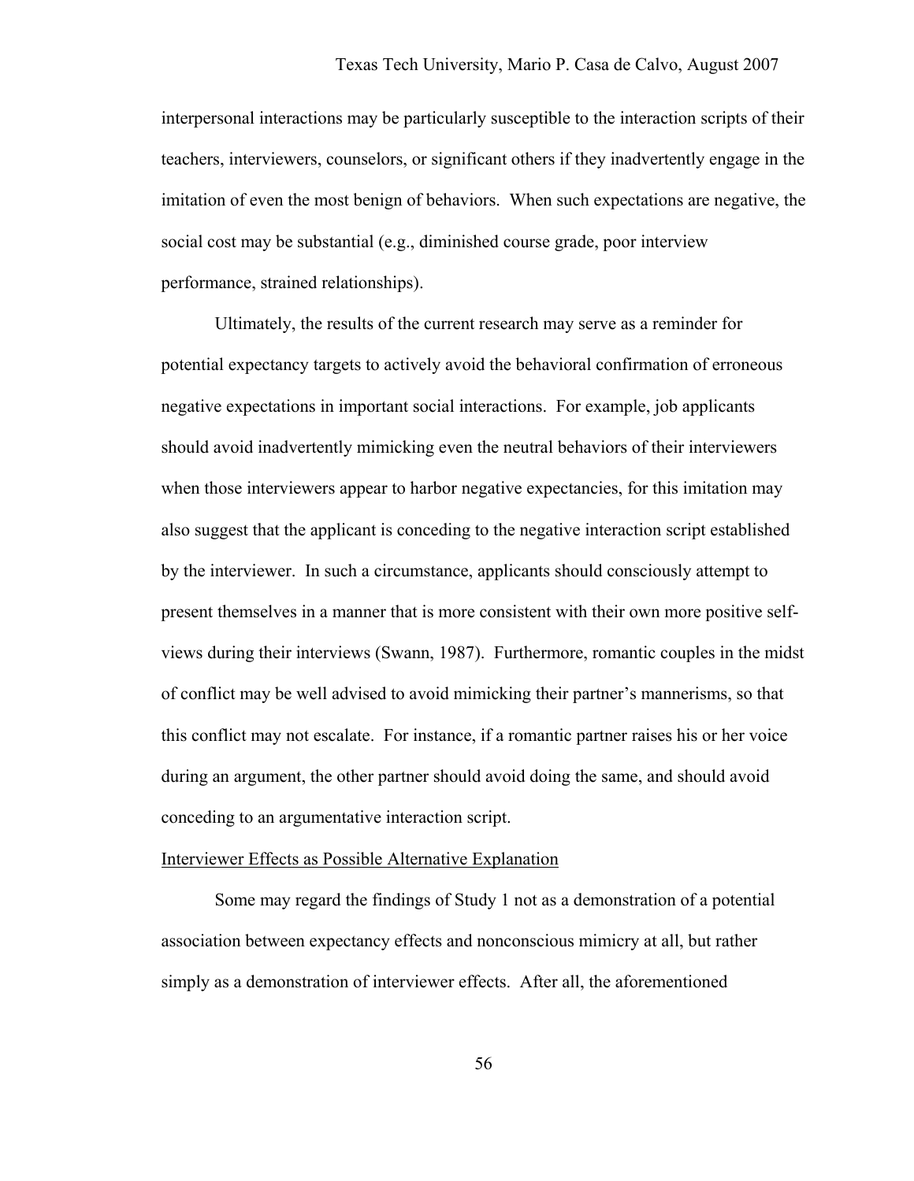interpersonal interactions may be particularly susceptible to the interaction scripts of their teachers, interviewers, counselors, or significant others if they inadvertently engage in the imitation of even the most benign of behaviors. When such expectations are negative, the social cost may be substantial (e.g., diminished course grade, poor interview performance, strained relationships).

Ultimately, the results of the current research may serve as a reminder for potential expectancy targets to actively avoid the behavioral confirmation of erroneous negative expectations in important social interactions. For example, job applicants should avoid inadvertently mimicking even the neutral behaviors of their interviewers when those interviewers appear to harbor negative expectancies, for this imitation may also suggest that the applicant is conceding to the negative interaction script established by the interviewer. In such a circumstance, applicants should consciously attempt to present themselves in a manner that is more consistent with their own more positive self-views during their interviews (Swann, 1987). Furthermore, romantic couples in the midst of conflict may be well advised to avoid mimicking their partner's mannerisms, so that this conflict may not escalate. For instance, if a romantic partner raises his or her voice during an argument, the other partner should avoid doing the same, and should avoid conceding to an argumentative interaction script.

## Interviewer Effects as Possible Alternative Explanation

Some may regard the findings of Study 1 not as a demonstration of a potential association between expectancy effects and nonconscious mimicry at all, but rather simply as a demonstration of interviewer effects. After all, the aforementioned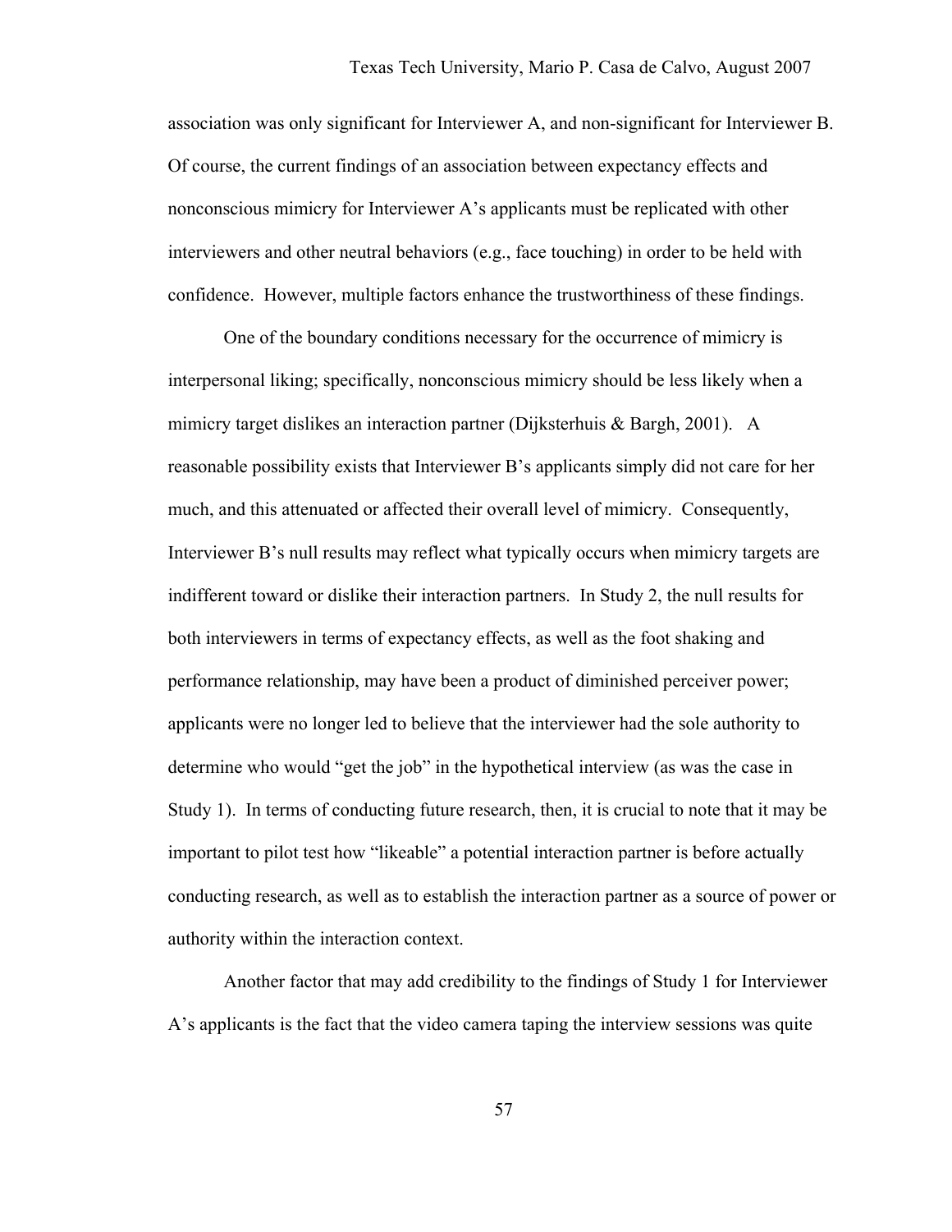association was only significant for Interviewer A, and non-significant for Interviewer B. Of course, the current findings of an association between expectancy effects and nonconscious mimicry for Interviewer A's applicants must be replicated with other interviewers and other neutral behaviors (e.g., face touching) in order to be held with confidence. However, multiple factors enhance the trustworthiness of these findings.

One of the boundary conditions necessary for the occurrence of mimicry is interpersonal liking; specifically, nonconscious mimicry should be less likely when a mimicry target dislikes an interaction partner (Dijksterhuis & Bargh, 2001). A reasonable possibility exists that Interviewer B's applicants simply did not care for her much, and this attenuated or affected their overall level of mimicry. Consequently, Interviewer B's null results may reflect what typically occurs when mimicry targets are indifferent toward or dislike their interaction partners. In Study 2, the null results for both interviewers in terms of expectancy effects, as well as the foot shaking and performance relationship, may have been a product of diminished perceiver power; applicants were no longer led to believe that the interviewer had the sole authority to determine who would "get the job" in the hypothetical interview (as was the case in Study 1). In terms of conducting future research, then, it is crucial to note that it may be important to pilot test how "likeable" a potential interaction partner is before actually conducting research, as well as to establish the interaction partner as a source of power or authority within the interaction context.

Another factor that may add credibility to the findings of Study 1 for Interviewer A's applicants is the fact that the video camera taping the interview sessions was quite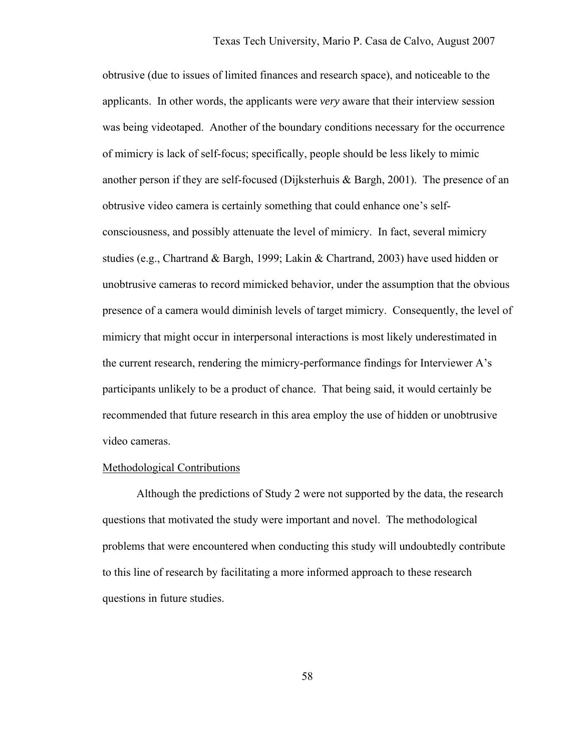obtrusive (due to issues of limited finances and research space), and noticeable to the applicants. In other words, the applicants were *very* aware that their interview session was being videotaped. Another of the boundary conditions necessary for the occurrence of mimicry is lack of self-focus; specifically, people should be less likely to mimic another person if they are self-focused (Dijksterhuis & Bargh, 2001). The presence of an obtrusive video camera is certainly something that could enhance one's self-consciousness, and possibly attenuate the level of mimicry. In fact, several mimicry studies (e.g., Chartrand & Bargh, 1999; Lakin & Chartrand, 2003) have used hidden or unobtrusive cameras to record mimicked behavior, under the assumption that the obvious presence of a camera would diminish levels of target mimicry. Consequently, the level of mimicry that might occur in interpersonal interactions is most likely underestimated in the current research, rendering the mimicry-performance findings for Interviewer A's participants unlikely to be a product of chance. That being said, it would certainly be recommended that future research in this area employ the use of hidden or unobtrusive video cameras.

<u>Methodological Contributions</u>

Although the predictions of Study 2 were not supported by the data, the research questions that motivated the study were important and novel. The methodological problems that were encountered when conducting this study will undoubtedly contribute to this line of research by facilitating a more informed approach to these research questions in future studies.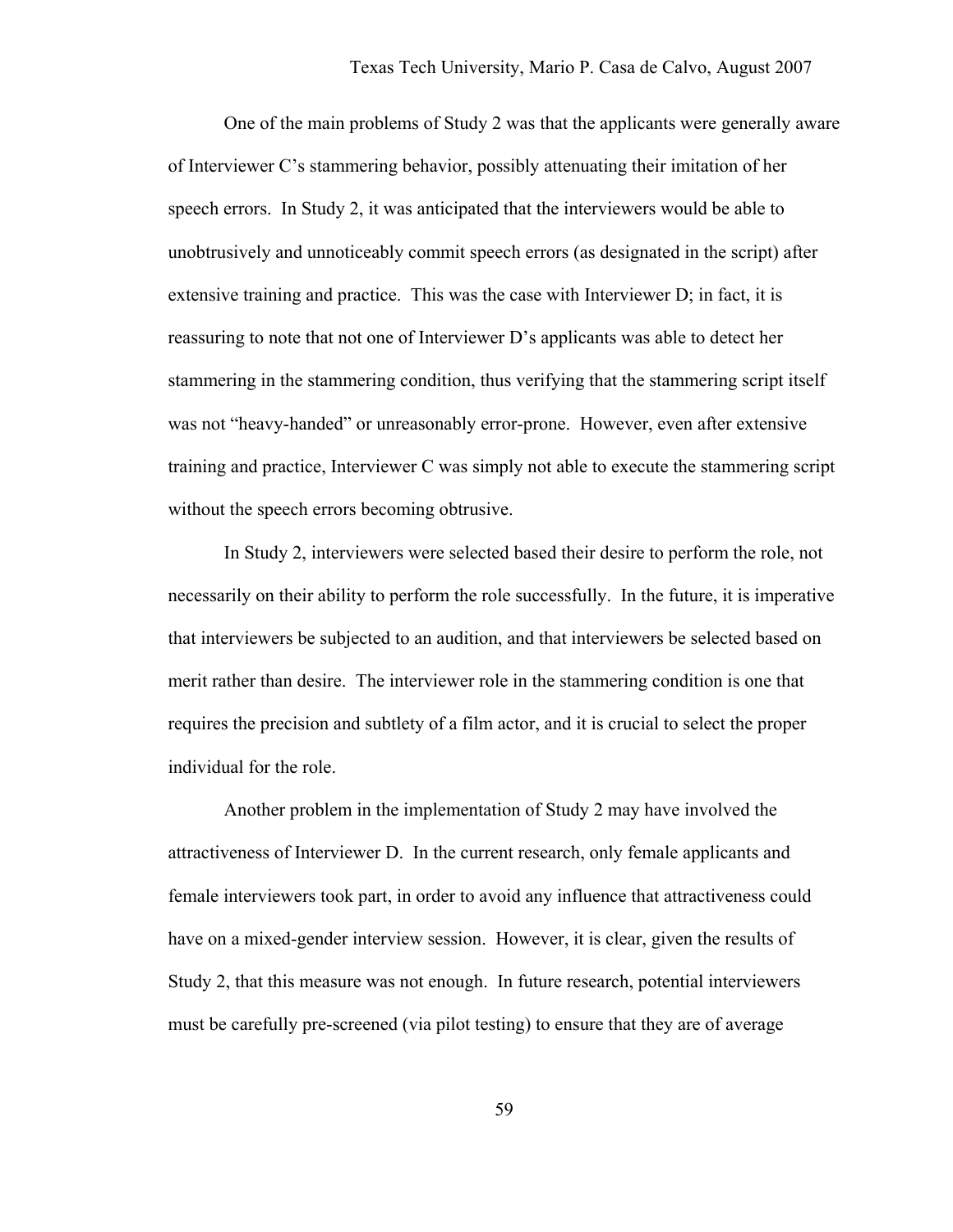One of the main problems of Study 2 was that the applicants were generally aware of Interviewer C's stammering behavior, possibly attenuating their imitation of her speech errors. In Study 2, it was anticipated that the interviewers would be able to unobtrusively and unnoticeably commit speech errors (as designated in the script) after extensive training and practice. This was the case with Interviewer D; in fact, it is reassuring to note that not one of Interviewer D's applicants was able to detect her stammering in the stammering condition, thus verifying that the stammering script itself was not "heavy-handed" or unreasonably error-prone. However, even after extensive training and practice, Interviewer C was simply not able to execute the stammering script without the speech errors becoming obtrusive.

In Study 2, interviewers were selected based their desire to perform the role, not necessarily on their ability to perform the role successfully. In the future, it is imperative that interviewers be subjected to an audition, and that interviewers be selected based on merit rather than desire. The interviewer role in the stammering condition is one that requires the precision and subtlety of a film actor, and it is crucial to select the proper individual for the role.

Another problem in the implementation of Study 2 may have involved the attractiveness of Interviewer D. In the current research, only female applicants and female interviewers took part, in order to avoid any influence that attractiveness could have on a mixed-gender interview session. However, it is clear, given the results of Study 2, that this measure was not enough. In future research, potential interviewers must be carefully pre-screened (via pilot testing) to ensure that they are of average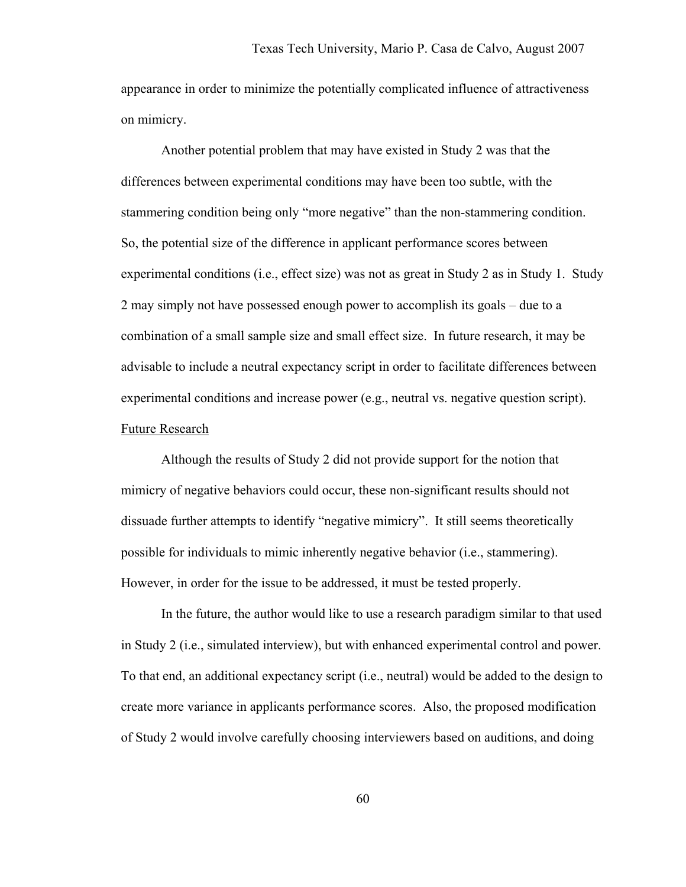appearance in order to minimize the potentially complicated influence of attractiveness on mimicry.

Another potential problem that may have existed in Study 2 was that the differences between experimental conditions may have been too subtle, with the stammering condition being only "more negative" than the non-stammering condition. So, the potential size of the difference in applicant performance scores between experimental conditions (i.e., effect size) was not as great in Study 2 as in Study 1. Study 2 may simply not have possessed enough power to accomplish its goals – due to a combination of a small sample size and small effect size. In future research, it may be advisable to include a neutral expectancy script in order to facilitate differences between experimental conditions and increase power (e.g., neutral vs. negative question script).

### Future Research

Although the results of Study 2 did not provide support for the notion that mimicry of negative behaviors could occur, these non-significant results should not dissuade further attempts to identify "negative mimicry". It still seems theoretically possible for individuals to mimic inherently negative behavior (i.e., stammering). However, in order for the issue to be addressed, it must be tested properly.

In the future, the author would like to use a research paradigm similar to that used in Study 2 (i.e., simulated interview), but with enhanced experimental control and power. To that end, an additional expectancy script (i.e., neutral) would be added to the design to create more variance in applicants performance scores. Also, the proposed modification of Study 2 would involve carefully choosing interviewers based on auditions, and doing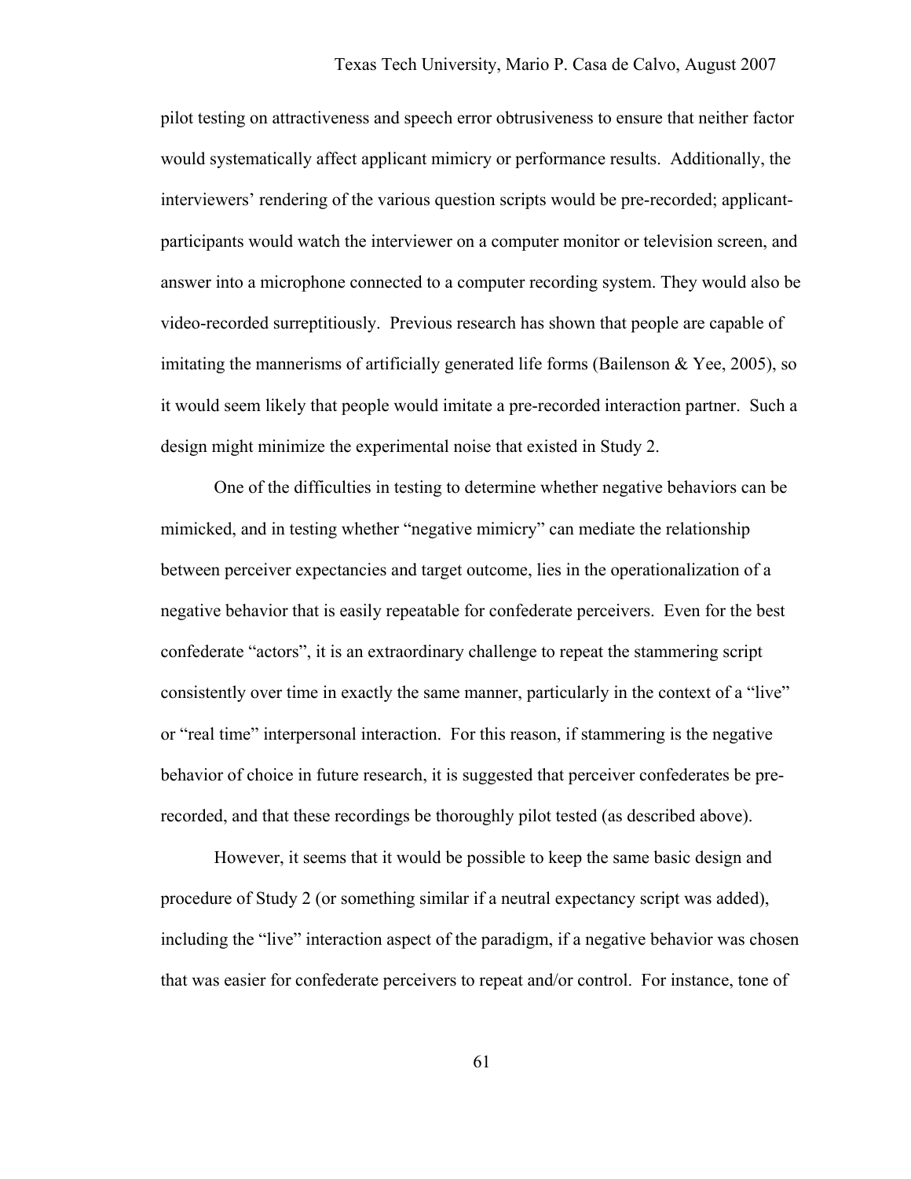pilot testing on attractiveness and speech error obtrusiveness to ensure that neither factor would systematically affect applicant mimicry or performance results. Additionally, the interviewers' rendering of the various question scripts would be pre-recorded; applicant-participants would watch the interviewer on a computer monitor or television screen, and answer into a microphone connected to a computer recording system. They would also be video-recorded surreptitiously. Previous research has shown that people are capable of imitating the mannerisms of artificially generated life forms (Bailenson & Yee, 2005), so it would seem likely that people would imitate a pre-recorded interaction partner. Such a design might minimize the experimental noise that existed in Study 2.

One of the difficulties in testing to determine whether negative behaviors can be mimicked, and in testing whether "negative mimicry" can mediate the relationship between perceiver expectancies and target outcome, lies in the operationalization of a negative behavior that is easily repeatable for confederate perceivers. Even for the best confederate "actors", it is an extraordinary challenge to repeat the stammering script consistently over time in exactly the same manner, particularly in the context of a "live" or "real time" interpersonal interaction. For this reason, if stammering is the negative behavior of choice in future research, it is suggested that perceiver confederates be pre-recorded, and that these recordings be thoroughly pilot tested (as described above).

However, it seems that it would be possible to keep the same basic design and procedure of Study 2 (or something similar if a neutral expectancy script was added), including the "live" interaction aspect of the paradigm, if a negative behavior was chosen that was easier for confederate perceivers to repeat and/or control. For instance, tone of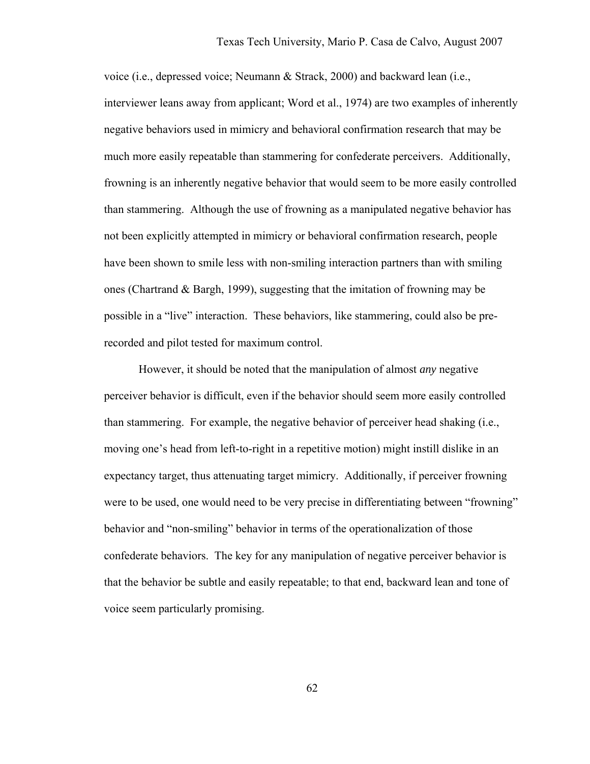voice (i.e., depressed voice; Neumann & Strack, 2000) and backward lean (i.e., interviewer leans away from applicant; Word et al., 1974) are two examples of inherently negative behaviors used in mimicry and behavioral confirmation research that may be much more easily repeatable than stammering for confederate perceivers. Additionally, frowning is an inherently negative behavior that would seem to be more easily controlled than stammering. Although the use of frowning as a manipulated negative behavior has not been explicitly attempted in mimicry or behavioral confirmation research, people have been shown to smile less with non-smiling interaction partners than with smiling ones (Chartrand & Bargh, 1999), suggesting that the imitation of frowning may be possible in a "live" interaction. These behaviors, like stammering, could also be pre-recorded and pilot tested for maximum control.

However, it should be noted that the manipulation of almost *any* negative perceiver behavior is difficult, even if the behavior should seem more easily controlled than stammering. For example, the negative behavior of perceiver head shaking (i.e., moving one's head from left-to-right in a repetitive motion) might instill dislike in an expectancy target, thus attenuating target mimicry. Additionally, if perceiver frowning were to be used, one would need to be very precise in differentiating between "frowning" behavior and "non-smiling" behavior in terms of the operationalization of those confederate behaviors. The key for any manipulation of negative perceiver behavior is that the behavior be subtle and easily repeatable; to that end, backward lean and tone of voice seem particularly promising.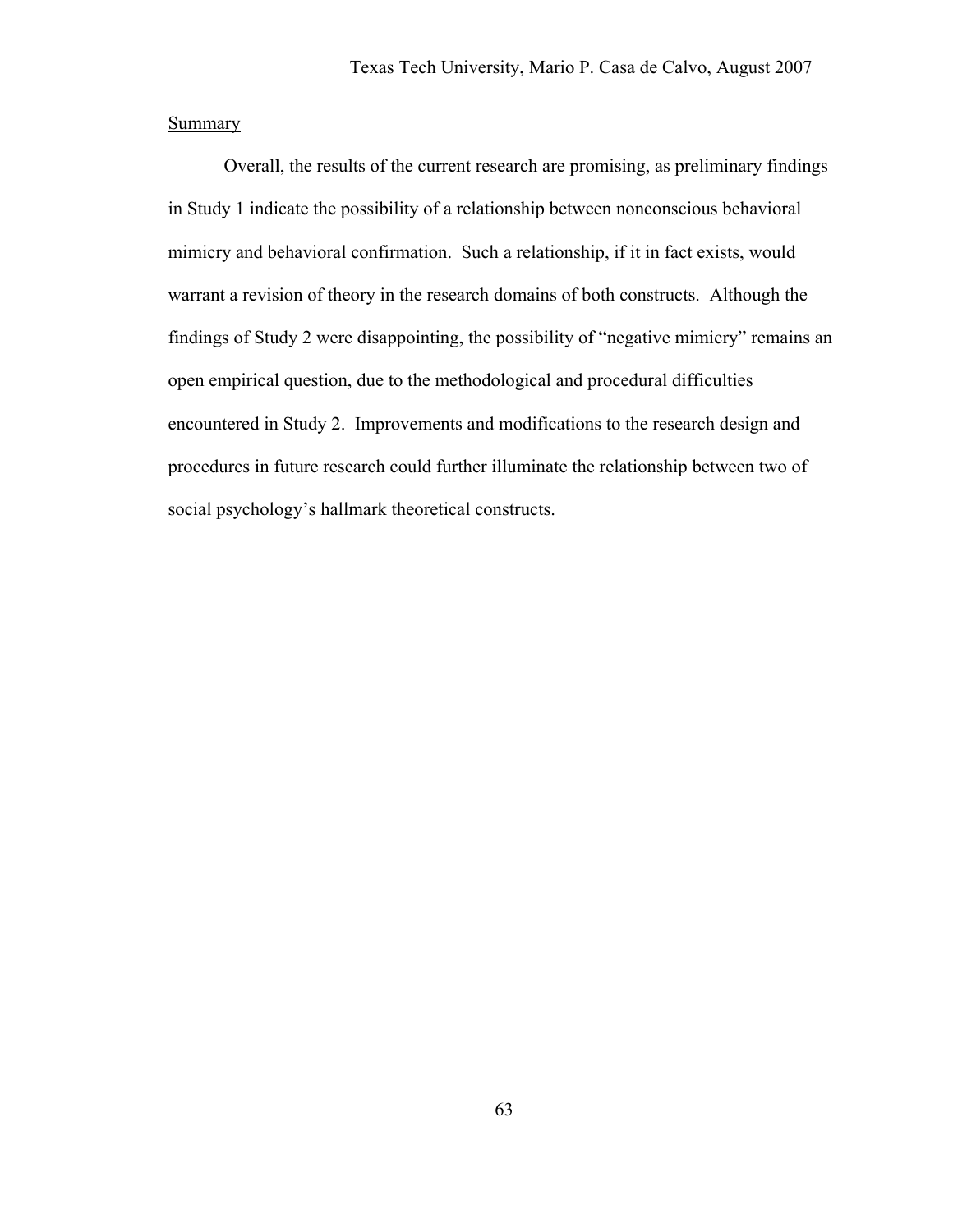Summary

Overall, the results of the current research are promising, as preliminary findings in Study 1 indicate the possibility of a relationship between nonconscious behavioral mimicry and behavioral confirmation. Such a relationship, if it in fact exists, would warrant a revision of theory in the research domains of both constructs. Although the findings of Study 2 were disappointing, the possibility of "negative mimicry" remains an open empirical question, due to the methodological and procedural difficulties encountered in Study 2. Improvements and modifications to the research design and procedures in future research could further illuminate the relationship between two of social psychology's hallmark theoretical constructs.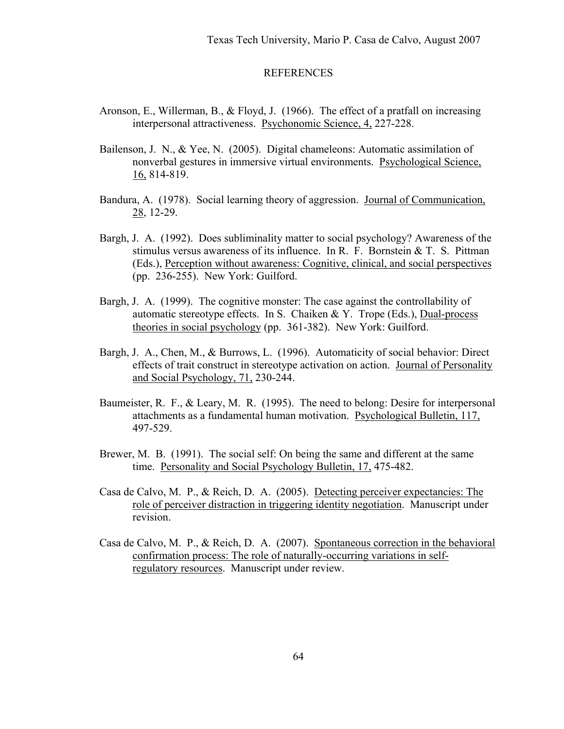# REFERENCES

Aronson, E., Willerman, B., & Floyd, J. (1966). The effect of a pratfall on increasing interpersonal attractiveness. Psychonomic Science, 4, 227-228.

Bailenson, J. N., & Yee, N. (2005). Digital chameleons: Automatic assimilation of nonverbal gestures in immersive virtual environments. Psychological Science, 16, 814-819.

Bandura, A. (1978). Social learning theory of aggression. Journal of Communication, 28, 12-29.

Bargh, J. A. (1992). Does subliminality matter to social psychology? Awareness of the stimulus versus awareness of its influence. In R. F. Bornstein & T. S. Pittman (Eds.), Perception without awareness: Cognitive, clinical, and social perspectives (pp. 236-255). New York: Guilford.

Bargh, J. A. (1999). The cognitive monster: The case against the controllability of automatic stereotype effects. In S. Chaiken & Y. Trope (Eds.), Dual-process theories in social psychology (pp. 361-382). New York: Guilford.

Bargh, J. A., Chen, M., & Burrows, L. (1996). Automaticity of social behavior: Direct effects of trait construct in stereotype activation on action. Journal of Personality and Social Psychology, 71, 230-244.

Baumeister, R. F., & Leary, M. R. (1995). The need to belong: Desire for interpersonal attachments as a fundamental human motivation. Psychological Bulletin, 117, 497-529.

Brewer, M. B. (1991). The social self: On being the same and different at the same time. Personality and Social Psychology Bulletin, 17, 475-482.

Casa de Calvo, M. P., & Reich, D. A. (2005). Detecting perceiver expectancies: The role of perceiver distraction in triggering identity negotiation. Manuscript under revision.

Casa de Calvo, M. P., & Reich, D. A. (2007). Spontaneous correction in the behavioral confirmation process: The role of naturally-occurring variations in self-regulatory resources. Manuscript under review.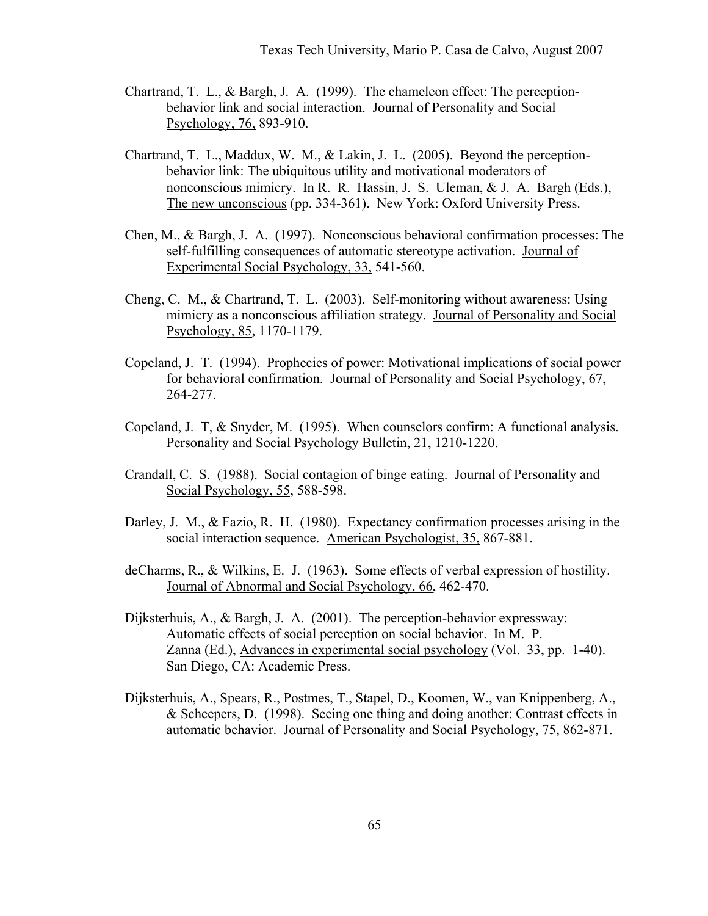Chartrand, T. L., & Bargh, J. A. (1999). The chameleon effect: The perception-behavior link and social interaction. Journal of Personality and Social Psychology, 76, 893-910.

Chartrand, T. L., Maddux, W. M., & Lakin, J. L. (2005). Beyond the perception-behavior link: The ubiquitous utility and motivational moderators of nonconscious mimicry. In R. R. Hassin, J. S. Uleman, & J. A. Bargh (Eds.), The new unconscious (pp. 334-361). New York: Oxford University Press.

Chen, M., & Bargh, J. A. (1997). Nonconscious behavioral confirmation processes: The self-fulfilling consequences of automatic stereotype activation. Journal of Experimental Social Psychology, 33, 541-560.

Cheng, C. M., & Chartrand, T. L. (2003). Self-monitoring without awareness: Using mimicry as a nonconscious affiliation strategy. Journal of Personality and Social Psychology, 85, 1170-1179.

Copeland, J. T. (1994). Prophecies of power: Motivational implications of social power for behavioral confirmation. Journal of Personality and Social Psychology, 67, 264-277.

Copeland, J. T, & Snyder, M. (1995). When counselors confirm: A functional analysis. Personality and Social Psychology Bulletin, 21, 1210-1220.

Crandall, C. S. (1988). Social contagion of binge eating. Journal of Personality and Social Psychology, 55, 588-598.

Darley, J. M., & Fazio, R. H. (1980). Expectancy confirmation processes arising in the social interaction sequence. American Psychologist, 35, 867-881.

deCharms, R., & Wilkins, E. J. (1963). Some effects of verbal expression of hostility. Journal of Abnormal and Social Psychology, 66, 462-470.

Dijksterhuis, A., & Bargh, J. A. (2001). The perception-behavior expressway: Automatic effects of social perception on social behavior. In M. P. Zanna (Ed.), Advances in experimental social psychology (Vol. 33, pp. 1-40). San Diego, CA: Academic Press.

Dijksterhuis, A., Spears, R., Postmes, T., Stapel, D., Koomen, W., van Knippenberg, A., & Scheepers, D. (1998). Seeing one thing and doing another: Contrast effects in automatic behavior. Journal of Personality and Social Psychology, 75, 862-871.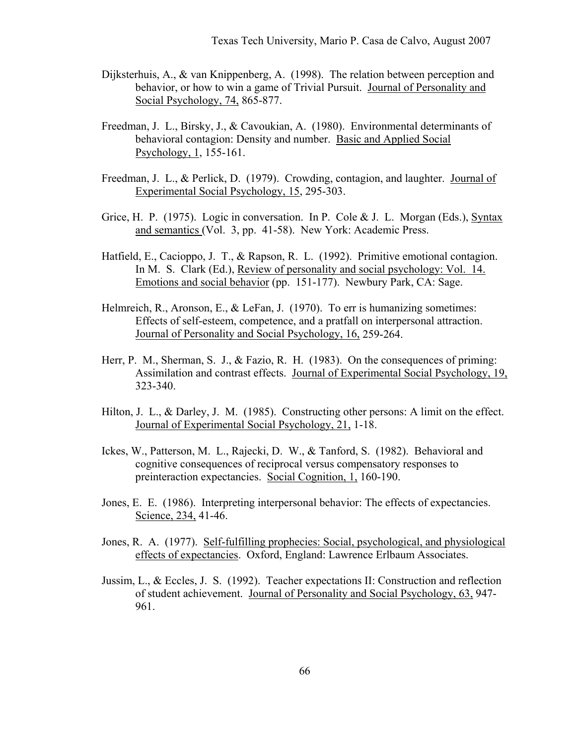Dijksterhuis, A., & van Knippenberg, A. (1998). The relation between perception and behavior, or how to win a game of Trivial Pursuit. Journal of Personality and Social Psychology, 74, 865-877.

Freedman, J. L., Birsky, J., & Cavoukian, A. (1980). Environmental determinants of behavioral contagion: Density and number. Basic and Applied Social Psychology, 1, 155-161.

Freedman, J. L., & Perlick, D. (1979). Crowding, contagion, and laughter. Journal of Experimental Social Psychology, 15, 295-303.

Grice, H. P. (1975). Logic in conversation. In P. Cole & J. L. Morgan (Eds.), Syntax and semantics (Vol. 3, pp. 41-58). New York: Academic Press.

Hatfield, E., Cacioppo, J. T., & Rapson, R. L. (1992). Primitive emotional contagion. In M. S. Clark (Ed.), Review of personality and social psychology: Vol. 14. Emotions and social behavior (pp. 151-177). Newbury Park, CA: Sage.

Helmreich, R., Aronson, E., & LeFan, J. (1970). To err is humanizing sometimes: Effects of self-esteem, competence, and a pratfall on interpersonal attraction. Journal of Personality and Social Psychology, 16, 259-264.

Herr, P. M., Sherman, S. J., & Fazio, R. H. (1983). On the consequences of priming: Assimilation and contrast effects. Journal of Experimental Social Psychology, 19, 323-340.

Hilton, J. L., & Darley, J. M. (1985). Constructing other persons: A limit on the effect. Journal of Experimental Social Psychology, 21, 1-18.

Ickes, W., Patterson, M. L., Rajecki, D. W., & Tanford, S. (1982). Behavioral and cognitive consequences of reciprocal versus compensatory responses to preinteraction expectancies. Social Cognition, 1, 160-190.

Jones, E. E. (1986). Interpreting interpersonal behavior: The effects of expectancies. Science, 234, 41-46.

Jones, R. A. (1977). Self-fulfilling prophecies: Social, psychological, and physiological effects of expectancies. Oxford, England: Lawrence Erlbaum Associates.

Jussim, L., & Eccles, J. S. (1992). Teacher expectations II: Construction and reflection of student achievement. Journal of Personality and Social Psychology, 63, 947-961.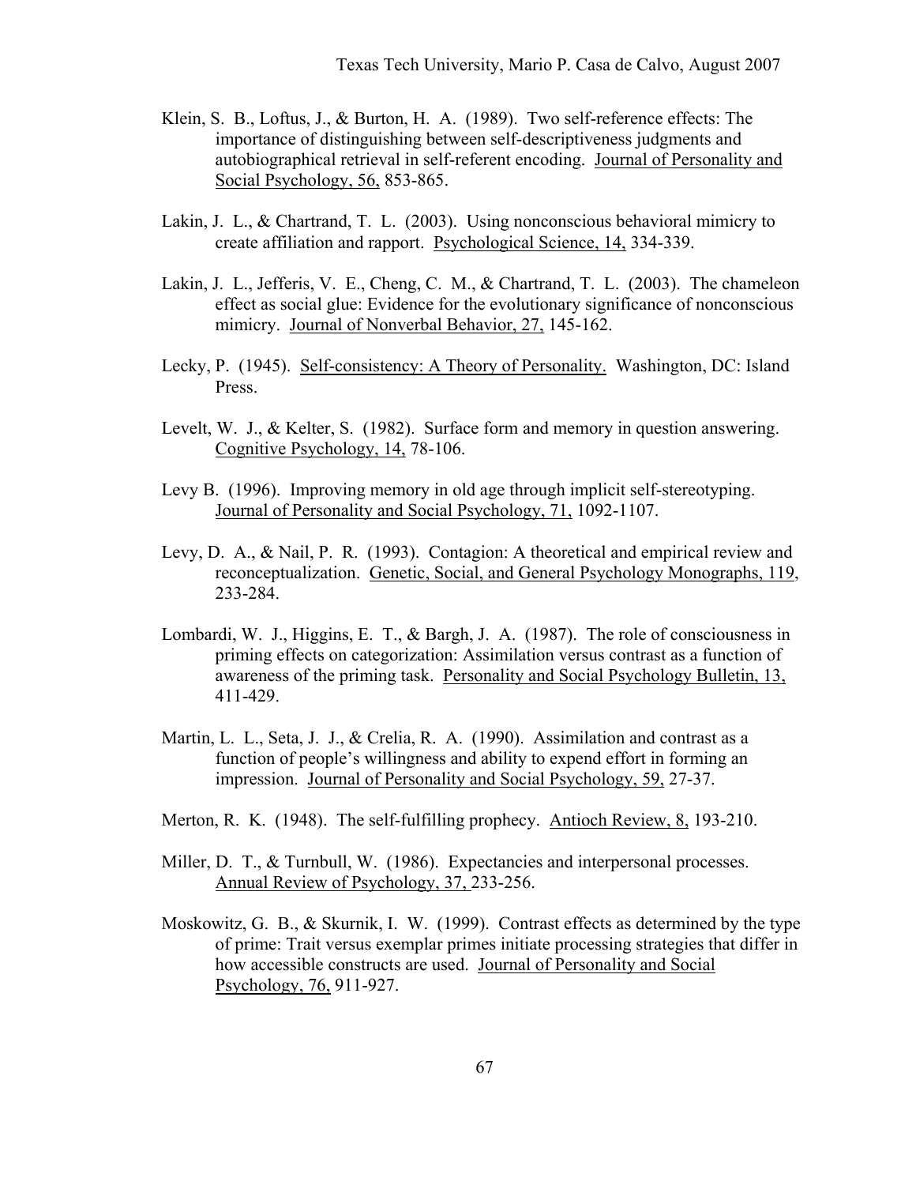Klein, S. B., Loftus, J., & Burton, H. A. (1989). Two self-reference effects: The importance of distinguishing between self-descriptiveness judgments and autobiographical retrieval in self-referent encoding. Journal of Personality and Social Psychology, 56, 853-865.

Lakin, J. L., & Chartrand, T. L. (2003). Using nonconscious behavioral mimicry to create affiliation and rapport. Psychological Science, 14, 334-339.

Lakin, J. L., Jefferis, V. E., Cheng, C. M., & Chartrand, T. L. (2003). The chameleon effect as social glue: Evidence for the evolutionary significance of nonconscious mimicry. Journal of Nonverbal Behavior, 27, 145-162.

Lecky, P. (1945). Self-consistency: A Theory of Personality. Washington, DC: Island Press.

Levelt, W. J., & Kelter, S. (1982). Surface form and memory in question answering. Cognitive Psychology, 14, 78-106.

Levy B. (1996). Improving memory in old age through implicit self-stereotyping. Journal of Personality and Social Psychology, 71, 1092-1107.

Levy, D. A., & Nail, P. R. (1993). Contagion: A theoretical and empirical review and reconceptualization. Genetic, Social, and General Psychology Monographs, 119, 233-284.

Lombardi, W. J., Higgins, E. T., & Bargh, J. A. (1987). The role of consciousness in priming effects on categorization: Assimilation versus contrast as a function of awareness of the priming task. Personality and Social Psychology Bulletin, 13, 411-429.

Martin, L. L., Seta, J. J., & Crelia, R. A. (1990). Assimilation and contrast as a function of people's willingness and ability to expend effort in forming an impression. Journal of Personality and Social Psychology, 59, 27-37.

Merton, R. K. (1948). The self-fulfilling prophecy. Antioch Review, 8, 193-210.

Miller, D. T., & Turnbull, W. (1986). Expectancies and interpersonal processes. Annual Review of Psychology, 37, 233-256.

Moskowitz, G. B., & Skurnik, I. W. (1999). Contrast effects as determined by the type of prime: Trait versus exemplar primes initiate processing strategies that differ in how accessible constructs are used. Journal of Personality and Social Psychology, 76, 911-927.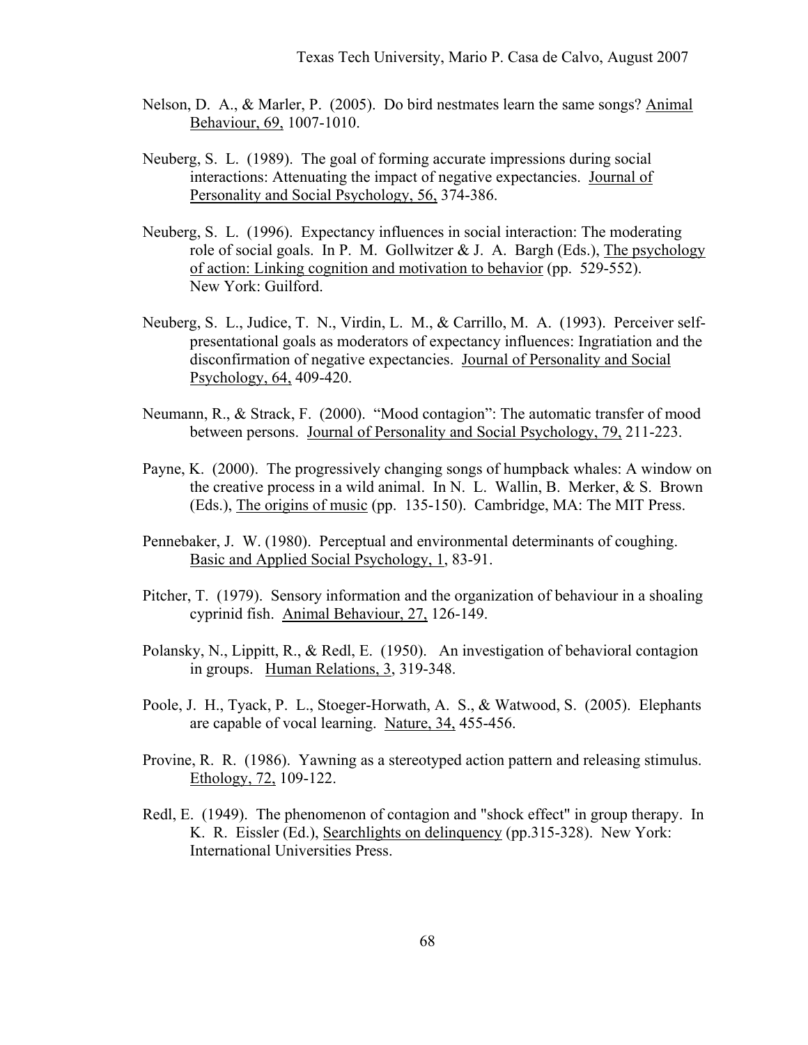Nelson, D. A., & Marler, P. (2005). Do bird nestmates learn the same songs? Animal Behaviour, 69, 1007-1010.

Neuberg, S. L. (1989). The goal of forming accurate impressions during social interactions: Attenuating the impact of negative expectancies. Journal of Personality and Social Psychology, 56, 374-386.

Neuberg, S. L. (1996). Expectancy influences in social interaction: The moderating role of social goals. In P. M. Gollwitzer & J. A. Bargh (Eds.), The psychology of action: Linking cognition and motivation to behavior (pp. 529-552). New York: Guilford.

Neuberg, S. L., Judice, T. N., Virdin, L. M., & Carrillo, M. A. (1993). Perceiver self-presentational goals as moderators of expectancy influences: Ingratiation and the disconfirmation of negative expectancies. Journal of Personality and Social Psychology, 64, 409-420.

Neumann, R., & Strack, F. (2000). "Mood contagion": The automatic transfer of mood between persons. Journal of Personality and Social Psychology, 79, 211-223.

Payne, K. (2000). The progressively changing songs of humpback whales: A window on the creative process in a wild animal. In N. L. Wallin, B. Merker, & S. Brown (Eds.), The origins of music (pp. 135-150). Cambridge, MA: The MIT Press.

Pennebaker, J. W. (1980). Perceptual and environmental determinants of coughing. Basic and Applied Social Psychology, 1, 83-91.

Pitcher, T. (1979). Sensory information and the organization of behaviour in a shoaling cyprinid fish. Animal Behaviour, 27, 126-149.

Polansky, N., Lippitt, R., & Redl, E. (1950). An investigation of behavioral contagion in groups. Human Relations, 3, 319-348.

Poole, J. H., Tyack, P. L., Stoeger-Horwath, A. S., & Watwood, S. (2005). Elephants are capable of vocal learning. Nature, 34, 455-456.

Provine, R. R. (1986). Yawning as a stereotyped action pattern and releasing stimulus. Ethology, 72, 109-122.

Redl, E. (1949). The phenomenon of contagion and "shock effect" in group therapy. In K. R. Eissler (Ed.), Searchlights on delinquency (pp.315-328). New York: International Universities Press.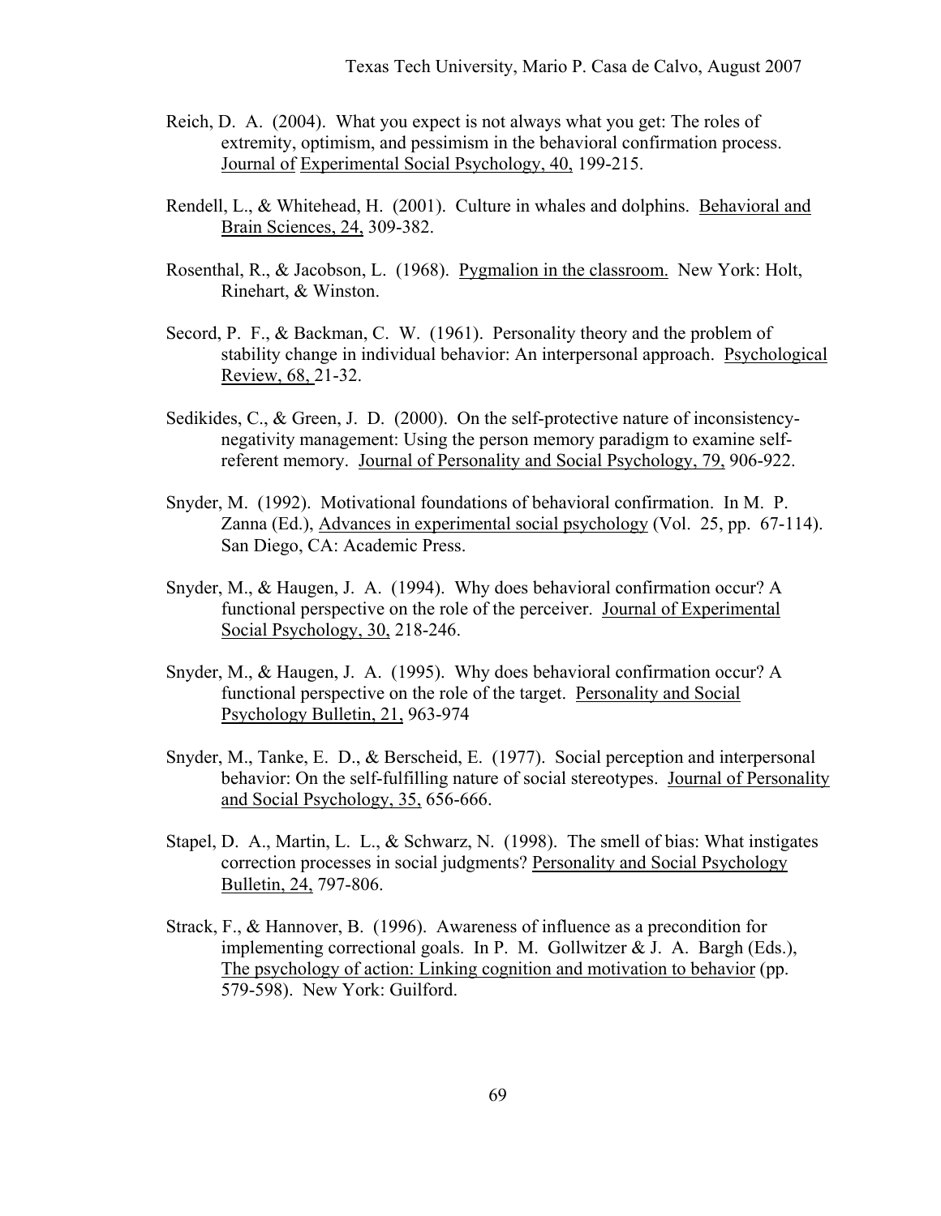Reich, D. A. (2004). What you expect is not always what you get: The roles of extremity, optimism, and pessimism in the behavioral confirmation process. Journal of Experimental Social Psychology, 40, 199-215.

Rendell, L., & Whitehead, H. (2001). Culture in whales and dolphins. Behavioral and Brain Sciences, 24, 309-382.

Rosenthal, R., & Jacobson, L. (1968). Pygmalion in the classroom. New York: Holt, Rinehart, & Winston.

Secord, P. F., & Backman, C. W. (1961). Personality theory and the problem of stability change in individual behavior: An interpersonal approach. Psychological Review, 68, 21-32.

Sedikides, C., & Green, J. D. (2000). On the self-protective nature of inconsistency-negativity management: Using the person memory paradigm to examine self-referent memory. Journal of Personality and Social Psychology, 79, 906-922.

Snyder, M. (1992). Motivational foundations of behavioral confirmation. In M. P. Zanna (Ed.), Advances in experimental social psychology (Vol. 25, pp. 67-114). San Diego, CA: Academic Press.

Snyder, M., & Haugen, J. A. (1994). Why does behavioral confirmation occur? A functional perspective on the role of the perceiver. Journal of Experimental Social Psychology, 30, 218-246.

Snyder, M., & Haugen, J. A. (1995). Why does behavioral confirmation occur? A functional perspective on the role of the target. Personality and Social Psychology Bulletin, 21, 963-974

Snyder, M., Tanke, E. D., & Berscheid, E. (1977). Social perception and interpersonal behavior: On the self-fulfilling nature of social stereotypes. Journal of Personality and Social Psychology, 35, 656-666.

Stapel, D. A., Martin, L. L., & Schwarz, N. (1998). The smell of bias: What instigates correction processes in social judgments? Personality and Social Psychology Bulletin, 24, 797-806.

Strack, F., & Hannover, B. (1996). Awareness of influence as a precondition for implementing correctional goals. In P. M. Gollwitzer & J. A. Bargh (Eds.), The psychology of action: Linking cognition and motivation to behavior (pp. 579-598). New York: Guilford.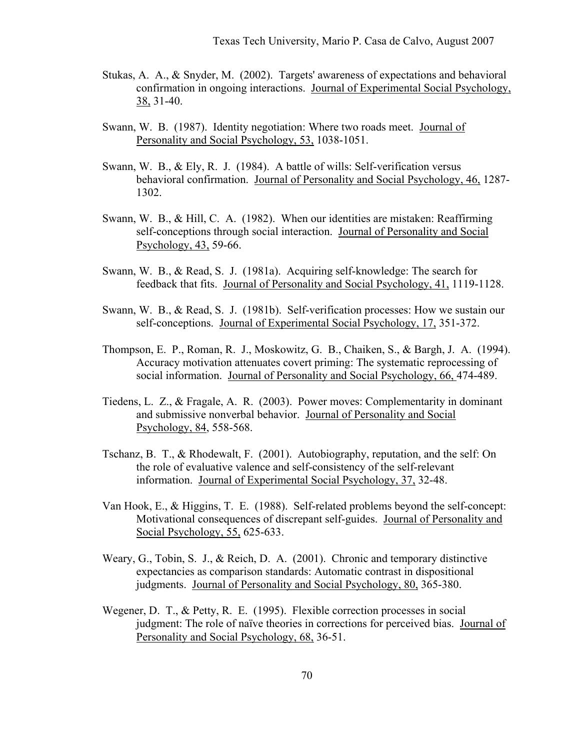Stukas, A. A., & Snyder, M. (2002). Targets' awareness of expectations and behavioral confirmation in ongoing interactions. Journal of Experimental Social Psychology, 38, 31-40.

Swann, W. B. (1987). Identity negotiation: Where two roads meet. Journal of Personality and Social Psychology, 53, 1038-1051.

Swann, W. B., & Ely, R. J. (1984). A battle of wills: Self-verification versus behavioral confirmation. Journal of Personality and Social Psychology, 46, 1287-1302.

Swann, W. B., & Hill, C. A. (1982). When our identities are mistaken: Reaffirming self-conceptions through social interaction. Journal of Personality and Social Psychology, 43, 59-66.

Swann, W. B., & Read, S. J. (1981a). Acquiring self-knowledge: The search for feedback that fits. Journal of Personality and Social Psychology, 41, 1119-1128.

Swann, W. B., & Read, S. J. (1981b). Self-verification processes: How we sustain our self-conceptions. Journal of Experimental Social Psychology, 17, 351-372.

Thompson, E. P., Roman, R. J., Moskowitz, G. B., Chaiken, S., & Bargh, J. A. (1994). Accuracy motivation attenuates covert priming: The systematic reprocessing of social information. Journal of Personality and Social Psychology, 66, 474-489.

Tiedens, L. Z., & Fragale, A. R. (2003). Power moves: Complementarity in dominant and submissive nonverbal behavior. Journal of Personality and Social Psychology, 84, 558-568.

Tschanz, B. T., & Rhodewalt, F. (2001). Autobiography, reputation, and the self: On the role of evaluative valence and self-consistency of the self-relevant information. Journal of Experimental Social Psychology, 37, 32-48.

Van Hook, E., & Higgins, T. E. (1988). Self-related problems beyond the self-concept: Motivational consequences of discrepant self-guides. Journal of Personality and Social Psychology, 55, 625-633.

Weary, G., Tobin, S. J., & Reich, D. A. (2001). Chronic and temporary distinctive expectancies as comparison standards: Automatic contrast in dispositional judgments. Journal of Personality and Social Psychology, 80, 365-380.

Wegener, D. T., & Petty, R. E. (1995). Flexible correction processes in social judgment: The role of naïve theories in corrections for perceived bias. Journal of Personality and Social Psychology, 68, 36-51.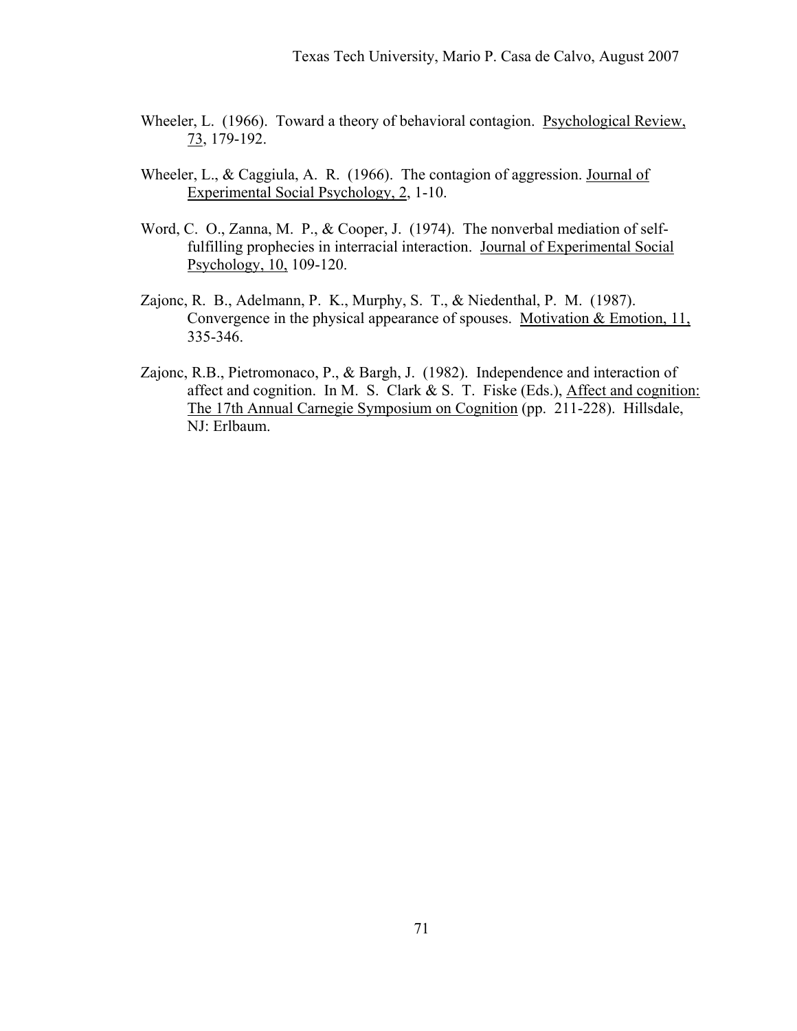Wheeler, L. (1966). Toward a theory of behavioral contagion. Psychological Review, 73, 179-192.

Wheeler, L., & Caggiula, A. R. (1966). The contagion of aggression. Journal of Experimental Social Psychology, 2, 1-10.

Word, C. O., Zanna, M. P., & Cooper, J. (1974). The nonverbal mediation of self-fulfilling prophecies in interracial interaction. Journal of Experimental Social Psychology, 10, 109-120.

Zajonc, R. B., Adelmann, P. K., Murphy, S. T., & Niedenthal, P. M. (1987). Convergence in the physical appearance of spouses. Motivation & Emotion, 11, 335-346.

Zajonc, R.B., Pietromonaco, P., & Bargh, J. (1982). Independence and interaction of affect and cognition. In M. S. Clark & S. T. Fiske (Eds.), Affect and cognition: The 17th Annual Carnegie Symposium on Cognition (pp. 211-228). Hillsdale, NJ: Erlbaum.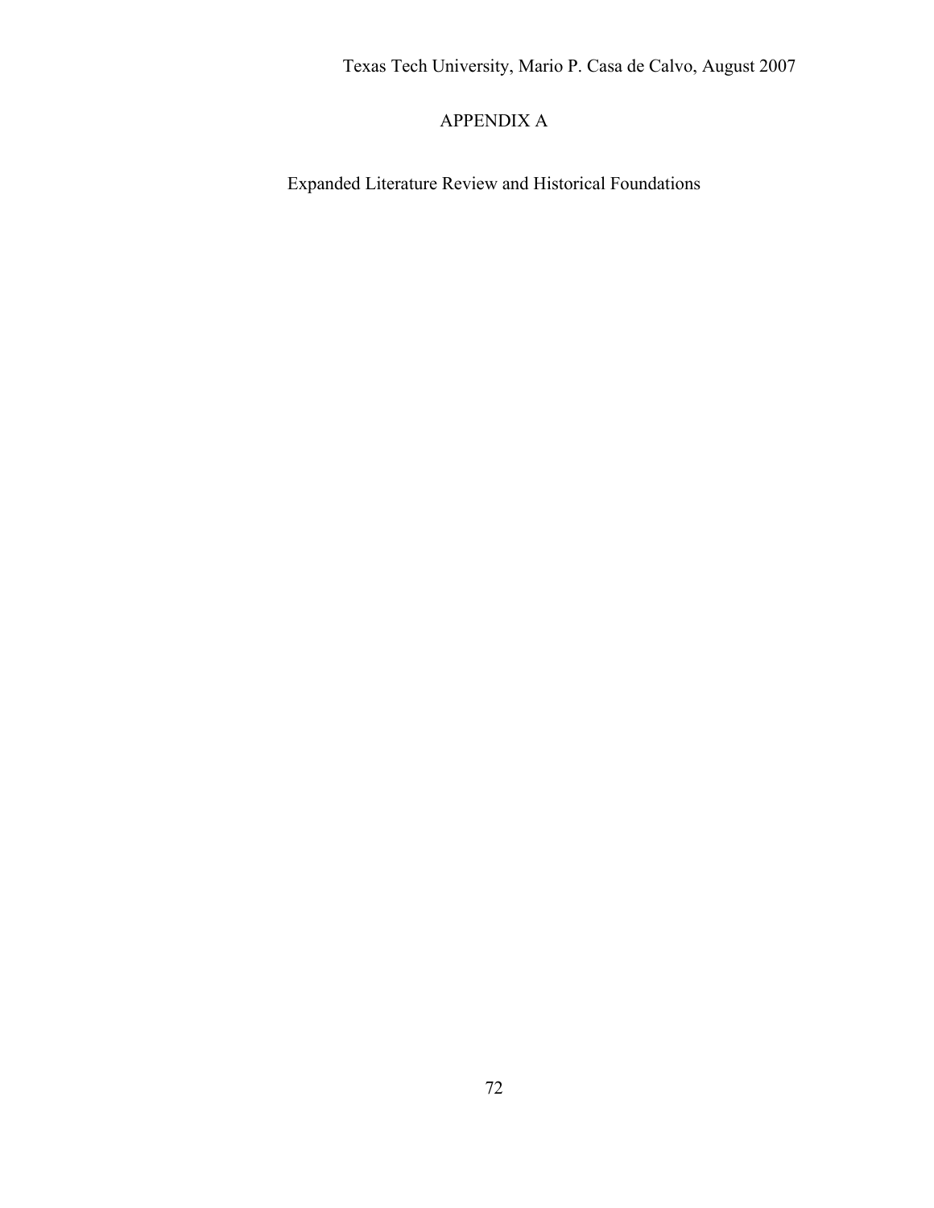# APPENDIX A

## Expanded Literature Review and Historical Foundations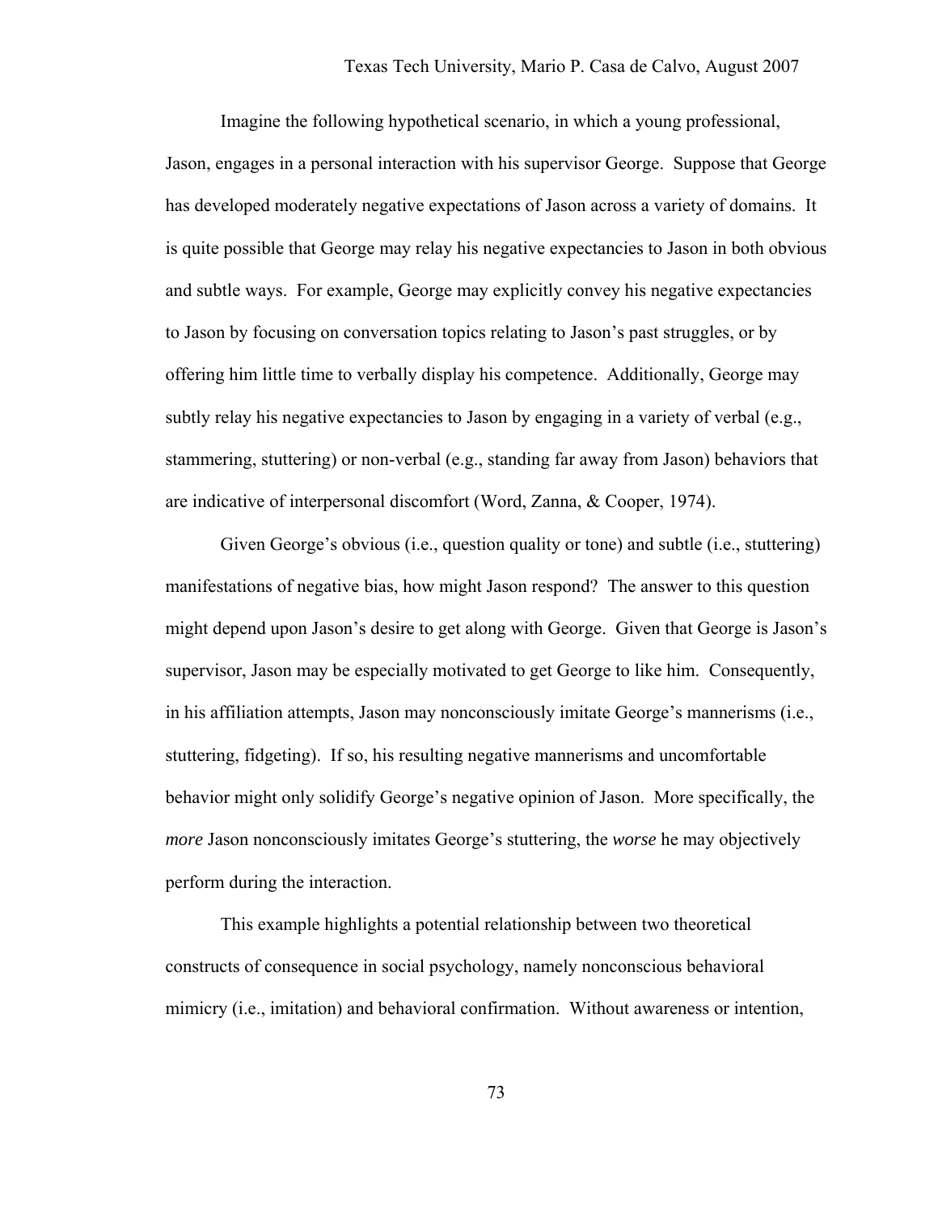Imagine the following hypothetical scenario, in which a young professional, Jason, engages in a personal interaction with his supervisor George. Suppose that George has developed moderately negative expectations of Jason across a variety of domains. It is quite possible that George may relay his negative expectancies to Jason in both obvious and subtle ways. For example, George may explicitly convey his negative expectancies to Jason by focusing on conversation topics relating to Jason's past struggles, or by offering him little time to verbally display his competence. Additionally, George may subtly relay his negative expectancies to Jason by engaging in a variety of verbal (e.g., stammering, stuttering) or non-verbal (e.g., standing far away from Jason) behaviors that are indicative of interpersonal discomfort (Word, Zanna, & Cooper, 1974).

Given George's obvious (i.e., question quality or tone) and subtle (i.e., stuttering) manifestations of negative bias, how might Jason respond? The answer to this question might depend upon Jason's desire to get along with George. Given that George is Jason's supervisor, Jason may be especially motivated to get George to like him. Consequently, in his affiliation attempts, Jason may nonconsciously imitate George's mannerisms (i.e., stuttering, fidgeting). If so, his resulting negative mannerisms and uncomfortable behavior might only solidify George's negative opinion of Jason. More specifically, the *more* Jason nonconsciously imitates George's stuttering, the *worse* he may objectively perform during the interaction.

This example highlights a potential relationship between two theoretical constructs of consequence in social psychology, namely nonconscious behavioral mimicry (i.e., imitation) and behavioral confirmation. Without awareness or intention,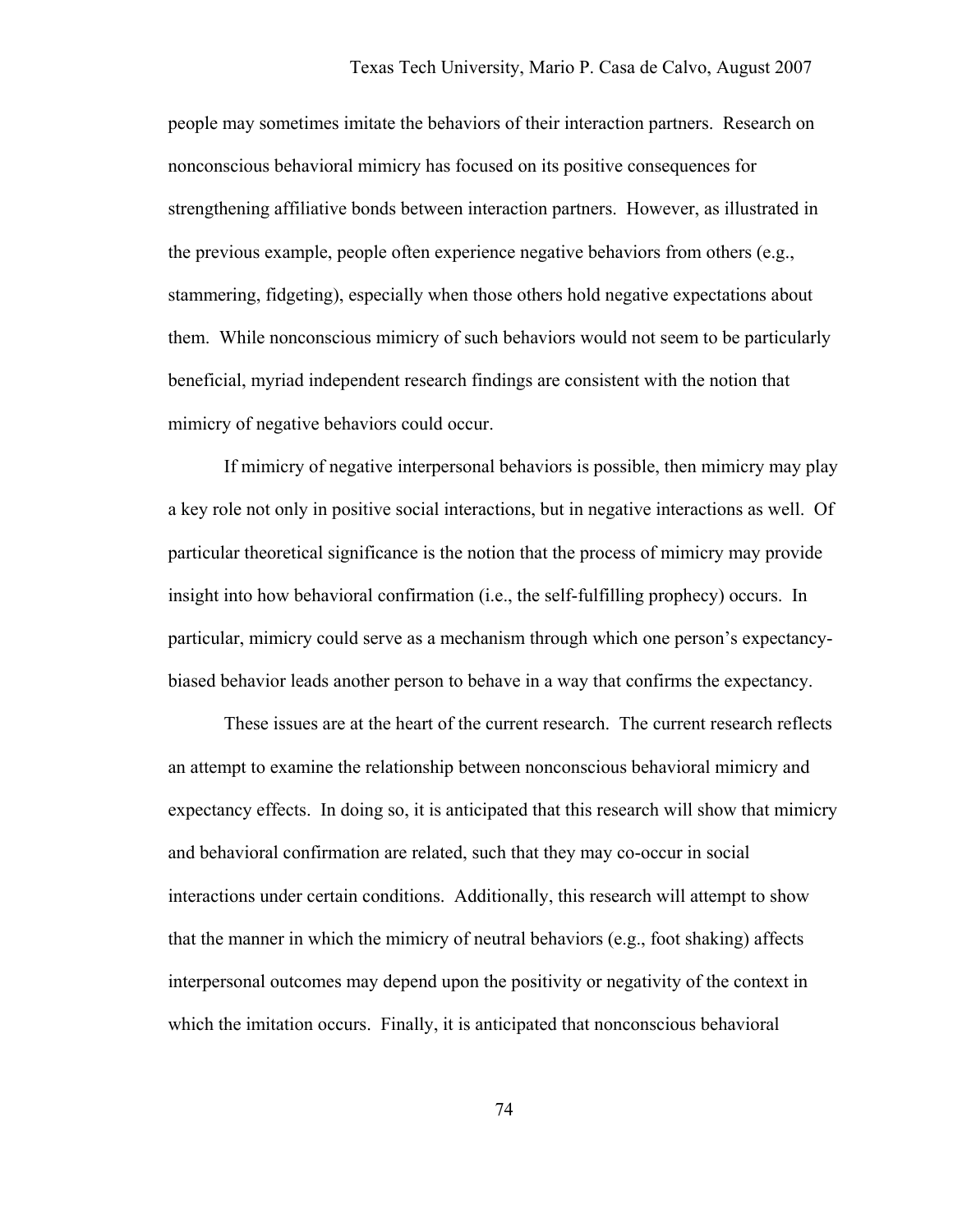people may sometimes imitate the behaviors of their interaction partners. Research on nonconscious behavioral mimicry has focused on its positive consequences for strengthening affiliative bonds between interaction partners. However, as illustrated in the previous example, people often experience negative behaviors from others (e.g., stammering, fidgeting), especially when those others hold negative expectations about them. While nonconscious mimicry of such behaviors would not seem to be particularly beneficial, myriad independent research findings are consistent with the notion that mimicry of negative behaviors could occur.

If mimicry of negative interpersonal behaviors is possible, then mimicry may play a key role not only in positive social interactions, but in negative interactions as well. Of particular theoretical significance is the notion that the process of mimicry may provide insight into how behavioral confirmation (i.e., the self-fulfilling prophecy) occurs. In particular, mimicry could serve as a mechanism through which one person's expectancy-biased behavior leads another person to behave in a way that confirms the expectancy.

These issues are at the heart of the current research. The current research reflects an attempt to examine the relationship between nonconscious behavioral mimicry and expectancy effects. In doing so, it is anticipated that this research will show that mimicry and behavioral confirmation are related, such that they may co-occur in social interactions under certain conditions. Additionally, this research will attempt to show that the manner in which the mimicry of neutral behaviors (e.g., foot shaking) affects interpersonal outcomes may depend upon the positivity or negativity of the context in which the imitation occurs. Finally, it is anticipated that nonconscious behavioral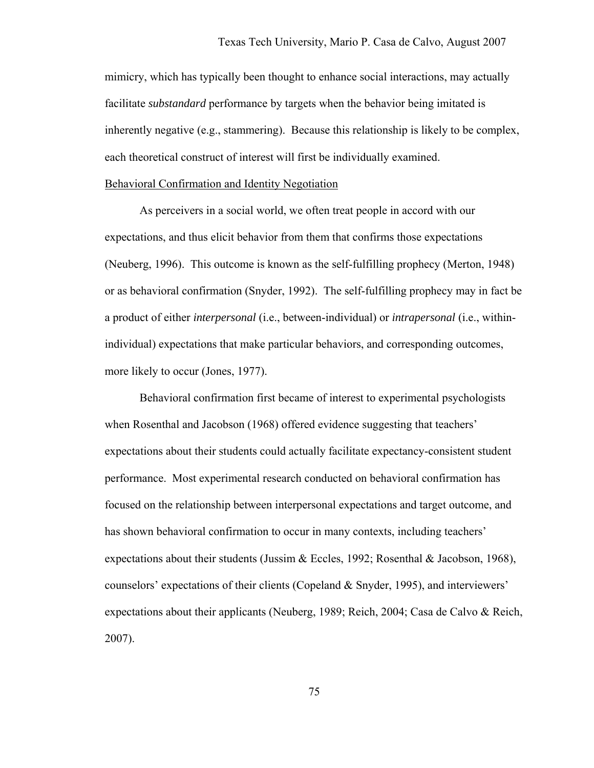mimicry, which has typically been thought to enhance social interactions, may actually facilitate *substandard* performance by targets when the behavior being imitated is inherently negative (e.g., stammering). Because this relationship is likely to be complex, each theoretical construct of interest will first be individually examined.

## Behavioral Confirmation and Identity Negotiation

As perceivers in a social world, we often treat people in accord with our expectations, and thus elicit behavior from them that confirms those expectations (Neuberg, 1996). This outcome is known as the self-fulfilling prophecy (Merton, 1948) or as behavioral confirmation (Snyder, 1992). The self-fulfilling prophecy may in fact be a product of either *interpersonal* (i.e., between-individual) or *intrapersonal* (i.e., within-individual) expectations that make particular behaviors, and corresponding outcomes, more likely to occur (Jones, 1977).

Behavioral confirmation first became of interest to experimental psychologists when Rosenthal and Jacobson (1968) offered evidence suggesting that teachers' expectations about their students could actually facilitate expectancy-consistent student performance. Most experimental research conducted on behavioral confirmation has focused on the relationship between interpersonal expectations and target outcome, and has shown behavioral confirmation to occur in many contexts, including teachers' expectations about their students (Jussim & Eccles, 1992; Rosenthal & Jacobson, 1968), counselors' expectations of their clients (Copeland & Snyder, 1995), and interviewers' expectations about their applicants (Neuberg, 1989; Reich, 2004; Casa de Calvo & Reich, 2007).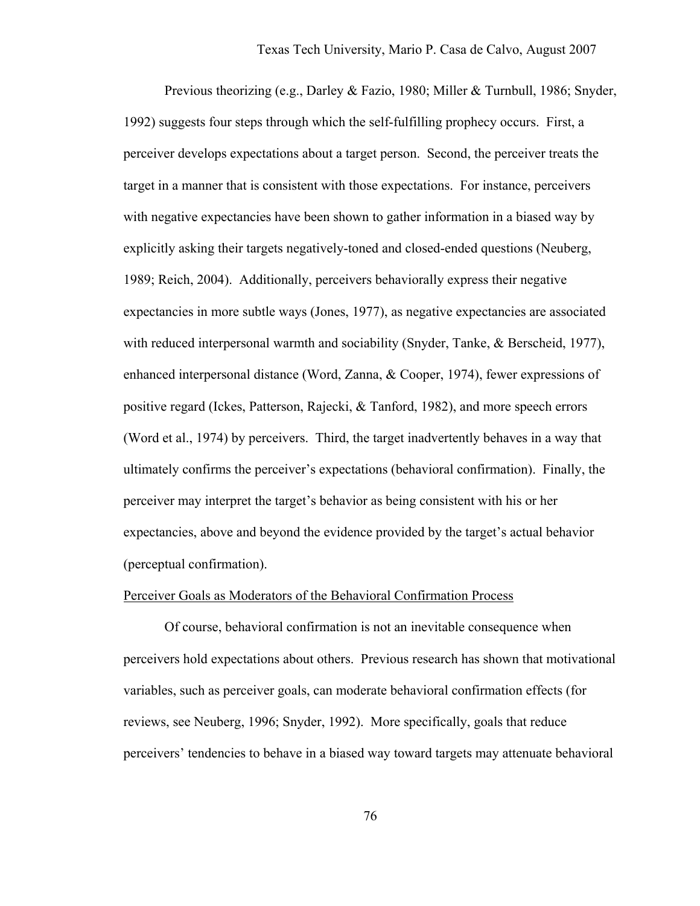Previous theorizing (e.g., Darley & Fazio, 1980; Miller & Turnbull, 1986; Snyder, 1992) suggests four steps through which the self-fulfilling prophecy occurs. First, a perceiver develops expectations about a target person. Second, the perceiver treats the target in a manner that is consistent with those expectations. For instance, perceivers with negative expectancies have been shown to gather information in a biased way by explicitly asking their targets negatively-toned and closed-ended questions (Neuberg, 1989; Reich, 2004). Additionally, perceivers behaviorally express their negative expectancies in more subtle ways (Jones, 1977), as negative expectancies are associated with reduced interpersonal warmth and sociability (Snyder, Tanke, & Berscheid, 1977), enhanced interpersonal distance (Word, Zanna, & Cooper, 1974), fewer expressions of positive regard (Ickes, Patterson, Rajecki, & Tanford, 1982), and more speech errors (Word et al., 1974) by perceivers. Third, the target inadvertently behaves in a way that ultimately confirms the perceiver's expectations (behavioral confirmation). Finally, the perceiver may interpret the target's behavior as being consistent with his or her expectancies, above and beyond the evidence provided by the target's actual behavior (perceptual confirmation).

## Perceiver Goals as Moderators of the Behavioral Confirmation Process

Of course, behavioral confirmation is not an inevitable consequence when perceivers hold expectations about others. Previous research has shown that motivational variables, such as perceiver goals, can moderate behavioral confirmation effects (for reviews, see Neuberg, 1996; Snyder, 1992). More specifically, goals that reduce perceivers' tendencies to behave in a biased way toward targets may attenuate behavioral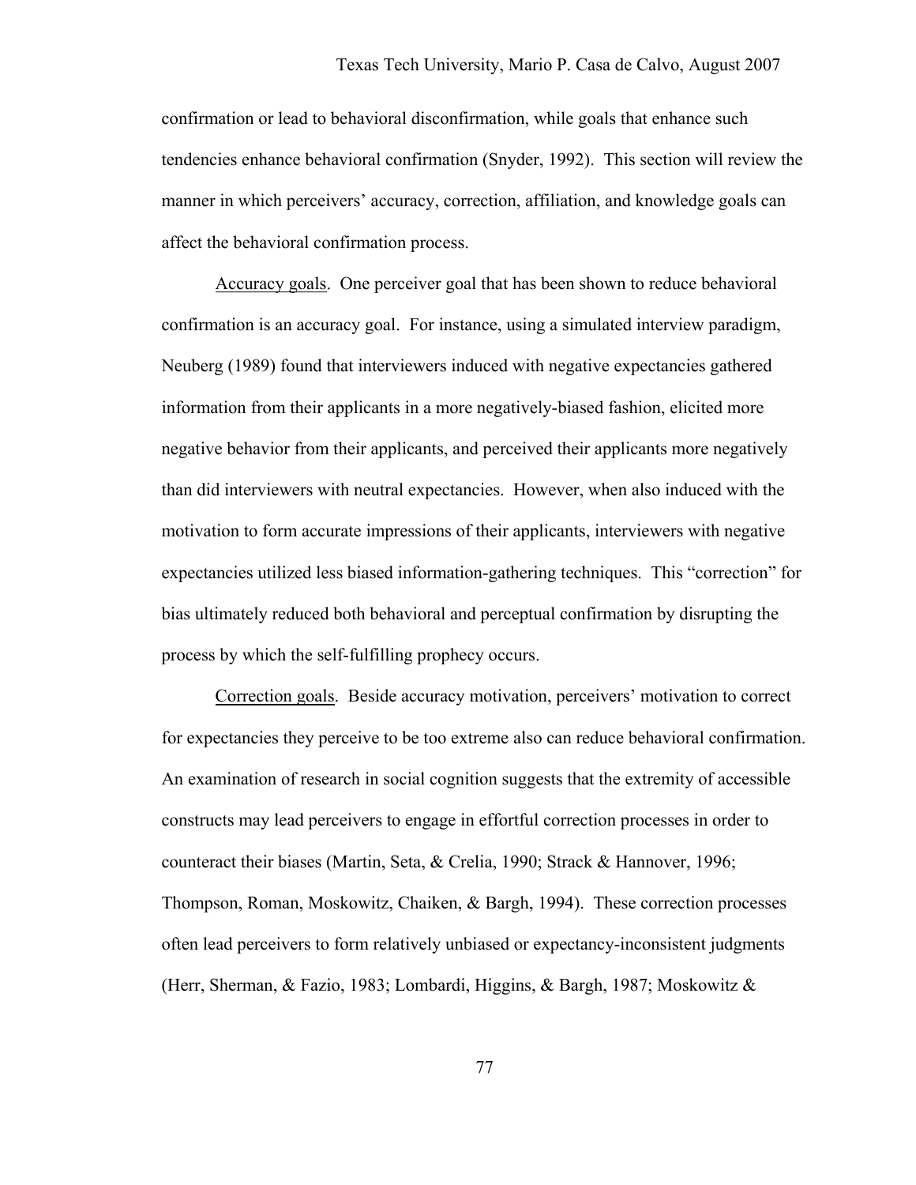confirmation or lead to behavioral disconfirmation, while goals that enhance such tendencies enhance behavioral confirmation (Snyder, 1992). This section will review the manner in which perceivers' accuracy, correction, affiliation, and knowledge goals can affect the behavioral confirmation process.

Accuracy goals. One perceiver goal that has been shown to reduce behavioral confirmation is an accuracy goal. For instance, using a simulated interview paradigm, Neuberg (1989) found that interviewers induced with negative expectancies gathered information from their applicants in a more negatively-biased fashion, elicited more negative behavior from their applicants, and perceived their applicants more negatively than did interviewers with neutral expectancies. However, when also induced with the motivation to form accurate impressions of their applicants, interviewers with negative expectancies utilized less biased information-gathering techniques. This "correction" for bias ultimately reduced both behavioral and perceptual confirmation by disrupting the process by which the self-fulfilling prophecy occurs.

Correction goals. Beside accuracy motivation, perceivers' motivation to correct for expectancies they perceive to be too extreme also can reduce behavioral confirmation. An examination of research in social cognition suggests that the extremity of accessible constructs may lead perceivers to engage in effortful correction processes in order to counteract their biases (Martin, Seta, & Crelia, 1990; Strack & Hannover, 1996; Thompson, Roman, Moskowitz, Chaiken, & Bargh, 1994). These correction processes often lead perceivers to form relatively unbiased or expectancy-inconsistent judgments (Herr, Sherman, & Fazio, 1983; Lombardi, Higgins, & Bargh, 1987; Moskowitz &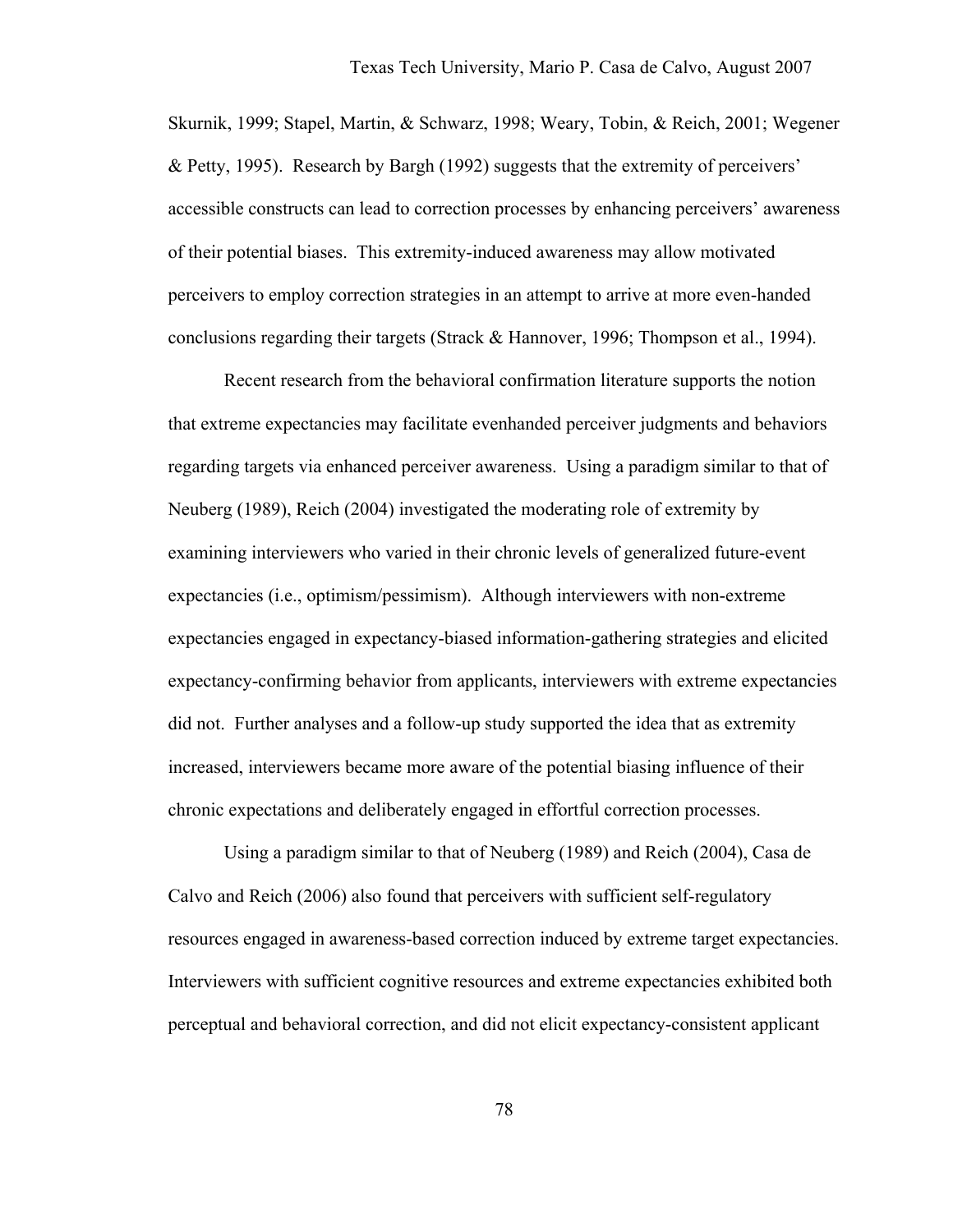Skurnik, 1999; Stapel, Martin, & Schwarz, 1998; Weary, Tobin, & Reich, 2001; Wegener & Petty, 1995). Research by Bargh (1992) suggests that the extremity of perceivers' accessible constructs can lead to correction processes by enhancing perceivers' awareness of their potential biases. This extremity-induced awareness may allow motivated perceivers to employ correction strategies in an attempt to arrive at more even-handed conclusions regarding their targets (Strack & Hannover, 1996; Thompson et al., 1994).

Recent research from the behavioral confirmation literature supports the notion that extreme expectancies may facilitate evenhanded perceiver judgments and behaviors regarding targets via enhanced perceiver awareness. Using a paradigm similar to that of Neuberg (1989), Reich (2004) investigated the moderating role of extremity by examining interviewers who varied in their chronic levels of generalized future-event expectancies (i.e., optimism/pessimism). Although interviewers with non-extreme expectancies engaged in expectancy-biased information-gathering strategies and elicited expectancy-confirming behavior from applicants, interviewers with extreme expectancies did not. Further analyses and a follow-up study supported the idea that as extremity increased, interviewers became more aware of the potential biasing influence of their chronic expectations and deliberately engaged in effortful correction processes.

Using a paradigm similar to that of Neuberg (1989) and Reich (2004), Casa de Calvo and Reich (2006) also found that perceivers with sufficient self-regulatory resources engaged in awareness-based correction induced by extreme target expectancies. Interviewers with sufficient cognitive resources and extreme expectancies exhibited both perceptual and behavioral correction, and did not elicit expectancy-consistent applicant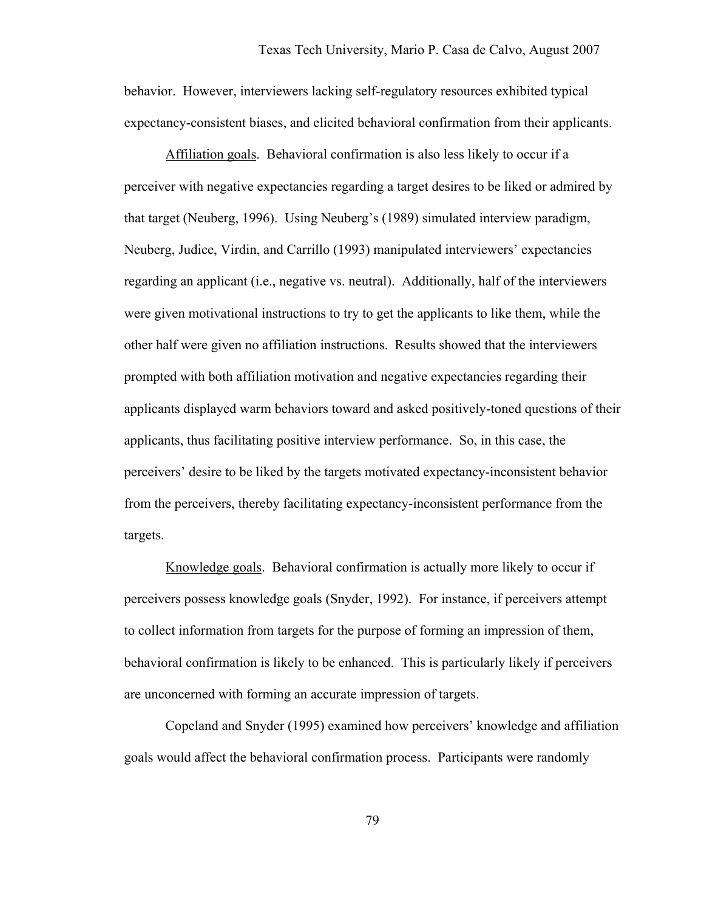behavior. However, interviewers lacking self-regulatory resources exhibited typical expectancy-consistent biases, and elicited behavioral confirmation from their applicants.

<u>Affiliation goals</u>. Behavioral confirmation is also less likely to occur if a perceiver with negative expectancies regarding a target desires to be liked or admired by that target (Neuberg, 1996). Using Neuberg's (1989) simulated interview paradigm, Neuberg, Judice, Virdin, and Carrillo (1993) manipulated interviewers' expectancies regarding an applicant (i.e., negative vs. neutral). Additionally, half of the interviewers were given motivational instructions to try to get the applicants to like them, while the other half were given no affiliation instructions. Results showed that the interviewers prompted with both affiliation motivation and negative expectancies regarding their applicants displayed warm behaviors toward and asked positively-toned questions of their applicants, thus facilitating positive interview performance. So, in this case, the perceivers' desire to be liked by the targets motivated expectancy-inconsistent behavior from the perceivers, thereby facilitating expectancy-inconsistent performance from the targets.

<u>Knowledge goals</u>. Behavioral confirmation is actually more likely to occur if perceivers possess knowledge goals (Snyder, 1992). For instance, if perceivers attempt to collect information from targets for the purpose of forming an impression of them, behavioral confirmation is likely to be enhanced. This is particularly likely if perceivers are unconcerned with forming an accurate impression of targets.

Copeland and Snyder (1995) examined how perceivers' knowledge and affiliation goals would affect the behavioral confirmation process. Participants were randomly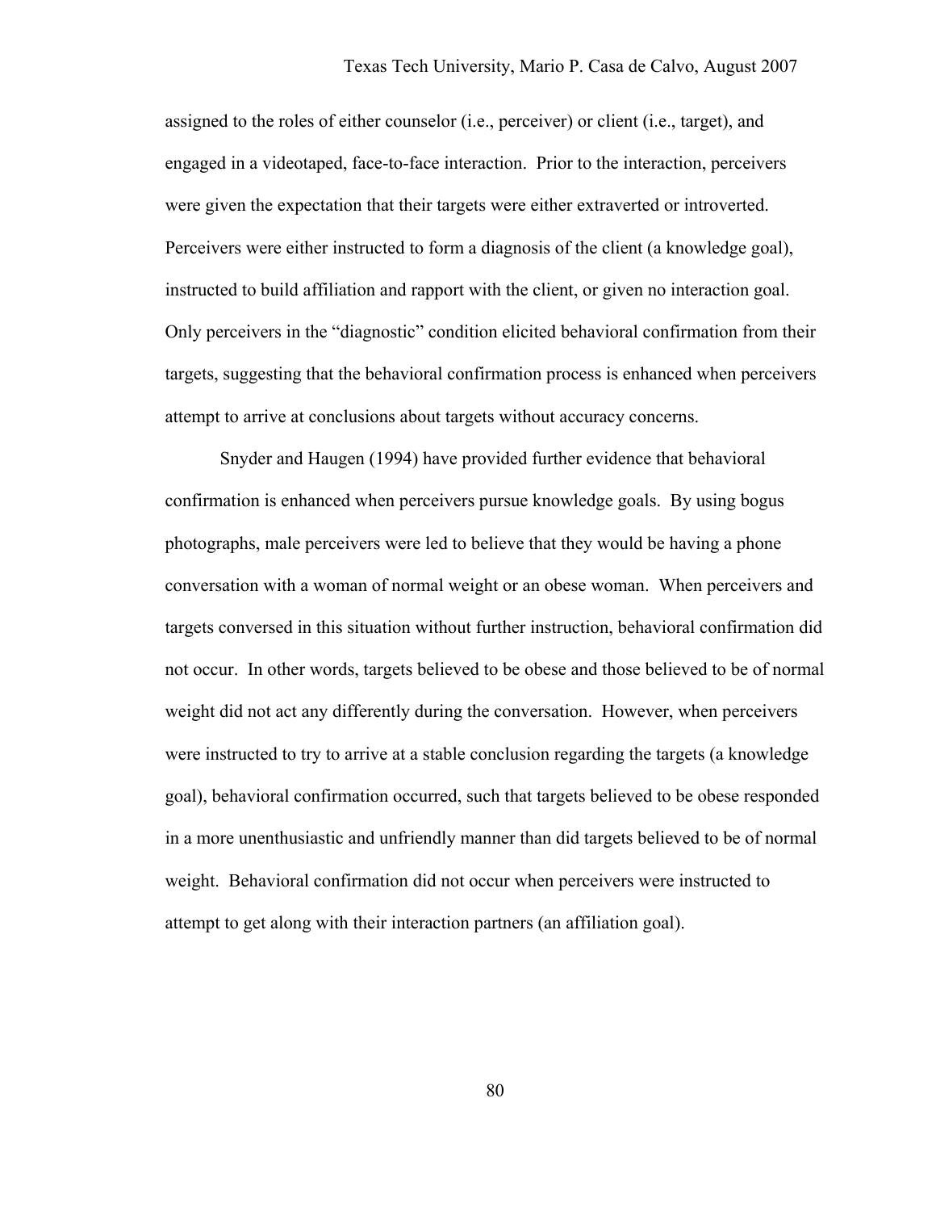assigned to the roles of either counselor (i.e., perceiver) or client (i.e., target), and engaged in a videotaped, face-to-face interaction. Prior to the interaction, perceivers were given the expectation that their targets were either extraverted or introverted. Perceivers were either instructed to form a diagnosis of the client (a knowledge goal), instructed to build affiliation and rapport with the client, or given no interaction goal. Only perceivers in the "diagnostic" condition elicited behavioral confirmation from their targets, suggesting that the behavioral confirmation process is enhanced when perceivers attempt to arrive at conclusions about targets without accuracy concerns.

Snyder and Haugen (1994) have provided further evidence that behavioral confirmation is enhanced when perceivers pursue knowledge goals. By using bogus photographs, male perceivers were led to believe that they would be having a phone conversation with a woman of normal weight or an obese woman. When perceivers and targets conversed in this situation without further instruction, behavioral confirmation did not occur. In other words, targets believed to be obese and those believed to be of normal weight did not act any differently during the conversation. However, when perceivers were instructed to try to arrive at a stable conclusion regarding the targets (a knowledge goal), behavioral confirmation occurred, such that targets believed to be obese responded in a more unenthusiastic and unfriendly manner than did targets believed to be of normal weight. Behavioral confirmation did not occur when perceivers were instructed to attempt to get along with their interaction partners (an affiliation goal).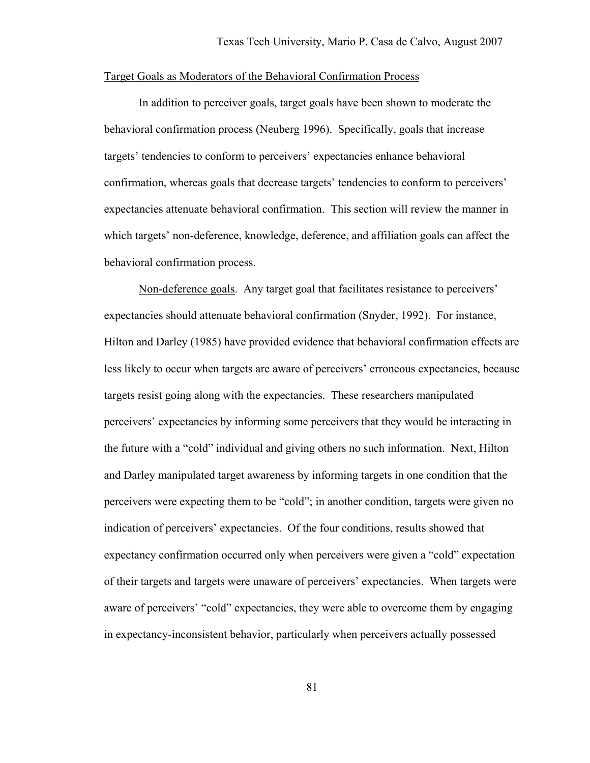Target Goals as Moderators of the Behavioral Confirmation Process

In addition to perceiver goals, target goals have been shown to moderate the behavioral confirmation process (Neuberg 1996). Specifically, goals that increase targets' tendencies to conform to perceivers' expectancies enhance behavioral confirmation, whereas goals that decrease targets' tendencies to conform to perceivers' expectancies attenuate behavioral confirmation. This section will review the manner in which targets' non-deference, knowledge, deference, and affiliation goals can affect the behavioral confirmation process.

Non-deference goals. Any target goal that facilitates resistance to perceivers' expectancies should attenuate behavioral confirmation (Snyder, 1992). For instance, Hilton and Darley (1985) have provided evidence that behavioral confirmation effects are less likely to occur when targets are aware of perceivers' erroneous expectancies, because targets resist going along with the expectancies. These researchers manipulated perceivers' expectancies by informing some perceivers that they would be interacting in the future with a "cold" individual and giving others no such information. Next, Hilton and Darley manipulated target awareness by informing targets in one condition that the perceivers were expecting them to be "cold"; in another condition, targets were given no indication of perceivers' expectancies. Of the four conditions, results showed that expectancy confirmation occurred only when perceivers were given a "cold" expectation of their targets and targets were unaware of perceivers' expectancies. When targets were aware of perceivers' "cold" expectancies, they were able to overcome them by engaging in expectancy-inconsistent behavior, particularly when perceivers actually possessed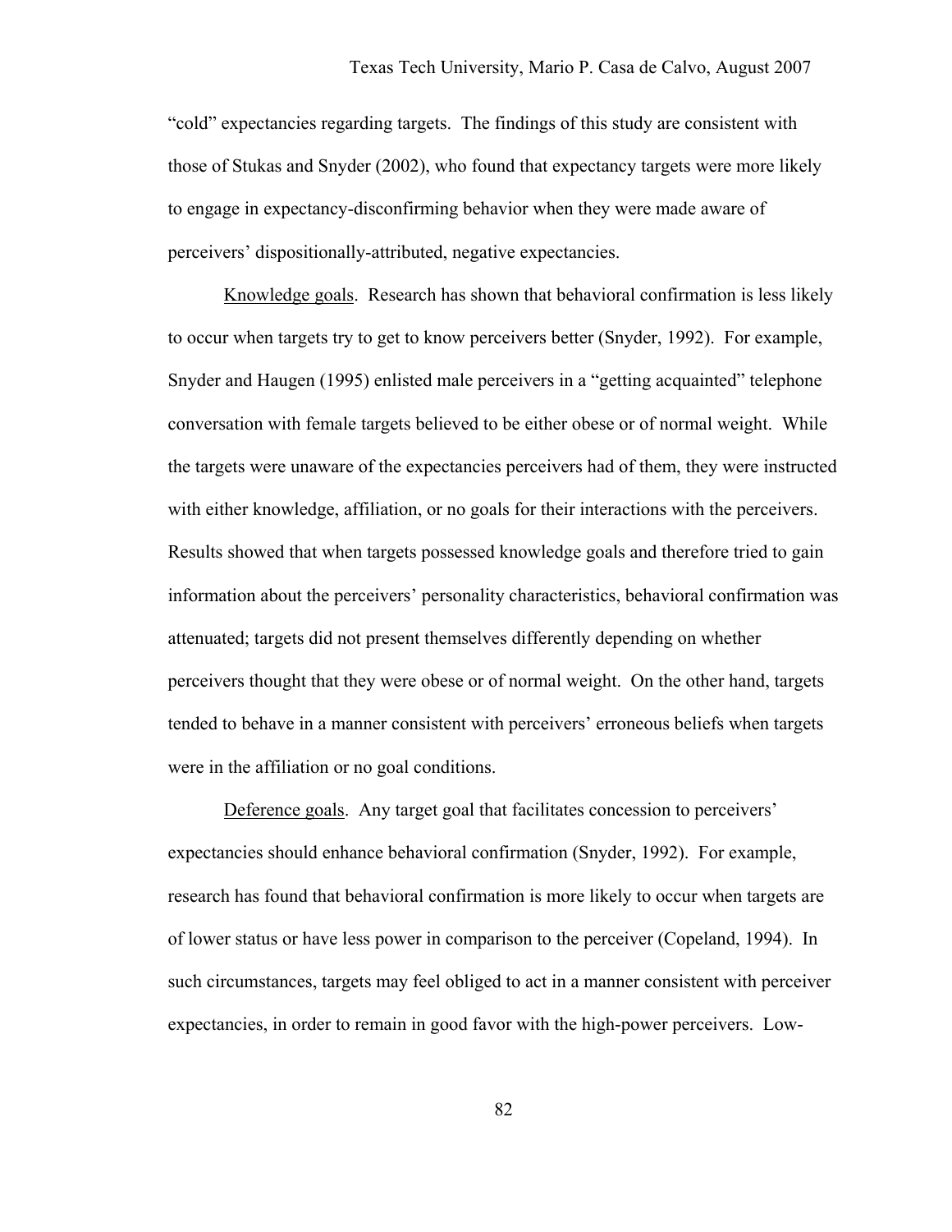"cold" expectancies regarding targets. The findings of this study are consistent with those of Stukas and Snyder (2002), who found that expectancy targets were more likely to engage in expectancy-disconfirming behavior when they were made aware of perceivers' dispositionally-attributed, negative expectancies.

<u>Knowledge goals</u>. Research has shown that behavioral confirmation is less likely to occur when targets try to get to know perceivers better (Snyder, 1992). For example, Snyder and Haugen (1995) enlisted male perceivers in a "getting acquainted" telephone conversation with female targets believed to be either obese or of normal weight. While the targets were unaware of the expectancies perceivers had of them, they were instructed with either knowledge, affiliation, or no goals for their interactions with the perceivers. Results showed that when targets possessed knowledge goals and therefore tried to gain information about the perceivers' personality characteristics, behavioral confirmation was attenuated; targets did not present themselves differently depending on whether perceivers thought that they were obese or of normal weight. On the other hand, targets tended to behave in a manner consistent with perceivers' erroneous beliefs when targets were in the affiliation or no goal conditions.

<u>Deference goals</u>. Any target goal that facilitates concession to perceivers' expectancies should enhance behavioral confirmation (Snyder, 1992). For example, research has found that behavioral confirmation is more likely to occur when targets are of lower status or have less power in comparison to the perceiver (Copeland, 1994). In such circumstances, targets may feel obliged to act in a manner consistent with perceiver expectancies, in order to remain in good favor with the high-power perceivers. Low-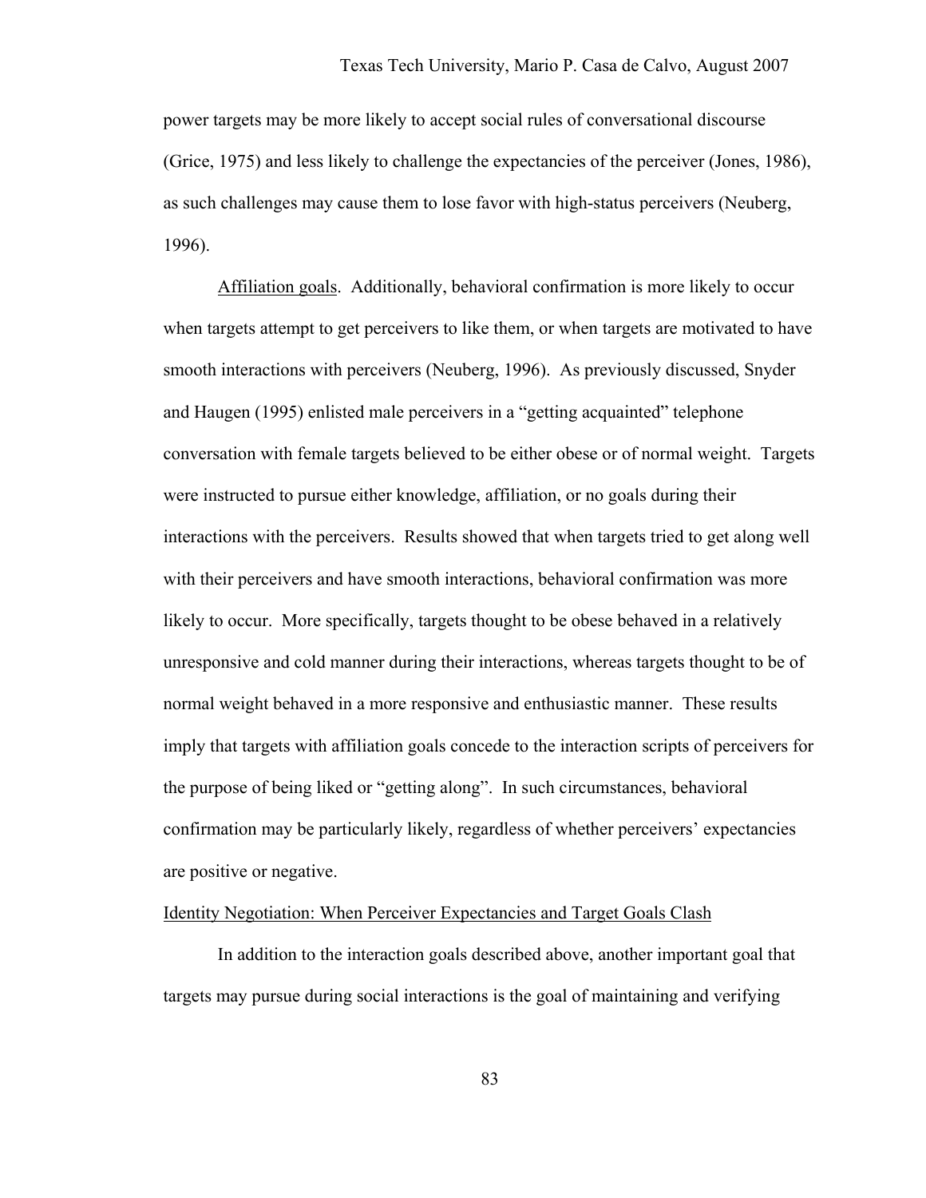power targets may be more likely to accept social rules of conversational discourse (Grice, 1975) and less likely to challenge the expectancies of the perceiver (Jones, 1986), as such challenges may cause them to lose favor with high-status perceivers (Neuberg, 1996).

Affiliation goals. Additionally, behavioral confirmation is more likely to occur when targets attempt to get perceivers to like them, or when targets are motivated to have smooth interactions with perceivers (Neuberg, 1996). As previously discussed, Snyder and Haugen (1995) enlisted male perceivers in a "getting acquainted" telephone conversation with female targets believed to be either obese or of normal weight. Targets were instructed to pursue either knowledge, affiliation, or no goals during their interactions with the perceivers. Results showed that when targets tried to get along well with their perceivers and have smooth interactions, behavioral confirmation was more likely to occur. More specifically, targets thought to be obese behaved in a relatively unresponsive and cold manner during their interactions, whereas targets thought to be of normal weight behaved in a more responsive and enthusiastic manner. These results imply that targets with affiliation goals concede to the interaction scripts of perceivers for the purpose of being liked or "getting along". In such circumstances, behavioral confirmation may be particularly likely, regardless of whether perceivers' expectancies are positive or negative.

Identity Negotiation: When Perceiver Expectancies and Target Goals Clash

In addition to the interaction goals described above, another important goal that targets may pursue during social interactions is the goal of maintaining and verifying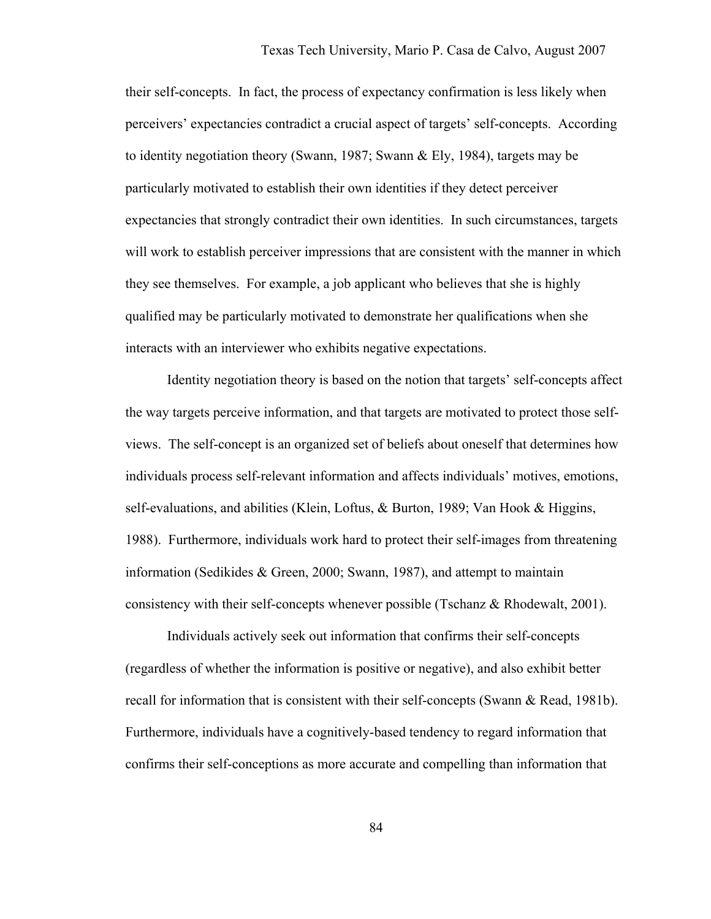their self-concepts. In fact, the process of expectancy confirmation is less likely when perceivers' expectancies contradict a crucial aspect of targets' self-concepts. According to identity negotiation theory (Swann, 1987; Swann & Ely, 1984), targets may be particularly motivated to establish their own identities if they detect perceiver expectancies that strongly contradict their own identities. In such circumstances, targets will work to establish perceiver impressions that are consistent with the manner in which they see themselves. For example, a job applicant who believes that she is highly qualified may be particularly motivated to demonstrate her qualifications when she interacts with an interviewer who exhibits negative expectations.

Identity negotiation theory is based on the notion that targets' self-concepts affect the way targets perceive information, and that targets are motivated to protect those self-views. The self-concept is an organized set of beliefs about oneself that determines how individuals process self-relevant information and affects individuals' motives, emotions, self-evaluations, and abilities (Klein, Loftus, & Burton, 1989; Van Hook & Higgins, 1988). Furthermore, individuals work hard to protect their self-images from threatening information (Sedikides & Green, 2000; Swann, 1987), and attempt to maintain consistency with their self-concepts whenever possible (Tschanz & Rhodewalt, 2001).

Individuals actively seek out information that confirms their self-concepts (regardless of whether the information is positive or negative), and also exhibit better recall for information that is consistent with their self-concepts (Swann & Read, 1981b). Furthermore, individuals have a cognitively-based tendency to regard information that confirms their self-conceptions as more accurate and compelling than information that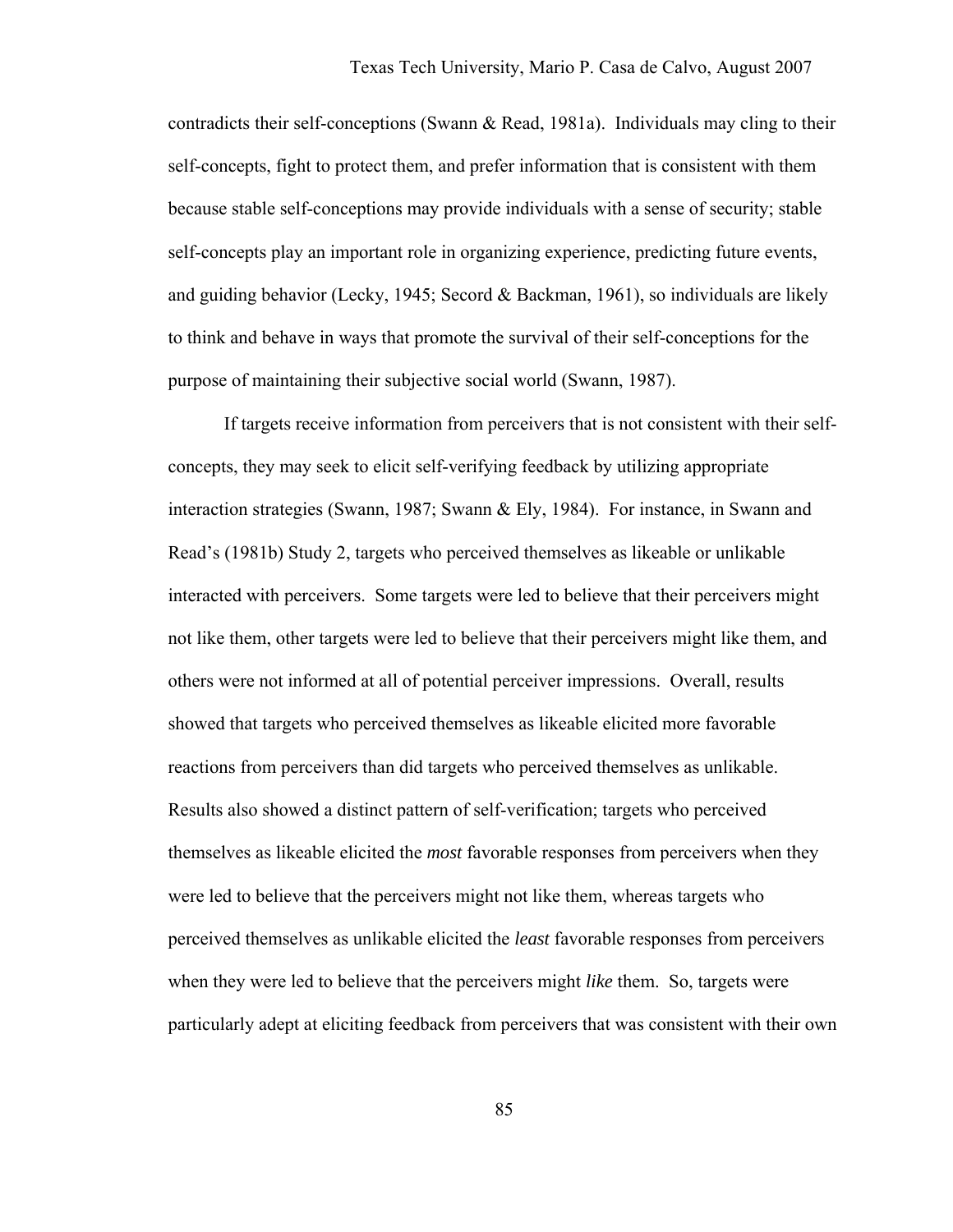contradicts their self-conceptions (Swann & Read, 1981a). Individuals may cling to their self-concepts, fight to protect them, and prefer information that is consistent with them because stable self-conceptions may provide individuals with a sense of security; stable self-concepts play an important role in organizing experience, predicting future events, and guiding behavior (Lecky, 1945; Secord & Backman, 1961), so individuals are likely to think and behave in ways that promote the survival of their self-conceptions for the purpose of maintaining their subjective social world (Swann, 1987).

If targets receive information from perceivers that is not consistent with their self-concepts, they may seek to elicit self-verifying feedback by utilizing appropriate interaction strategies (Swann, 1987; Swann & Ely, 1984). For instance, in Swann and Read's (1981b) Study 2, targets who perceived themselves as likeable or unlikable interacted with perceivers. Some targets were led to believe that their perceivers might not like them, other targets were led to believe that their perceivers might like them, and others were not informed at all of potential perceiver impressions. Overall, results showed that targets who perceived themselves as likeable elicited more favorable reactions from perceivers than did targets who perceived themselves as unlikable. Results also showed a distinct pattern of self-verification; targets who perceived themselves as likeable elicited the *most* favorable responses from perceivers when they were led to believe that the perceivers might not like them, whereas targets who perceived themselves as unlikable elicited the *least* favorable responses from perceivers when they were led to believe that the perceivers might *like* them. So, targets were particularly adept at eliciting feedback from perceivers that was consistent with their own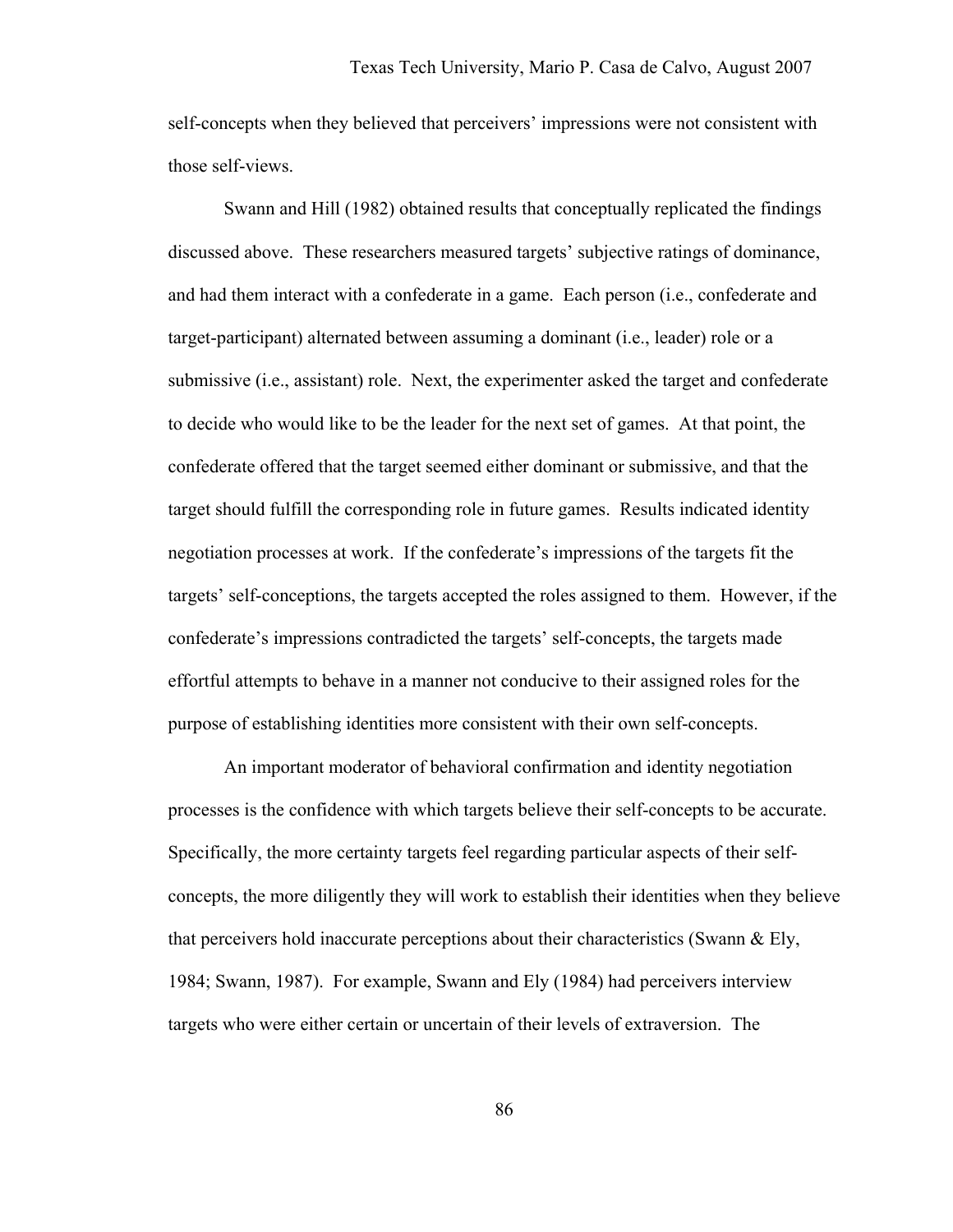self-concepts when they believed that perceivers' impressions were not consistent with those self-views.

Swann and Hill (1982) obtained results that conceptually replicated the findings discussed above. These researchers measured targets' subjective ratings of dominance, and had them interact with a confederate in a game. Each person (i.e., confederate and target-participant) alternated between assuming a dominant (i.e., leader) role or a submissive (i.e., assistant) role. Next, the experimenter asked the target and confederate to decide who would like to be the leader for the next set of games. At that point, the confederate offered that the target seemed either dominant or submissive, and that the target should fulfill the corresponding role in future games. Results indicated identity negotiation processes at work. If the confederate's impressions of the targets fit the targets' self-conceptions, the targets accepted the roles assigned to them. However, if the confederate's impressions contradicted the targets' self-concepts, the targets made effortful attempts to behave in a manner not conducive to their assigned roles for the purpose of establishing identities more consistent with their own self-concepts.

An important moderator of behavioral confirmation and identity negotiation processes is the confidence with which targets believe their self-concepts to be accurate. Specifically, the more certainty targets feel regarding particular aspects of their self-concepts, the more diligently they will work to establish their identities when they believe that perceivers hold inaccurate perceptions about their characteristics (Swann & Ely, 1984; Swann, 1987). For example, Swann and Ely (1984) had perceivers interview targets who were either certain or uncertain of their levels of extraversion. The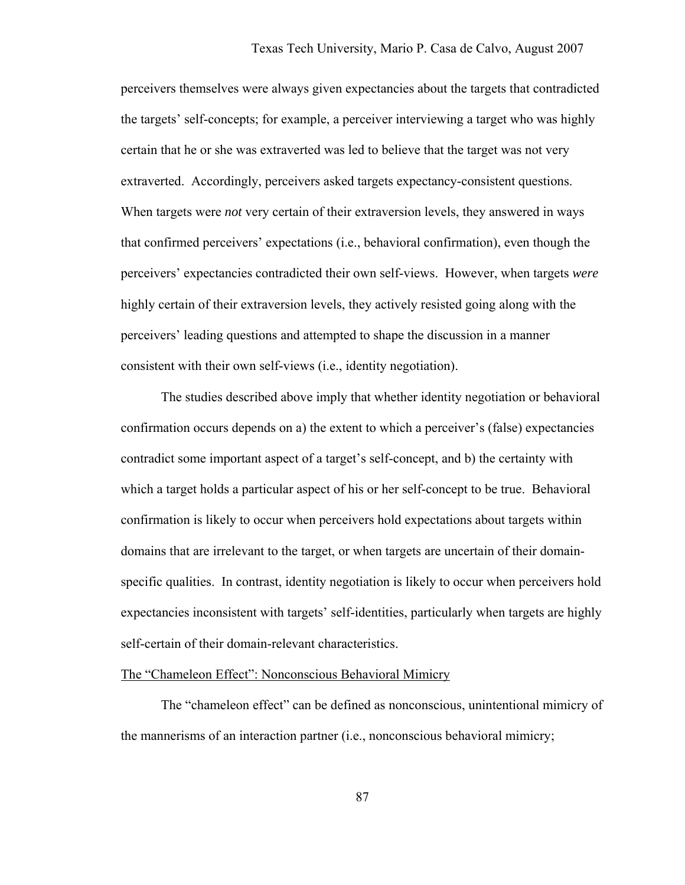perceivers themselves were always given expectancies about the targets that contradicted the targets' self-concepts; for example, a perceiver interviewing a target who was highly certain that he or she was extraverted was led to believe that the target was not very extraverted. Accordingly, perceivers asked targets expectancy-consistent questions. When targets were *not* very certain of their extraversion levels, they answered in ways that confirmed perceivers' expectations (i.e., behavioral confirmation), even though the perceivers' expectancies contradicted their own self-views. However, when targets *were* highly certain of their extraversion levels, they actively resisted going along with the perceivers' leading questions and attempted to shape the discussion in a manner consistent with their own self-views (i.e., identity negotiation).

The studies described above imply that whether identity negotiation or behavioral confirmation occurs depends on a) the extent to which a perceiver's (false) expectancies contradict some important aspect of a target's self-concept, and b) the certainty with which a target holds a particular aspect of his or her self-concept to be true. Behavioral confirmation is likely to occur when perceivers hold expectations about targets within domains that are irrelevant to the target, or when targets are uncertain of their domain-specific qualities. In contrast, identity negotiation is likely to occur when perceivers hold expectancies inconsistent with targets' self-identities, particularly when targets are highly self-certain of their domain-relevant characteristics.

### The "Chameleon Effect": Nonconscious Behavioral Mimicry

The "chameleon effect" can be defined as nonconscious, unintentional mimicry of the mannerisms of an interaction partner (i.e., nonconscious behavioral mimicry;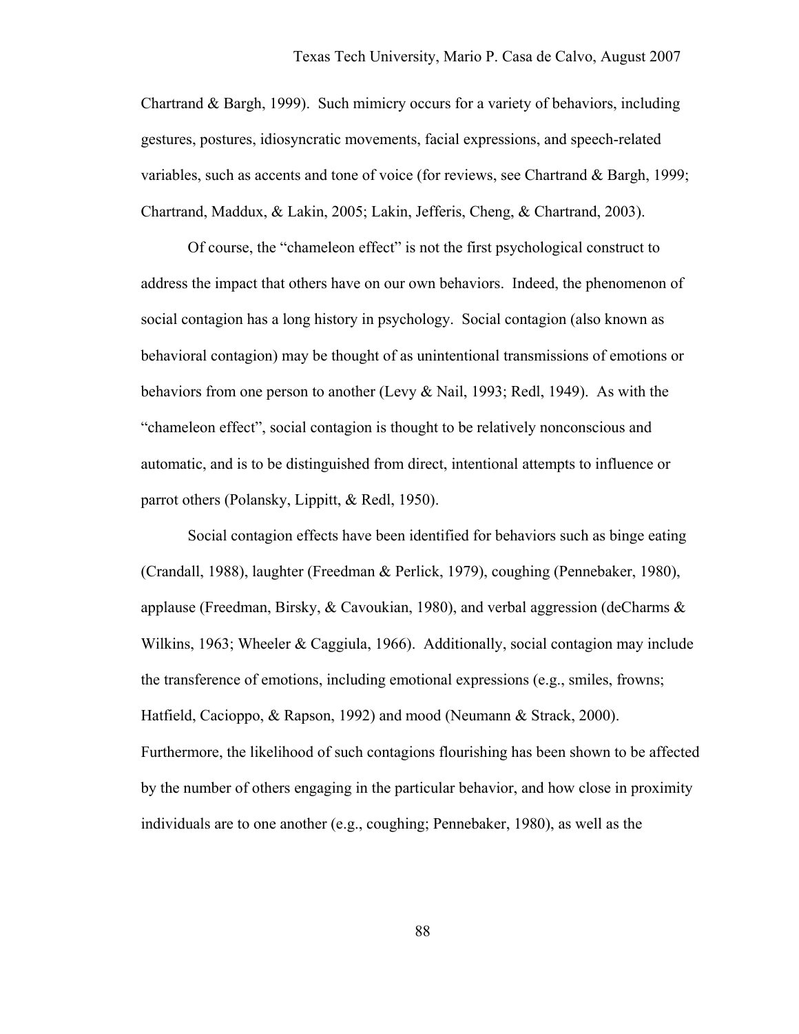Chartrand & Bargh, 1999). Such mimicry occurs for a variety of behaviors, including gestures, postures, idiosyncratic movements, facial expressions, and speech-related variables, such as accents and tone of voice (for reviews, see Chartrand & Bargh, 1999; Chartrand, Maddux, & Lakin, 2005; Lakin, Jefferis, Cheng, & Chartrand, 2003).

Of course, the "chameleon effect" is not the first psychological construct to address the impact that others have on our own behaviors. Indeed, the phenomenon of social contagion has a long history in psychology. Social contagion (also known as behavioral contagion) may be thought of as unintentional transmissions of emotions or behaviors from one person to another (Levy & Nail, 1993; Redl, 1949). As with the "chameleon effect", social contagion is thought to be relatively nonconscious and automatic, and is to be distinguished from direct, intentional attempts to influence or parrot others (Polansky, Lippitt, & Redl, 1950).

Social contagion effects have been identified for behaviors such as binge eating (Crandall, 1988), laughter (Freedman & Perlick, 1979), coughing (Pennebaker, 1980), applause (Freedman, Birsky, & Cavoukian, 1980), and verbal aggression (deCharms & Wilkins, 1963; Wheeler & Caggiula, 1966). Additionally, social contagion may include the transference of emotions, including emotional expressions (e.g., smiles, frowns; Hatfield, Cacioppo, & Rapson, 1992) and mood (Neumann & Strack, 2000). Furthermore, the likelihood of such contagions flourishing has been shown to be affected by the number of others engaging in the particular behavior, and how close in proximity individuals are to one another (e.g., coughing; Pennebaker, 1980), as well as the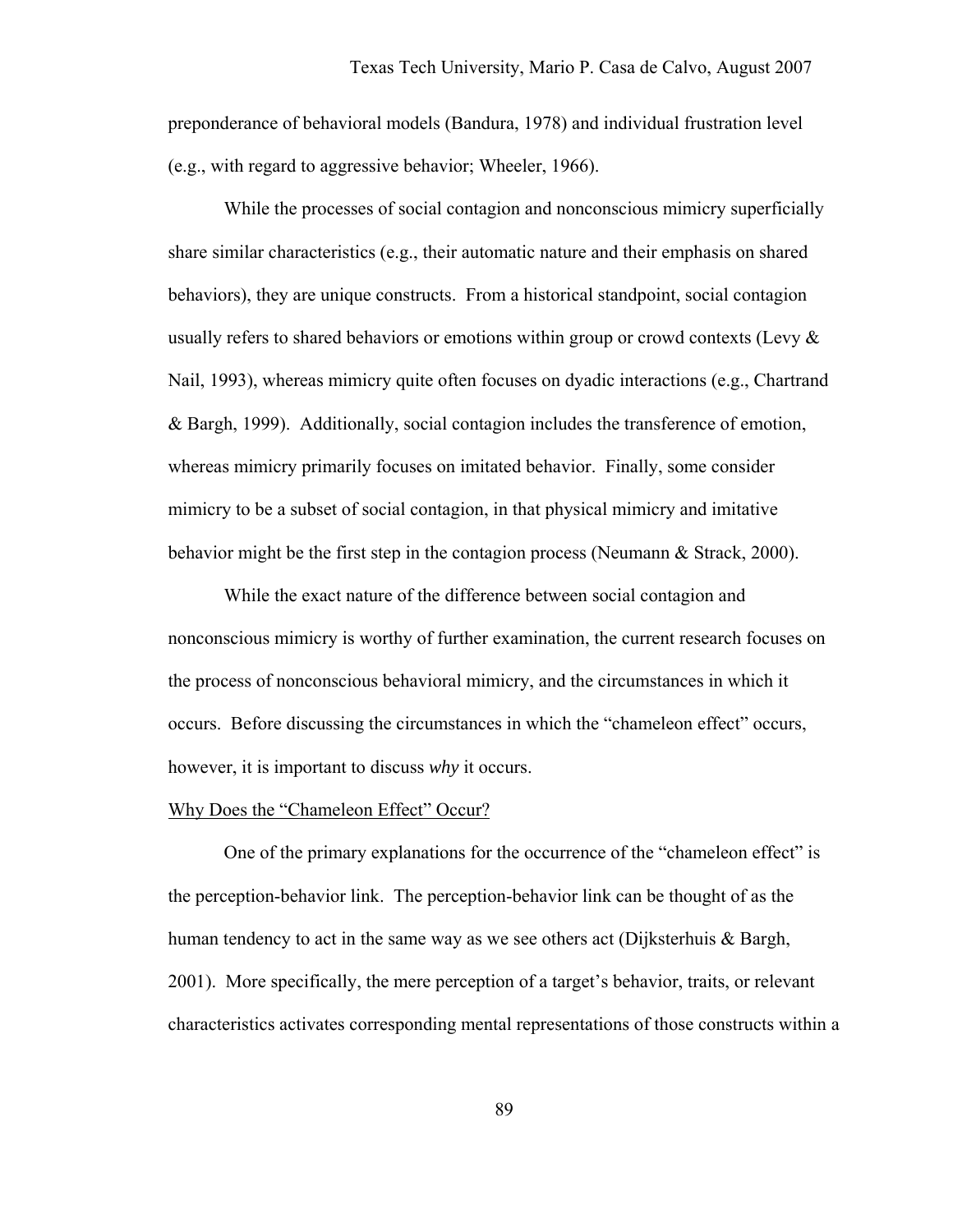preponderance of behavioral models (Bandura, 1978) and individual frustration level (e.g., with regard to aggressive behavior; Wheeler, 1966).

While the processes of social contagion and nonconscious mimicry superficially share similar characteristics (e.g., their automatic nature and their emphasis on shared behaviors), they are unique constructs. From a historical standpoint, social contagion usually refers to shared behaviors or emotions within group or crowd contexts (Levy & Nail, 1993), whereas mimicry quite often focuses on dyadic interactions (e.g., Chartrand & Bargh, 1999). Additionally, social contagion includes the transference of emotion, whereas mimicry primarily focuses on imitated behavior. Finally, some consider mimicry to be a subset of social contagion, in that physical mimicry and imitative behavior might be the first step in the contagion process (Neumann & Strack, 2000).

While the exact nature of the difference between social contagion and nonconscious mimicry is worthy of further examination, the current research focuses on the process of nonconscious behavioral mimicry, and the circumstances in which it occurs. Before discussing the circumstances in which the "chameleon effect" occurs, however, it is important to discuss *why* it occurs.

### Why Does the "Chameleon Effect" Occur?

One of the primary explanations for the occurrence of the "chameleon effect" is the perception-behavior link. The perception-behavior link can be thought of as the human tendency to act in the same way as we see others act (Dijksterhuis & Bargh, 2001). More specifically, the mere perception of a target's behavior, traits, or relevant characteristics activates corresponding mental representations of those constructs within a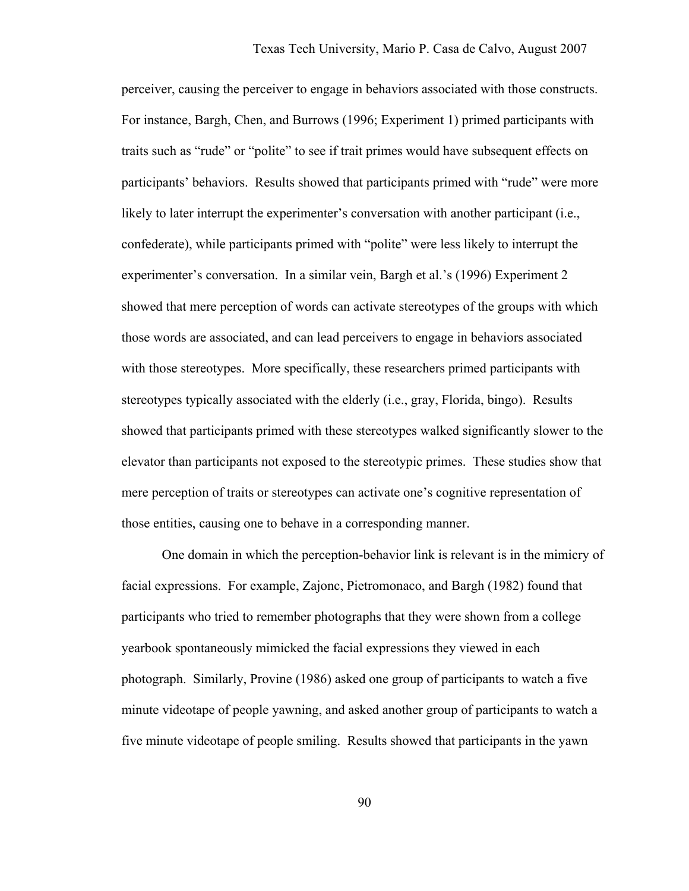perceiver, causing the perceiver to engage in behaviors associated with those constructs. For instance, Bargh, Chen, and Burrows (1996; Experiment 1) primed participants with traits such as "rude" or "polite" to see if trait primes would have subsequent effects on participants' behaviors. Results showed that participants primed with "rude" were more likely to later interrupt the experimenter's conversation with another participant (i.e., confederate), while participants primed with "polite" were less likely to interrupt the experimenter's conversation. In a similar vein, Bargh et al.'s (1996) Experiment 2 showed that mere perception of words can activate stereotypes of the groups with which those words are associated, and can lead perceivers to engage in behaviors associated with those stereotypes. More specifically, these researchers primed participants with stereotypes typically associated with the elderly (i.e., gray, Florida, bingo). Results showed that participants primed with these stereotypes walked significantly slower to the elevator than participants not exposed to the stereotypic primes. These studies show that mere perception of traits or stereotypes can activate one's cognitive representation of those entities, causing one to behave in a corresponding manner.

One domain in which the perception-behavior link is relevant is in the mimicry of facial expressions. For example, Zajonc, Pietromonaco, and Bargh (1982) found that participants who tried to remember photographs that they were shown from a college yearbook spontaneously mimicked the facial expressions they viewed in each photograph. Similarly, Provine (1986) asked one group of participants to watch a five minute videotape of people yawning, and asked another group of participants to watch a five minute videotape of people smiling. Results showed that participants in the yawn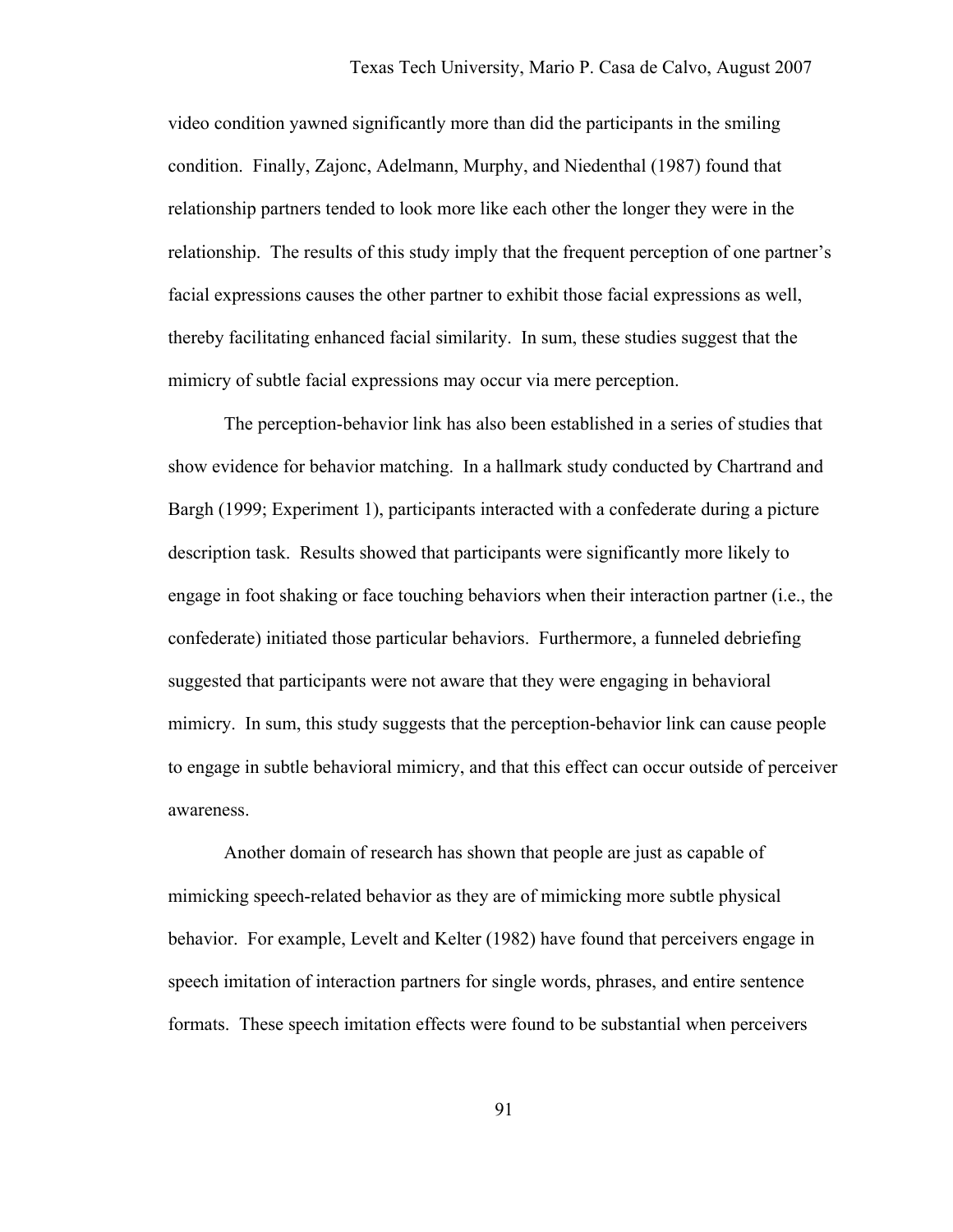video condition yawned significantly more than did the participants in the smiling condition. Finally, Zajonc, Adelmann, Murphy, and Niedenthal (1987) found that relationship partners tended to look more like each other the longer they were in the relationship. The results of this study imply that the frequent perception of one partner's facial expressions causes the other partner to exhibit those facial expressions as well, thereby facilitating enhanced facial similarity. In sum, these studies suggest that the mimicry of subtle facial expressions may occur via mere perception.

The perception-behavior link has also been established in a series of studies that show evidence for behavior matching. In a hallmark study conducted by Chartrand and Bargh (1999; Experiment 1), participants interacted with a confederate during a picture description task. Results showed that participants were significantly more likely to engage in foot shaking or face touching behaviors when their interaction partner (i.e., the confederate) initiated those particular behaviors. Furthermore, a funneled debriefing suggested that participants were not aware that they were engaging in behavioral mimicry. In sum, this study suggests that the perception-behavior link can cause people to engage in subtle behavioral mimicry, and that this effect can occur outside of perceiver awareness.

Another domain of research has shown that people are just as capable of mimicking speech-related behavior as they are of mimicking more subtle physical behavior. For example, Levelt and Kelter (1982) have found that perceivers engage in speech imitation of interaction partners for single words, phrases, and entire sentence formats. These speech imitation effects were found to be substantial when perceivers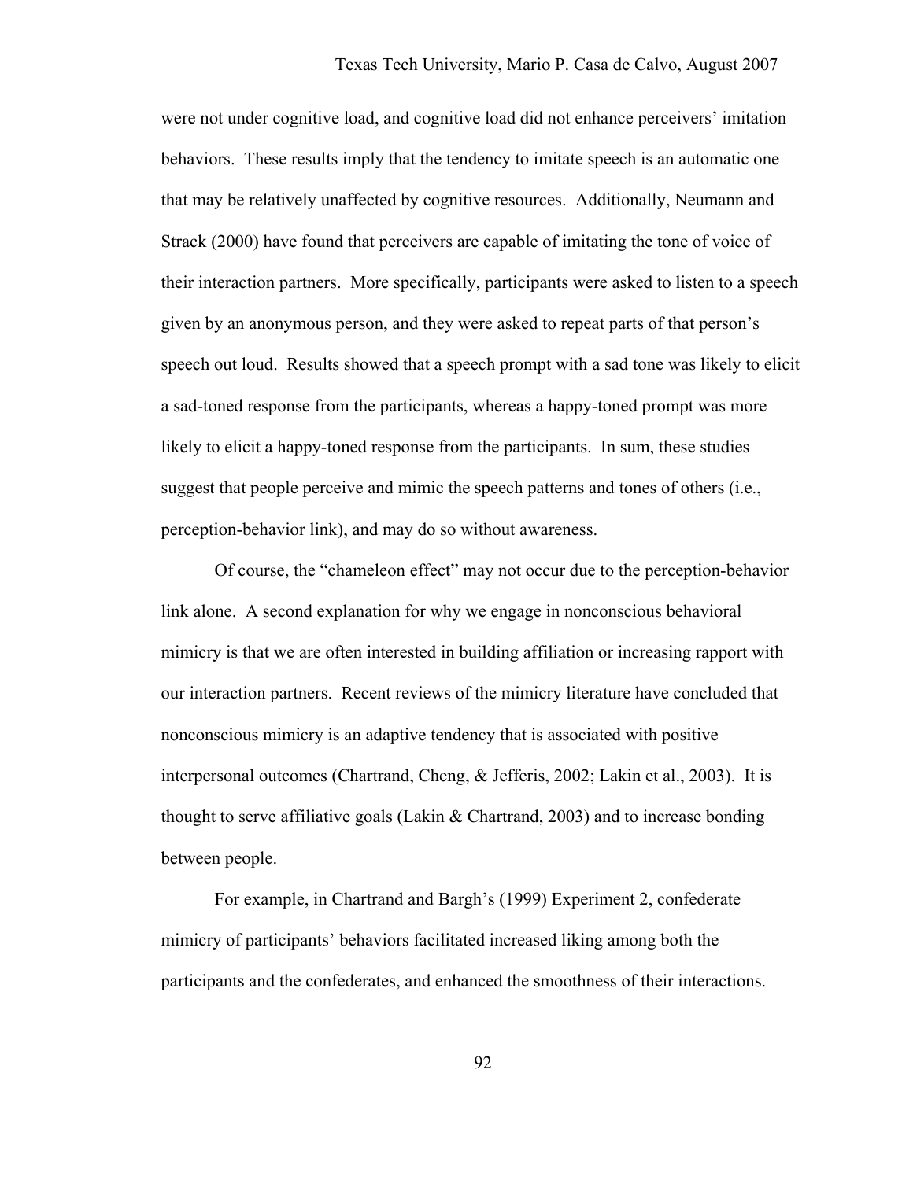were not under cognitive load, and cognitive load did not enhance perceivers' imitation behaviors. These results imply that the tendency to imitate speech is an automatic one that may be relatively unaffected by cognitive resources. Additionally, Neumann and Strack (2000) have found that perceivers are capable of imitating the tone of voice of their interaction partners. More specifically, participants were asked to listen to a speech given by an anonymous person, and they were asked to repeat parts of that person's speech out loud. Results showed that a speech prompt with a sad tone was likely to elicit a sad-toned response from the participants, whereas a happy-toned prompt was more likely to elicit a happy-toned response from the participants. In sum, these studies suggest that people perceive and mimic the speech patterns and tones of others (i.e., perception-behavior link), and may do so without awareness.

Of course, the "chameleon effect" may not occur due to the perception-behavior link alone. A second explanation for why we engage in nonconscious behavioral mimicry is that we are often interested in building affiliation or increasing rapport with our interaction partners. Recent reviews of the mimicry literature have concluded that nonconscious mimicry is an adaptive tendency that is associated with positive interpersonal outcomes (Chartrand, Cheng, & Jefferis, 2002; Lakin et al., 2003). It is thought to serve affiliative goals (Lakin & Chartrand, 2003) and to increase bonding between people.

For example, in Chartrand and Bargh's (1999) Experiment 2, confederate mimicry of participants' behaviors facilitated increased liking among both the participants and the confederates, and enhanced the smoothness of their interactions.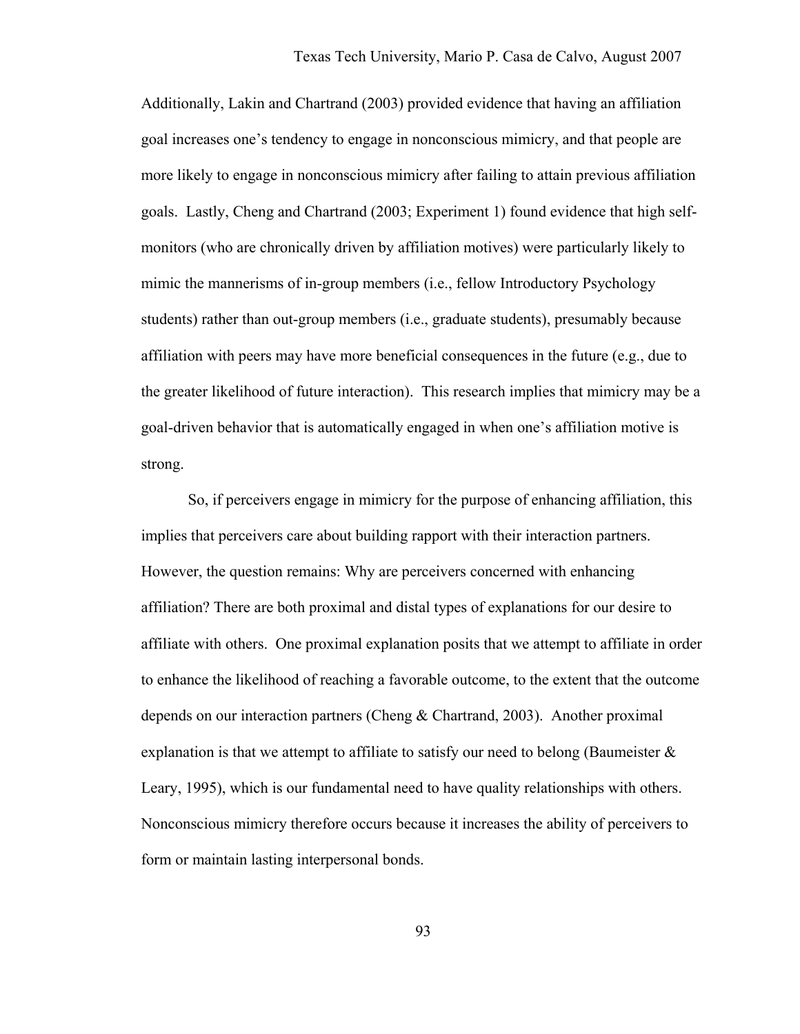Additionally, Lakin and Chartrand (2003) provided evidence that having an affiliation goal increases one's tendency to engage in nonconscious mimicry, and that people are more likely to engage in nonconscious mimicry after failing to attain previous affiliation goals. Lastly, Cheng and Chartrand (2003; Experiment 1) found evidence that high self-monitors (who are chronically driven by affiliation motives) were particularly likely to mimic the mannerisms of in-group members (i.e., fellow Introductory Psychology students) rather than out-group members (i.e., graduate students), presumably because affiliation with peers may have more beneficial consequences in the future (e.g., due to the greater likelihood of future interaction). This research implies that mimicry may be a goal-driven behavior that is automatically engaged in when one's affiliation motive is strong.

So, if perceivers engage in mimicry for the purpose of enhancing affiliation, this implies that perceivers care about building rapport with their interaction partners. However, the question remains: Why are perceivers concerned with enhancing affiliation? There are both proximal and distal types of explanations for our desire to affiliate with others. One proximal explanation posits that we attempt to affiliate in order to enhance the likelihood of reaching a favorable outcome, to the extent that the outcome depends on our interaction partners (Cheng & Chartrand, 2003). Another proximal explanation is that we attempt to affiliate to satisfy our need to belong (Baumeister & Leary, 1995), which is our fundamental need to have quality relationships with others. Nonconscious mimicry therefore occurs because it increases the ability of perceivers to form or maintain lasting interpersonal bonds.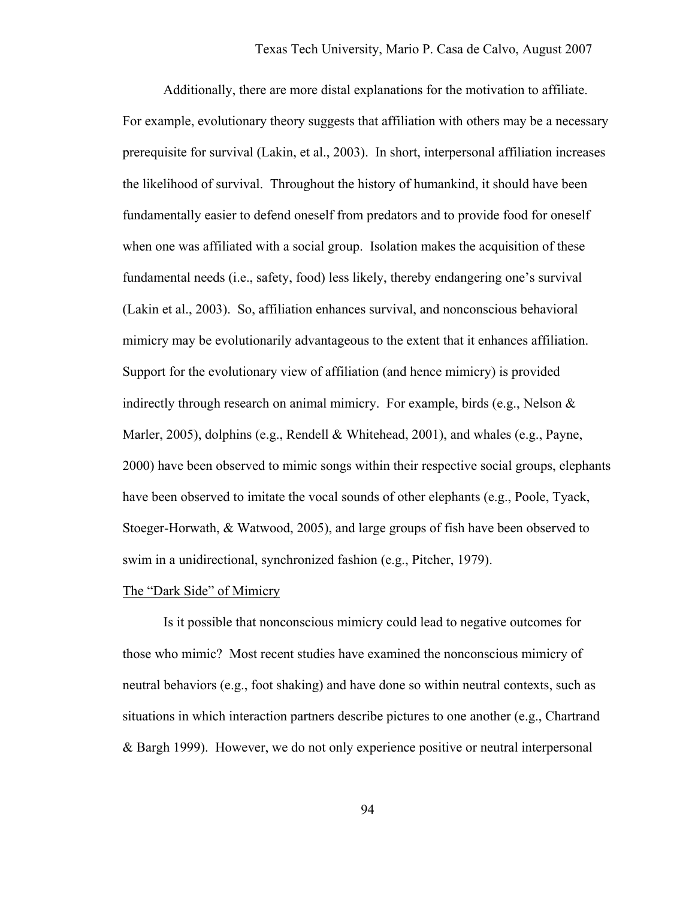Additionally, there are more distal explanations for the motivation to affiliate. For example, evolutionary theory suggests that affiliation with others may be a necessary prerequisite for survival (Lakin, et al., 2003). In short, interpersonal affiliation increases the likelihood of survival. Throughout the history of humankind, it should have been fundamentally easier to defend oneself from predators and to provide food for oneself when one was affiliated with a social group. Isolation makes the acquisition of these fundamental needs (i.e., safety, food) less likely, thereby endangering one's survival (Lakin et al., 2003). So, affiliation enhances survival, and nonconscious behavioral mimicry may be evolutionarily advantageous to the extent that it enhances affiliation. Support for the evolutionary view of affiliation (and hence mimicry) is provided indirectly through research on animal mimicry. For example, birds (e.g., Nelson & Marler, 2005), dolphins (e.g., Rendell & Whitehead, 2001), and whales (e.g., Payne, 2000) have been observed to mimic songs within their respective social groups, elephants have been observed to imitate the vocal sounds of other elephants (e.g., Poole, Tyack, Stoeger-Horwath, & Watwood, 2005), and large groups of fish have been observed to swim in a unidirectional, synchronized fashion (e.g., Pitcher, 1979).

## The "Dark Side" of Mimicry

Is it possible that nonconscious mimicry could lead to negative outcomes for those who mimic? Most recent studies have examined the nonconscious mimicry of neutral behaviors (e.g., foot shaking) and have done so within neutral contexts, such as situations in which interaction partners describe pictures to one another (e.g., Chartrand & Bargh 1999). However, we do not only experience positive or neutral interpersonal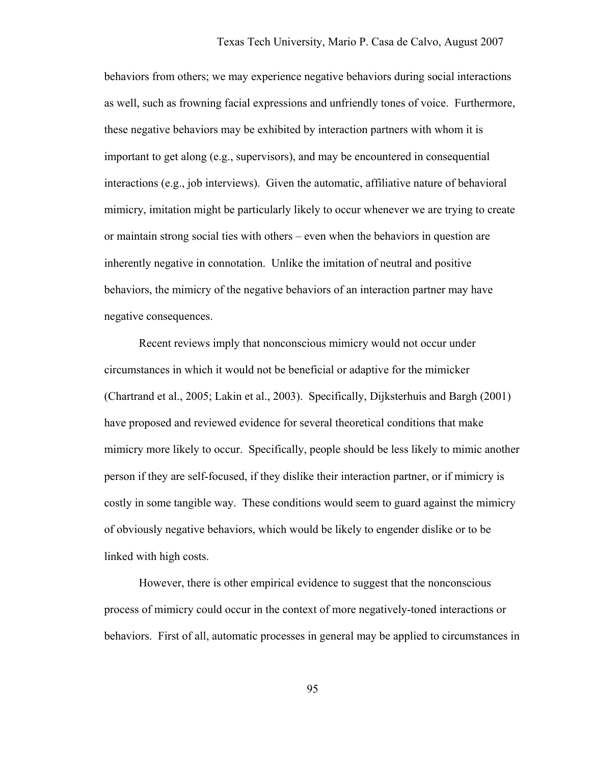behaviors from others; we may experience negative behaviors during social interactions as well, such as frowning facial expressions and unfriendly tones of voice. Furthermore, these negative behaviors may be exhibited by interaction partners with whom it is important to get along (e.g., supervisors), and may be encountered in consequential interactions (e.g., job interviews). Given the automatic, affiliative nature of behavioral mimicry, imitation might be particularly likely to occur whenever we are trying to create or maintain strong social ties with others – even when the behaviors in question are inherently negative in connotation. Unlike the imitation of neutral and positive behaviors, the mimicry of the negative behaviors of an interaction partner may have negative consequences.

Recent reviews imply that nonconscious mimicry would not occur under circumstances in which it would not be beneficial or adaptive for the mimicker (Chartrand et al., 2005; Lakin et al., 2003). Specifically, Dijksterhuis and Bargh (2001) have proposed and reviewed evidence for several theoretical conditions that make mimicry more likely to occur. Specifically, people should be less likely to mimic another person if they are self-focused, if they dislike their interaction partner, or if mimicry is costly in some tangible way. These conditions would seem to guard against the mimicry of obviously negative behaviors, which would be likely to engender dislike or to be linked with high costs.

However, there is other empirical evidence to suggest that the nonconscious process of mimicry could occur in the context of more negatively-toned interactions or behaviors. First of all, automatic processes in general may be applied to circumstances in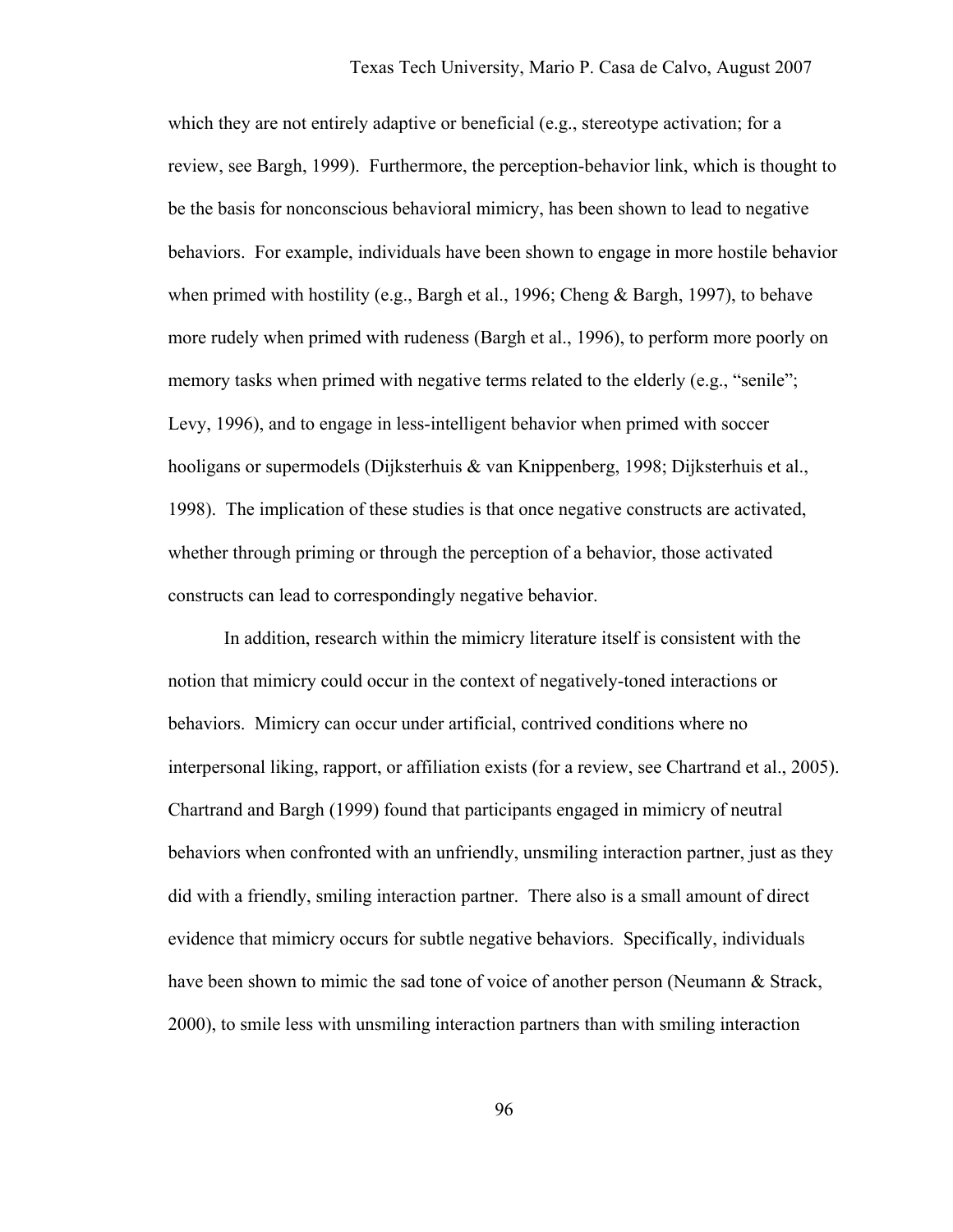which they are not entirely adaptive or beneficial (e.g., stereotype activation; for a review, see Bargh, 1999). Furthermore, the perception-behavior link, which is thought to be the basis for nonconscious behavioral mimicry, has been shown to lead to negative behaviors. For example, individuals have been shown to engage in more hostile behavior when primed with hostility (e.g., Bargh et al., 1996; Cheng & Bargh, 1997), to behave more rudely when primed with rudeness (Bargh et al., 1996), to perform more poorly on memory tasks when primed with negative terms related to the elderly (e.g., "senile"; Levy, 1996), and to engage in less-intelligent behavior when primed with soccer hooligans or supermodels (Dijksterhuis & van Knippenberg, 1998; Dijksterhuis et al., 1998). The implication of these studies is that once negative constructs are activated, whether through priming or through the perception of a behavior, those activated constructs can lead to correspondingly negative behavior.

In addition, research within the mimicry literature itself is consistent with the notion that mimicry could occur in the context of negatively-toned interactions or behaviors. Mimicry can occur under artificial, contrived conditions where no interpersonal liking, rapport, or affiliation exists (for a review, see Chartrand et al., 2005). Chartrand and Bargh (1999) found that participants engaged in mimicry of neutral behaviors when confronted with an unfriendly, unsmiling interaction partner, just as they did with a friendly, smiling interaction partner. There also is a small amount of direct evidence that mimicry occurs for subtle negative behaviors. Specifically, individuals have been shown to mimic the sad tone of voice of another person (Neumann & Strack, 2000), to smile less with unsmiling interaction partners than with smiling interaction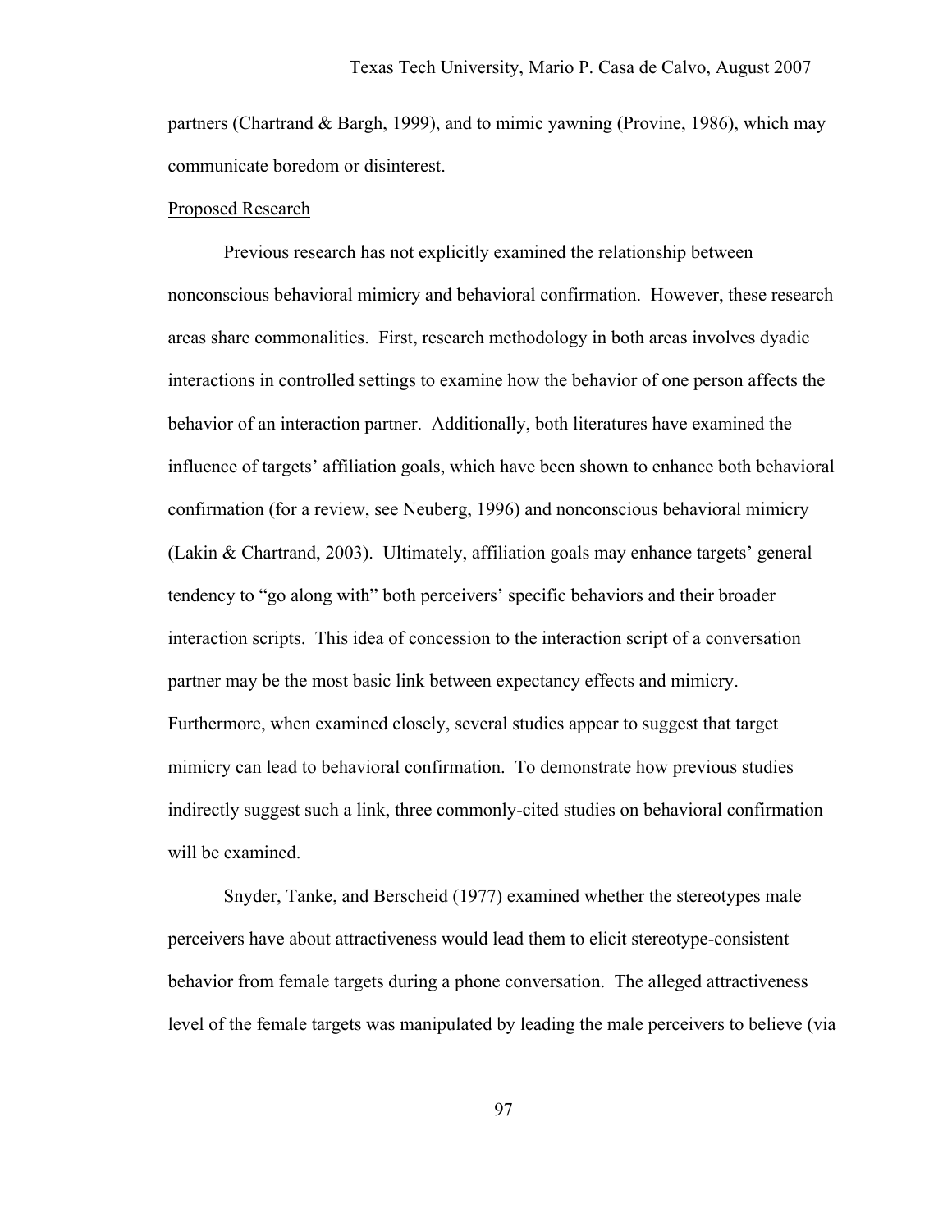partners (Chartrand & Bargh, 1999), and to mimic yawning (Provine, 1986), which may communicate boredom or disinterest.

<u>Proposed Research</u>

Previous research has not explicitly examined the relationship between nonconscious behavioral mimicry and behavioral confirmation. However, these research areas share commonalities. First, research methodology in both areas involves dyadic interactions in controlled settings to examine how the behavior of one person affects the behavior of an interaction partner. Additionally, both literatures have examined the influence of targets' affiliation goals, which have been shown to enhance both behavioral confirmation (for a review, see Neuberg, 1996) and nonconscious behavioral mimicry (Lakin & Chartrand, 2003). Ultimately, affiliation goals may enhance targets' general tendency to "go along with" both perceivers' specific behaviors and their broader interaction scripts. This idea of concession to the interaction script of a conversation partner may be the most basic link between expectancy effects and mimicry. Furthermore, when examined closely, several studies appear to suggest that target mimicry can lead to behavioral confirmation. To demonstrate how previous studies indirectly suggest such a link, three commonly-cited studies on behavioral confirmation will be examined.

Snyder, Tanke, and Berscheid (1977) examined whether the stereotypes male perceivers have about attractiveness would lead them to elicit stereotype-consistent behavior from female targets during a phone conversation. The alleged attractiveness level of the female targets was manipulated by leading the male perceivers to believe (via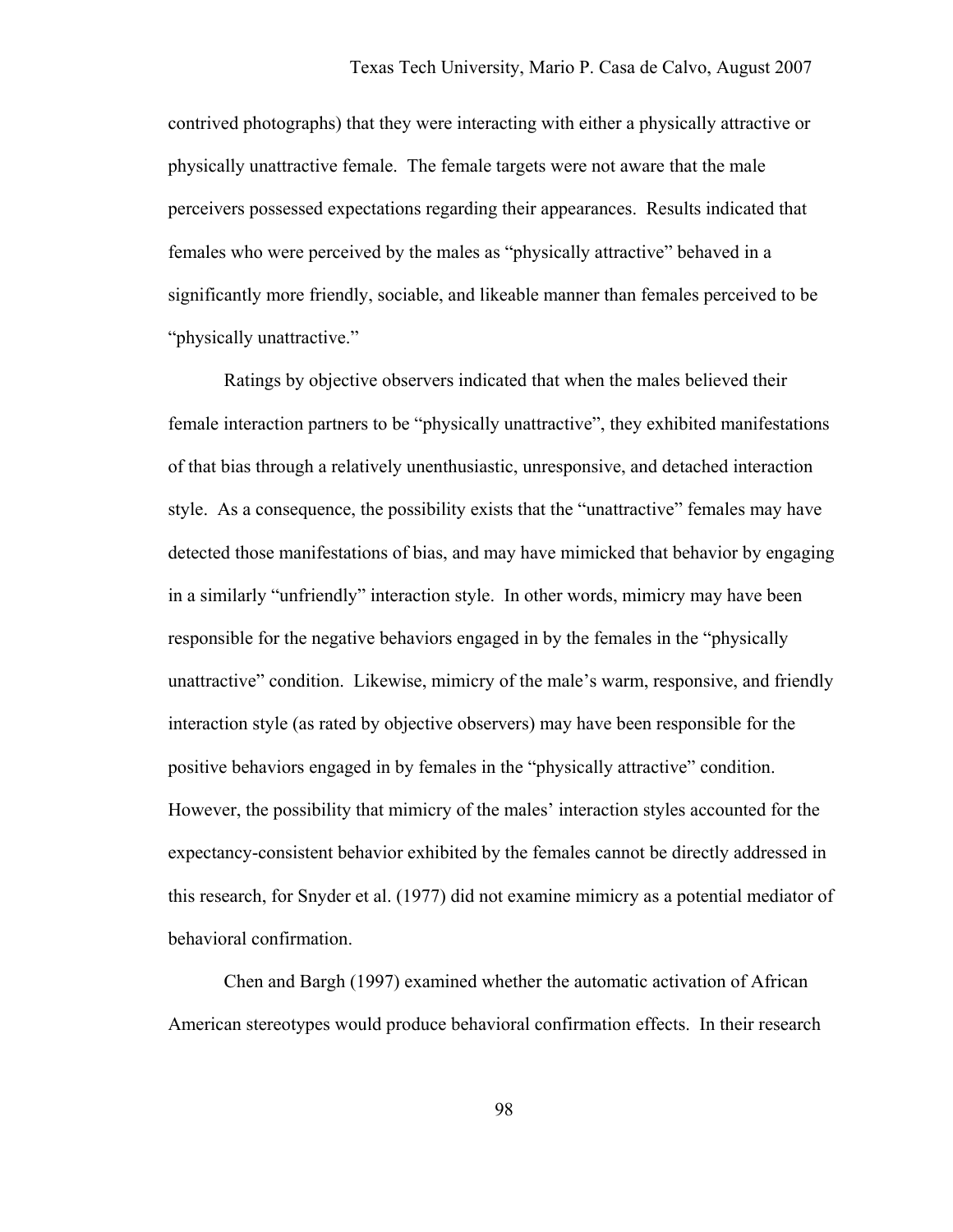contrived photographs) that they were interacting with either a physically attractive or physically unattractive female. The female targets were not aware that the male perceivers possessed expectations regarding their appearances. Results indicated that females who were perceived by the males as "physically attractive" behaved in a significantly more friendly, sociable, and likeable manner than females perceived to be "physically unattractive."

Ratings by objective observers indicated that when the males believed their female interaction partners to be "physically unattractive", they exhibited manifestations of that bias through a relatively unenthusiastic, unresponsive, and detached interaction style. As a consequence, the possibility exists that the "unattractive" females may have detected those manifestations of bias, and may have mimicked that behavior by engaging in a similarly "unfriendly" interaction style. In other words, mimicry may have been responsible for the negative behaviors engaged in by the females in the "physically unattractive" condition. Likewise, mimicry of the male's warm, responsive, and friendly interaction style (as rated by objective observers) may have been responsible for the positive behaviors engaged in by females in the "physically attractive" condition. However, the possibility that mimicry of the males' interaction styles accounted for the expectancy-consistent behavior exhibited by the females cannot be directly addressed in this research, for Snyder et al. (1977) did not examine mimicry as a potential mediator of behavioral confirmation.

Chen and Bargh (1997) examined whether the automatic activation of African American stereotypes would produce behavioral confirmation effects. In their research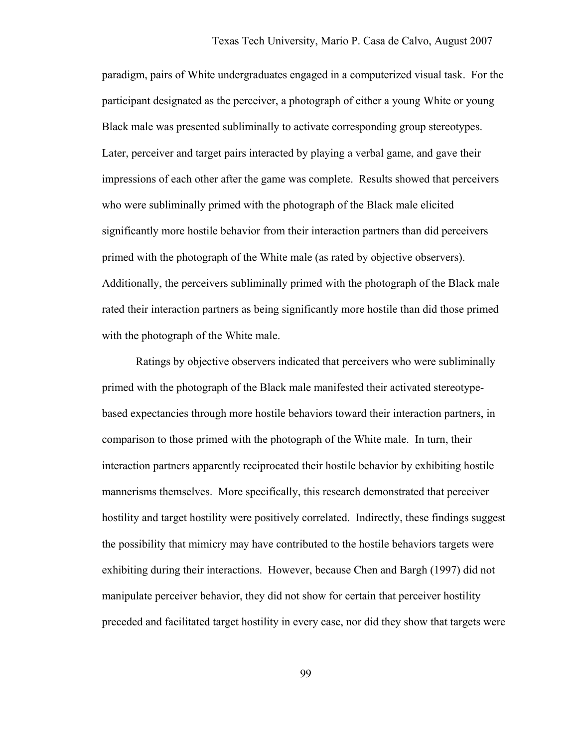paradigm, pairs of White undergraduates engaged in a computerized visual task. For the participant designated as the perceiver, a photograph of either a young White or young Black male was presented subliminally to activate corresponding group stereotypes. Later, perceiver and target pairs interacted by playing a verbal game, and gave their impressions of each other after the game was complete. Results showed that perceivers who were subliminally primed with the photograph of the Black male elicited significantly more hostile behavior from their interaction partners than did perceivers primed with the photograph of the White male (as rated by objective observers). Additionally, the perceivers subliminally primed with the photograph of the Black male rated their interaction partners as being significantly more hostile than did those primed with the photograph of the White male.

Ratings by objective observers indicated that perceivers who were subliminally primed with the photograph of the Black male manifested their activated stereotype-based expectancies through more hostile behaviors toward their interaction partners, in comparison to those primed with the photograph of the White male. In turn, their interaction partners apparently reciprocated their hostile behavior by exhibiting hostile mannerisms themselves. More specifically, this research demonstrated that perceiver hostility and target hostility were positively correlated. Indirectly, these findings suggest the possibility that mimicry may have contributed to the hostile behaviors targets were exhibiting during their interactions. However, because Chen and Bargh (1997) did not manipulate perceiver behavior, they did not show for certain that perceiver hostility preceded and facilitated target hostility in every case, nor did they show that targets were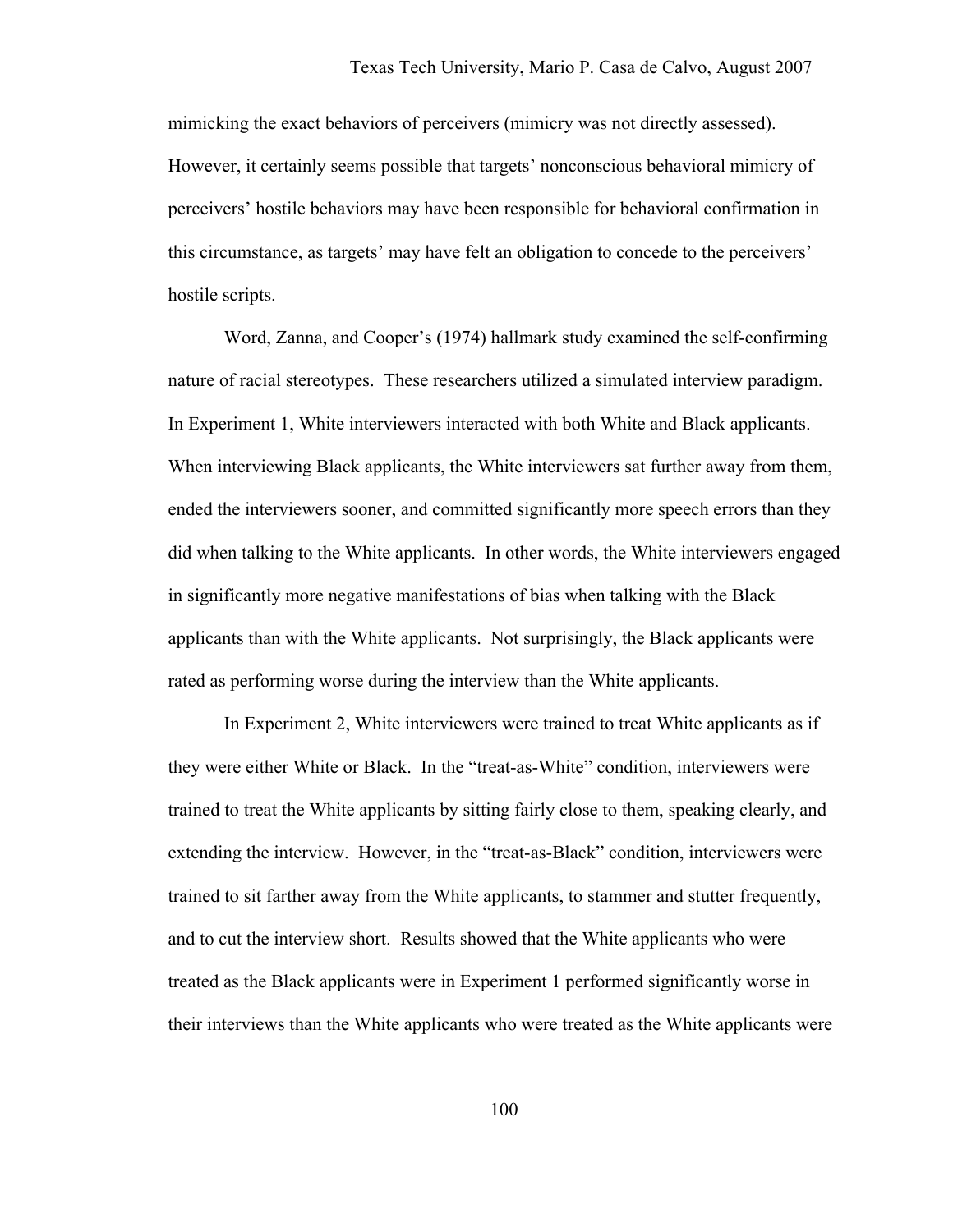mimicking the exact behaviors of perceivers (mimicry was not directly assessed). However, it certainly seems possible that targets' nonconscious behavioral mimicry of perceivers' hostile behaviors may have been responsible for behavioral confirmation in this circumstance, as targets' may have felt an obligation to concede to the perceivers' hostile scripts.

Word, Zanna, and Cooper's (1974) hallmark study examined the self-confirming nature of racial stereotypes. These researchers utilized a simulated interview paradigm. In Experiment 1, White interviewers interacted with both White and Black applicants. When interviewing Black applicants, the White interviewers sat further away from them, ended the interviewers sooner, and committed significantly more speech errors than they did when talking to the White applicants. In other words, the White interviewers engaged in significantly more negative manifestations of bias when talking with the Black applicants than with the White applicants. Not surprisingly, the Black applicants were rated as performing worse during the interview than the White applicants.

In Experiment 2, White interviewers were trained to treat White applicants as if they were either White or Black. In the "treat-as-White" condition, interviewers were trained to treat the White applicants by sitting fairly close to them, speaking clearly, and extending the interview. However, in the "treat-as-Black" condition, interviewers were trained to sit farther away from the White applicants, to stammer and stutter frequently, and to cut the interview short. Results showed that the White applicants who were treated as the Black applicants were in Experiment 1 performed significantly worse in their interviews than the White applicants who were treated as the White applicants were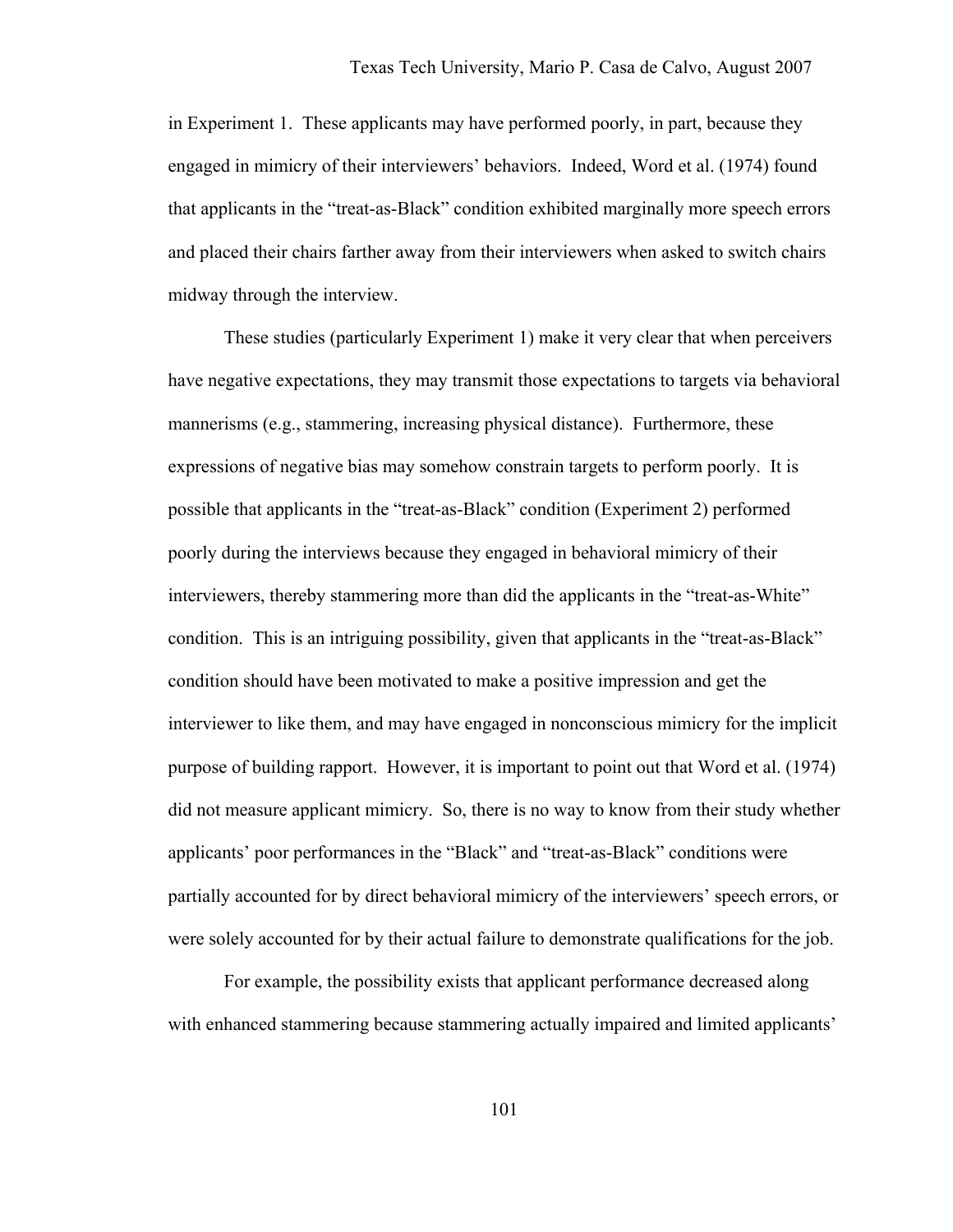in Experiment 1. These applicants may have performed poorly, in part, because they engaged in mimicry of their interviewers' behaviors. Indeed, Word et al. (1974) found that applicants in the "treat-as-Black" condition exhibited marginally more speech errors and placed their chairs farther away from their interviewers when asked to switch chairs midway through the interview.

These studies (particularly Experiment 1) make it very clear that when perceivers have negative expectations, they may transmit those expectations to targets via behavioral mannerisms (e.g., stammering, increasing physical distance). Furthermore, these expressions of negative bias may somehow constrain targets to perform poorly. It is possible that applicants in the "treat-as-Black" condition (Experiment 2) performed poorly during the interviews because they engaged in behavioral mimicry of their interviewers, thereby stammering more than did the applicants in the "treat-as-White" condition. This is an intriguing possibility, given that applicants in the "treat-as-Black" condition should have been motivated to make a positive impression and get the interviewer to like them, and may have engaged in nonconscious mimicry for the implicit purpose of building rapport. However, it is important to point out that Word et al. (1974) did not measure applicant mimicry. So, there is no way to know from their study whether applicants' poor performances in the "Black" and "treat-as-Black" conditions were partially accounted for by direct behavioral mimicry of the interviewers' speech errors, or were solely accounted for by their actual failure to demonstrate qualifications for the job.

For example, the possibility exists that applicant performance decreased along with enhanced stammering because stammering actually impaired and limited applicants'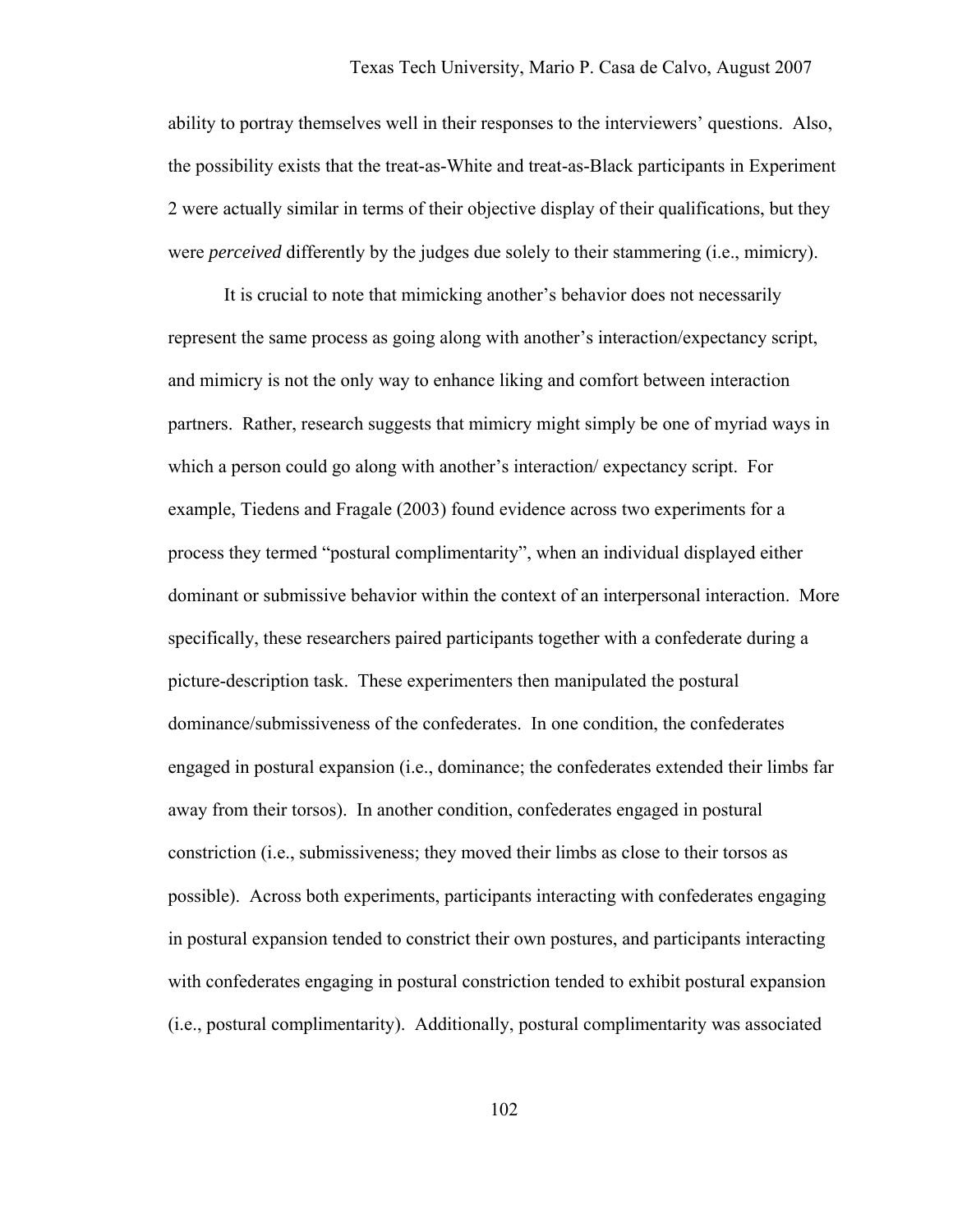ability to portray themselves well in their responses to the interviewers' questions. Also, the possibility exists that the treat-as-White and treat-as-Black participants in Experiment 2 were actually similar in terms of their objective display of their qualifications, but they were *perceived* differently by the judges due solely to their stammering (i.e., mimicry).

It is crucial to note that mimicking another's behavior does not necessarily represent the same process as going along with another's interaction/expectancy script, and mimicry is not the only way to enhance liking and comfort between interaction partners. Rather, research suggests that mimicry might simply be one of myriad ways in which a person could go along with another's interaction/ expectancy script. For example, Tiedens and Fragale (2003) found evidence across two experiments for a process they termed "postural complimentarity", when an individual displayed either dominant or submissive behavior within the context of an interpersonal interaction. More specifically, these researchers paired participants together with a confederate during a picture-description task. These experimenters then manipulated the postural dominance/submissiveness of the confederates. In one condition, the confederates engaged in postural expansion (i.e., dominance; the confederates extended their limbs far away from their torsos). In another condition, confederates engaged in postural constriction (i.e., submissiveness; they moved their limbs as close to their torsos as possible). Across both experiments, participants interacting with confederates engaging in postural expansion tended to constrict their own postures, and participants interacting with confederates engaging in postural constriction tended to exhibit postural expansion (i.e., postural complimentarity). Additionally, postural complimentarity was associated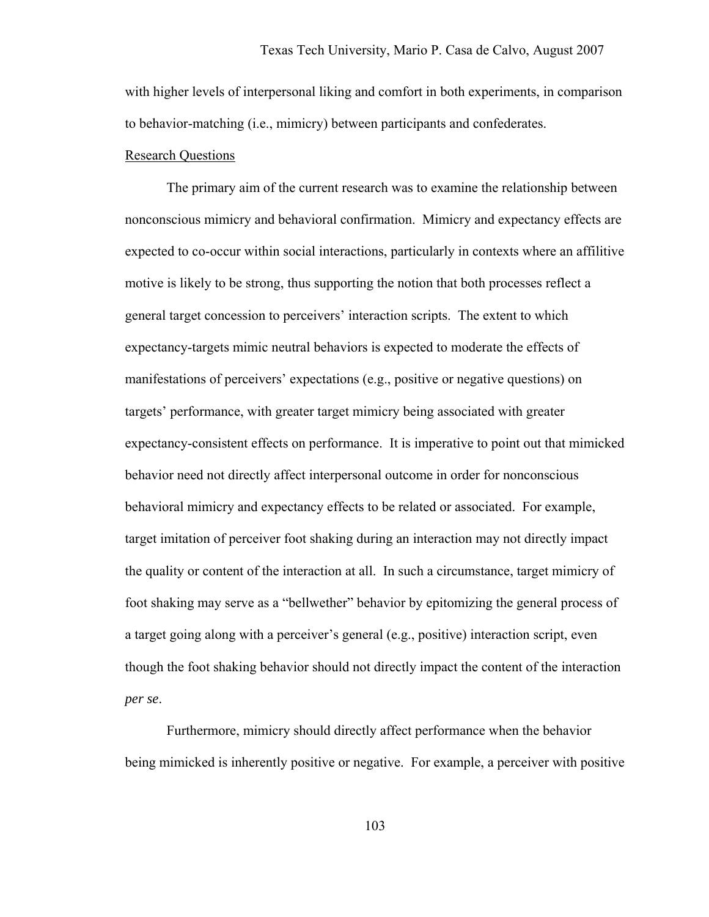with higher levels of interpersonal liking and comfort in both experiments, in comparison to behavior-matching (i.e., mimicry) between participants and confederates.

## Research Questions

The primary aim of the current research was to examine the relationship between nonconscious mimicry and behavioral confirmation. Mimicry and expectancy effects are expected to co-occur within social interactions, particularly in contexts where an affilitive motive is likely to be strong, thus supporting the notion that both processes reflect a general target concession to perceivers' interaction scripts. The extent to which expectancy-targets mimic neutral behaviors is expected to moderate the effects of manifestations of perceivers' expectations (e.g., positive or negative questions) on targets' performance, with greater target mimicry being associated with greater expectancy-consistent effects on performance. It is imperative to point out that mimicked behavior need not directly affect interpersonal outcome in order for nonconscious behavioral mimicry and expectancy effects to be related or associated. For example, target imitation of perceiver foot shaking during an interaction may not directly impact the quality or content of the interaction at all. In such a circumstance, target mimicry of foot shaking may serve as a "bellwether" behavior by epitomizing the general process of a target going along with a perceiver's general (e.g., positive) interaction script, even though the foot shaking behavior should not directly impact the content of the interaction *per se*.

Furthermore, mimicry should directly affect performance when the behavior being mimicked is inherently positive or negative. For example, a perceiver with positive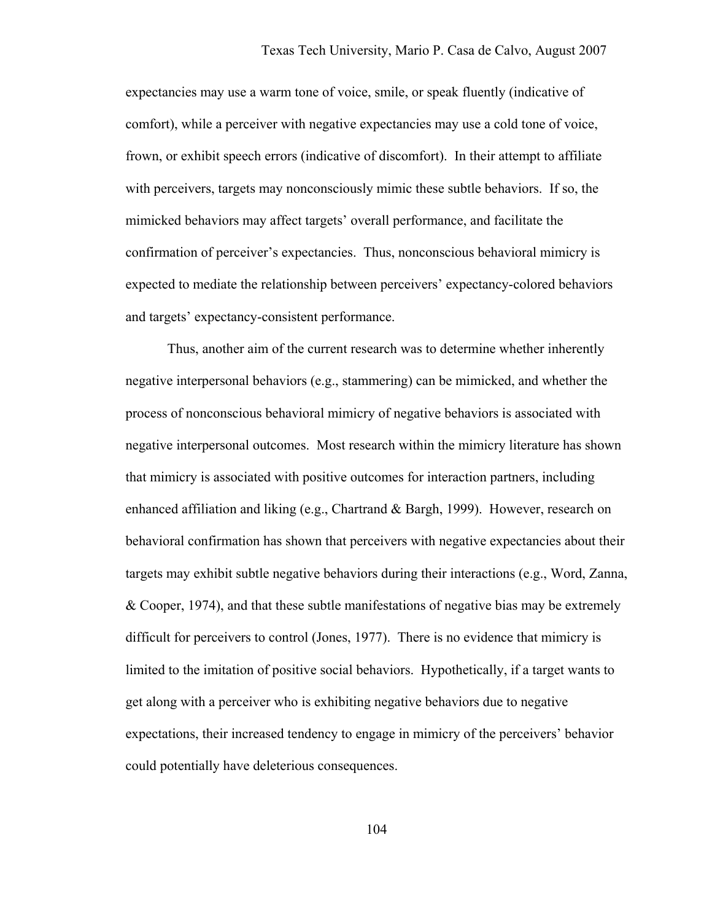expectancies may use a warm tone of voice, smile, or speak fluently (indicative of comfort), while a perceiver with negative expectancies may use a cold tone of voice, frown, or exhibit speech errors (indicative of discomfort). In their attempt to affiliate with perceivers, targets may nonconsciously mimic these subtle behaviors. If so, the mimicked behaviors may affect targets' overall performance, and facilitate the confirmation of perceiver's expectancies. Thus, nonconscious behavioral mimicry is expected to mediate the relationship between perceivers' expectancy-colored behaviors and targets' expectancy-consistent performance.

Thus, another aim of the current research was to determine whether inherently negative interpersonal behaviors (e.g., stammering) can be mimicked, and whether the process of nonconscious behavioral mimicry of negative behaviors is associated with negative interpersonal outcomes. Most research within the mimicry literature has shown that mimicry is associated with positive outcomes for interaction partners, including enhanced affiliation and liking (e.g., Chartrand & Bargh, 1999). However, research on behavioral confirmation has shown that perceivers with negative expectancies about their targets may exhibit subtle negative behaviors during their interactions (e.g., Word, Zanna, & Cooper, 1974), and that these subtle manifestations of negative bias may be extremely difficult for perceivers to control (Jones, 1977). There is no evidence that mimicry is limited to the imitation of positive social behaviors. Hypothetically, if a target wants to get along with a perceiver who is exhibiting negative behaviors due to negative expectations, their increased tendency to engage in mimicry of the perceivers' behavior could potentially have deleterious consequences.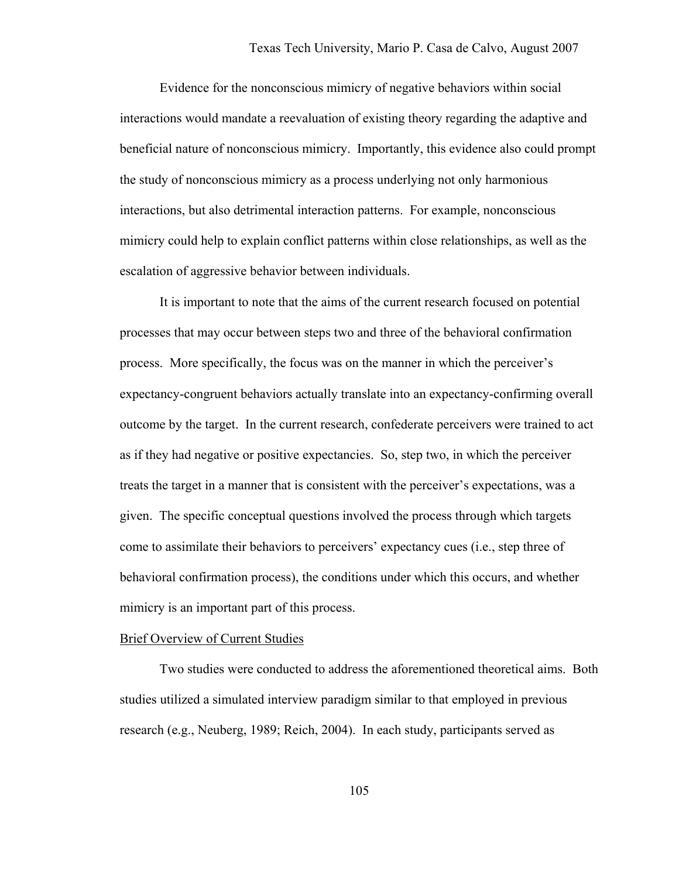Evidence for the nonconscious mimicry of negative behaviors within social interactions would mandate a reevaluation of existing theory regarding the adaptive and beneficial nature of nonconscious mimicry. Importantly, this evidence also could prompt the study of nonconscious mimicry as a process underlying not only harmonious interactions, but also detrimental interaction patterns. For example, nonconscious mimicry could help to explain conflict patterns within close relationships, as well as the escalation of aggressive behavior between individuals.

It is important to note that the aims of the current research focused on potential processes that may occur between steps two and three of the behavioral confirmation process. More specifically, the focus was on the manner in which the perceiver's expectancy-congruent behaviors actually translate into an expectancy-confirming overall outcome by the target. In the current research, confederate perceivers were trained to act as if they had negative or positive expectancies. So, step two, in which the perceiver treats the target in a manner that is consistent with the perceiver's expectations, was a given. The specific conceptual questions involved the process through which targets come to assimilate their behaviors to perceivers' expectancy cues (i.e., step three of behavioral confirmation process), the conditions under which this occurs, and whether mimicry is an important part of this process.

## Brief Overview of Current Studies

Two studies were conducted to address the aforementioned theoretical aims. Both studies utilized a simulated interview paradigm similar to that employed in previous research (e.g., Neuberg, 1989; Reich, 2004). In each study, participants served as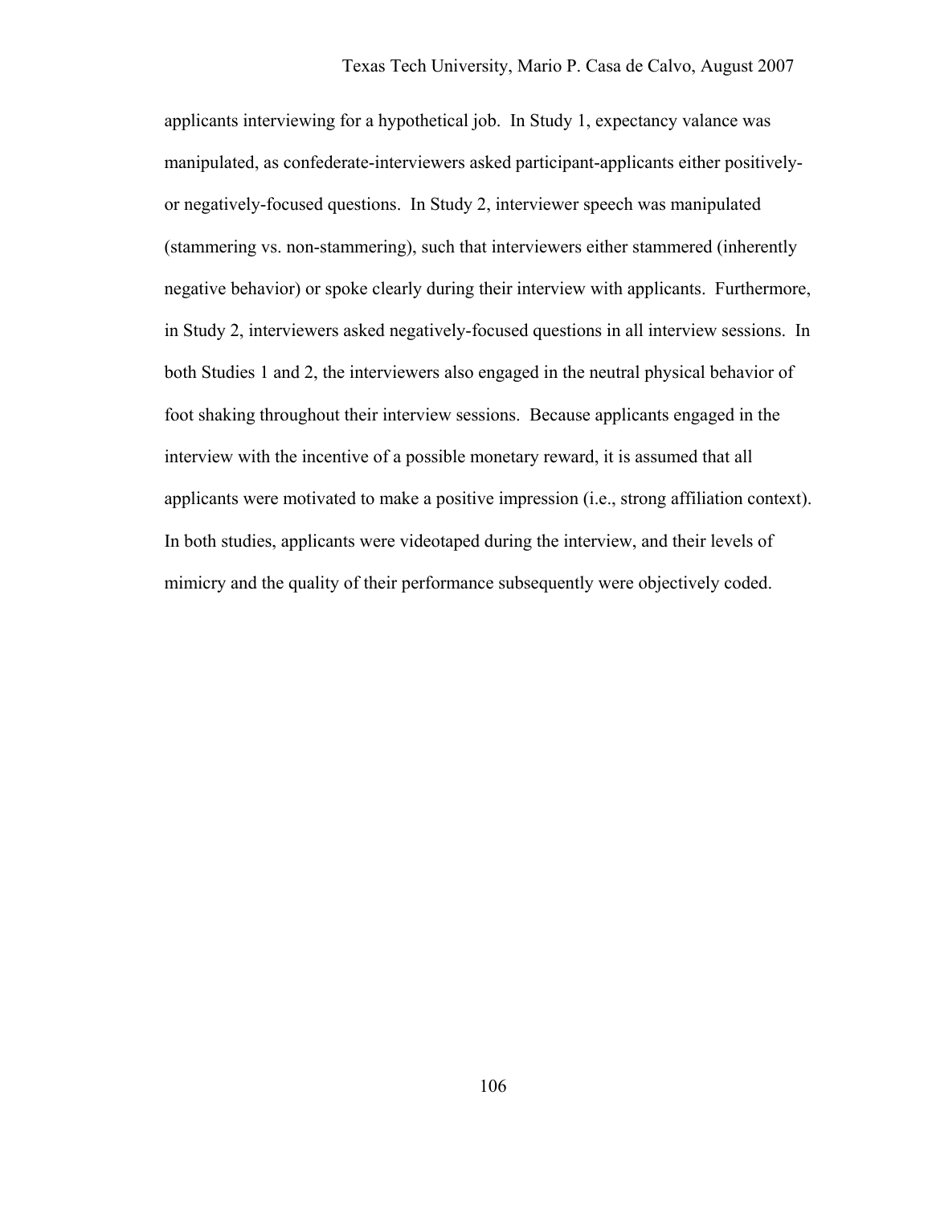applicants interviewing for a hypothetical job. In Study 1, expectancy valance was manipulated, as confederate-interviewers asked participant-applicants either positively- or negatively-focused questions. In Study 2, interviewer speech was manipulated (stammering vs. non-stammering), such that interviewers either stammered (inherently negative behavior) or spoke clearly during their interview with applicants. Furthermore, in Study 2, interviewers asked negatively-focused questions in all interview sessions. In both Studies 1 and 2, the interviewers also engaged in the neutral physical behavior of foot shaking throughout their interview sessions. Because applicants engaged in the interview with the incentive of a possible monetary reward, it is assumed that all applicants were motivated to make a positive impression (i.e., strong affiliation context). In both studies, applicants were videotaped during the interview, and their levels of mimicry and the quality of their performance subsequently were objectively coded.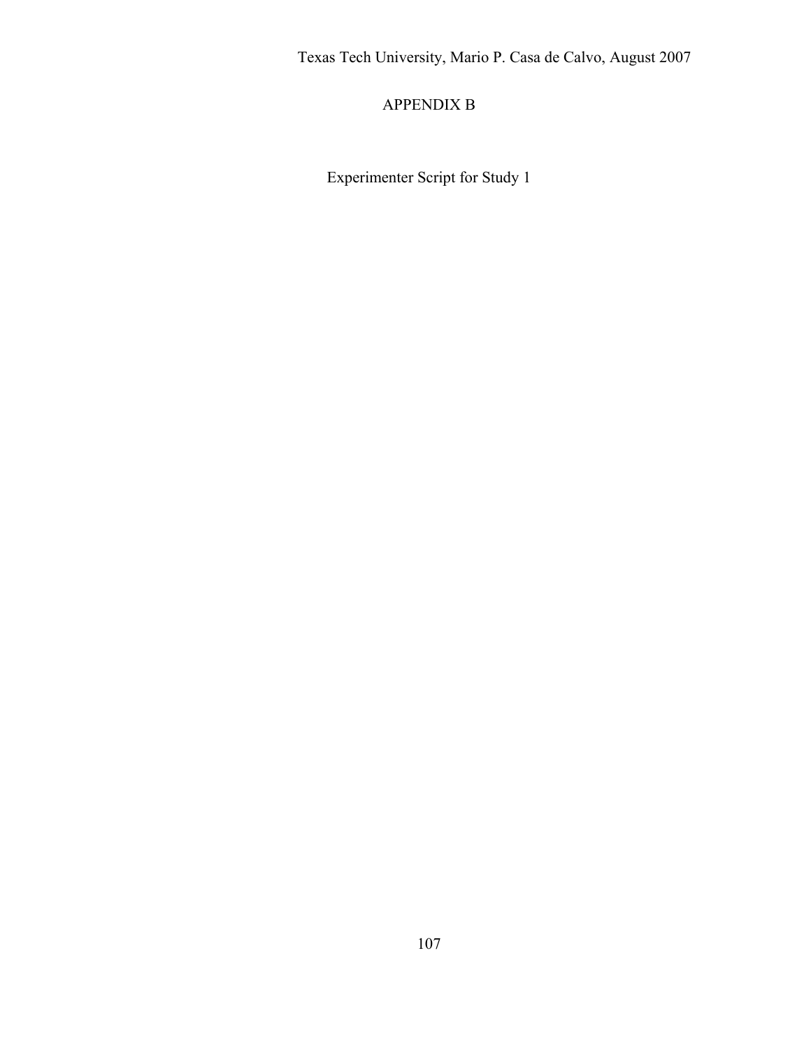# APPENDIX B

Experimenter Script for Study 1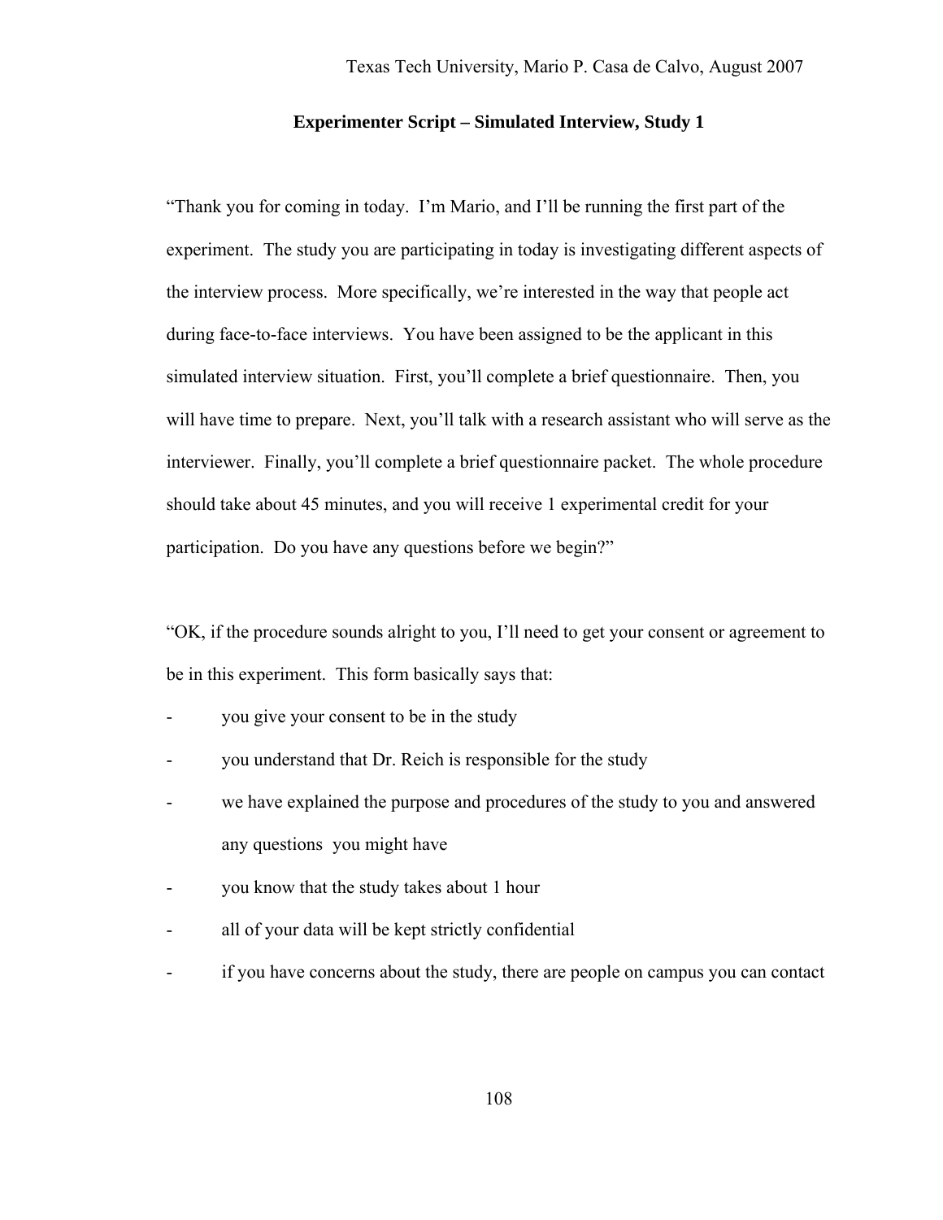**Experimenter Script – Simulated Interview, Study 1**

"Thank you for coming in today. I'm Mario, and I'll be running the first part of the experiment. The study you are participating in today is investigating different aspects of the interview process. More specifically, we're interested in the way that people act during face-to-face interviews. You have been assigned to be the applicant in this simulated interview situation. First, you'll complete a brief questionnaire. Then, you will have time to prepare. Next, you'll talk with a research assistant who will serve as the interviewer. Finally, you'll complete a brief questionnaire packet. The whole procedure should take about 45 minutes, and you will receive 1 experimental credit for your participation. Do you have any questions before we begin?"

"OK, if the procedure sounds alright to you, I'll need to get your consent or agreement to be in this experiment. This form basically says that:

- you give your consent to be in the study
- you understand that Dr. Reich is responsible for the study
- we have explained the purpose and procedures of the study to you and answered any questions you might have
- you know that the study takes about 1 hour
- all of your data will be kept strictly confidential
- if you have concerns about the study, there are people on campus you can contact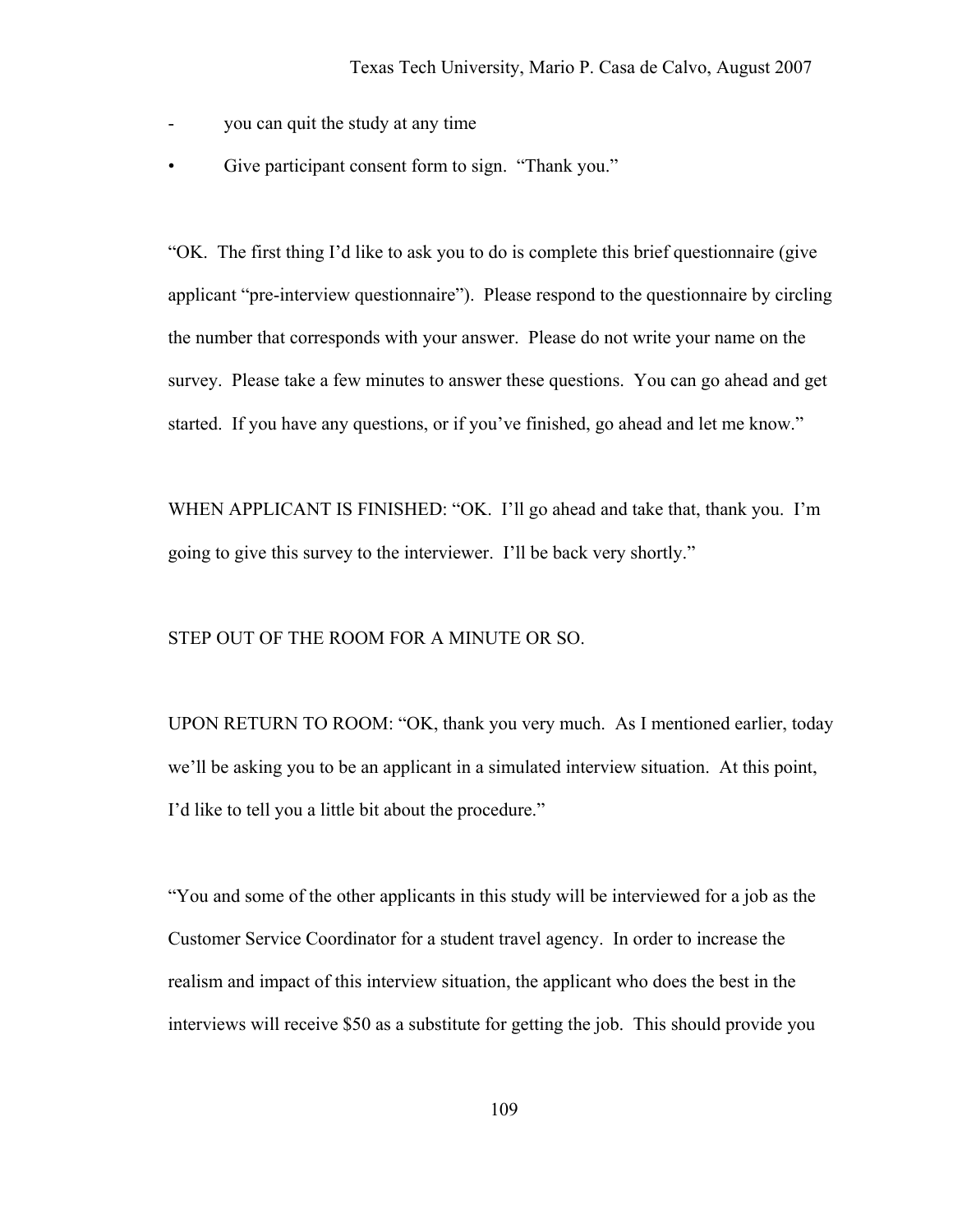- you can quit the study at any time

- Give participant consent form to sign. "Thank you."

"OK. The first thing I'd like to ask you to do is complete this brief questionnaire (give applicant "pre-interview questionnaire"). Please respond to the questionnaire by circling the number that corresponds with your answer. Please do not write your name on the survey. Please take a few minutes to answer these questions. You can go ahead and get started. If you have any questions, or if you've finished, go ahead and let me know."

WHEN APPLICANT IS FINISHED: "OK. I'll go ahead and take that, thank you. I'm going to give this survey to the interviewer. I'll be back very shortly."

STEP OUT OF THE ROOM FOR A MINUTE OR SO.

UPON RETURN TO ROOM: "OK, thank you very much. As I mentioned earlier, today we'll be asking you to be an applicant in a simulated interview situation. At this point, I'd like to tell you a little bit about the procedure."

"You and some of the other applicants in this study will be interviewed for a job as the Customer Service Coordinator for a student travel agency. In order to increase the realism and impact of this interview situation, the applicant who does the best in the interviews will receive $50 as a substitute for getting the job. This should provide you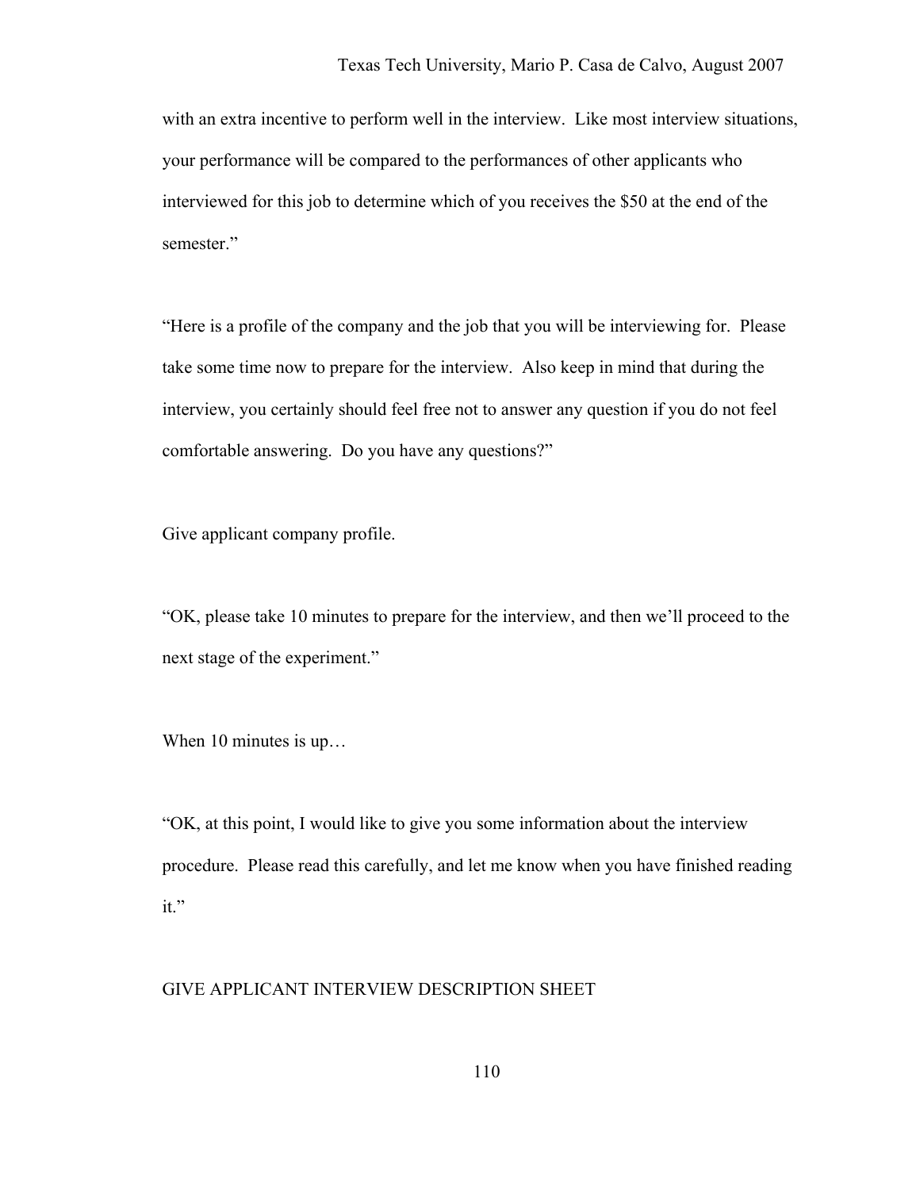with an extra incentive to perform well in the interview. Like most interview situations, your performance will be compared to the performances of other applicants who interviewed for this job to determine which of you receives the $50 at the end of the semester."

"Here is a profile of the company and the job that you will be interviewing for. Please take some time now to prepare for the interview. Also keep in mind that during the interview, you certainly should feel free not to answer any question if you do not feel comfortable answering. Do you have any questions?"

Give applicant company profile.

"OK, please take 10 minutes to prepare for the interview, and then we'll proceed to the next stage of the experiment."

When 10 minutes is up…

"OK, at this point, I would like to give you some information about the interview procedure. Please read this carefully, and let me know when you have finished reading it."

GIVE APPLICANT INTERVIEW DESCRIPTION SHEET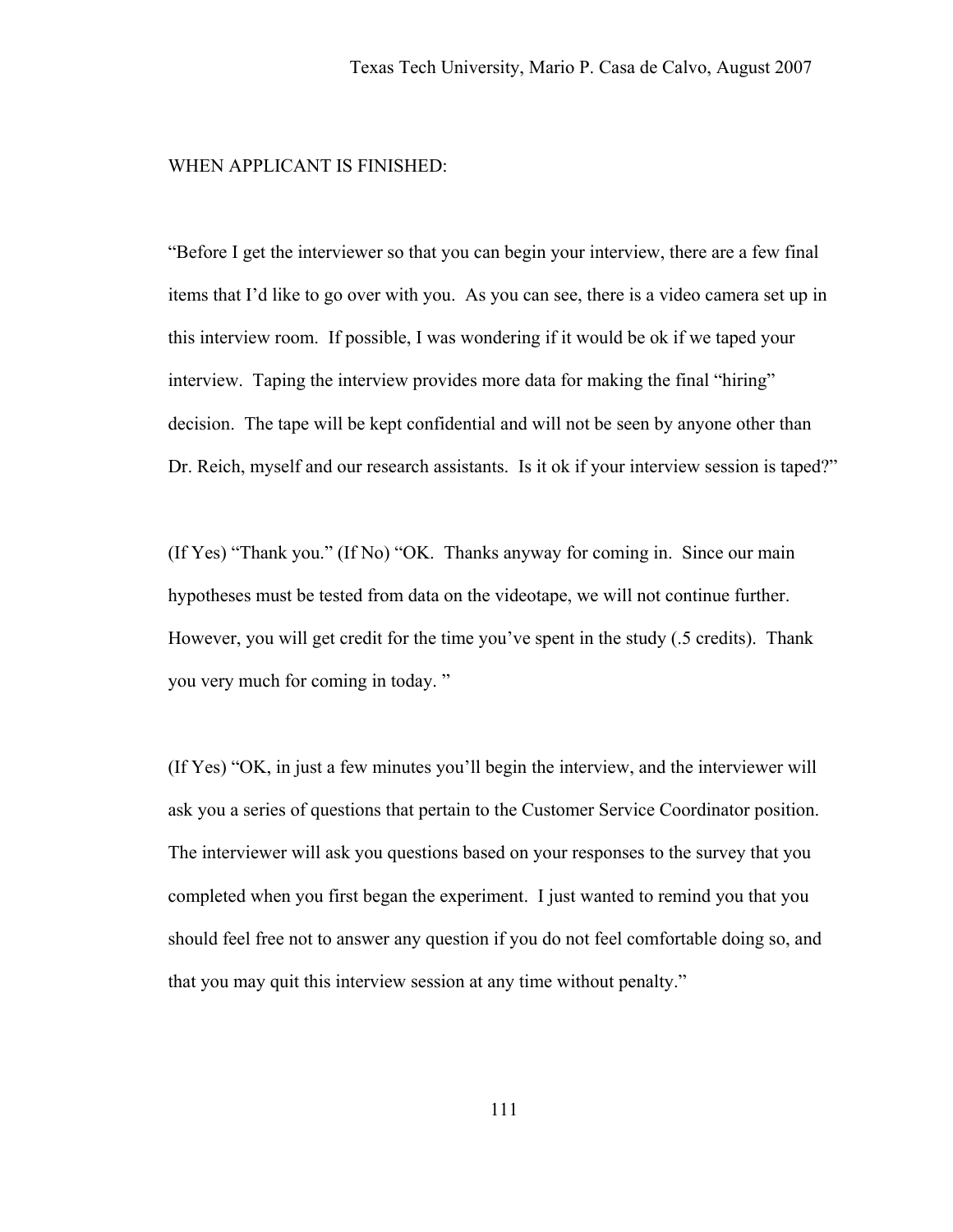WHEN APPLICANT IS FINISHED:

"Before I get the interviewer so that you can begin your interview, there are a few final items that I'd like to go over with you. As you can see, there is a video camera set up in this interview room. If possible, I was wondering if it would be ok if we taped your interview. Taping the interview provides more data for making the final "hiring" decision. The tape will be kept confidential and will not be seen by anyone other than Dr. Reich, myself and our research assistants. Is it ok if your interview session is taped?"

(If Yes) "Thank you." (If No) "OK. Thanks anyway for coming in. Since our main hypotheses must be tested from data on the videotape, we will not continue further. However, you will get credit for the time you've spent in the study (.5 credits). Thank you very much for coming in today. "

(If Yes) "OK, in just a few minutes you'll begin the interview, and the interviewer will ask you a series of questions that pertain to the Customer Service Coordinator position. The interviewer will ask you questions based on your responses to the survey that you completed when you first began the experiment. I just wanted to remind you that you should feel free not to answer any question if you do not feel comfortable doing so, and that you may quit this interview session at any time without penalty."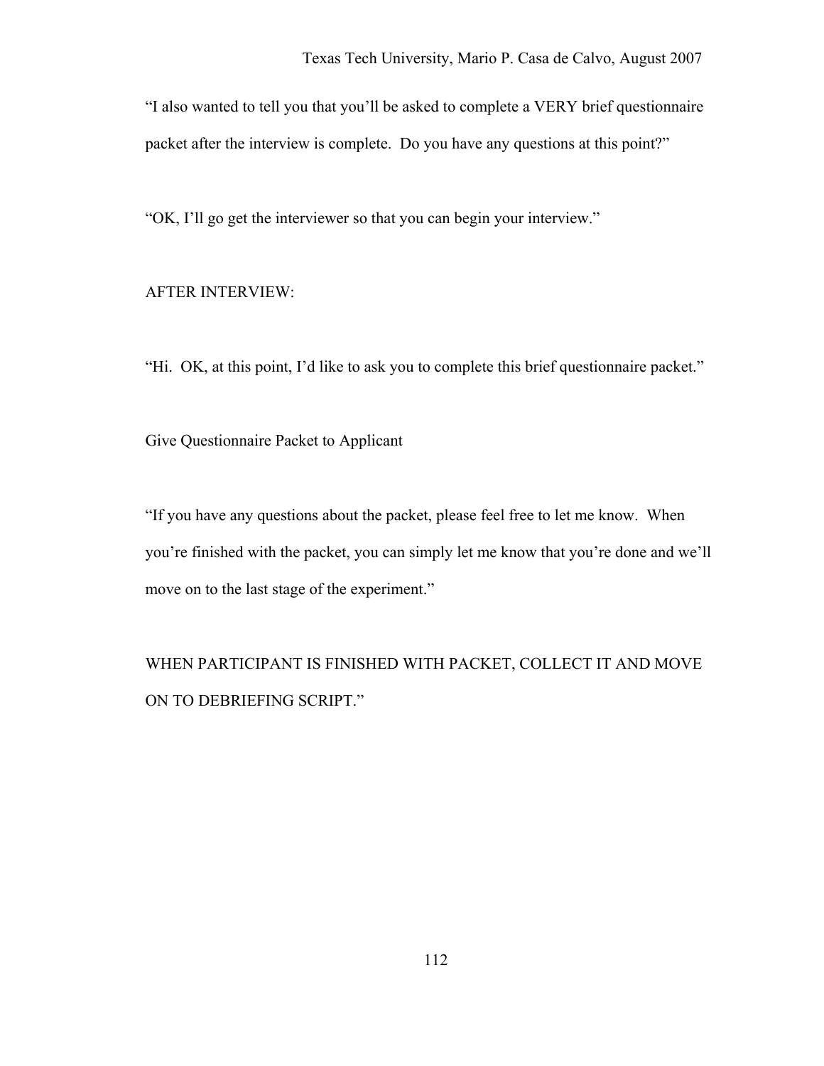"I also wanted to tell you that you'll be asked to complete a VERY brief questionnaire packet after the interview is complete. Do you have any questions at this point?"

"OK, I'll go get the interviewer so that you can begin your interview."

AFTER INTERVIEW:

"Hi. OK, at this point, I'd like to ask you to complete this brief questionnaire packet."

Give Questionnaire Packet to Applicant

"If you have any questions about the packet, please feel free to let me know. When you're finished with the packet, you can simply let me know that you're done and we'll move on to the last stage of the experiment."

WHEN PARTICIPANT IS FINISHED WITH PACKET, COLLECT IT AND MOVE ON TO DEBRIEFING SCRIPT."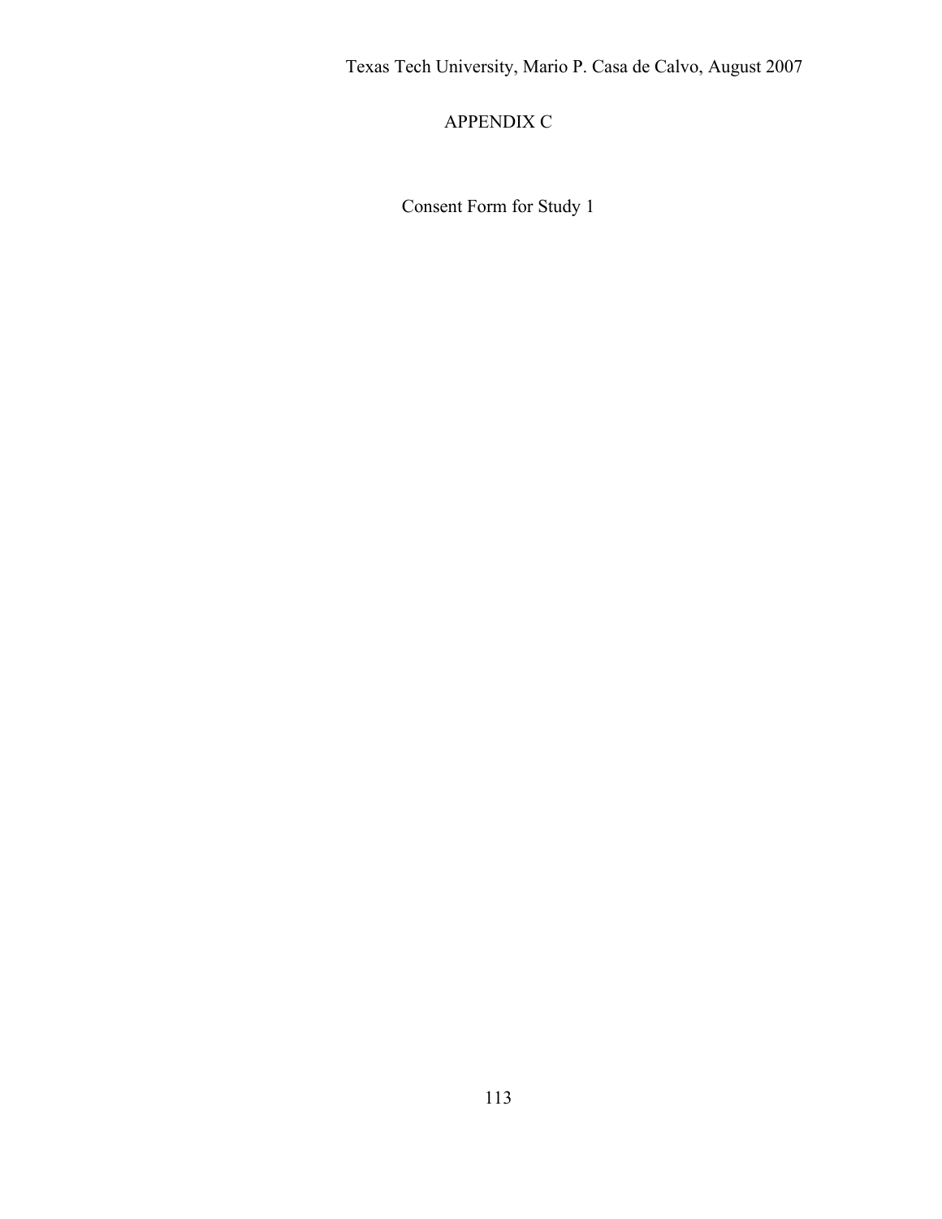# APPENDIX C

Consent Form for Study 1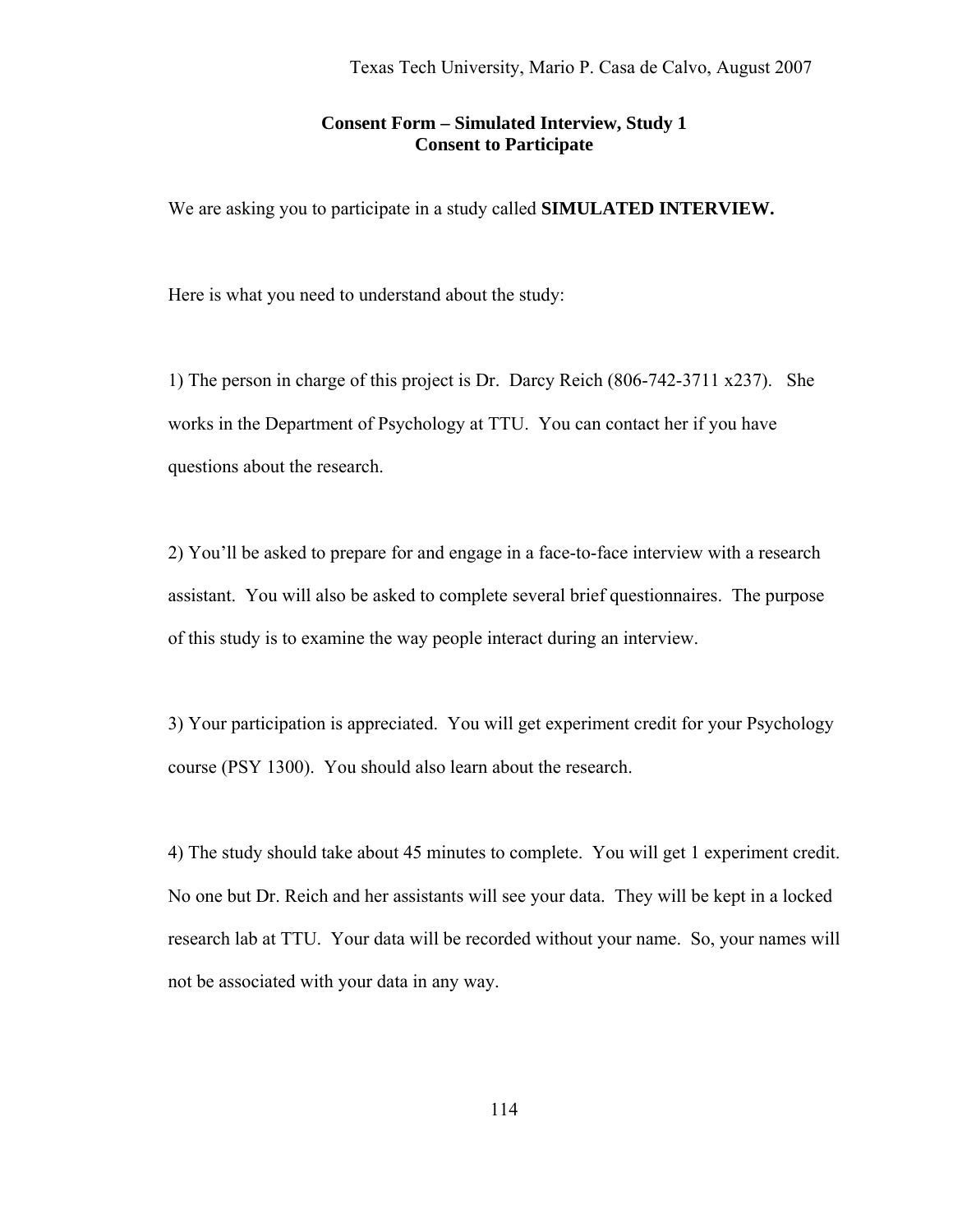**Consent Form – Simulated Interview, Study 1**
**Consent to Participate**

We are asking you to participate in a study called **SIMULATED INTERVIEW.**

Here is what you need to understand about the study:

1) The person in charge of this project is Dr. Darcy Reich (806-742-3711 x237). She works in the Department of Psychology at TTU. You can contact her if you have questions about the research.

2) You'll be asked to prepare for and engage in a face-to-face interview with a research assistant. You will also be asked to complete several brief questionnaires. The purpose of this study is to examine the way people interact during an interview.

3) Your participation is appreciated. You will get experiment credit for your Psychology course (PSY 1300). You should also learn about the research.

4) The study should take about 45 minutes to complete. You will get 1 experiment credit. No one but Dr. Reich and her assistants will see your data. They will be kept in a locked research lab at TTU. Your data will be recorded without your name. So, your names will not be associated with your data in any way.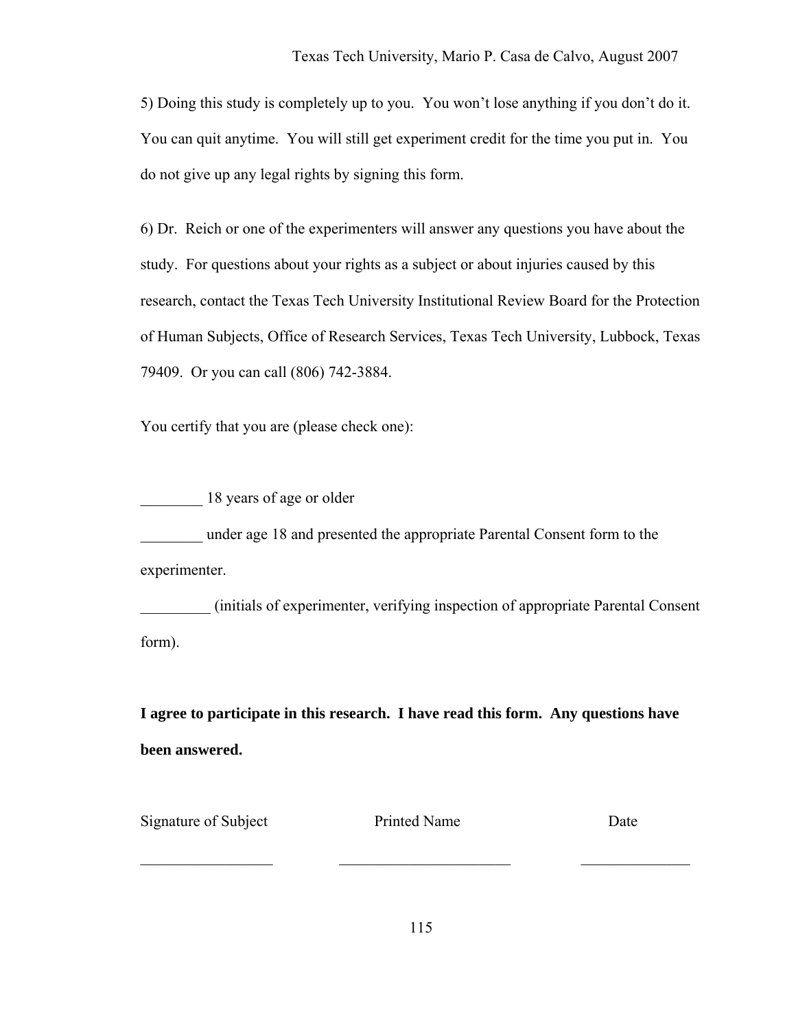5) Doing this study is completely up to you. You won't lose anything if you don't do it. You can quit anytime. You will still get experiment credit for the time you put in. You do not give up any legal rights by signing this form.

6) Dr. Reich or one of the experimenters will answer any questions you have about the study. For questions about your rights as a subject or about injuries caused by this research, contact the Texas Tech University Institutional Review Board for the Protection of Human Subjects, Office of Research Services, Texas Tech University, Lubbock, Texas 79409. Or you can call (806) 742-3884.

You certify that you are (please check one):

________ 18 years of age or older

________ under age 18 and presented the appropriate Parental Consent form to the experimenter.

_________ (initials of experimenter, verifying inspection of appropriate Parental Consent form).

**I agree to participate in this research. I have read this form. Any questions have been answered.**

| Signature of Subject | Printed Name | Date |
|---|---|---|
| _________________ | ______________________ | ______________ |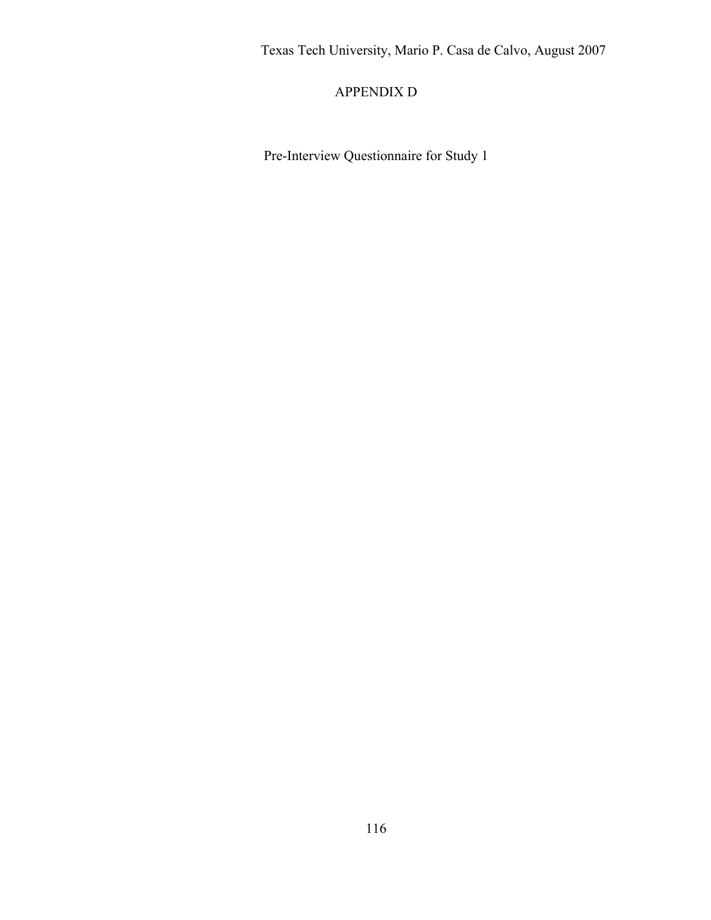# APPENDIX D

Pre-Interview Questionnaire for Study 1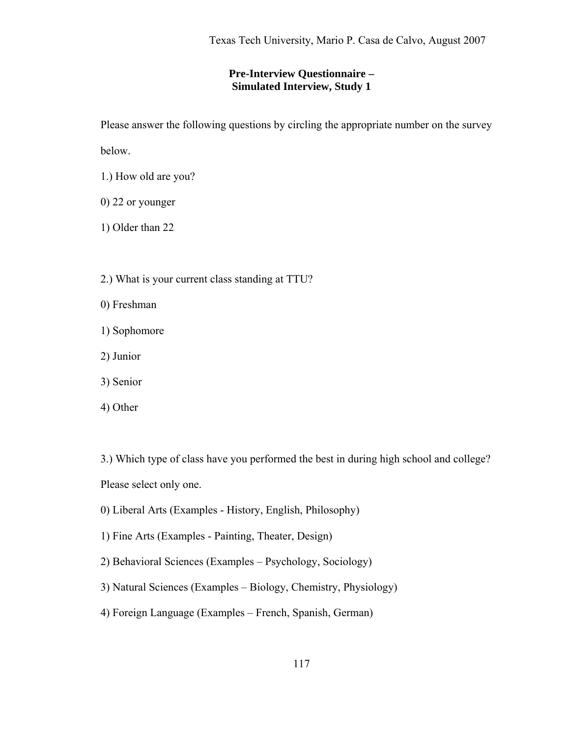## Pre-Interview Questionnaire –
## Simulated Interview, Study 1

Please answer the following questions by circling the appropriate number on the survey below.

1.) How old are you?

0) 22 or younger

1) Older than 22

2.) What is your current class standing at TTU?

0) Freshman

1) Sophomore

2) Junior

3) Senior

4) Other

3.) Which type of class have you performed the best in during high school and college? Please select only one.

0) Liberal Arts (Examples - History, English, Philosophy)

1) Fine Arts (Examples - Painting, Theater, Design)

2) Behavioral Sciences (Examples – Psychology, Sociology)

3) Natural Sciences (Examples – Biology, Chemistry, Physiology)

4) Foreign Language (Examples – French, Spanish, German)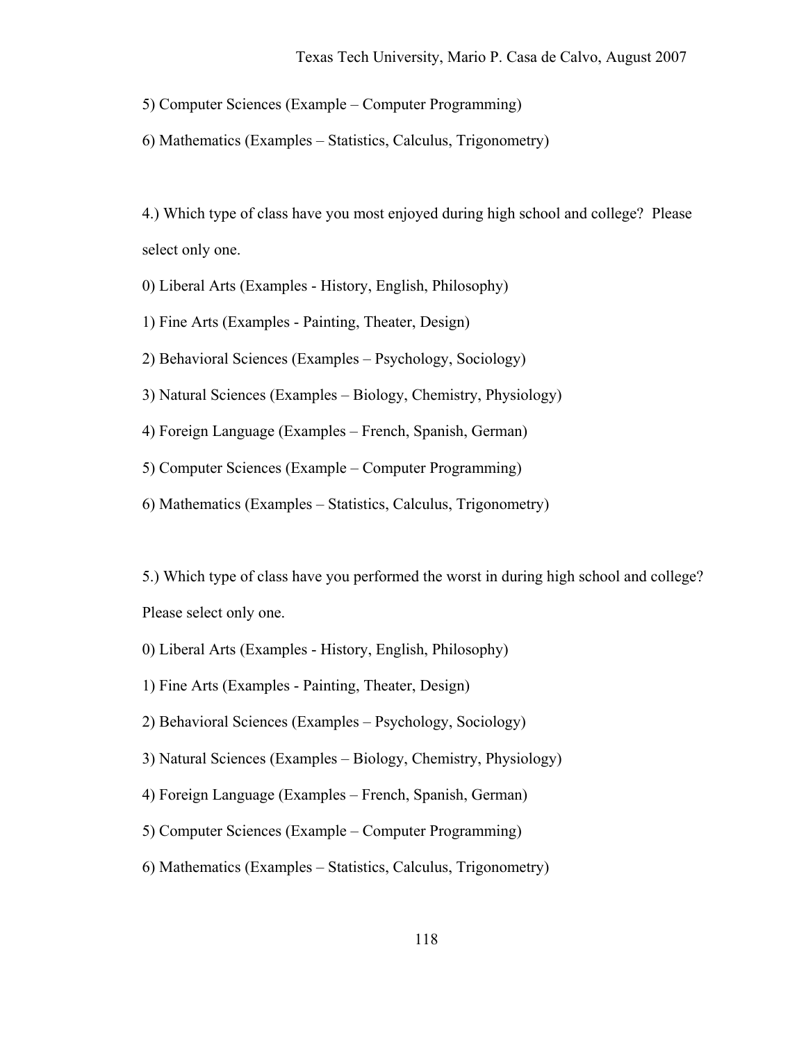5) Computer Sciences (Example – Computer Programming)

6) Mathematics (Examples – Statistics, Calculus, Trigonometry)

4.) Which type of class have you most enjoyed during high school and college? Please select only one.

0) Liberal Arts (Examples - History, English, Philosophy)

1) Fine Arts (Examples - Painting, Theater, Design)

2) Behavioral Sciences (Examples – Psychology, Sociology)

3) Natural Sciences (Examples – Biology, Chemistry, Physiology)

4) Foreign Language (Examples – French, Spanish, German)

5) Computer Sciences (Example – Computer Programming)

6) Mathematics (Examples – Statistics, Calculus, Trigonometry)

5.) Which type of class have you performed the worst in during high school and college? Please select only one.

0) Liberal Arts (Examples - History, English, Philosophy)

1) Fine Arts (Examples - Painting, Theater, Design)

2) Behavioral Sciences (Examples – Psychology, Sociology)

3) Natural Sciences (Examples – Biology, Chemistry, Physiology)

4) Foreign Language (Examples – French, Spanish, German)

5) Computer Sciences (Example – Computer Programming)

6) Mathematics (Examples – Statistics, Calculus, Trigonometry)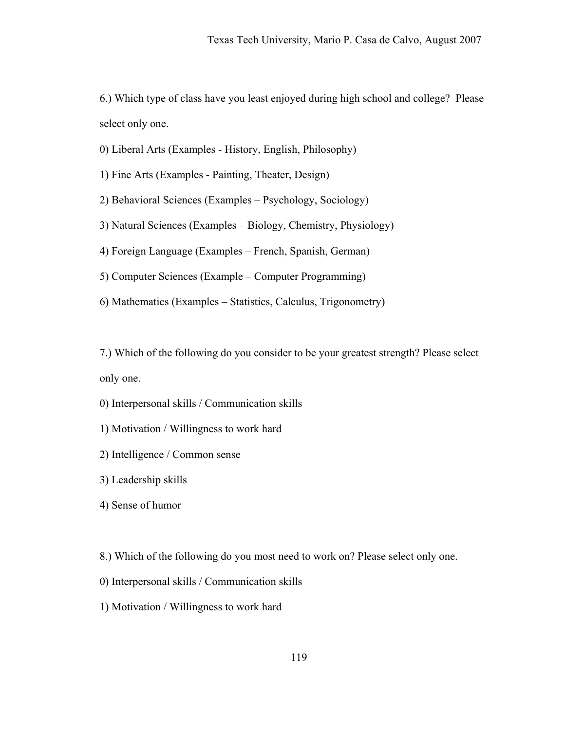6.) Which type of class have you least enjoyed during high school and college? Please select only one.

0) Liberal Arts (Examples - History, English, Philosophy)

1) Fine Arts (Examples - Painting, Theater, Design)

2) Behavioral Sciences (Examples – Psychology, Sociology)

3) Natural Sciences (Examples – Biology, Chemistry, Physiology)

4) Foreign Language (Examples – French, Spanish, German)

5) Computer Sciences (Example – Computer Programming)

6) Mathematics (Examples – Statistics, Calculus, Trigonometry)

7.) Which of the following do you consider to be your greatest strength? Please select only one.

0) Interpersonal skills / Communication skills

1) Motivation / Willingness to work hard

2) Intelligence / Common sense

3) Leadership skills

4) Sense of humor

8.) Which of the following do you most need to work on? Please select only one.

0) Interpersonal skills / Communication skills

1) Motivation / Willingness to work hard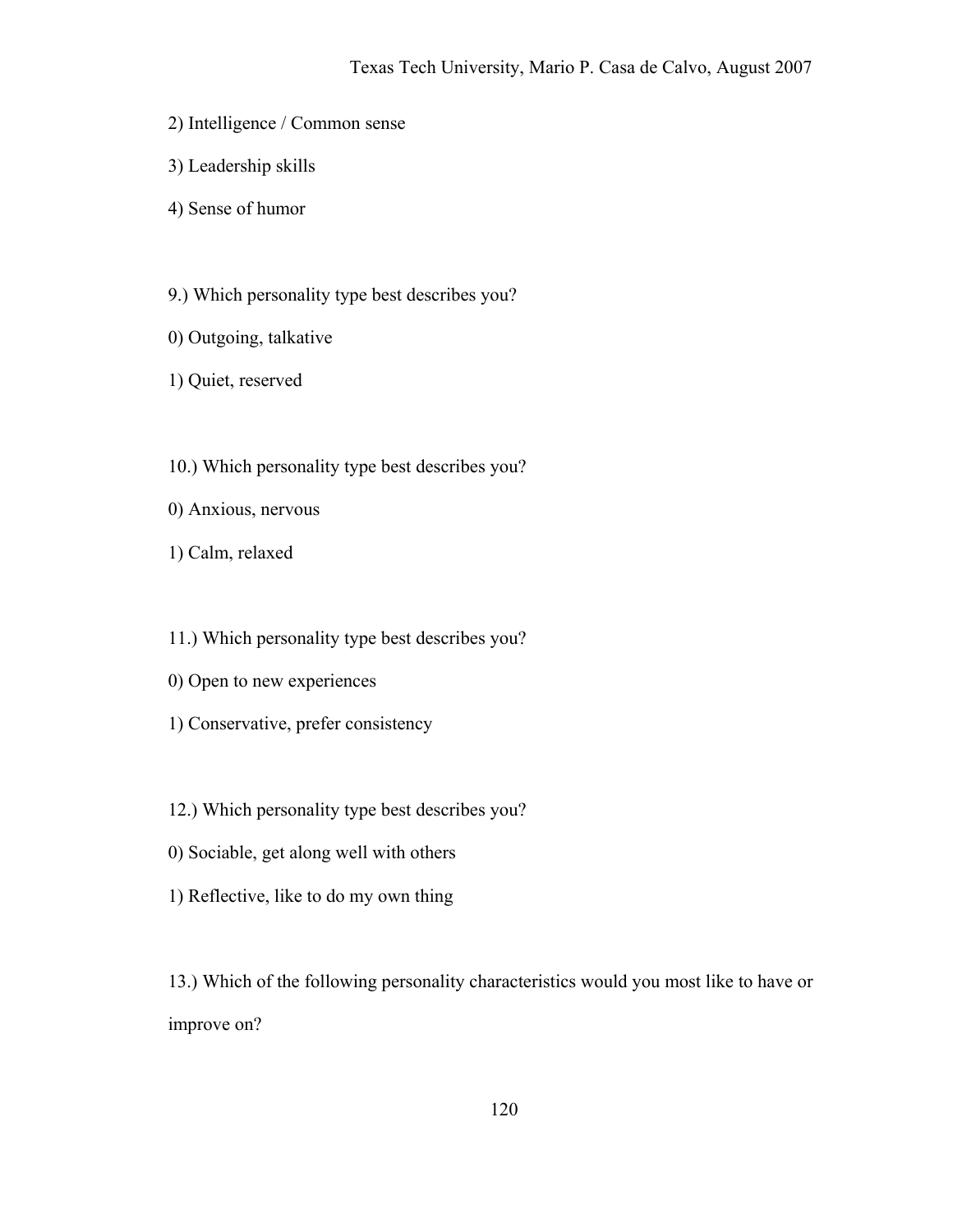2) Intelligence / Common sense

3) Leadership skills

4) Sense of humor

9.) Which personality type best describes you?

0) Outgoing, talkative

1) Quiet, reserved

10.) Which personality type best describes you?

0) Anxious, nervous

1) Calm, relaxed

11.) Which personality type best describes you?

0) Open to new experiences

1) Conservative, prefer consistency

12.) Which personality type best describes you?

0) Sociable, get along well with others

1) Reflective, like to do my own thing

13.) Which of the following personality characteristics would you most like to have or improve on?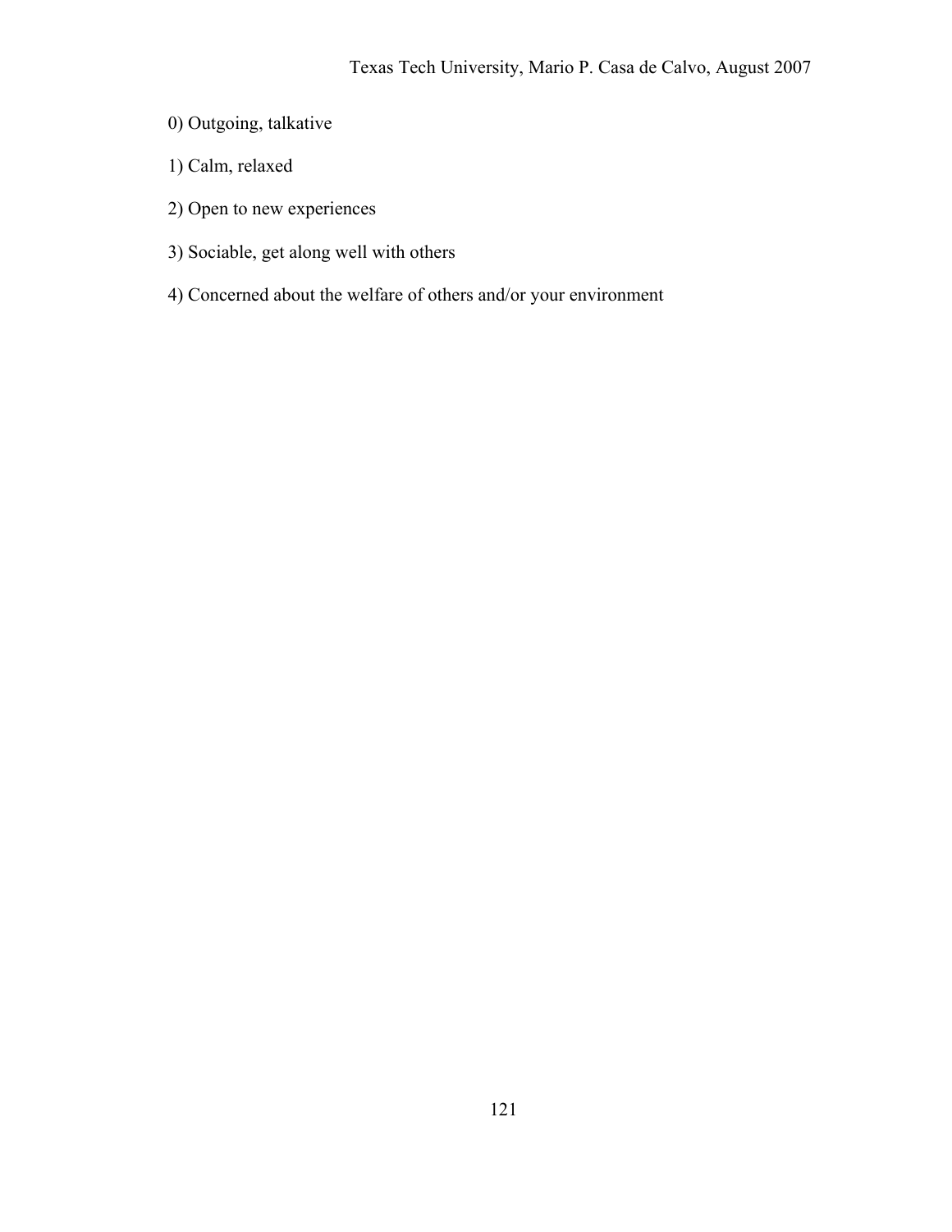0) Outgoing, talkative

1) Calm, relaxed

2) Open to new experiences

3) Sociable, get along well with others

4) Concerned about the welfare of others and/or your environment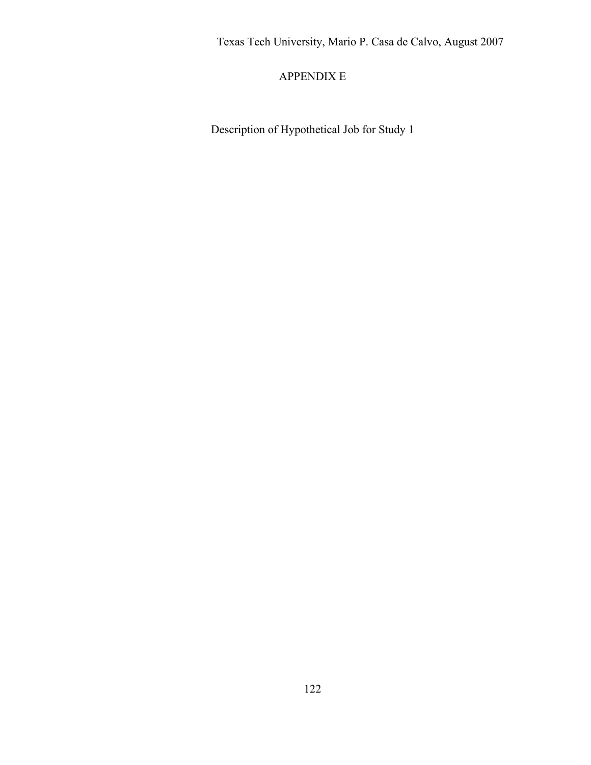# APPENDIX E

Description of Hypothetical Job for Study 1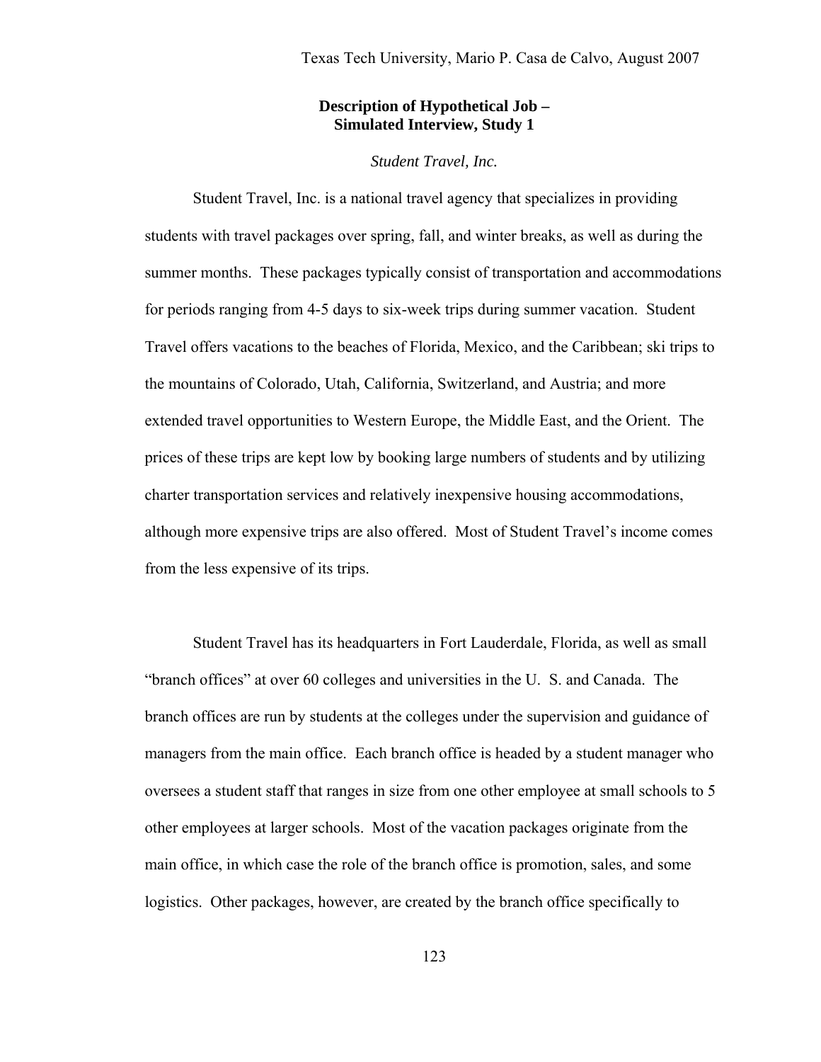## Description of Hypothetical Job – Simulated Interview, Study 1

*Student Travel, Inc.*

Student Travel, Inc. is a national travel agency that specializes in providing students with travel packages over spring, fall, and winter breaks, as well as during the summer months. These packages typically consist of transportation and accommodations for periods ranging from 4-5 days to six-week trips during summer vacation. Student Travel offers vacations to the beaches of Florida, Mexico, and the Caribbean; ski trips to the mountains of Colorado, Utah, California, Switzerland, and Austria; and more extended travel opportunities to Western Europe, the Middle East, and the Orient. The prices of these trips are kept low by booking large numbers of students and by utilizing charter transportation services and relatively inexpensive housing accommodations, although more expensive trips are also offered. Most of Student Travel's income comes from the less expensive of its trips.

Student Travel has its headquarters in Fort Lauderdale, Florida, as well as small "branch offices" at over 60 colleges and universities in the U. S. and Canada. The branch offices are run by students at the colleges under the supervision and guidance of managers from the main office. Each branch office is headed by a student manager who oversees a student staff that ranges in size from one other employee at small schools to 5 other employees at larger schools. Most of the vacation packages originate from the main office, in which case the role of the branch office is promotion, sales, and some logistics. Other packages, however, are created by the branch office specifically to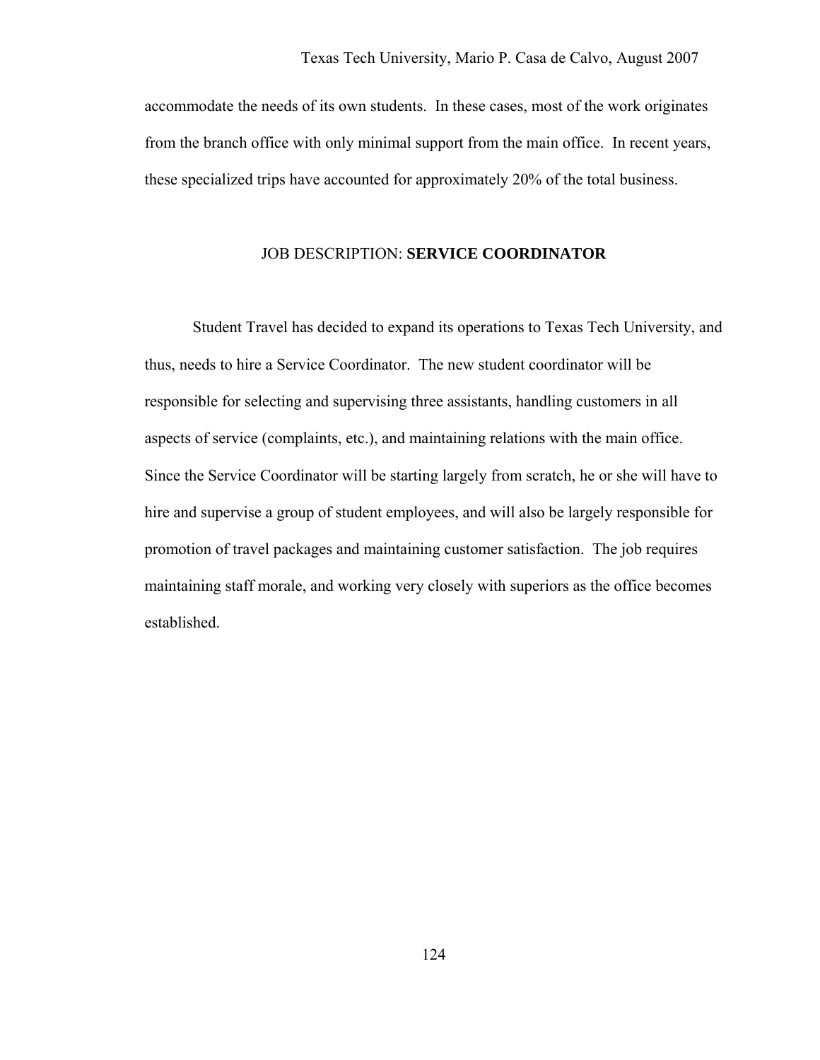accommodate the needs of its own students. In these cases, most of the work originates from the branch office with only minimal support from the main office. In recent years, these specialized trips have accounted for approximately 20% of the total business.

## JOB DESCRIPTION: **SERVICE COORDINATOR**

Student Travel has decided to expand its operations to Texas Tech University, and thus, needs to hire a Service Coordinator. The new student coordinator will be responsible for selecting and supervising three assistants, handling customers in all aspects of service (complaints, etc.), and maintaining relations with the main office. Since the Service Coordinator will be starting largely from scratch, he or she will have to hire and supervise a group of student employees, and will also be largely responsible for promotion of travel packages and maintaining customer satisfaction. The job requires maintaining staff morale, and working very closely with superiors as the office becomes established.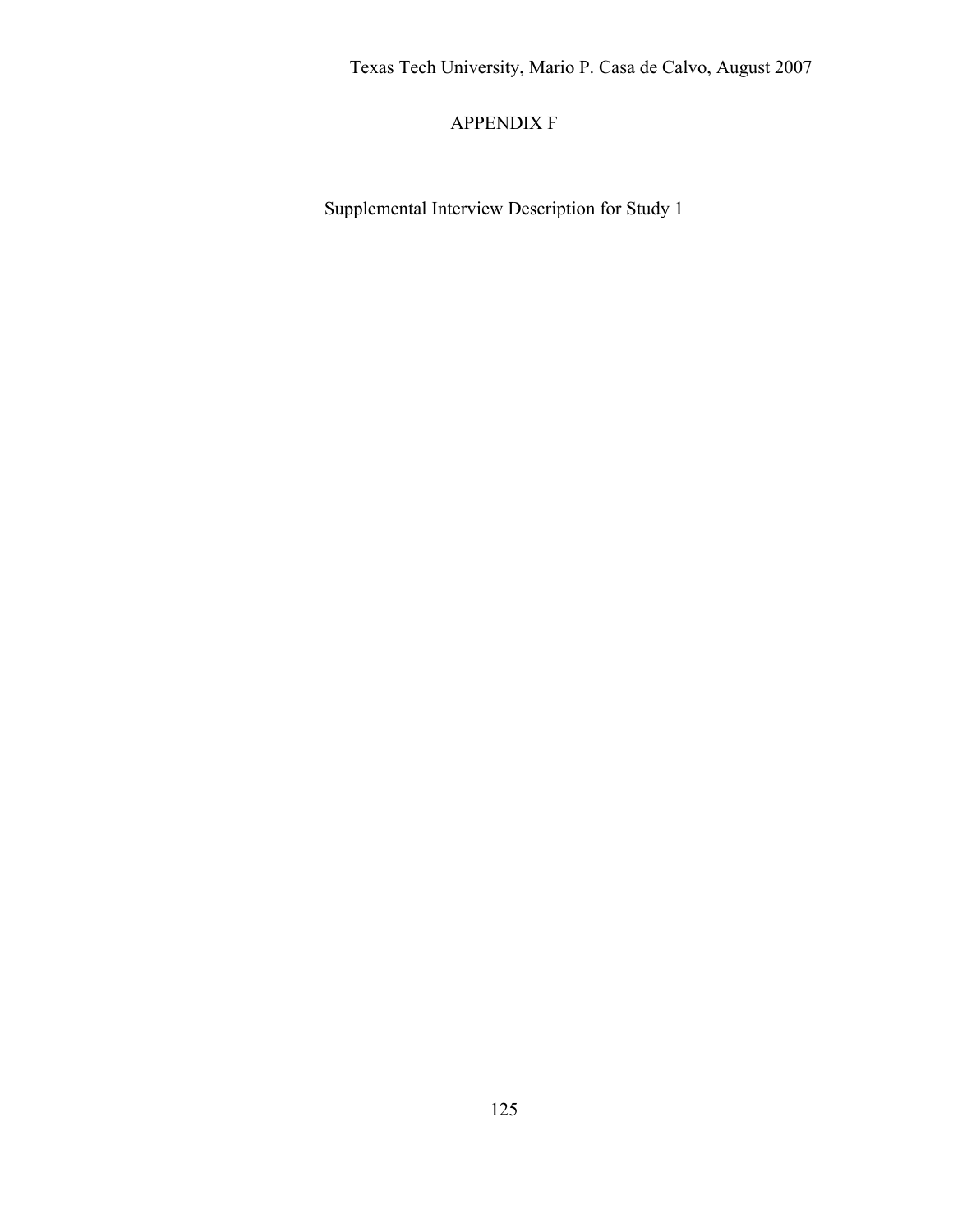# APPENDIX F

Supplemental Interview Description for Study 1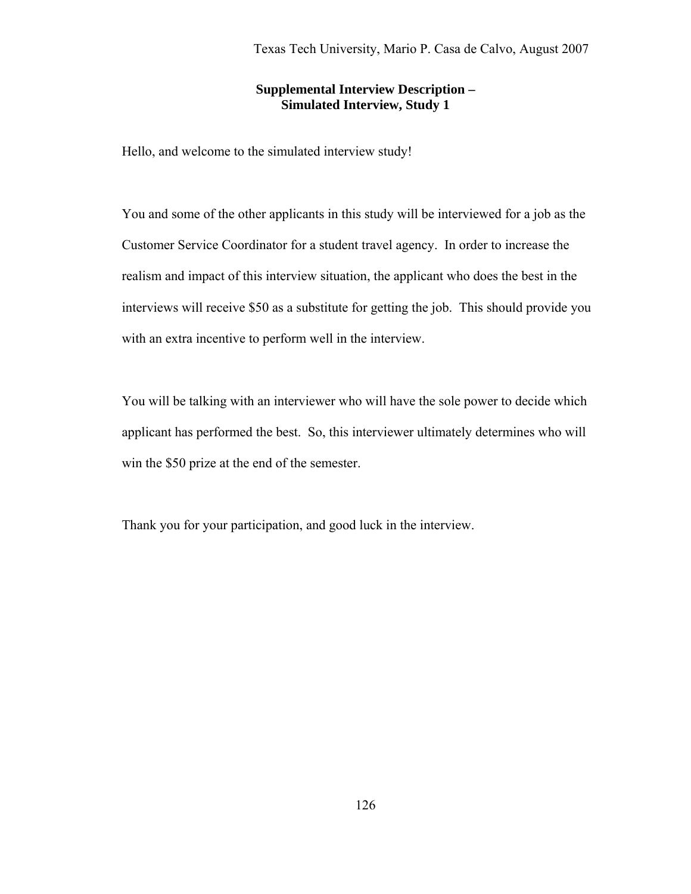**Supplemental Interview Description –**
**Simulated Interview, Study 1**

Hello, and welcome to the simulated interview study!

You and some of the other applicants in this study will be interviewed for a job as the Customer Service Coordinator for a student travel agency. In order to increase the realism and impact of this interview situation, the applicant who does the best in the interviews will receive $50 as a substitute for getting the job. This should provide you with an extra incentive to perform well in the interview.

You will be talking with an interviewer who will have the sole power to decide which applicant has performed the best. So, this interviewer ultimately determines who will win the $50 prize at the end of the semester.

Thank you for your participation, and good luck in the interview.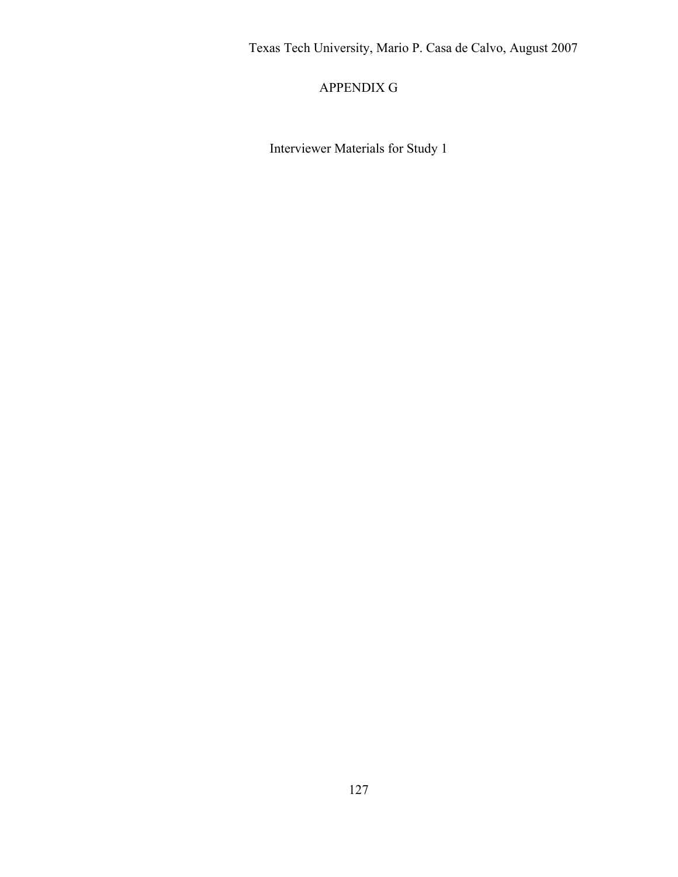# APPENDIX G

Interviewer Materials for Study 1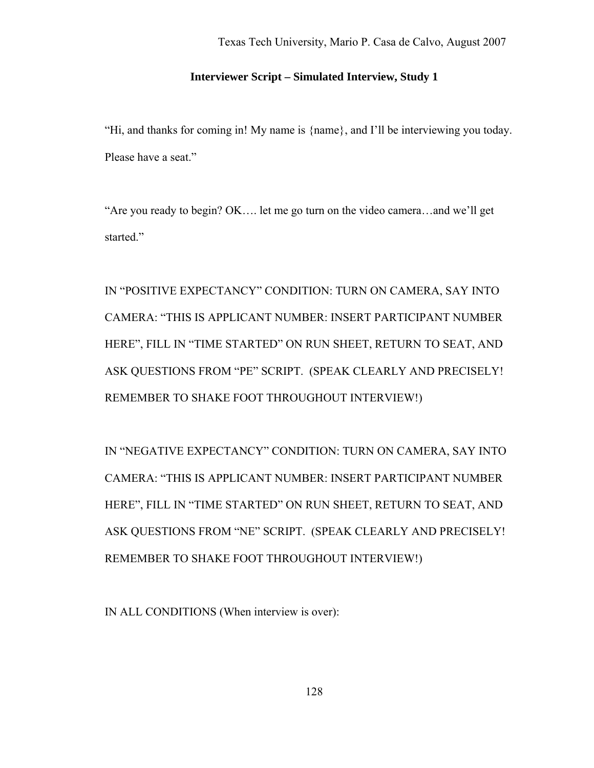**Interviewer Script – Simulated Interview, Study 1**

"Hi, and thanks for coming in! My name is {name}, and I'll be interviewing you today. Please have a seat."

"Are you ready to begin? OK…. let me go turn on the video camera…and we'll get started."

IN "POSITIVE EXPECTANCY" CONDITION: TURN ON CAMERA, SAY INTO CAMERA: "THIS IS APPLICANT NUMBER: INSERT PARTICIPANT NUMBER HERE", FILL IN "TIME STARTED" ON RUN SHEET, RETURN TO SEAT, AND ASK QUESTIONS FROM "PE" SCRIPT. (SPEAK CLEARLY AND PRECISELY! REMEMBER TO SHAKE FOOT THROUGHOUT INTERVIEW!)

IN "NEGATIVE EXPECTANCY" CONDITION: TURN ON CAMERA, SAY INTO CAMERA: "THIS IS APPLICANT NUMBER: INSERT PARTICIPANT NUMBER HERE", FILL IN "TIME STARTED" ON RUN SHEET, RETURN TO SEAT, AND ASK QUESTIONS FROM "NE" SCRIPT. (SPEAK CLEARLY AND PRECISELY! REMEMBER TO SHAKE FOOT THROUGHOUT INTERVIEW!)

IN ALL CONDITIONS (When interview is over):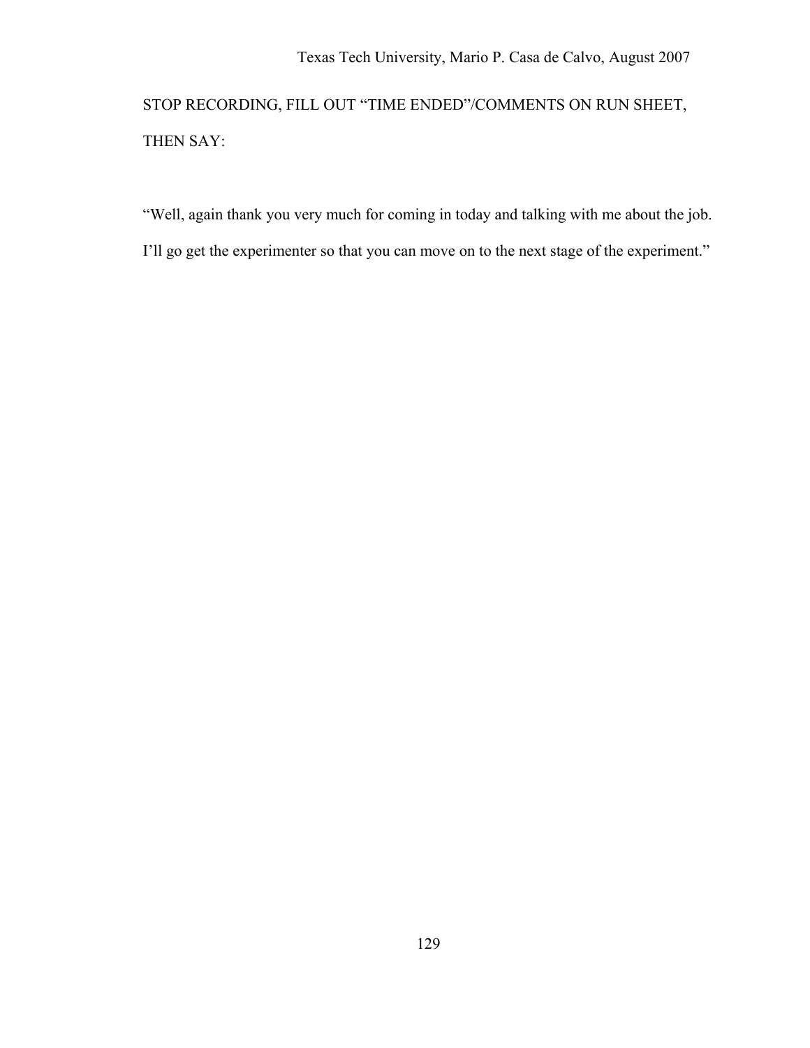STOP RECORDING, FILL OUT “TIME ENDED”/COMMENTS ON RUN SHEET, THEN SAY:

“Well, again thank you very much for coming in today and talking with me about the job. I’ll go get the experimenter so that you can move on to the next stage of the experiment.”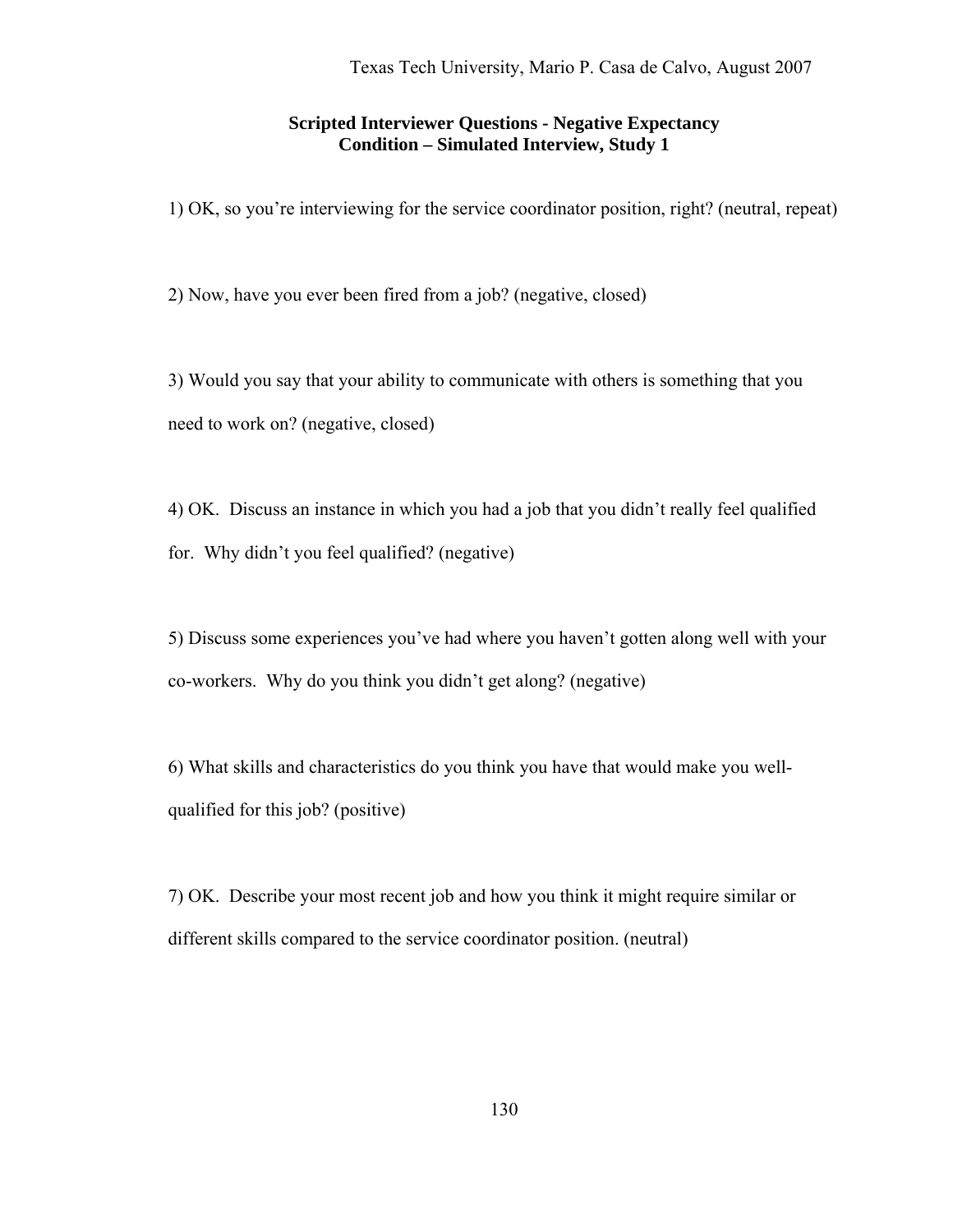**Scripted Interviewer Questions - Negative Expectancy Condition – Simulated Interview, Study 1**

1) OK, so you're interviewing for the service coordinator position, right? (neutral, repeat)

2) Now, have you ever been fired from a job? (negative, closed)

3) Would you say that your ability to communicate with others is something that you need to work on? (negative, closed)

4) OK. Discuss an instance in which you had a job that you didn't really feel qualified for. Why didn't you feel qualified? (negative)

5) Discuss some experiences you've had where you haven't gotten along well with your co-workers. Why do you think you didn't get along? (negative)

6) What skills and characteristics do you think you have that would make you well-qualified for this job? (positive)

7) OK. Describe your most recent job and how you think it might require similar or different skills compared to the service coordinator position. (neutral)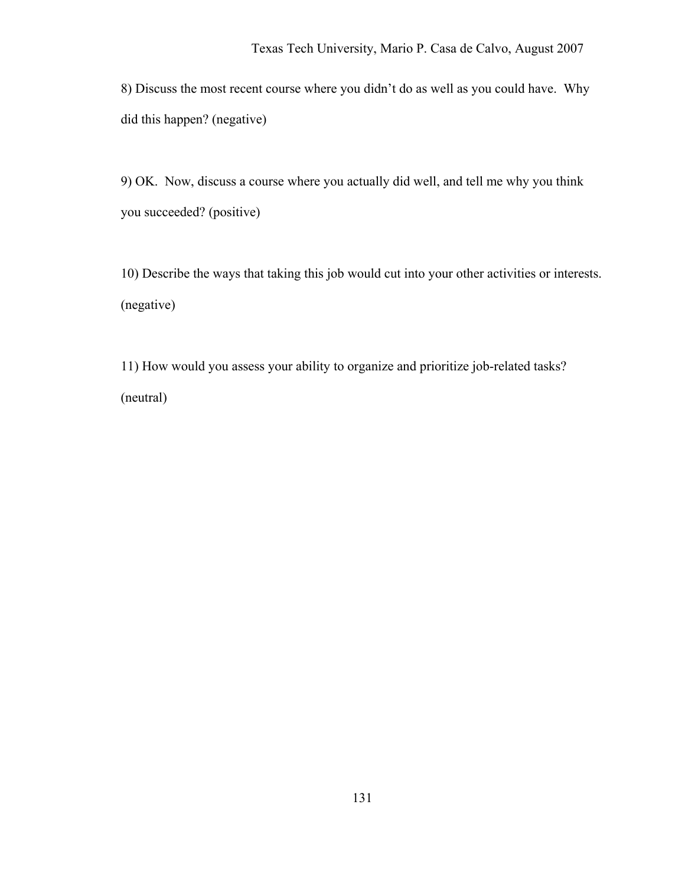8) Discuss the most recent course where you didn't do as well as you could have. Why did this happen? (negative)

9) OK. Now, discuss a course where you actually did well, and tell me why you think you succeeded? (positive)

10) Describe the ways that taking this job would cut into your other activities or interests. (negative)

11) How would you assess your ability to organize and prioritize job-related tasks? (neutral)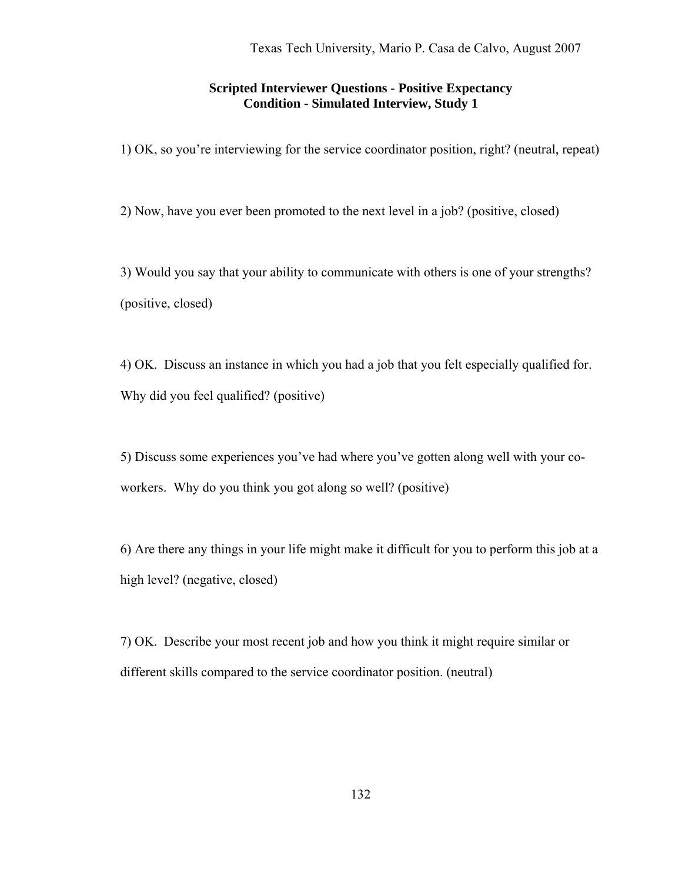**Scripted Interviewer Questions - Positive Expectancy Condition - Simulated Interview, Study 1**

1) OK, so you're interviewing for the service coordinator position, right? (neutral, repeat)

2) Now, have you ever been promoted to the next level in a job? (positive, closed)

3) Would you say that your ability to communicate with others is one of your strengths? (positive, closed)

4) OK. Discuss an instance in which you had a job that you felt especially qualified for. Why did you feel qualified? (positive)

5) Discuss some experiences you've had where you've gotten along well with your co-workers. Why do you think you got along so well? (positive)

6) Are there any things in your life might make it difficult for you to perform this job at a high level? (negative, closed)

7) OK. Describe your most recent job and how you think it might require similar or different skills compared to the service coordinator position. (neutral)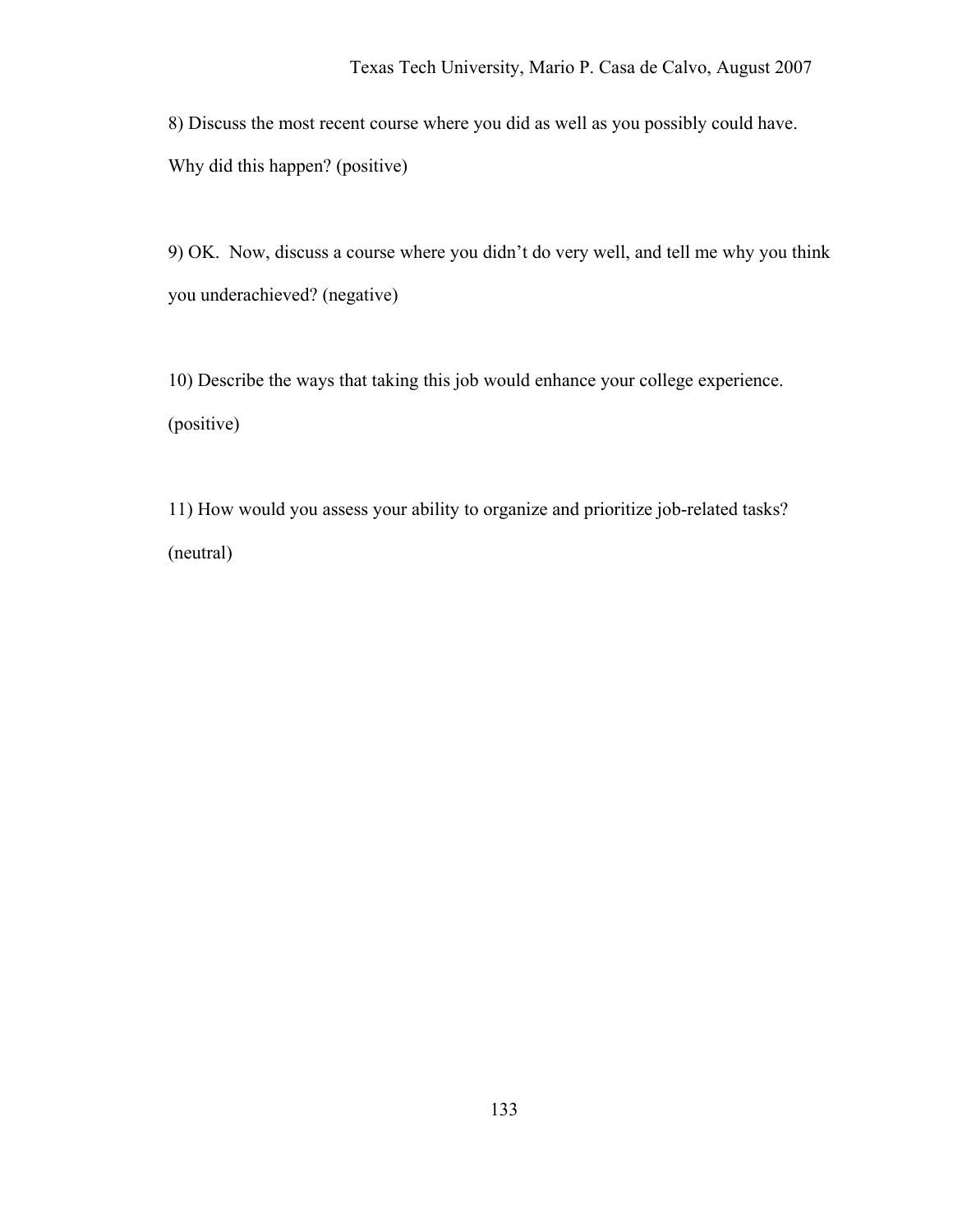8) Discuss the most recent course where you did as well as you possibly could have. Why did this happen? (positive)

9) OK. Now, discuss a course where you didn't do very well, and tell me why you think you underachieved? (negative)

10) Describe the ways that taking this job would enhance your college experience. (positive)

11) How would you assess your ability to organize and prioritize job-related tasks? (neutral)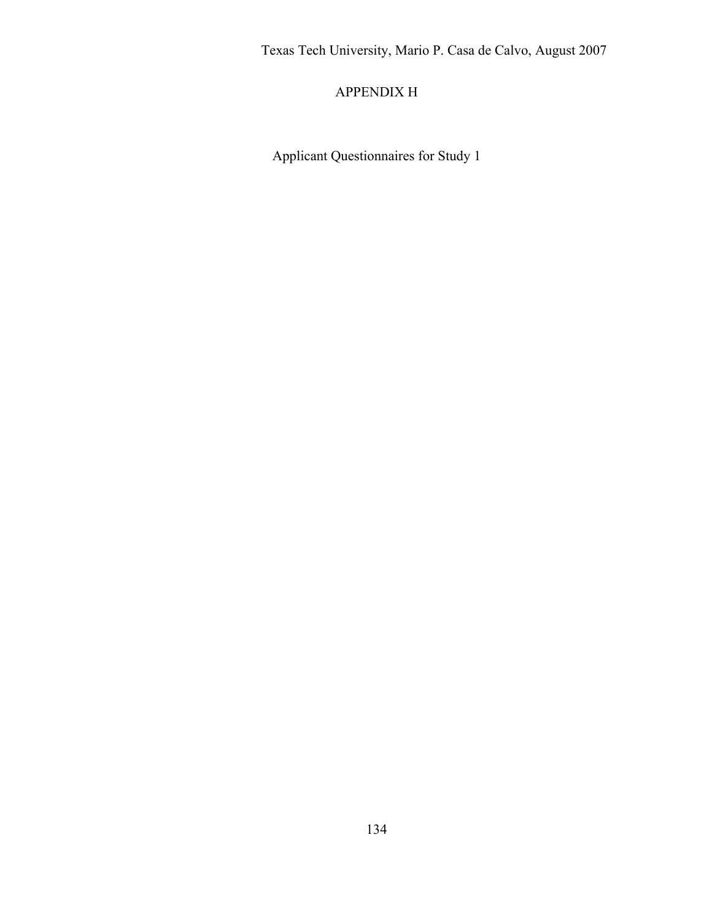# APPENDIX H

## Applicant Questionnaires for Study 1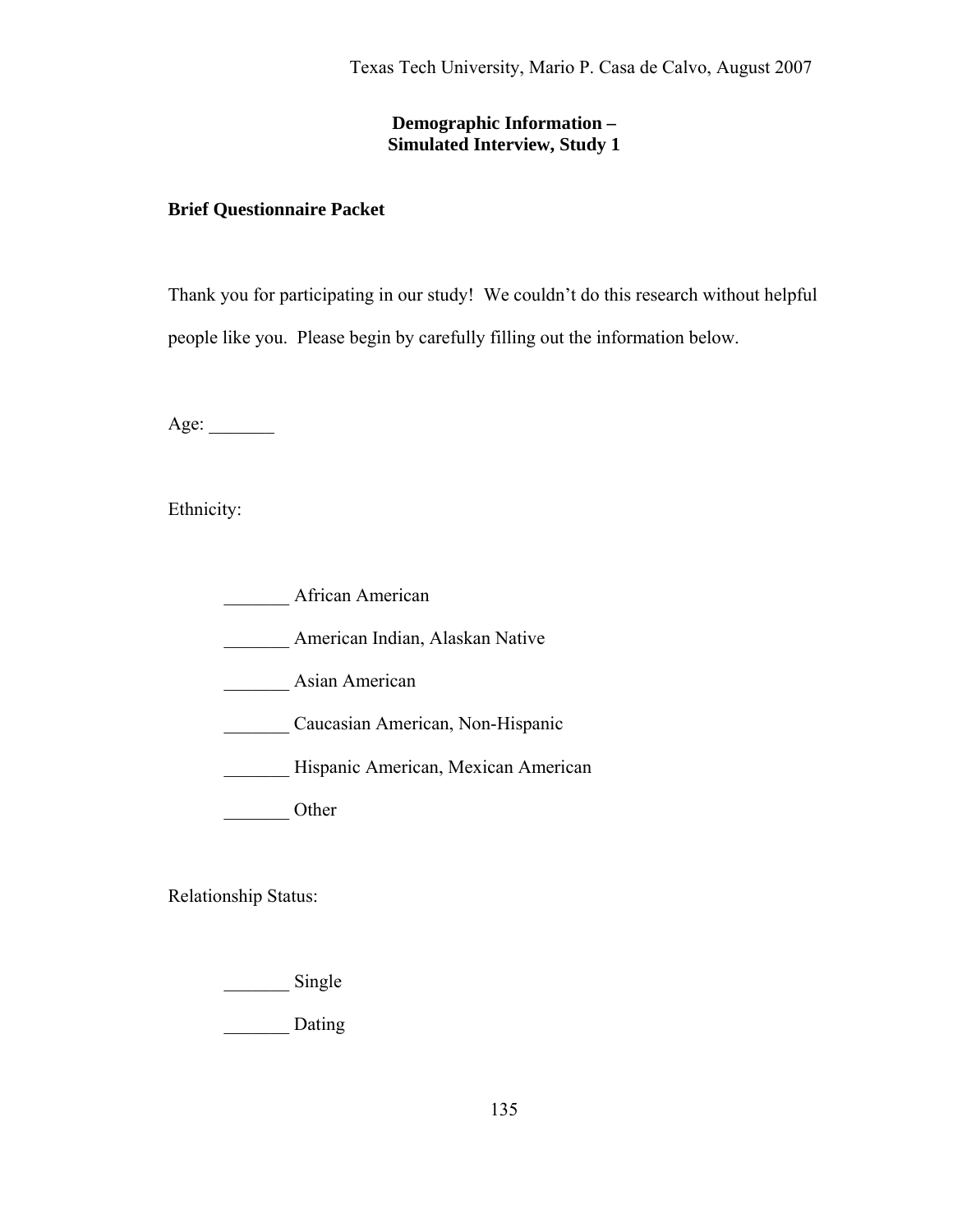**Demographic Information –**
**Simulated Interview, Study 1**

**Brief Questionnaire Packet**

Thank you for participating in our study! We couldn't do this research without helpful people like you. Please begin by carefully filling out the information below.

Age: _______

Ethnicity:

_______ African American

_______ American Indian, Alaskan Native

_______ Asian American

_______ Caucasian American, Non-Hispanic

_______ Hispanic American, Mexican American

_______ Other

Relationship Status:

_______ Single

_______ Dating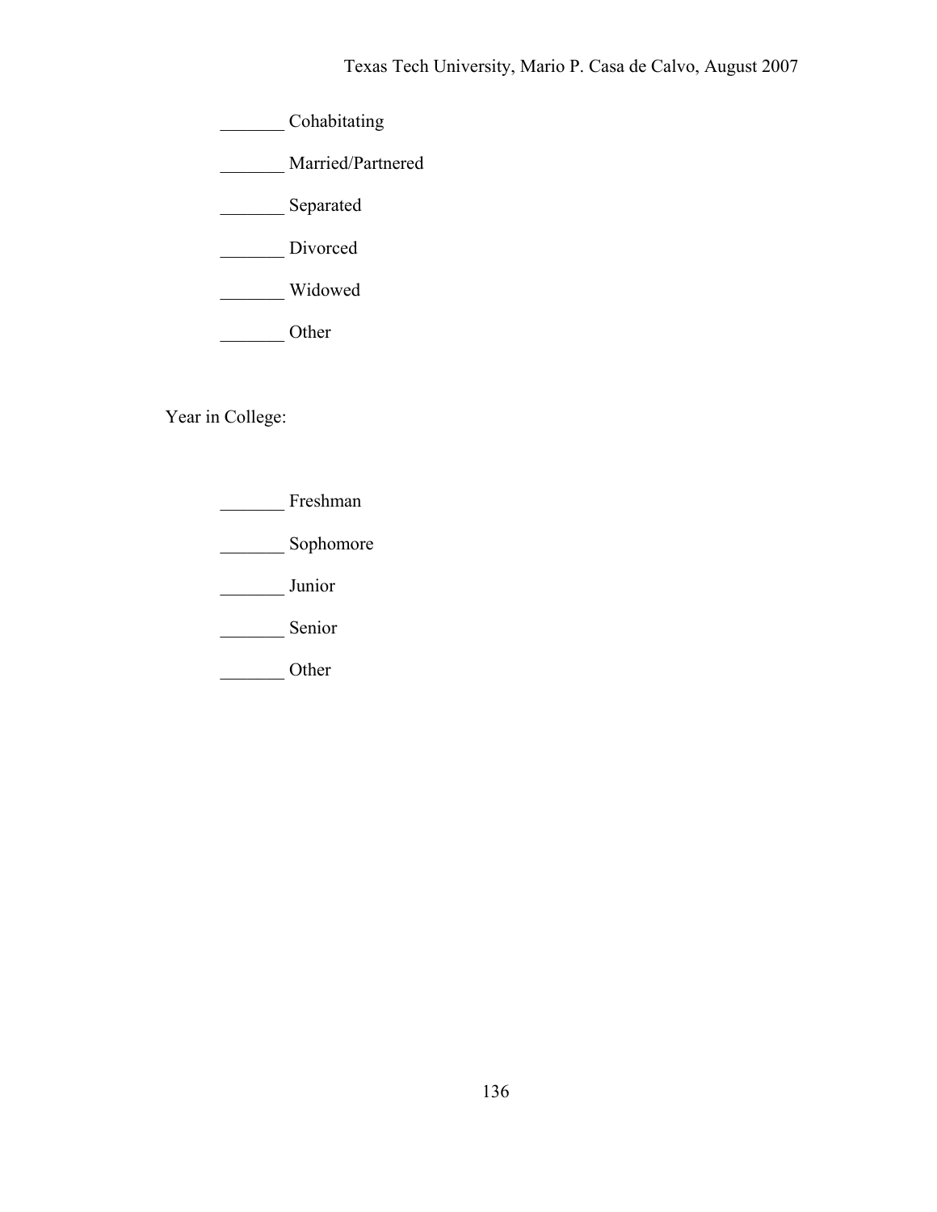_______ Cohabitating

_______ Married/Partnered

_______ Separated

_______ Divorced

_______ Widowed

_______ Other

Year in College:

_______ Freshman

_______ Sophomore

_______ Junior

_______ Senior

_______ Other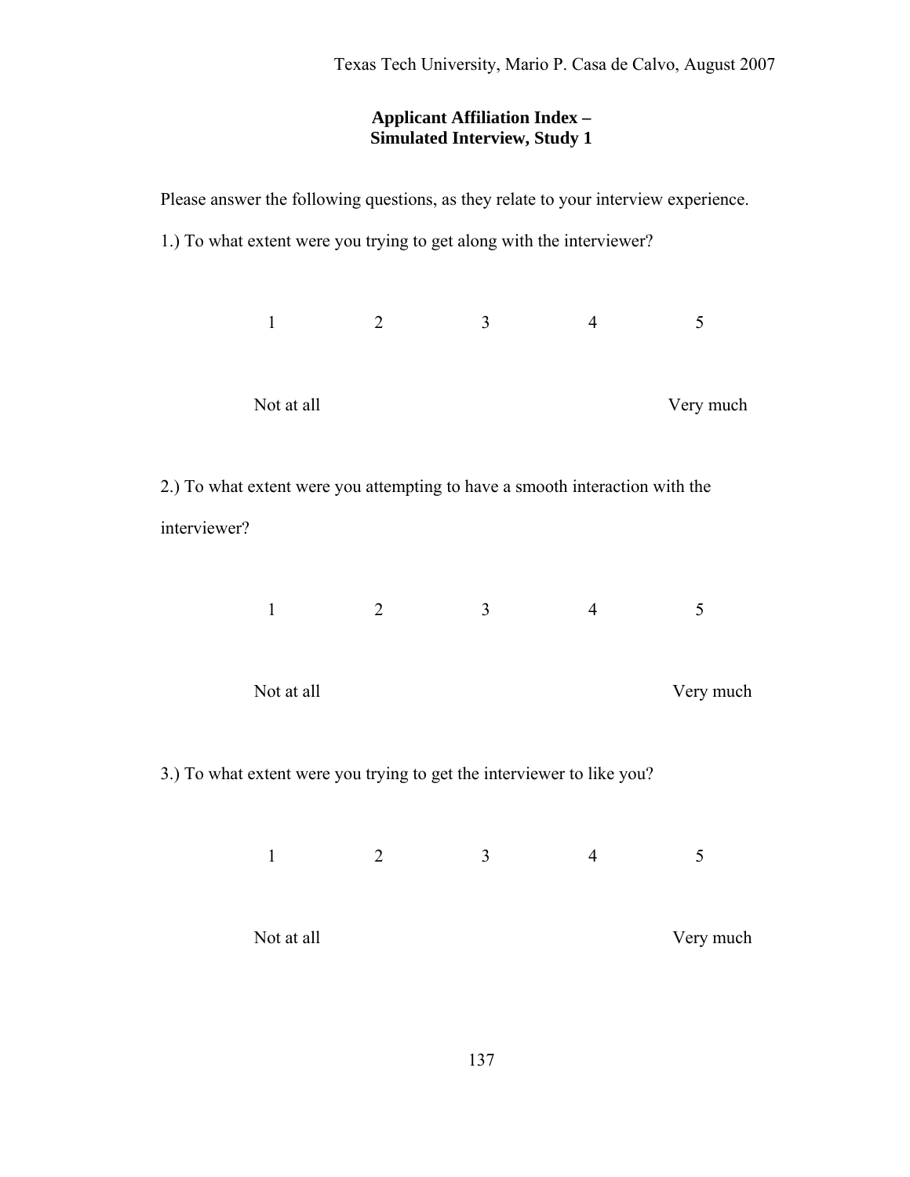**Applicant Affiliation Index –
Simulated Interview, Study 1**

Please answer the following questions, as they relate to your interview experience.

1.) To what extent were you trying to get along with the interviewer?

| 1 | 2 | 3 | 4 | 5 |
|---|---|---|---|---|
| Not at all | | | | Very much |

2.) To what extent were you attempting to have a smooth interaction with the interviewer?

| 1 | 2 | 3 | 4 | 5 |
|---|---|---|---|---|
| Not at all | | | | Very much |

3.) To what extent were you trying to get the interviewer to like you?

| 1 | 2 | 3 | 4 | 5 |
|---|---|---|---|---|
| Not at all | | | | Very much |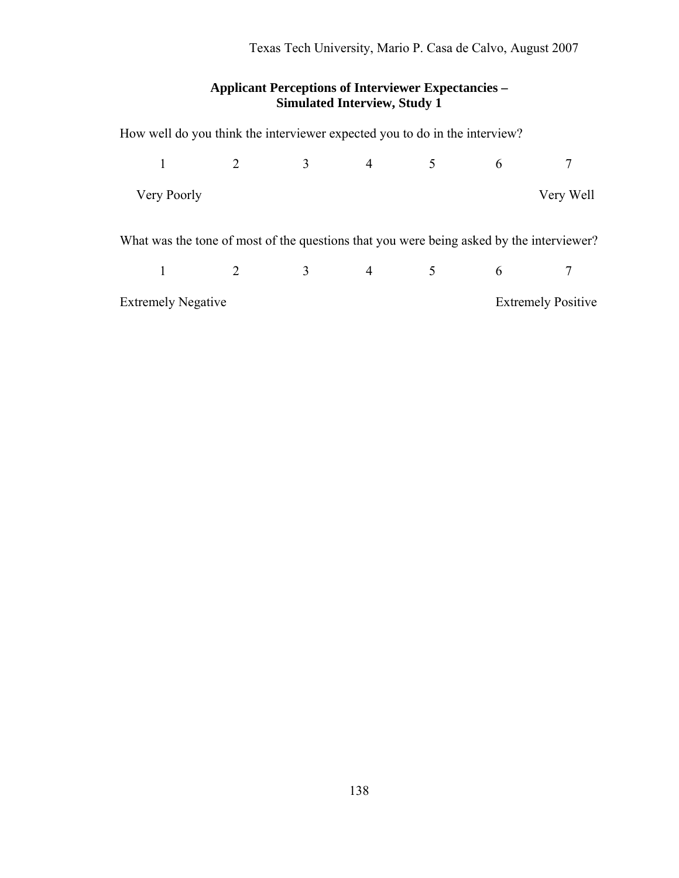**Applicant Perceptions of Interviewer Expectancies –
Simulated Interview, Study 1**

How well do you think the interviewer expected you to do in the interview?

| 1 | 2 | 3 | 4 | 5 | 6 | 7 |
|---|---|---|---|---|---|---|
| Very Poorly | | | | | | Very Well |

What was the tone of most of the questions that you were being asked by the interviewer?

| 1 | 2 | 3 | 4 | 5 | 6 | 7 |
|---|---|---|---|---|---|---|
| Extremely Negative | | | | | | Extremely Positive |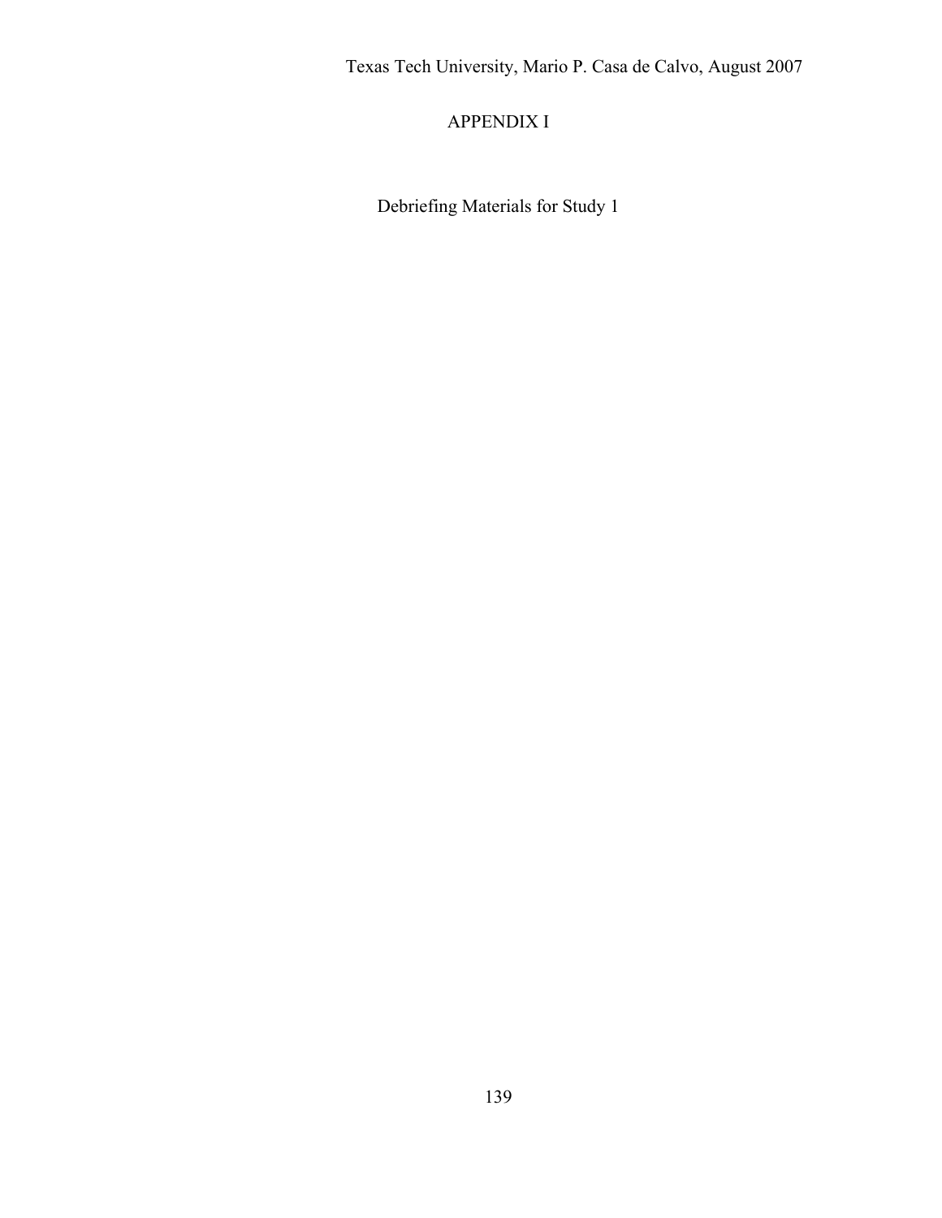# APPENDIX I

## Debriefing Materials for Study 1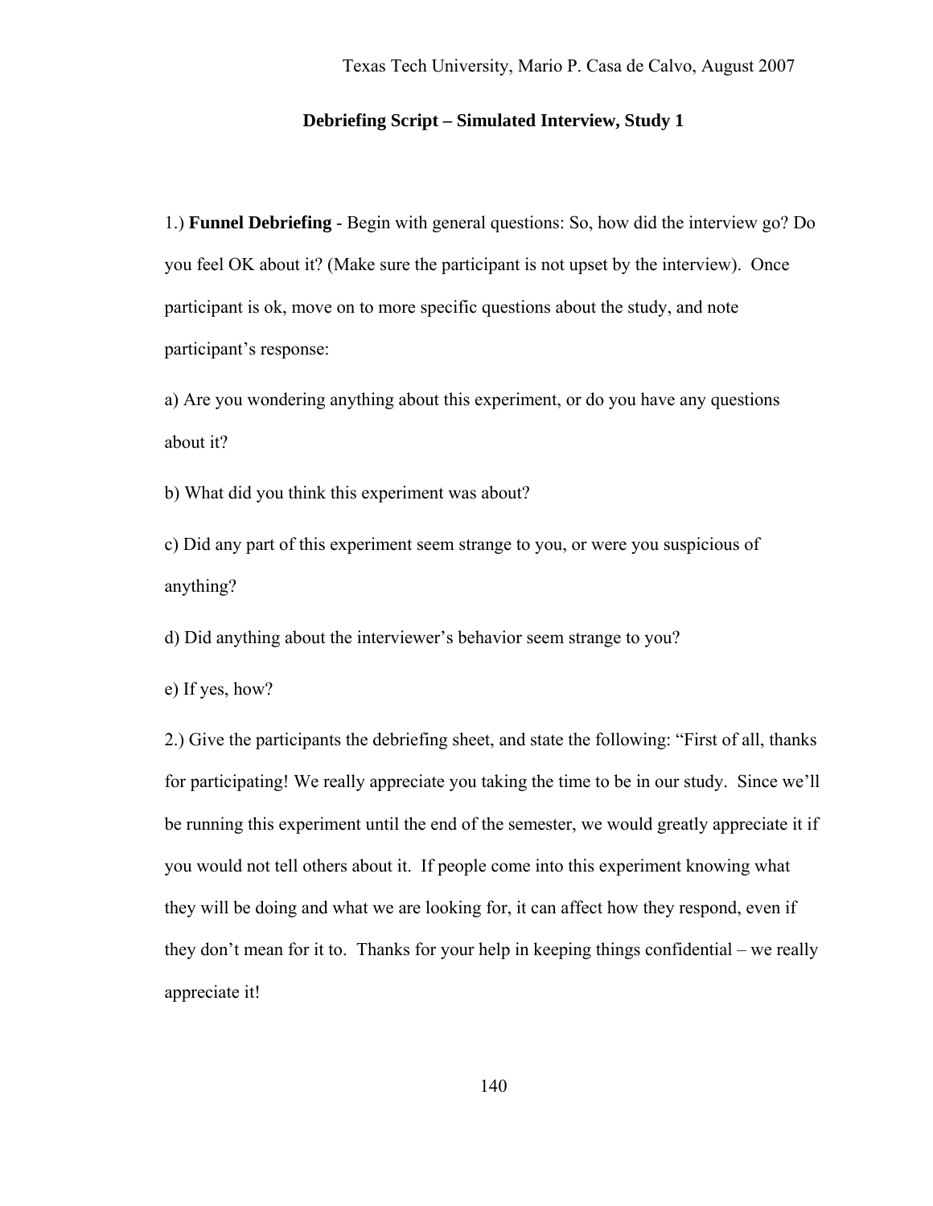**Debriefing Script – Simulated Interview, Study 1**

1.) **Funnel Debriefing** - Begin with general questions: So, how did the interview go? Do you feel OK about it? (Make sure the participant is not upset by the interview). Once participant is ok, move on to more specific questions about the study, and note participant's response:

a) Are you wondering anything about this experiment, or do you have any questions about it?

b) What did you think this experiment was about?

c) Did any part of this experiment seem strange to you, or were you suspicious of anything?

d) Did anything about the interviewer's behavior seem strange to you?

e) If yes, how?

2.) Give the participants the debriefing sheet, and state the following: "First of all, thanks for participating! We really appreciate you taking the time to be in our study. Since we'll be running this experiment until the end of the semester, we would greatly appreciate it if you would not tell others about it. If people come into this experiment knowing what they will be doing and what we are looking for, it can affect how they respond, even if they don't mean for it to. Thanks for your help in keeping things confidential – we really appreciate it!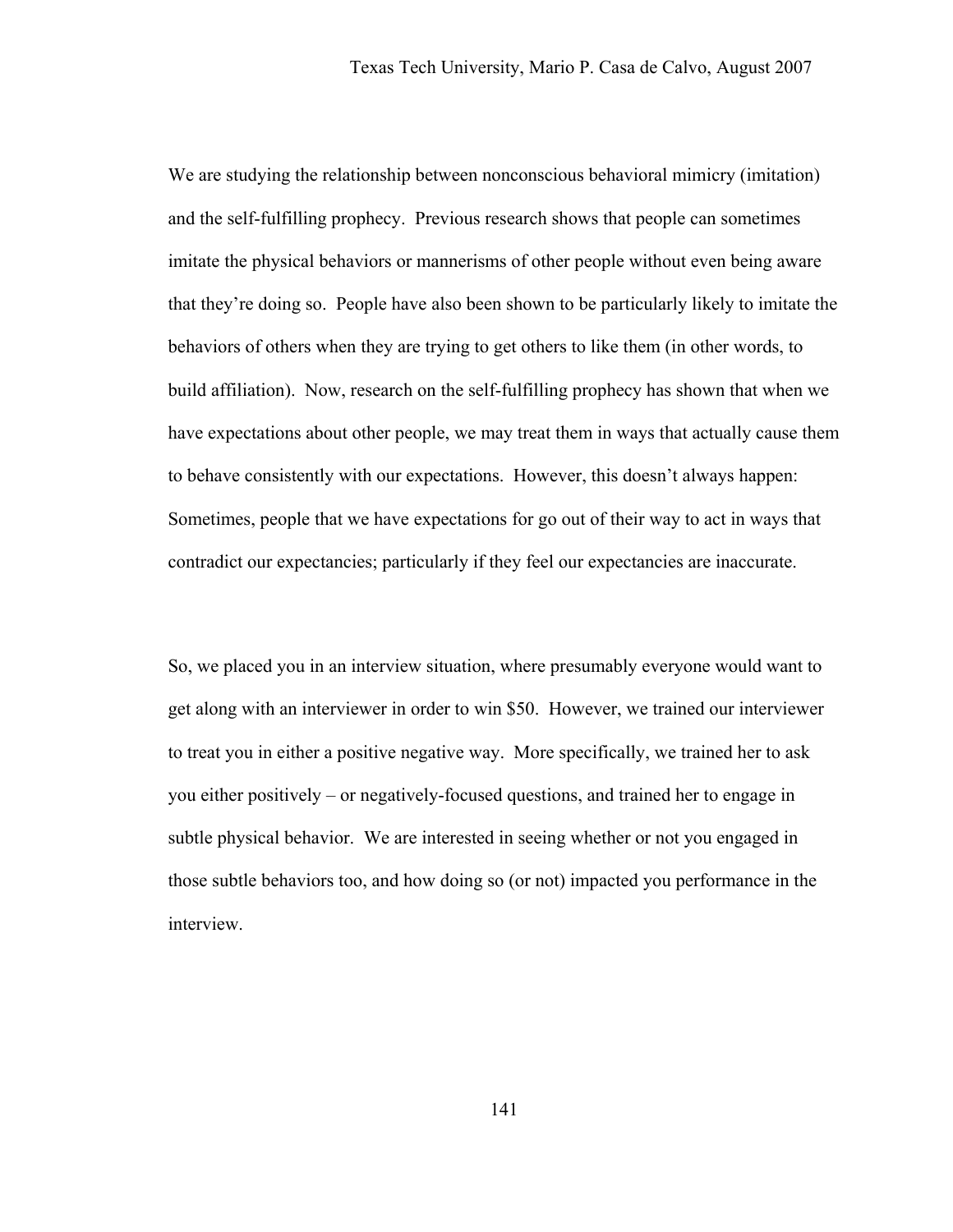We are studying the relationship between nonconscious behavioral mimicry (imitation) and the self-fulfilling prophecy. Previous research shows that people can sometimes imitate the physical behaviors or mannerisms of other people without even being aware that they're doing so. People have also been shown to be particularly likely to imitate the behaviors of others when they are trying to get others to like them (in other words, to build affiliation). Now, research on the self-fulfilling prophecy has shown that when we have expectations about other people, we may treat them in ways that actually cause them to behave consistently with our expectations. However, this doesn't always happen: Sometimes, people that we have expectations for go out of their way to act in ways that contradict our expectancies; particularly if they feel our expectancies are inaccurate.

So, we placed you in an interview situation, where presumably everyone would want to get along with an interviewer in order to win $50. However, we trained our interviewer to treat you in either a positive negative way. More specifically, we trained her to ask you either positively – or negatively-focused questions, and trained her to engage in subtle physical behavior. We are interested in seeing whether or not you engaged in those subtle behaviors too, and how doing so (or not) impacted you performance in the interview.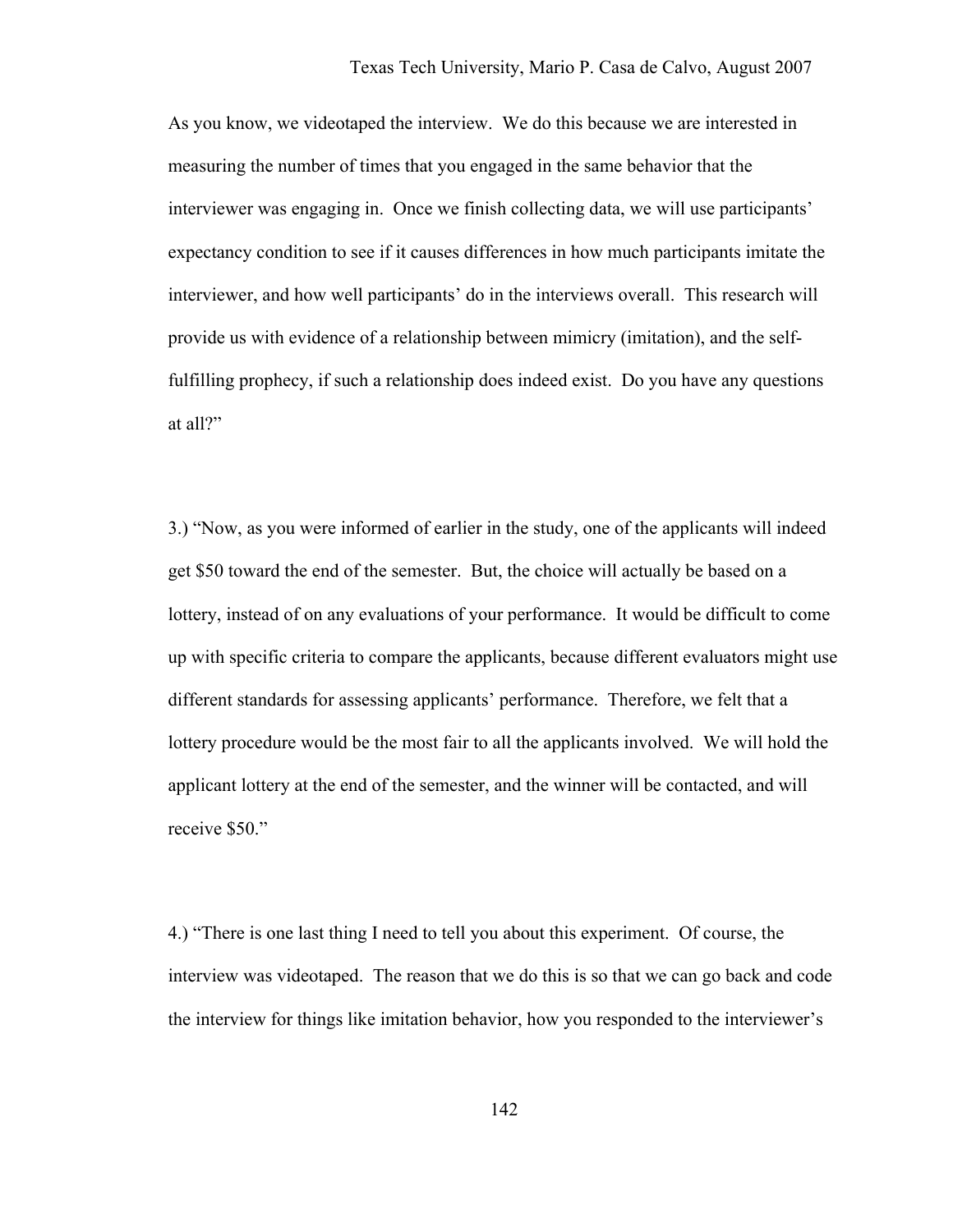As you know, we videotaped the interview. We do this because we are interested in measuring the number of times that you engaged in the same behavior that the interviewer was engaging in. Once we finish collecting data, we will use participants' expectancy condition to see if it causes differences in how much participants imitate the interviewer, and how well participants' do in the interviews overall. This research will provide us with evidence of a relationship between mimicry (imitation), and the self-fulfilling prophecy, if such a relationship does indeed exist. Do you have any questions at all?"

3.) "Now, as you were informed of earlier in the study, one of the applicants will indeed get $50 toward the end of the semester. But, the choice will actually be based on a lottery, instead of on any evaluations of your performance. It would be difficult to come up with specific criteria to compare the applicants, because different evaluators might use different standards for assessing applicants' performance. Therefore, we felt that a lottery procedure would be the most fair to all the applicants involved. We will hold the applicant lottery at the end of the semester, and the winner will be contacted, and will receive $50."

4.) "There is one last thing I need to tell you about this experiment. Of course, the interview was videotaped. The reason that we do this is so that we can go back and code the interview for things like imitation behavior, how you responded to the interviewer's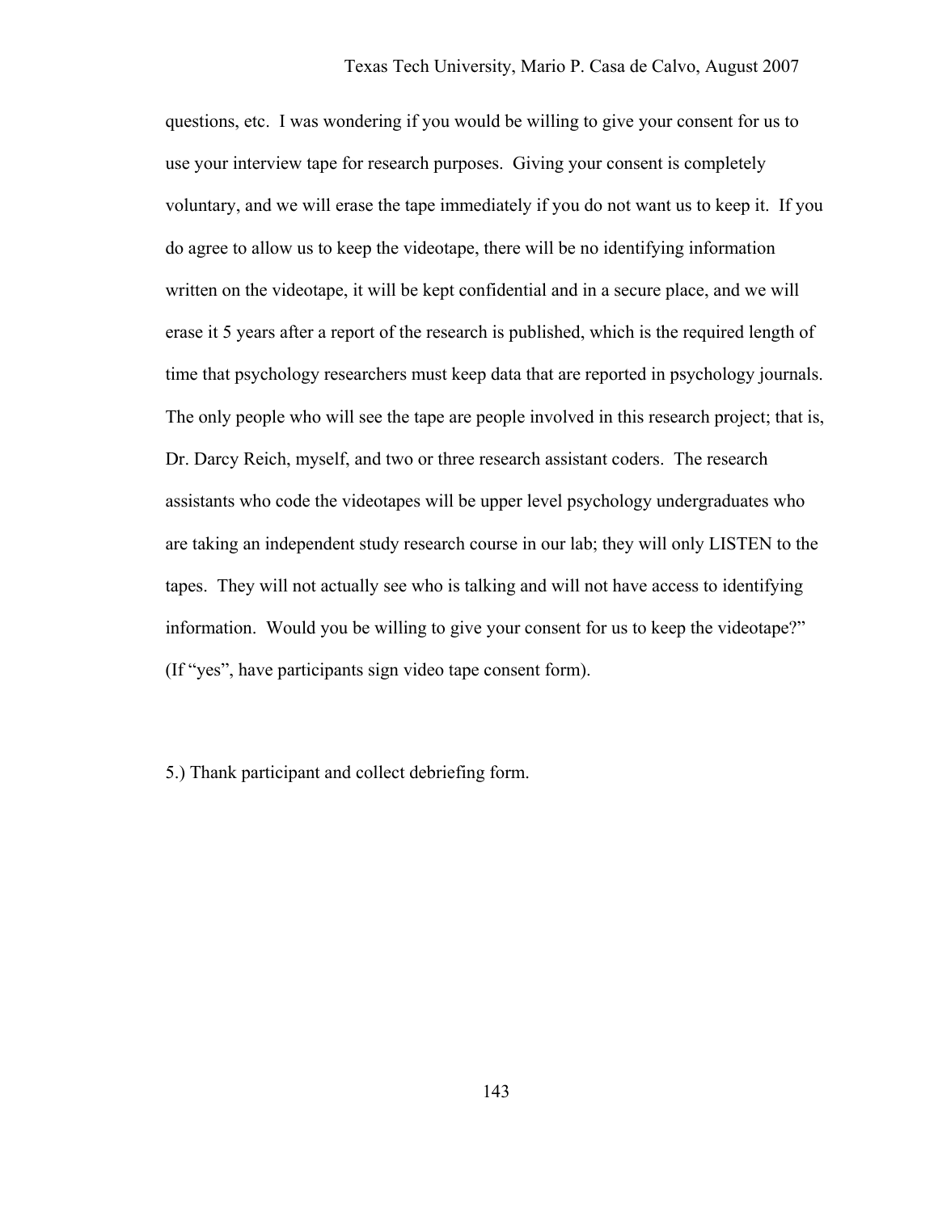questions, etc. I was wondering if you would be willing to give your consent for us to use your interview tape for research purposes. Giving your consent is completely voluntary, and we will erase the tape immediately if you do not want us to keep it. If you do agree to allow us to keep the videotape, there will be no identifying information written on the videotape, it will be kept confidential and in a secure place, and we will erase it 5 years after a report of the research is published, which is the required length of time that psychology researchers must keep data that are reported in psychology journals. The only people who will see the tape are people involved in this research project; that is, Dr. Darcy Reich, myself, and two or three research assistant coders. The research assistants who code the videotapes will be upper level psychology undergraduates who are taking an independent study research course in our lab; they will only LISTEN to the tapes. They will not actually see who is talking and will not have access to identifying information. Would you be willing to give your consent for us to keep the videotape?" (If "yes", have participants sign video tape consent form).

5.) Thank participant and collect debriefing form.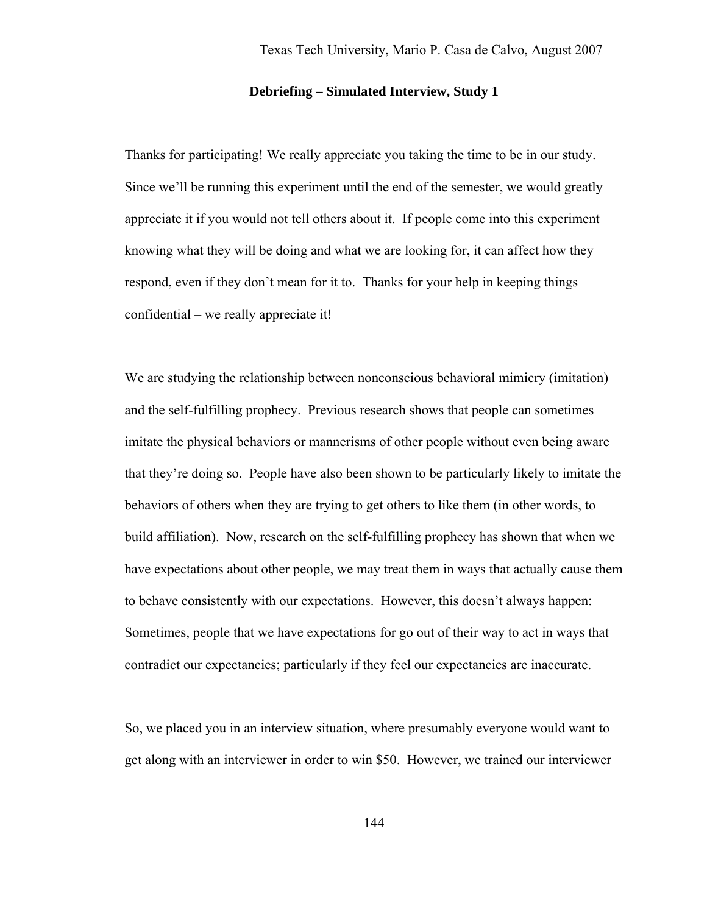**Debriefing – Simulated Interview, Study 1**

Thanks for participating! We really appreciate you taking the time to be in our study. Since we'll be running this experiment until the end of the semester, we would greatly appreciate it if you would not tell others about it. If people come into this experiment knowing what they will be doing and what we are looking for, it can affect how they respond, even if they don't mean for it to. Thanks for your help in keeping things confidential – we really appreciate it!

We are studying the relationship between nonconscious behavioral mimicry (imitation) and the self-fulfilling prophecy. Previous research shows that people can sometimes imitate the physical behaviors or mannerisms of other people without even being aware that they're doing so. People have also been shown to be particularly likely to imitate the behaviors of others when they are trying to get others to like them (in other words, to build affiliation). Now, research on the self-fulfilling prophecy has shown that when we have expectations about other people, we may treat them in ways that actually cause them to behave consistently with our expectations. However, this doesn't always happen: Sometimes, people that we have expectations for go out of their way to act in ways that contradict our expectancies; particularly if they feel our expectancies are inaccurate.

So, we placed you in an interview situation, where presumably everyone would want to get along with an interviewer in order to win $50. However, we trained our interviewer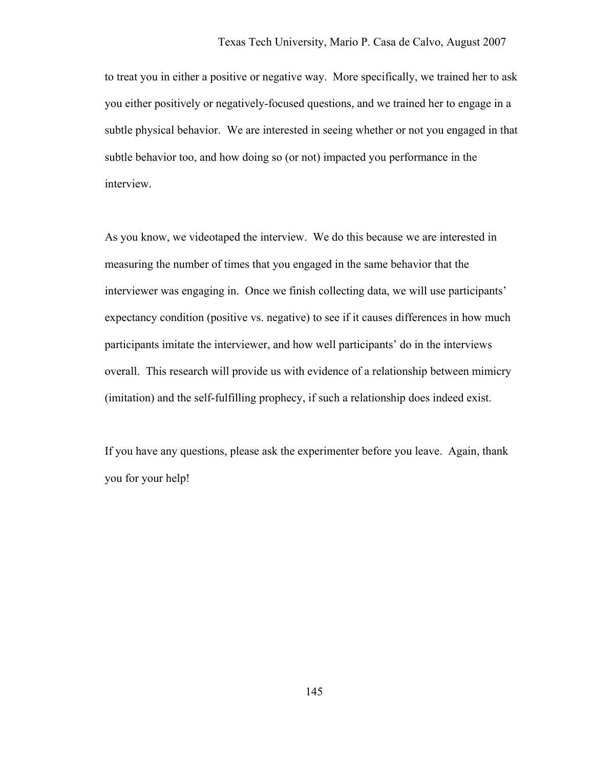to treat you in either a positive or negative way. More specifically, we trained her to ask you either positively or negatively-focused questions, and we trained her to engage in a subtle physical behavior. We are interested in seeing whether or not you engaged in that subtle behavior too, and how doing so (or not) impacted you performance in the interview.

As you know, we videotaped the interview. We do this because we are interested in measuring the number of times that you engaged in the same behavior that the interviewer was engaging in. Once we finish collecting data, we will use participants' expectancy condition (positive vs. negative) to see if it causes differences in how much participants imitate the interviewer, and how well participants' do in the interviews overall. This research will provide us with evidence of a relationship between mimicry (imitation) and the self-fulfilling prophecy, if such a relationship does indeed exist.

If you have any questions, please ask the experimenter before you leave. Again, thank you for your help!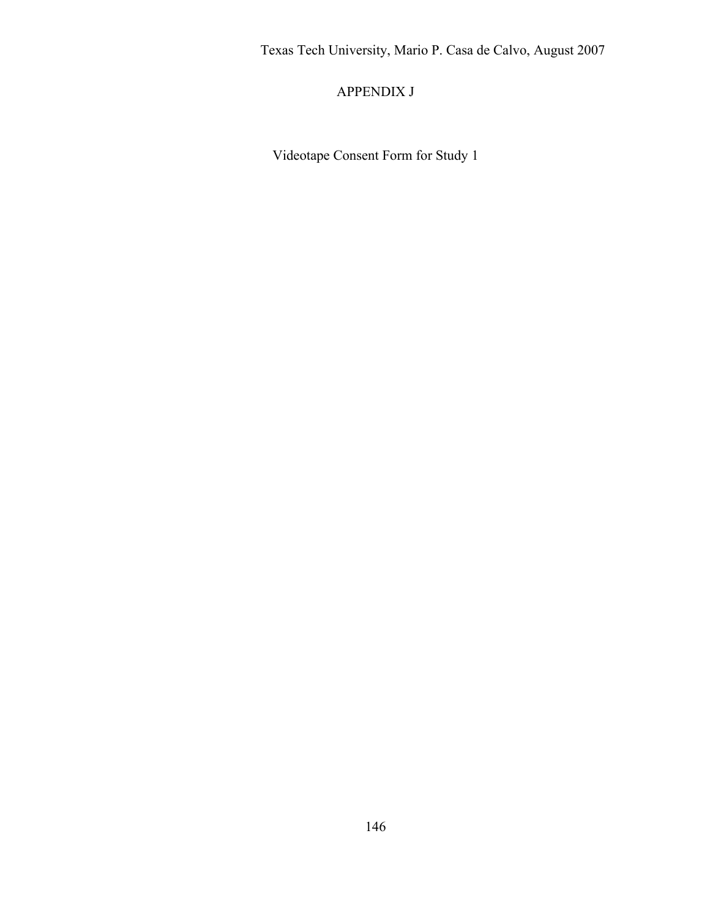# APPENDIX J

Videotape Consent Form for Study 1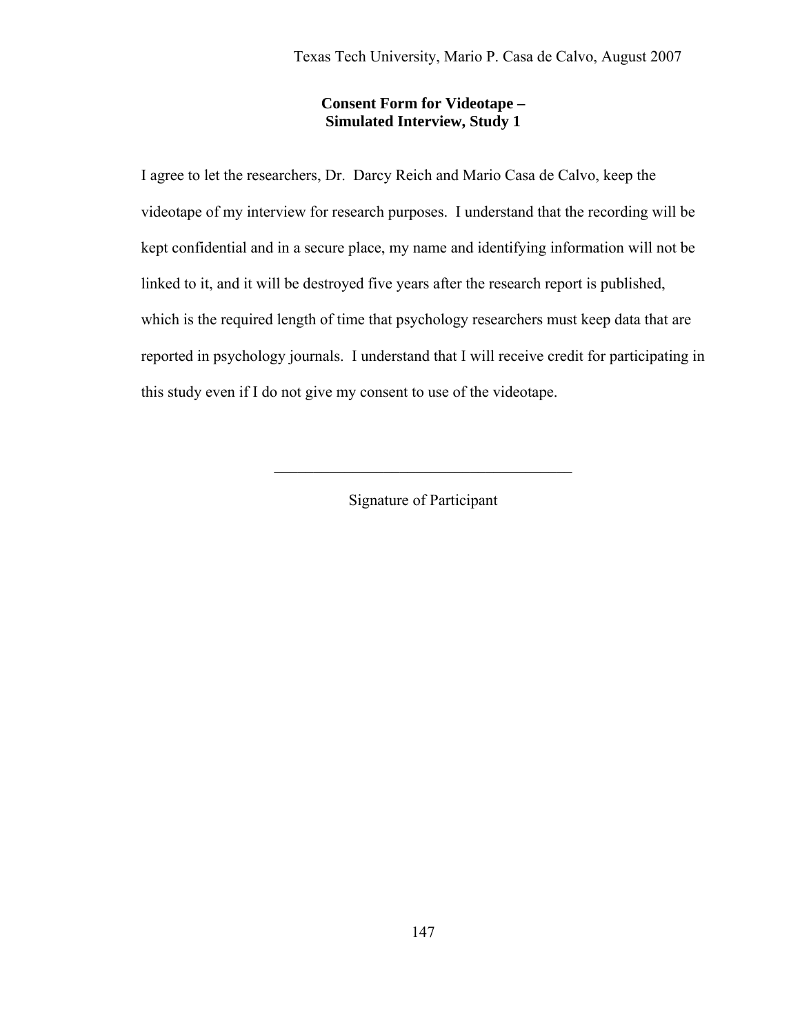**Consent Form for Videotape –**
**Simulated Interview, Study 1**

I agree to let the researchers, Dr. Darcy Reich and Mario Casa de Calvo, keep the videotape of my interview for research purposes. I understand that the recording will be kept confidential and in a secure place, my name and identifying information will not be linked to it, and it will be destroyed five years after the research report is published, which is the required length of time that psychology researchers must keep data that are reported in psychology journals. I understand that I will receive credit for participating in this study even if I do not give my consent to use of the videotape.

_______________________________________

Signature of Participant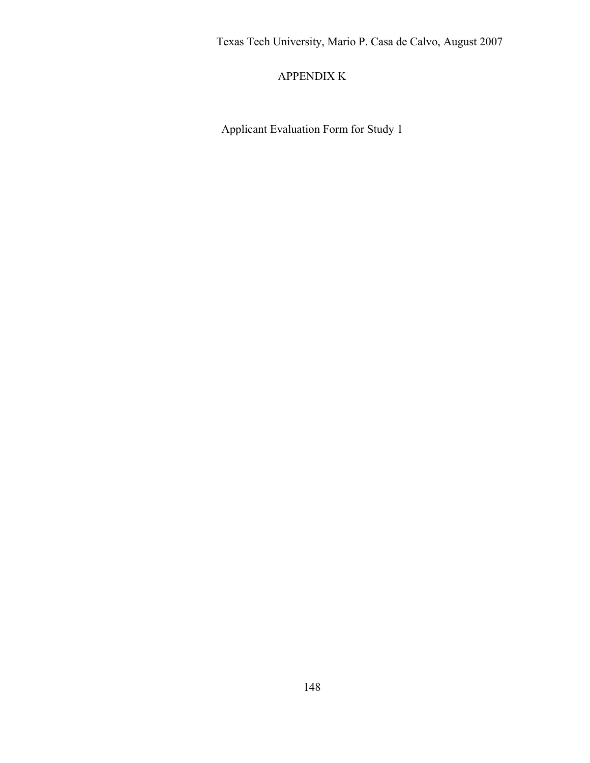# APPENDIX K

Applicant Evaluation Form for Study 1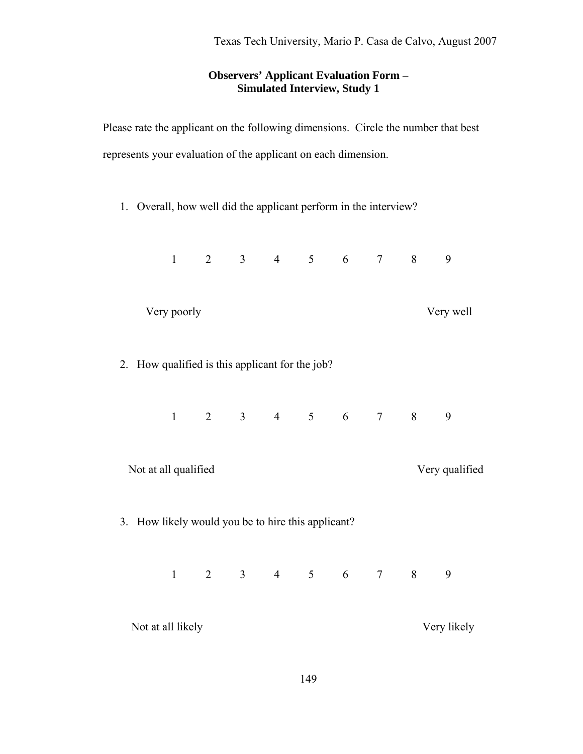**Observers' Applicant Evaluation Form –**
**Simulated Interview, Study 1**

Please rate the applicant on the following dimensions. Circle the number that best represents your evaluation of the applicant on each dimension.

1. Overall, how well did the applicant perform in the interview?

    1 2 3 4 5 6 7 8 9

    Very poorly ... Very well

2. How qualified is this applicant for the job?

    1 2 3 4 5 6 7 8 9

    Not at all qualified ... Very qualified

3. How likely would you be to hire this applicant?

    1 2 3 4 5 6 7 8 9

    Not at all likely ... Very likely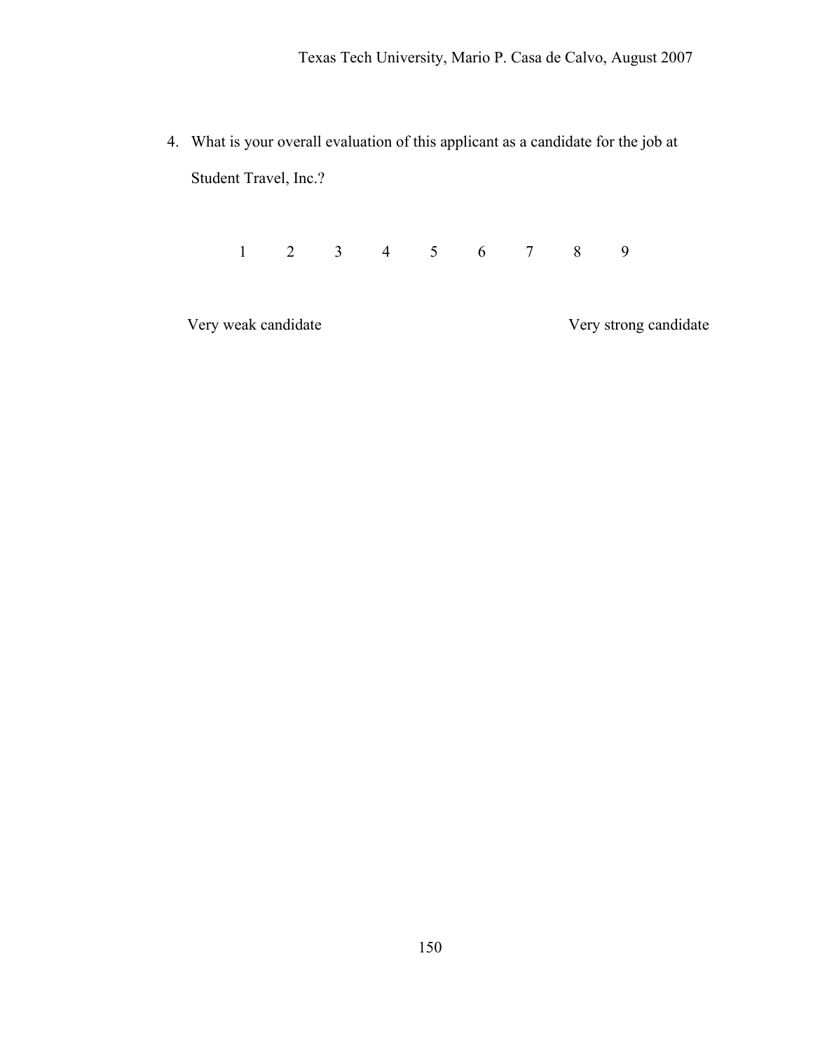4. What is your overall evaluation of this applicant as a candidate for the job at Student Travel, Inc.?

1 2 3 4 5 6 7 8 9

Very weak candidate Very strong candidate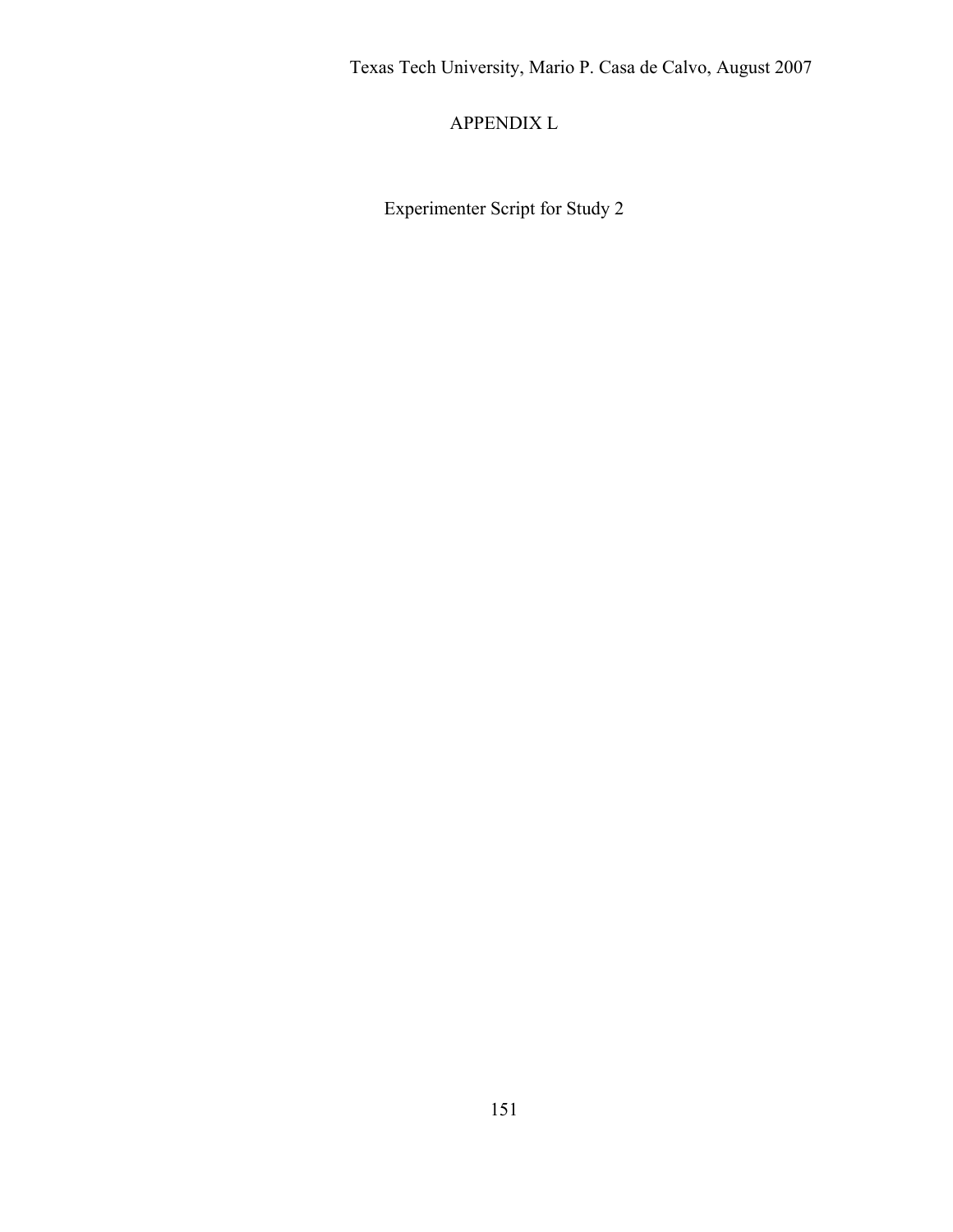# APPENDIX L

Experimenter Script for Study 2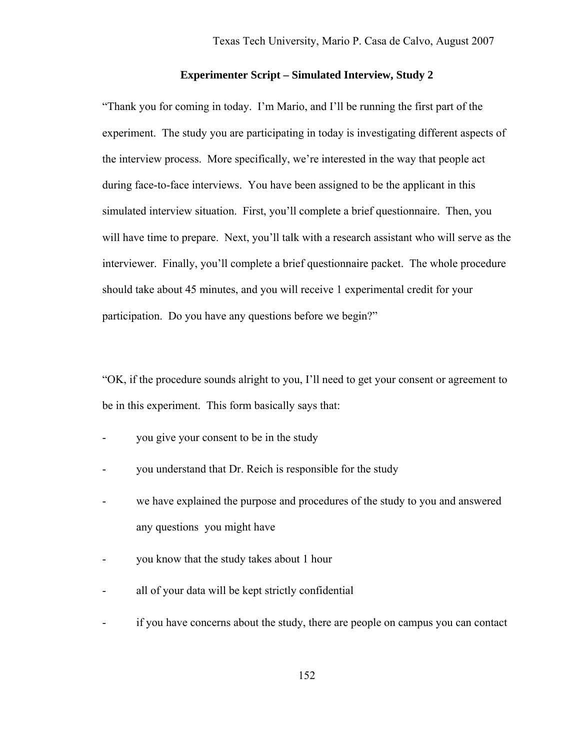**Experimenter Script – Simulated Interview, Study 2**

"Thank you for coming in today. I'm Mario, and I'll be running the first part of the experiment. The study you are participating in today is investigating different aspects of the interview process. More specifically, we're interested in the way that people act during face-to-face interviews. You have been assigned to be the applicant in this simulated interview situation. First, you'll complete a brief questionnaire. Then, you will have time to prepare. Next, you'll talk with a research assistant who will serve as the interviewer. Finally, you'll complete a brief questionnaire packet. The whole procedure should take about 45 minutes, and you will receive 1 experimental credit for your participation. Do you have any questions before we begin?"

"OK, if the procedure sounds alright to you, I'll need to get your consent or agreement to be in this experiment. This form basically says that:

- you give your consent to be in the study
- you understand that Dr. Reich is responsible for the study
- we have explained the purpose and procedures of the study to you and answered any questions you might have
- you know that the study takes about 1 hour
- all of your data will be kept strictly confidential
- if you have concerns about the study, there are people on campus you can contact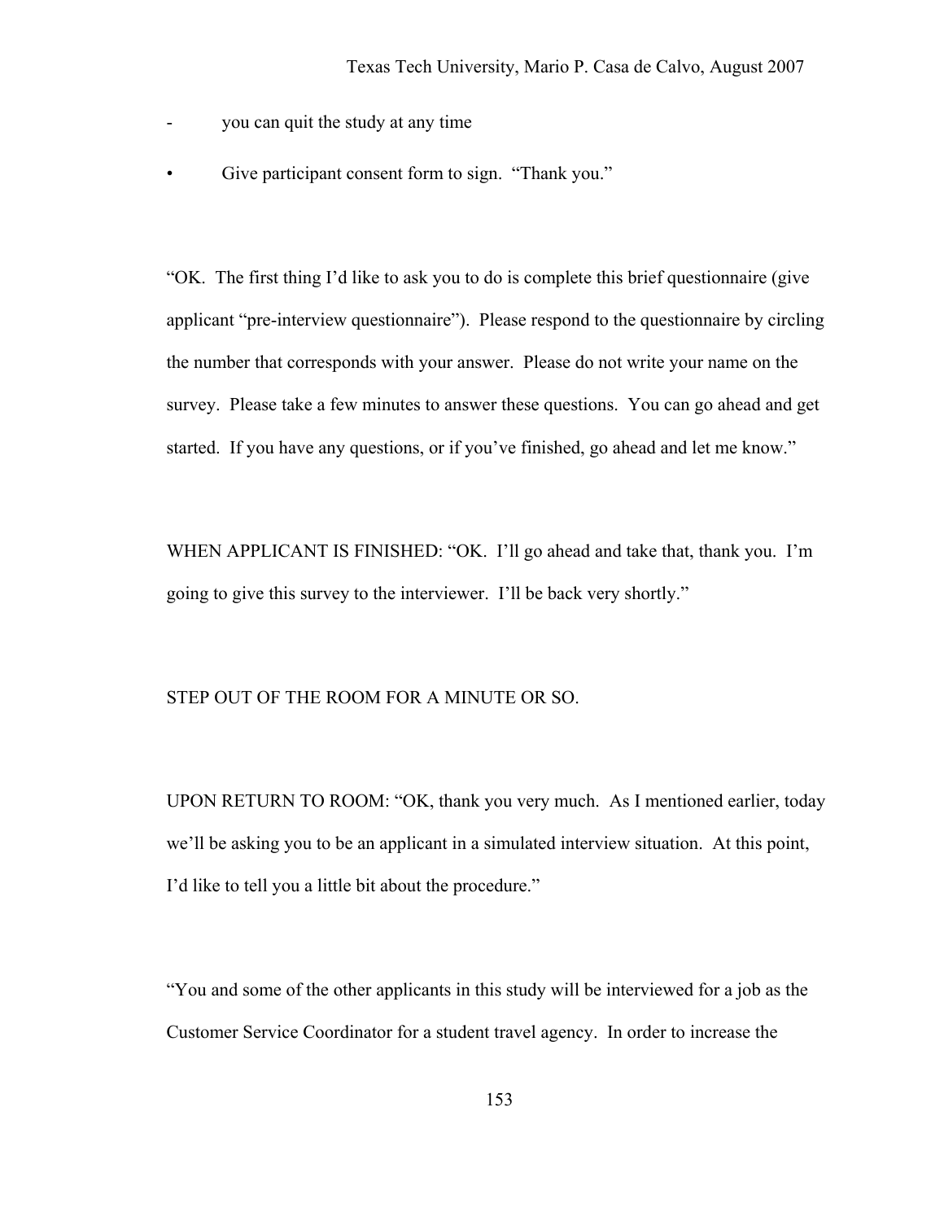- you can quit the study at any time

- Give participant consent form to sign. “Thank you.”

“OK. The first thing I’d like to ask you to do is complete this brief questionnaire (give applicant “pre-interview questionnaire”). Please respond to the questionnaire by circling the number that corresponds with your answer. Please do not write your name on the survey. Please take a few minutes to answer these questions. You can go ahead and get started. If you have any questions, or if you’ve finished, go ahead and let me know.”

WHEN APPLICANT IS FINISHED: “OK. I’ll go ahead and take that, thank you. I’m going to give this survey to the interviewer. I’ll be back very shortly.”

STEP OUT OF THE ROOM FOR A MINUTE OR SO.

UPON RETURN TO ROOM: “OK, thank you very much. As I mentioned earlier, today we’ll be asking you to be an applicant in a simulated interview situation. At this point, I’d like to tell you a little bit about the procedure.”

“You and some of the other applicants in this study will be interviewed for a job as the Customer Service Coordinator for a student travel agency. In order to increase the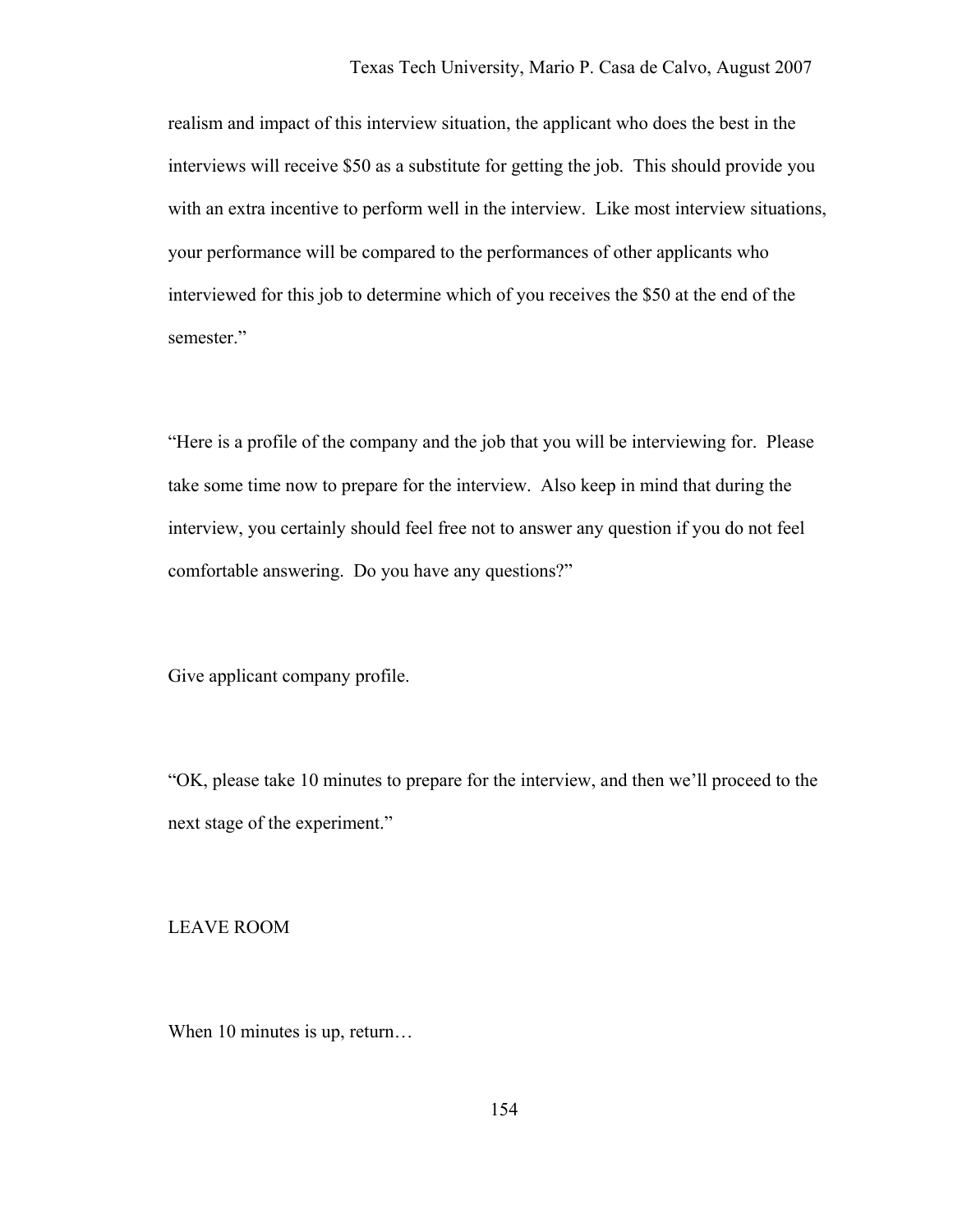realism and impact of this interview situation, the applicant who does the best in the interviews will receive $50 as a substitute for getting the job. This should provide you with an extra incentive to perform well in the interview. Like most interview situations, your performance will be compared to the performances of other applicants who interviewed for this job to determine which of you receives the $50 at the end of the semester."

"Here is a profile of the company and the job that you will be interviewing for. Please take some time now to prepare for the interview. Also keep in mind that during the interview, you certainly should feel free not to answer any question if you do not feel comfortable answering. Do you have any questions?"

Give applicant company profile.

"OK, please take 10 minutes to prepare for the interview, and then we'll proceed to the next stage of the experiment."

LEAVE ROOM

When 10 minutes is up, return…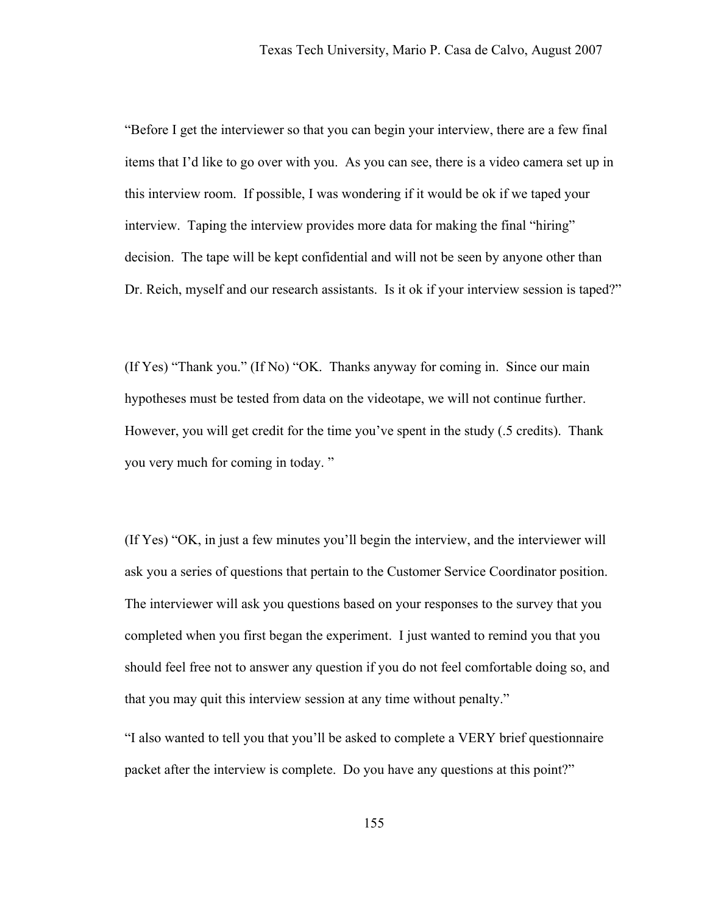"Before I get the interviewer so that you can begin your interview, there are a few final items that I'd like to go over with you. As you can see, there is a video camera set up in this interview room. If possible, I was wondering if it would be ok if we taped your interview. Taping the interview provides more data for making the final "hiring" decision. The tape will be kept confidential and will not be seen by anyone other than Dr. Reich, myself and our research assistants. Is it ok if your interview session is taped?"

(If Yes) "Thank you." (If No) "OK. Thanks anyway for coming in. Since our main hypotheses must be tested from data on the videotape, we will not continue further. However, you will get credit for the time you've spent in the study (.5 credits). Thank you very much for coming in today. "

(If Yes) "OK, in just a few minutes you'll begin the interview, and the interviewer will ask you a series of questions that pertain to the Customer Service Coordinator position. The interviewer will ask you questions based on your responses to the survey that you completed when you first began the experiment. I just wanted to remind you that you should feel free not to answer any question if you do not feel comfortable doing so, and that you may quit this interview session at any time without penalty."

"I also wanted to tell you that you'll be asked to complete a VERY brief questionnaire packet after the interview is complete. Do you have any questions at this point?"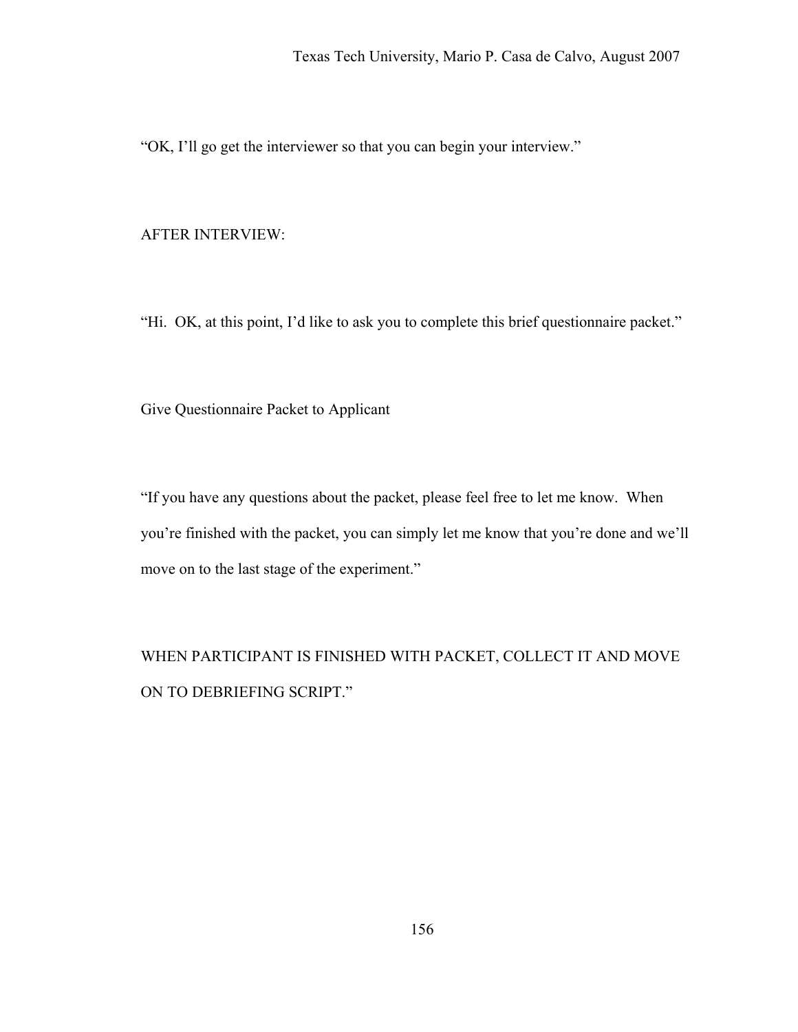"OK, I'll go get the interviewer so that you can begin your interview."

AFTER INTERVIEW:

"Hi.  OK, at this point, I'd like to ask you to complete this brief questionnaire packet."

Give Questionnaire Packet to Applicant

"If you have any questions about the packet, please feel free to let me know.  When you're finished with the packet, you can simply let me know that you're done and we'll move on to the last stage of the experiment."

WHEN PARTICIPANT IS FINISHED WITH PACKET, COLLECT IT AND MOVE ON TO DEBRIEFING SCRIPT."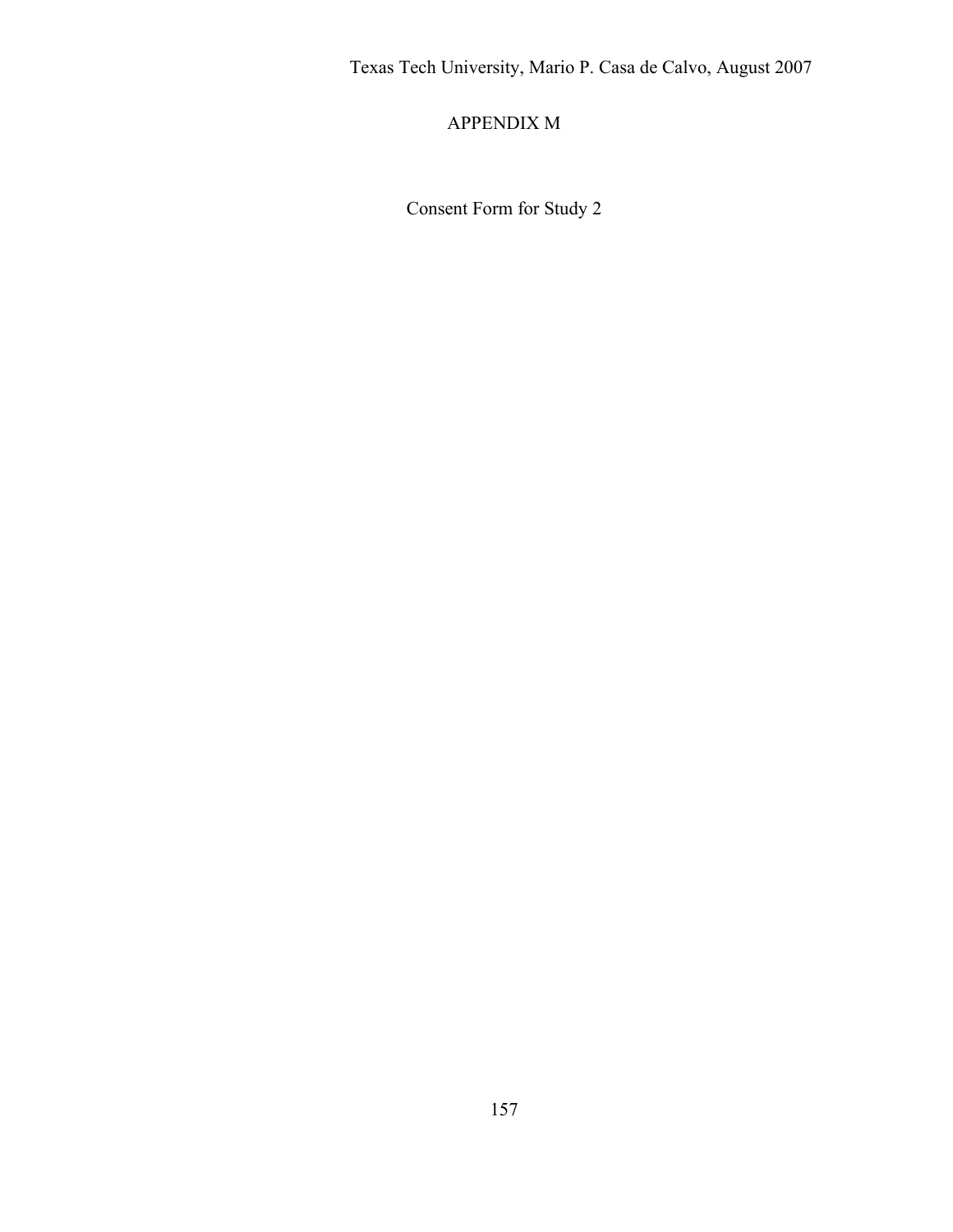# APPENDIX M

Consent Form for Study 2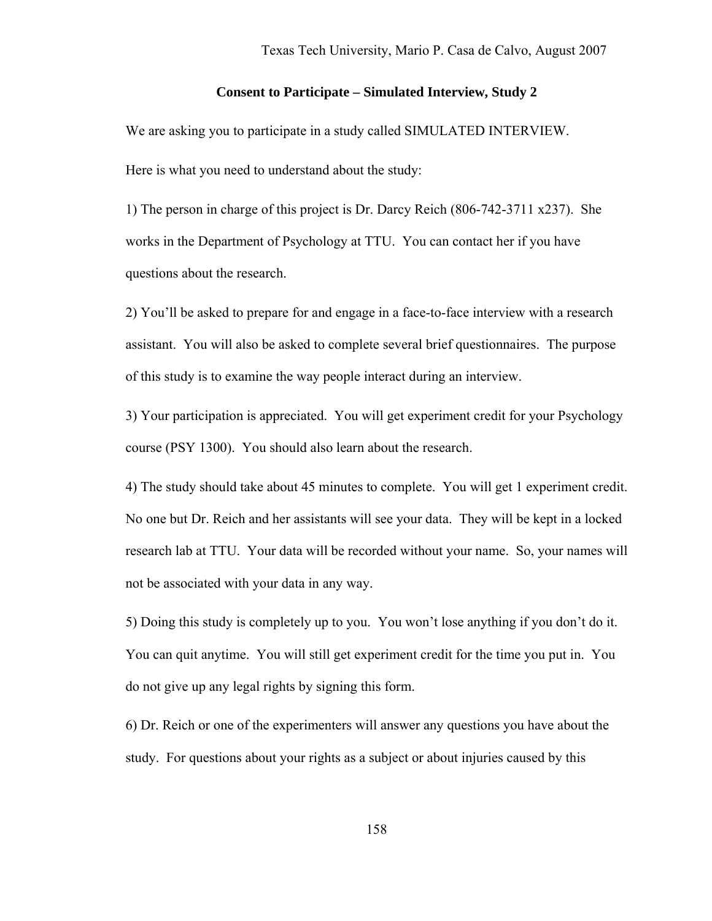**Consent to Participate – Simulated Interview, Study 2**

We are asking you to participate in a study called SIMULATED INTERVIEW.

Here is what you need to understand about the study:

1) The person in charge of this project is Dr. Darcy Reich (806-742-3711 x237). She works in the Department of Psychology at TTU. You can contact her if you have questions about the research.

2) You'll be asked to prepare for and engage in a face-to-face interview with a research assistant. You will also be asked to complete several brief questionnaires. The purpose of this study is to examine the way people interact during an interview.

3) Your participation is appreciated. You will get experiment credit for your Psychology course (PSY 1300). You should also learn about the research.

4) The study should take about 45 minutes to complete. You will get 1 experiment credit. No one but Dr. Reich and her assistants will see your data. They will be kept in a locked research lab at TTU. Your data will be recorded without your name. So, your names will not be associated with your data in any way.

5) Doing this study is completely up to you. You won't lose anything if you don't do it. You can quit anytime. You will still get experiment credit for the time you put in. You do not give up any legal rights by signing this form.

6) Dr. Reich or one of the experimenters will answer any questions you have about the study. For questions about your rights as a subject or about injuries caused by this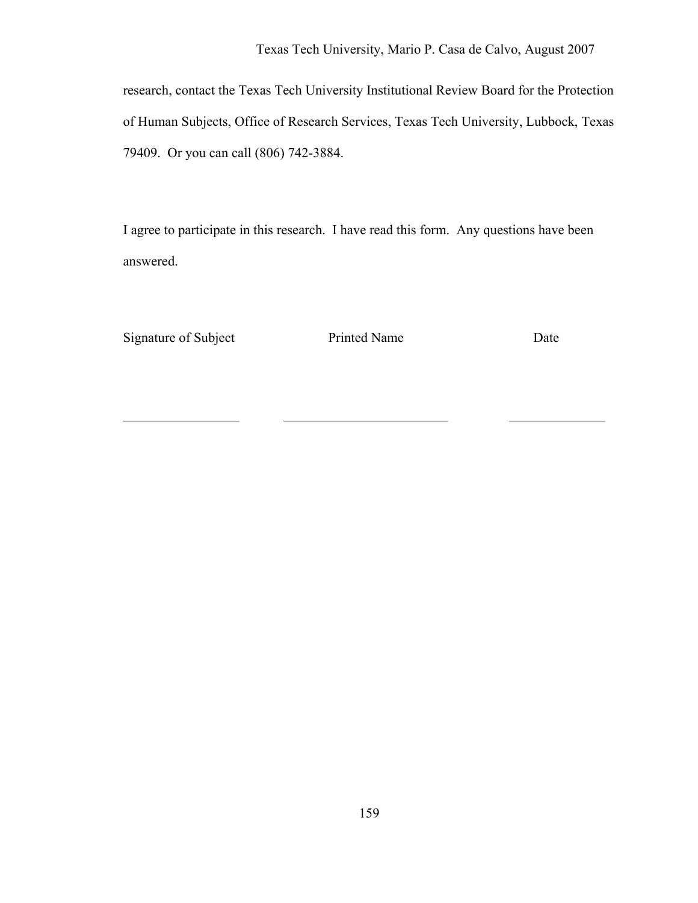research, contact the Texas Tech University Institutional Review Board for the Protection of Human Subjects, Office of Research Services, Texas Tech University, Lubbock, Texas 79409. Or you can call (806) 742-3884.

I agree to participate in this research. I have read this form. Any questions have been answered.

Signature of Subject          Printed Name          Date

_________________          ________________________          ______________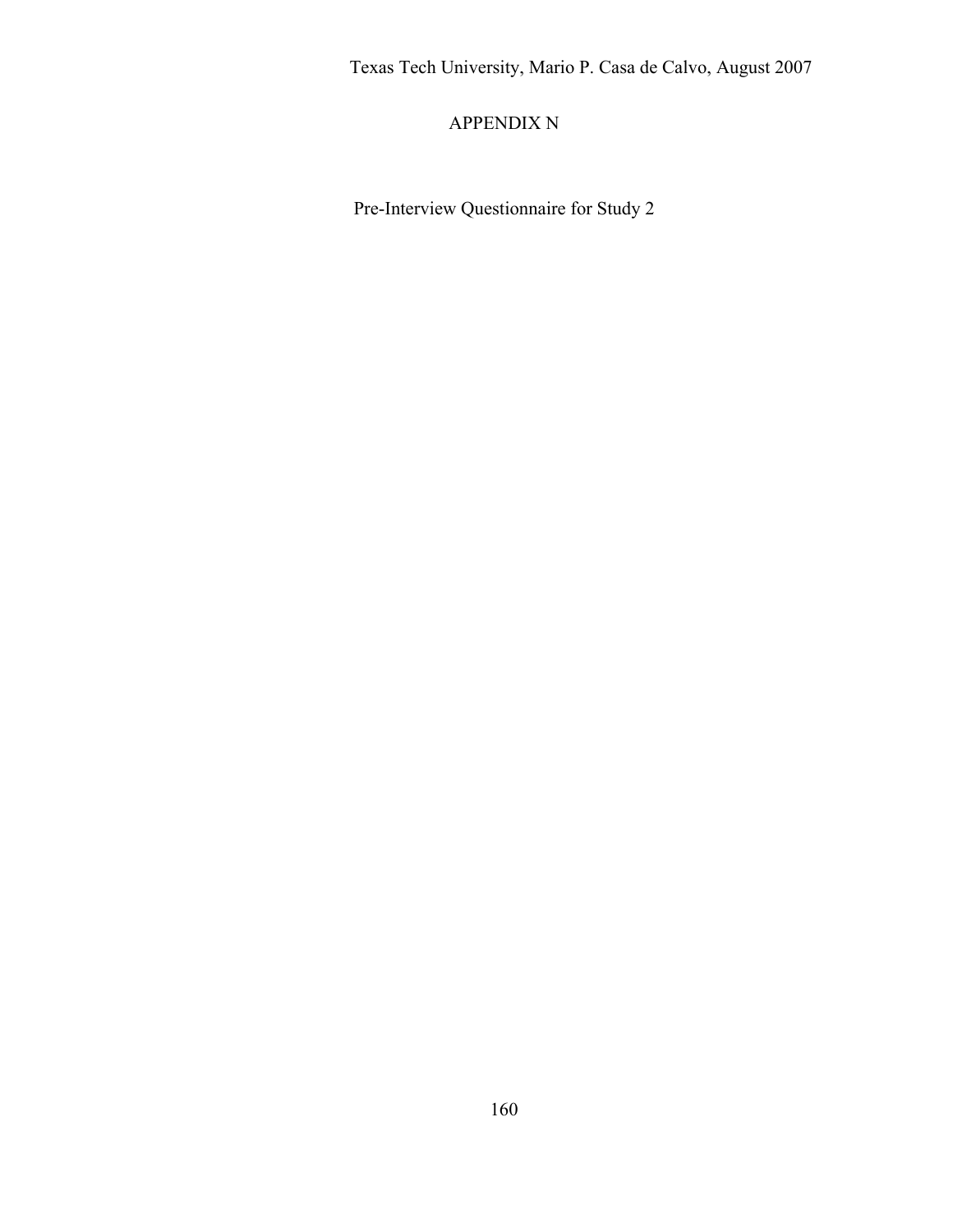# APPENDIX N

Pre-Interview Questionnaire for Study 2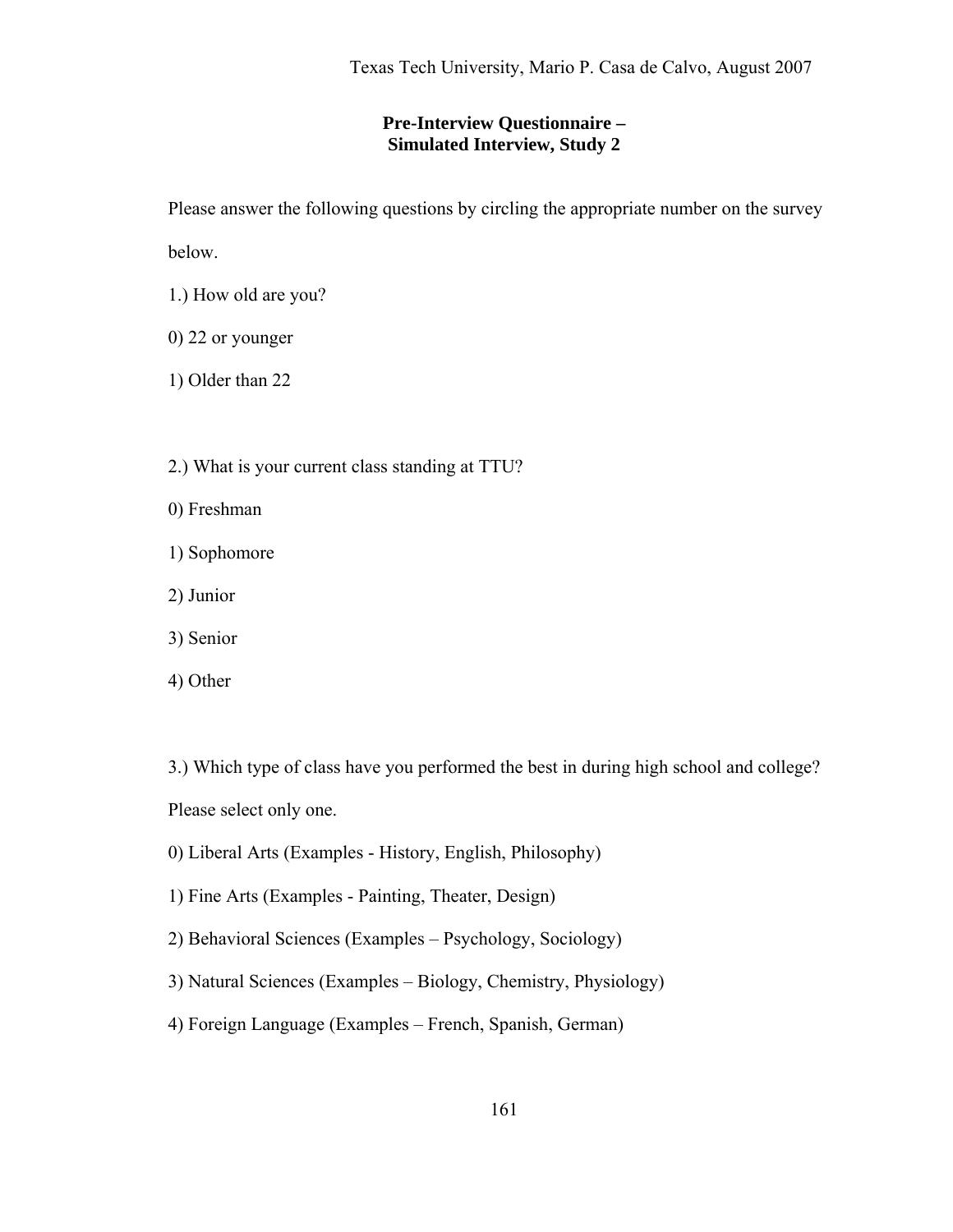## Pre-Interview Questionnaire – Simulated Interview, Study 2

Please answer the following questions by circling the appropriate number on the survey below.

1.) How old are you?

0) 22 or younger

1) Older than 22

2.) What is your current class standing at TTU?

0) Freshman

1) Sophomore

2) Junior

3) Senior

4) Other

3.) Which type of class have you performed the best in during high school and college? Please select only one.

0) Liberal Arts (Examples - History, English, Philosophy)

1) Fine Arts (Examples - Painting, Theater, Design)

2) Behavioral Sciences (Examples – Psychology, Sociology)

3) Natural Sciences (Examples – Biology, Chemistry, Physiology)

4) Foreign Language (Examples – French, Spanish, German)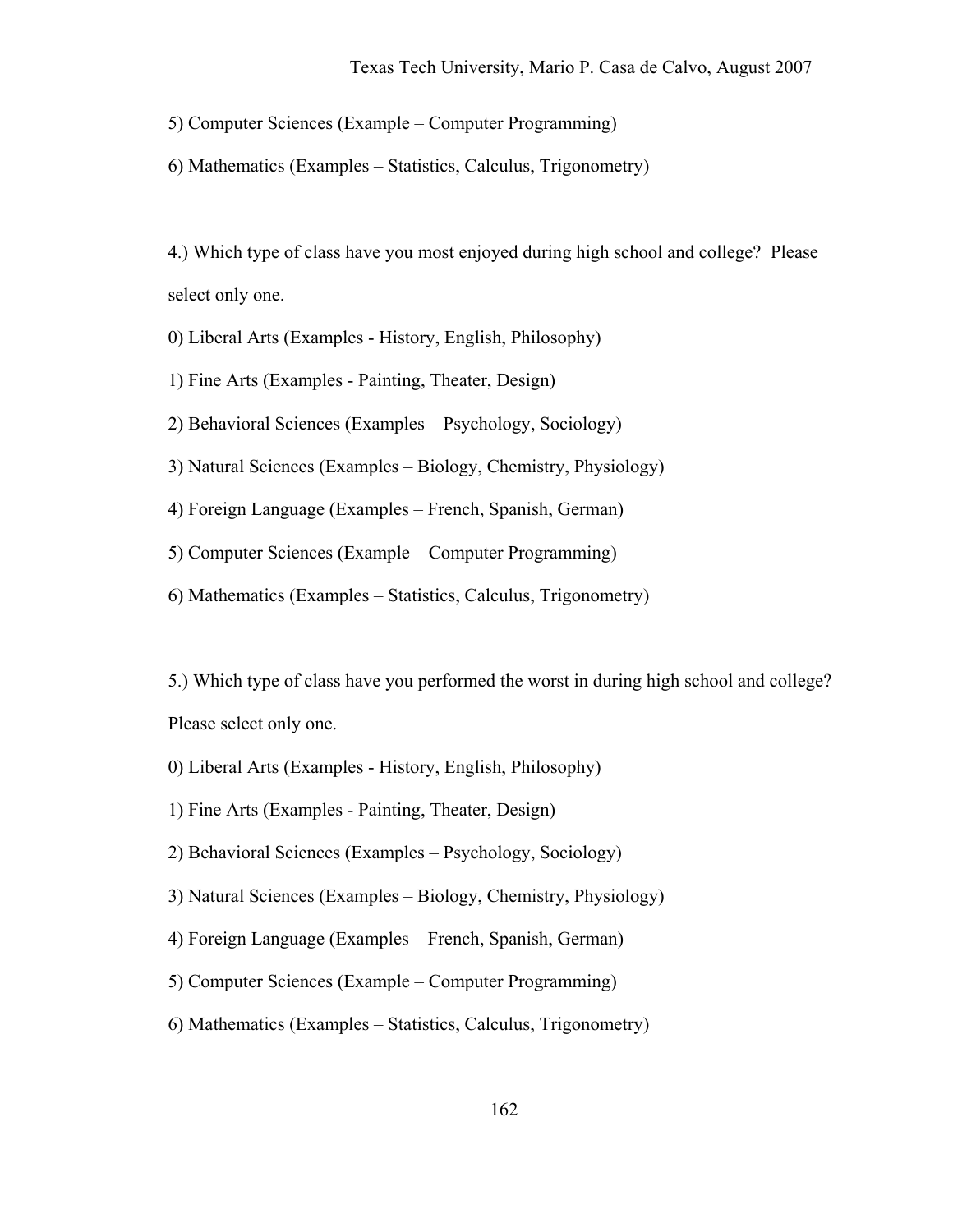5) Computer Sciences (Example – Computer Programming)

6) Mathematics (Examples – Statistics, Calculus, Trigonometry)

4.) Which type of class have you most enjoyed during high school and college? Please select only one.

0) Liberal Arts (Examples - History, English, Philosophy)

1) Fine Arts (Examples - Painting, Theater, Design)

2) Behavioral Sciences (Examples – Psychology, Sociology)

3) Natural Sciences (Examples – Biology, Chemistry, Physiology)

4) Foreign Language (Examples – French, Spanish, German)

5) Computer Sciences (Example – Computer Programming)

6) Mathematics (Examples – Statistics, Calculus, Trigonometry)

5.) Which type of class have you performed the worst in during high school and college? Please select only one.

0) Liberal Arts (Examples - History, English, Philosophy)

1) Fine Arts (Examples - Painting, Theater, Design)

2) Behavioral Sciences (Examples – Psychology, Sociology)

3) Natural Sciences (Examples – Biology, Chemistry, Physiology)

4) Foreign Language (Examples – French, Spanish, German)

5) Computer Sciences (Example – Computer Programming)

6) Mathematics (Examples – Statistics, Calculus, Trigonometry)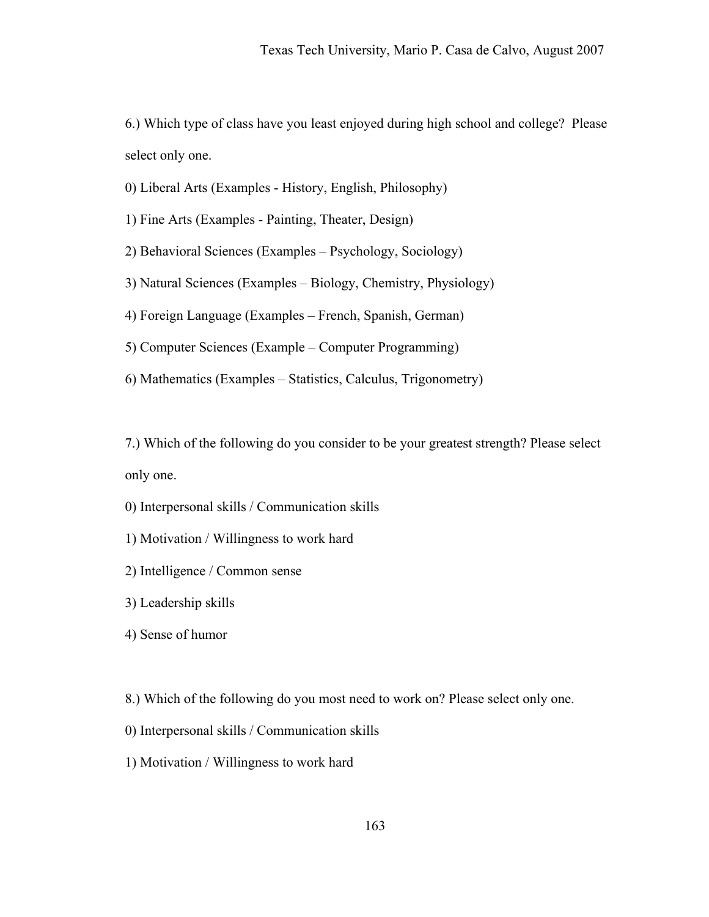6.) Which type of class have you least enjoyed during high school and college? Please select only one.

0) Liberal Arts (Examples - History, English, Philosophy)

1) Fine Arts (Examples - Painting, Theater, Design)

2) Behavioral Sciences (Examples – Psychology, Sociology)

3) Natural Sciences (Examples – Biology, Chemistry, Physiology)

4) Foreign Language (Examples – French, Spanish, German)

5) Computer Sciences (Example – Computer Programming)

6) Mathematics (Examples – Statistics, Calculus, Trigonometry)

7.) Which of the following do you consider to be your greatest strength? Please select only one.

0) Interpersonal skills / Communication skills

1) Motivation / Willingness to work hard

2) Intelligence / Common sense

3) Leadership skills

4) Sense of humor

8.) Which of the following do you most need to work on? Please select only one.

0) Interpersonal skills / Communication skills

1) Motivation / Willingness to work hard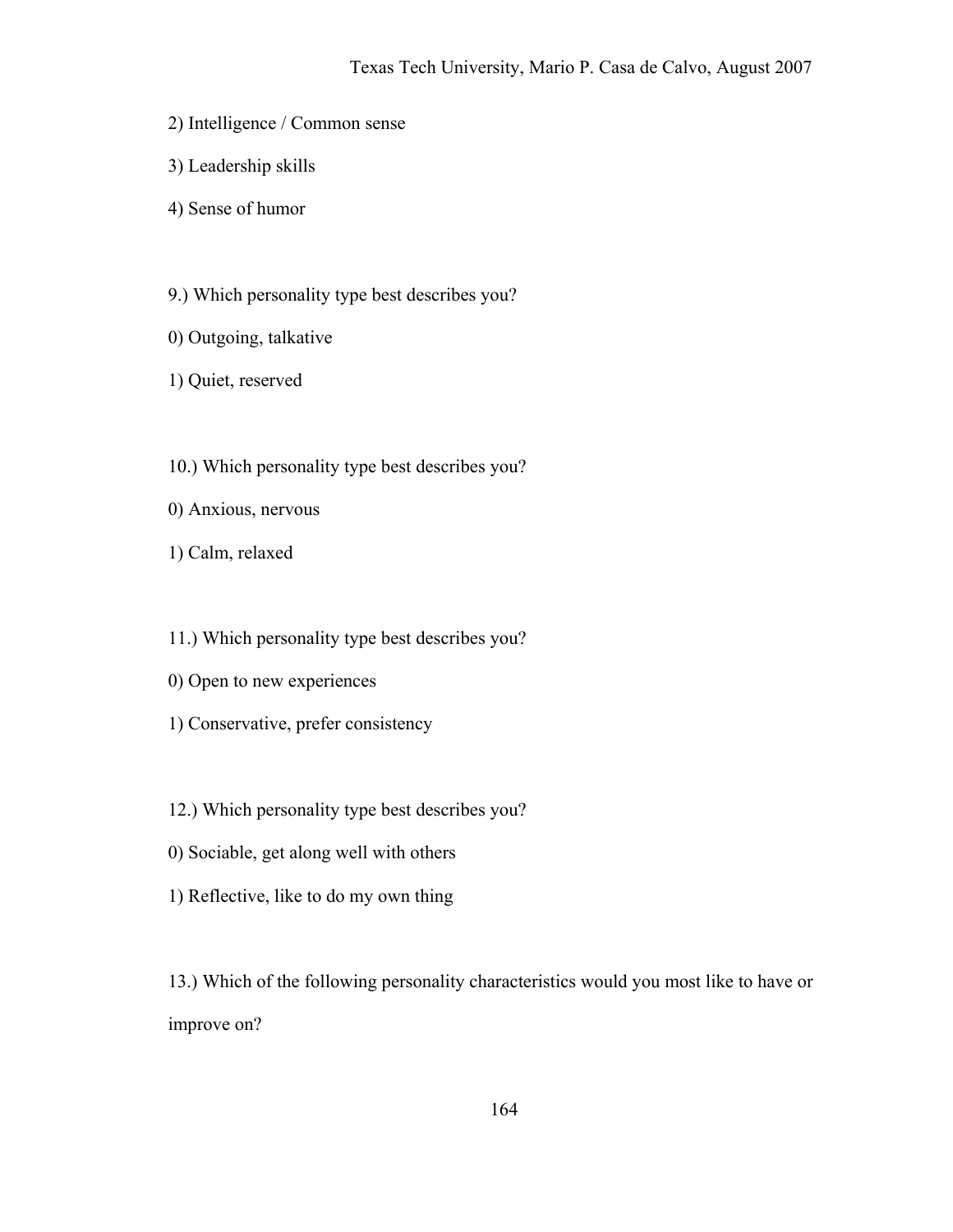2) Intelligence / Common sense

3) Leadership skills

4) Sense of humor

9.) Which personality type best describes you?

0) Outgoing, talkative

1) Quiet, reserved

10.) Which personality type best describes you?

0) Anxious, nervous

1) Calm, relaxed

11.) Which personality type best describes you?

0) Open to new experiences

1) Conservative, prefer consistency

12.) Which personality type best describes you?

0) Sociable, get along well with others

1) Reflective, like to do my own thing

13.) Which of the following personality characteristics would you most like to have or improve on?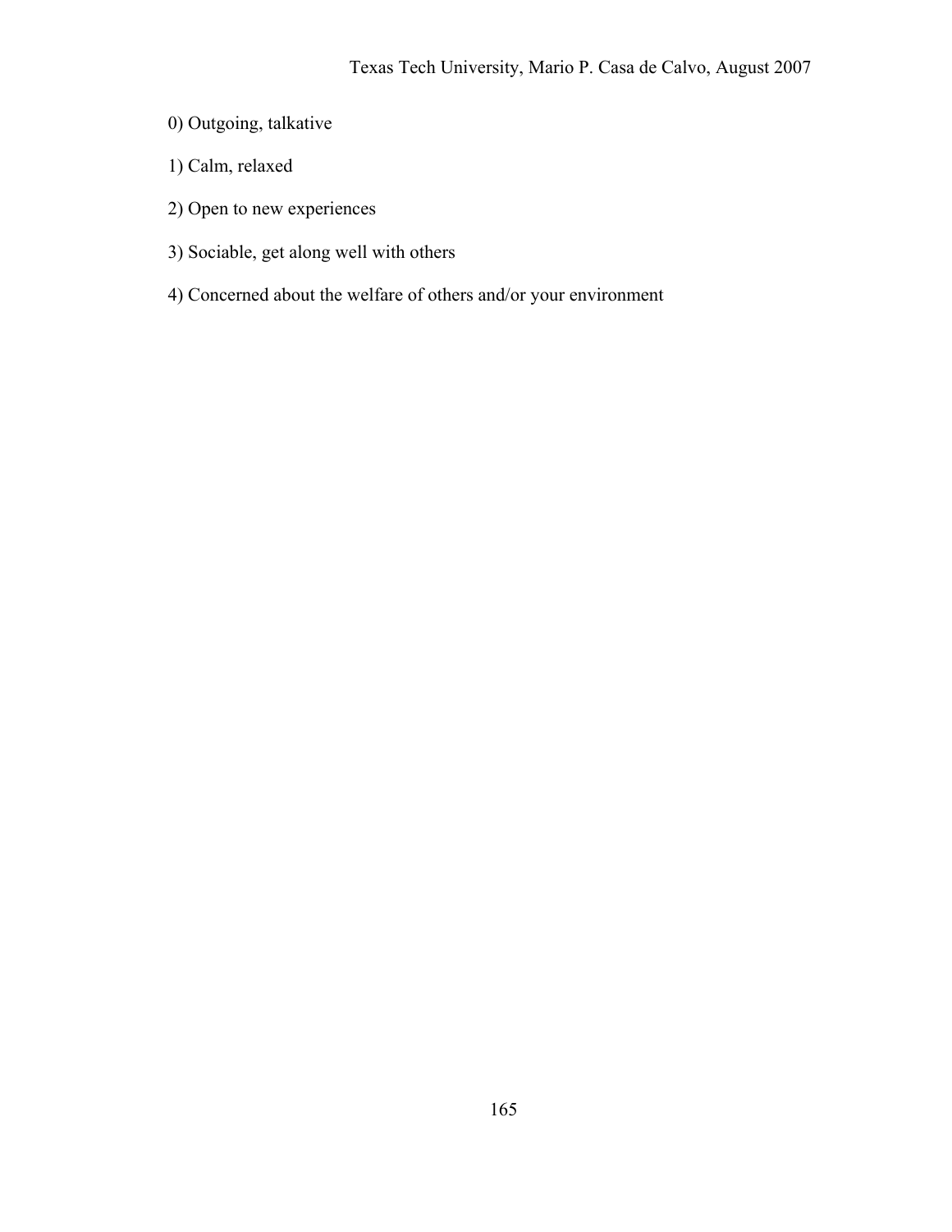0) Outgoing, talkative

1) Calm, relaxed

2) Open to new experiences

3) Sociable, get along well with others

4) Concerned about the welfare of others and/or your environment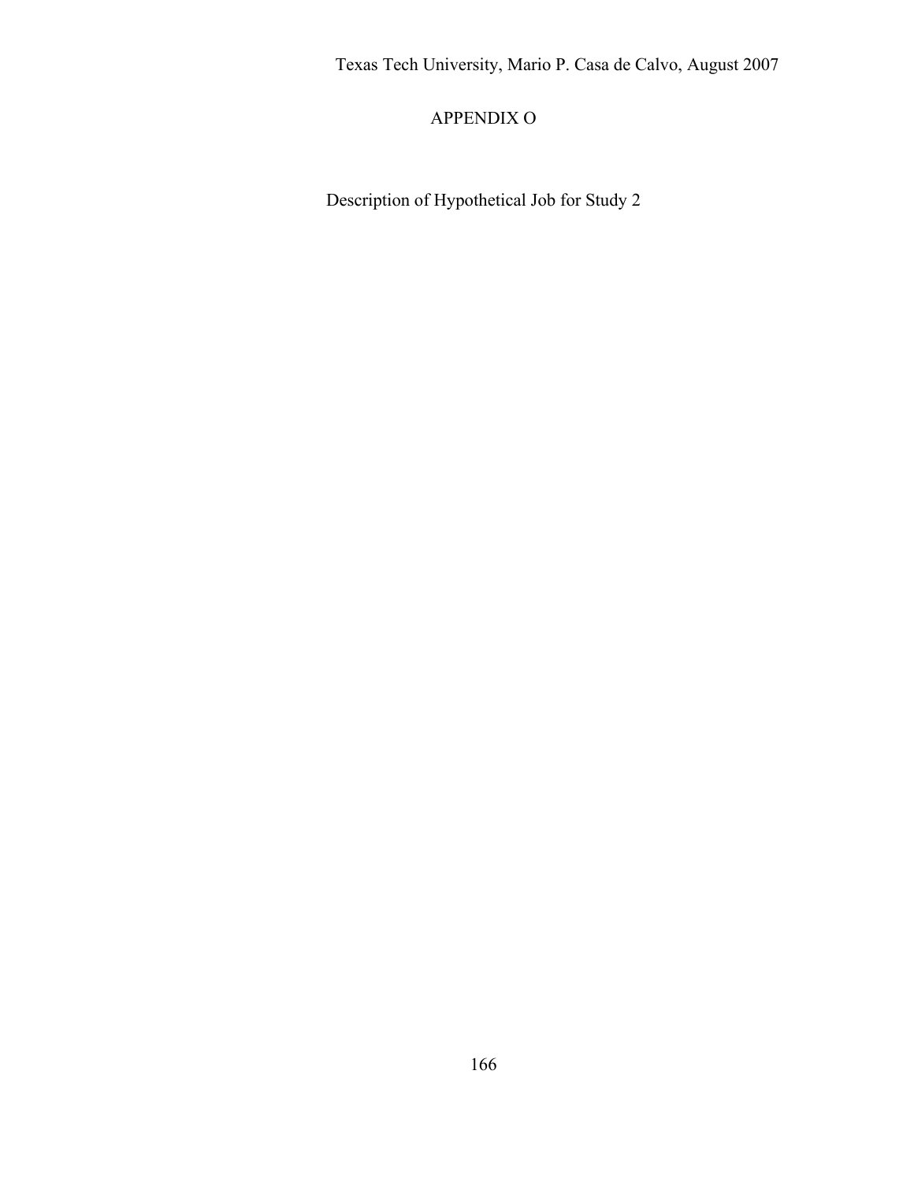# APPENDIX O

Description of Hypothetical Job for Study 2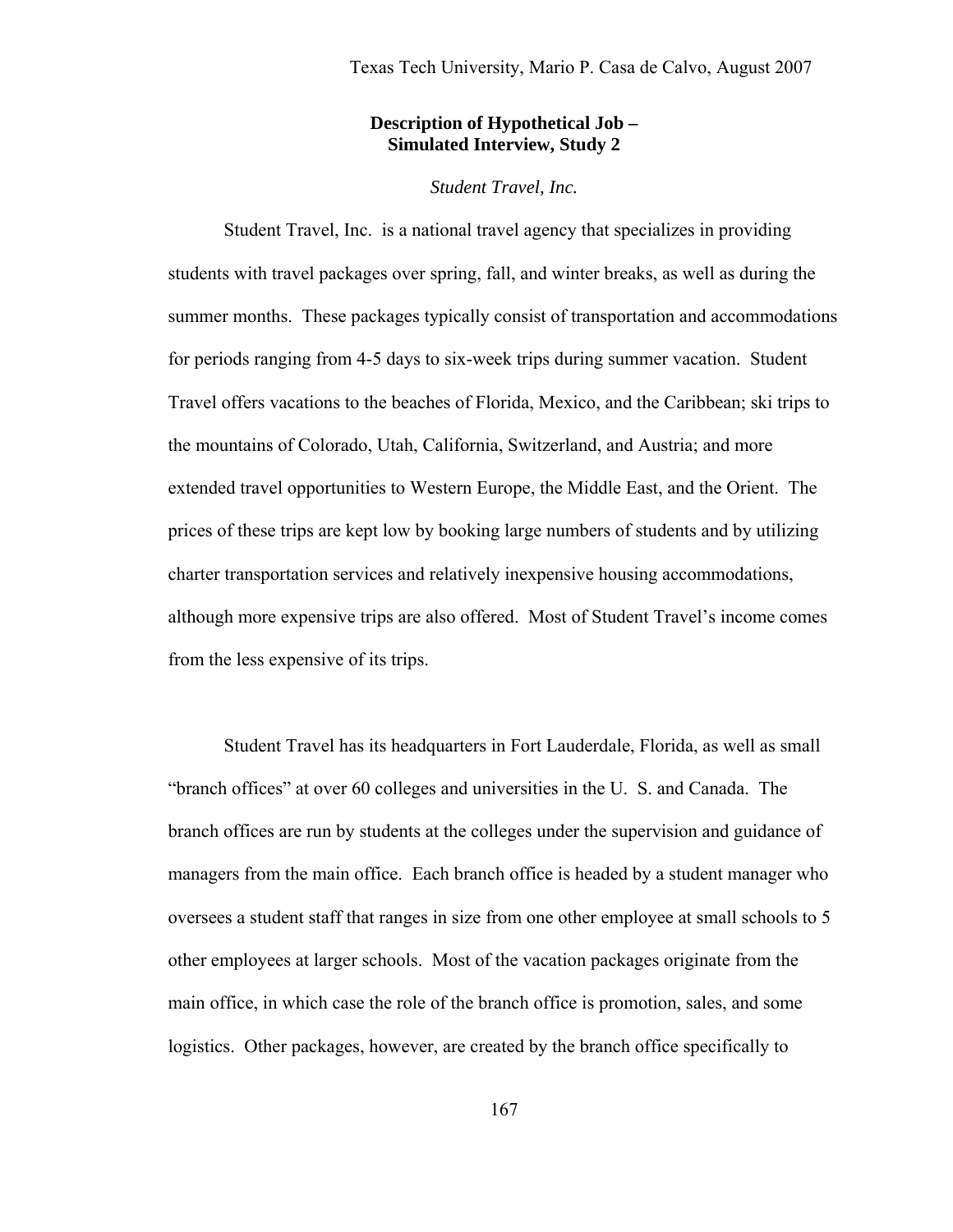**Description of Hypothetical Job – Simulated Interview, Study 2**

*Student Travel, Inc.*

Student Travel, Inc. is a national travel agency that specializes in providing students with travel packages over spring, fall, and winter breaks, as well as during the summer months. These packages typically consist of transportation and accommodations for periods ranging from 4-5 days to six-week trips during summer vacation. Student Travel offers vacations to the beaches of Florida, Mexico, and the Caribbean; ski trips to the mountains of Colorado, Utah, California, Switzerland, and Austria; and more extended travel opportunities to Western Europe, the Middle East, and the Orient. The prices of these trips are kept low by booking large numbers of students and by utilizing charter transportation services and relatively inexpensive housing accommodations, although more expensive trips are also offered. Most of Student Travel's income comes from the less expensive of its trips.

Student Travel has its headquarters in Fort Lauderdale, Florida, as well as small "branch offices" at over 60 colleges and universities in the U. S. and Canada. The branch offices are run by students at the colleges under the supervision and guidance of managers from the main office. Each branch office is headed by a student manager who oversees a student staff that ranges in size from one other employee at small schools to 5 other employees at larger schools. Most of the vacation packages originate from the main office, in which case the role of the branch office is promotion, sales, and some logistics. Other packages, however, are created by the branch office specifically to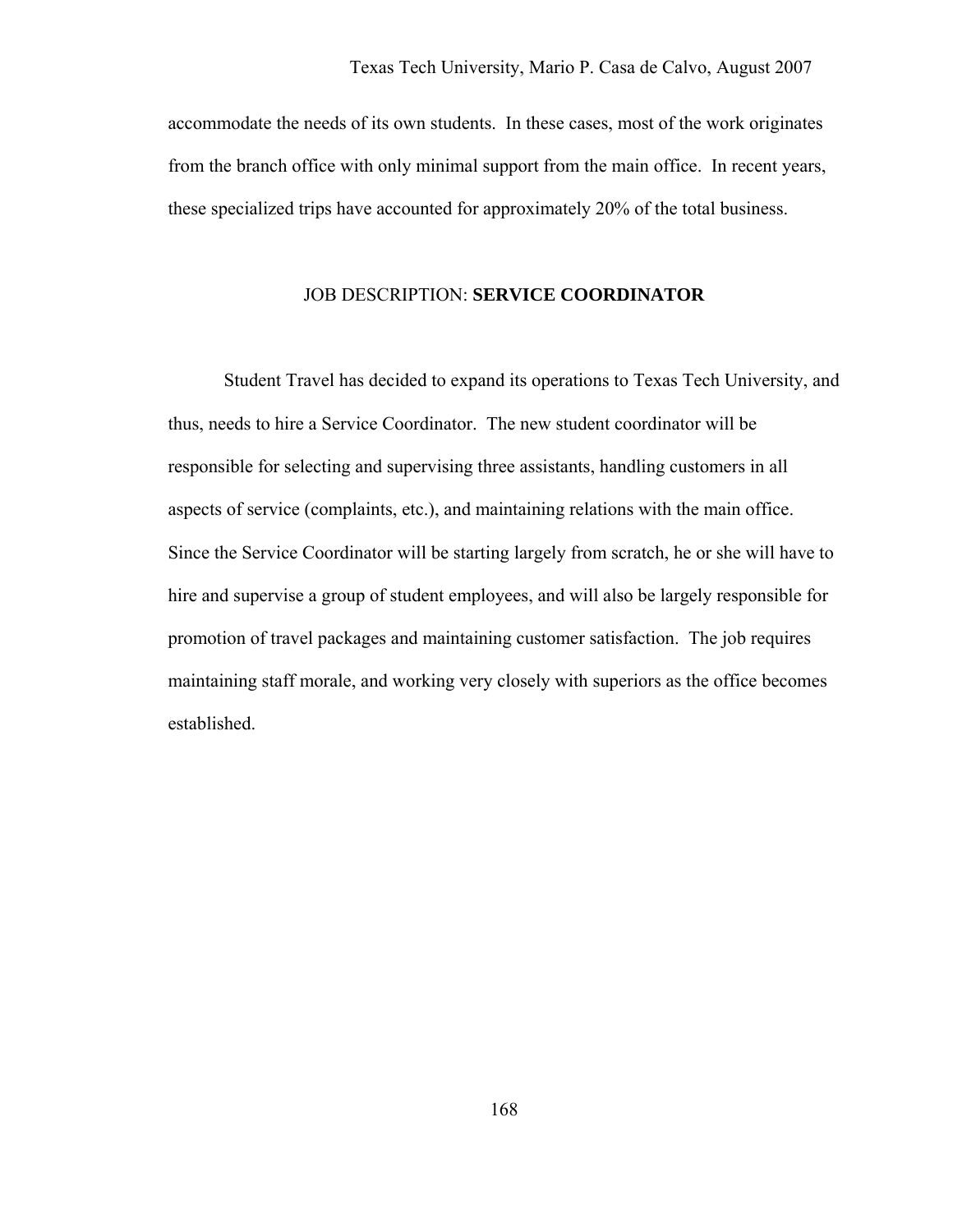accommodate the needs of its own students. In these cases, most of the work originates from the branch office with only minimal support from the main office. In recent years, these specialized trips have accounted for approximately 20% of the total business.

## JOB DESCRIPTION: **SERVICE COORDINATOR**

Student Travel has decided to expand its operations to Texas Tech University, and thus, needs to hire a Service Coordinator. The new student coordinator will be responsible for selecting and supervising three assistants, handling customers in all aspects of service (complaints, etc.), and maintaining relations with the main office. Since the Service Coordinator will be starting largely from scratch, he or she will have to hire and supervise a group of student employees, and will also be largely responsible for promotion of travel packages and maintaining customer satisfaction. The job requires maintaining staff morale, and working very closely with superiors as the office becomes established.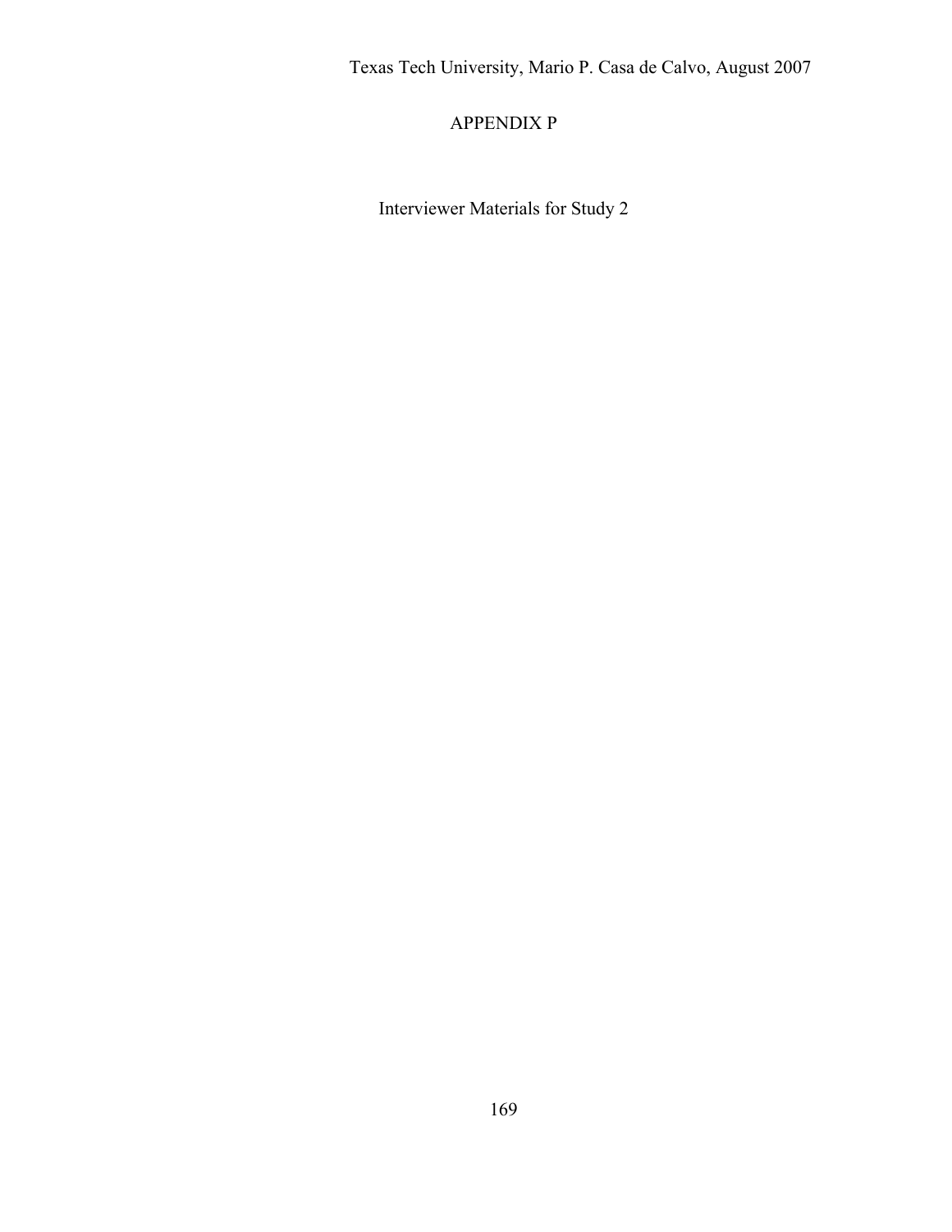# APPENDIX P

Interviewer Materials for Study 2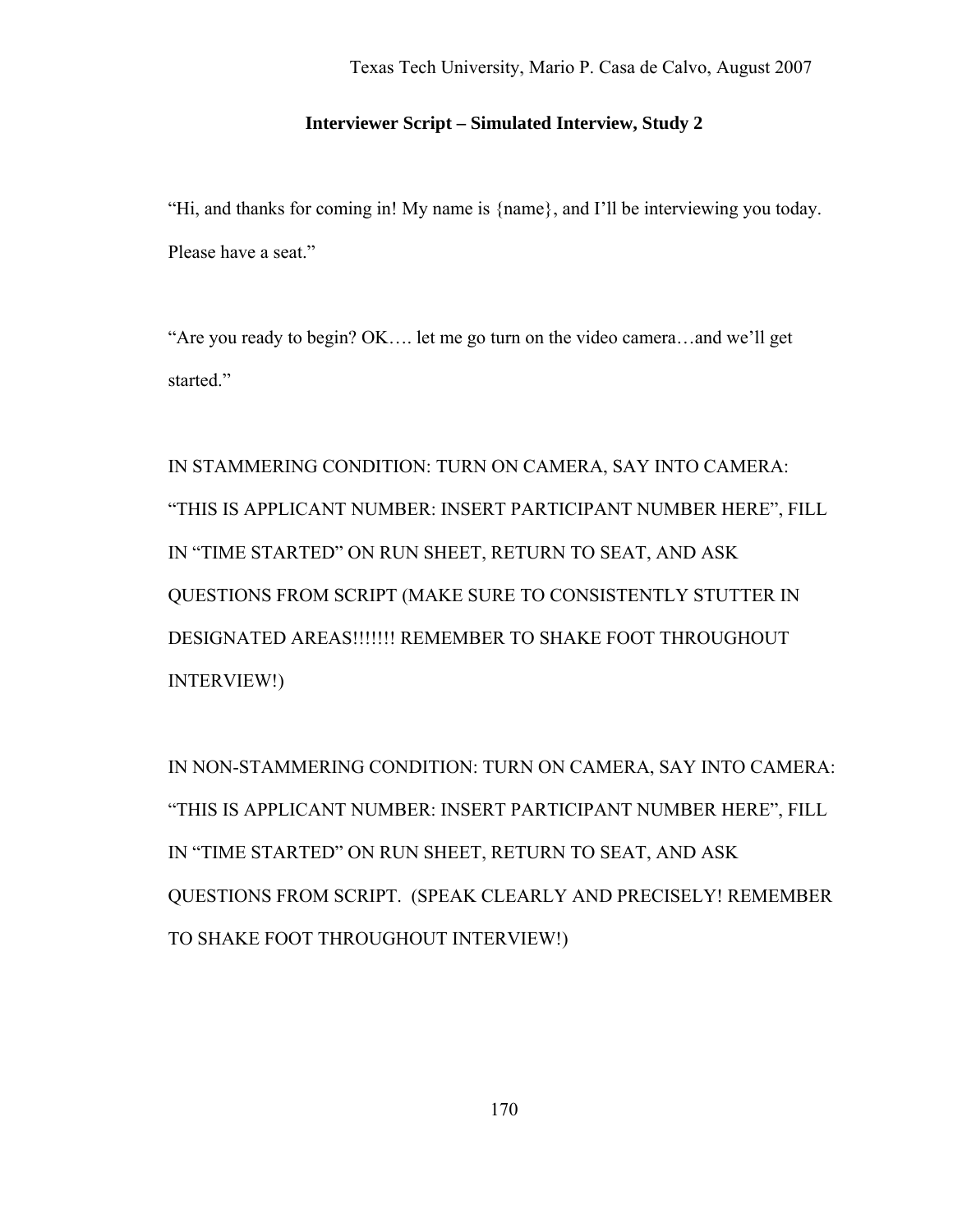**Interviewer Script – Simulated Interview, Study 2**

"Hi, and thanks for coming in! My name is {name}, and I'll be interviewing you today. Please have a seat."

"Are you ready to begin? OK…. let me go turn on the video camera…and we'll get started."

IN STAMMERING CONDITION: TURN ON CAMERA, SAY INTO CAMERA: "THIS IS APPLICANT NUMBER: INSERT PARTICIPANT NUMBER HERE", FILL IN "TIME STARTED" ON RUN SHEET, RETURN TO SEAT, AND ASK QUESTIONS FROM SCRIPT (MAKE SURE TO CONSISTENTLY STUTTER IN DESIGNATED AREAS!!!!!!! REMEMBER TO SHAKE FOOT THROUGHOUT INTERVIEW!)

IN NON-STAMMERING CONDITION: TURN ON CAMERA, SAY INTO CAMERA: "THIS IS APPLICANT NUMBER: INSERT PARTICIPANT NUMBER HERE", FILL IN "TIME STARTED" ON RUN SHEET, RETURN TO SEAT, AND ASK QUESTIONS FROM SCRIPT. (SPEAK CLEARLY AND PRECISELY! REMEMBER TO SHAKE FOOT THROUGHOUT INTERVIEW!)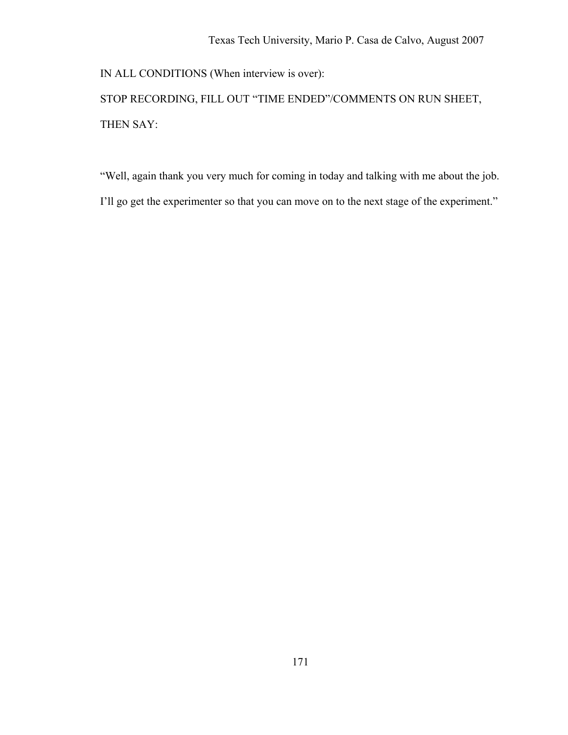IN ALL CONDITIONS (When interview is over):

STOP RECORDING, FILL OUT “TIME ENDED”/COMMENTS ON RUN SHEET, THEN SAY:

“Well, again thank you very much for coming in today and talking with me about the job. I’ll go get the experimenter so that you can move on to the next stage of the experiment.”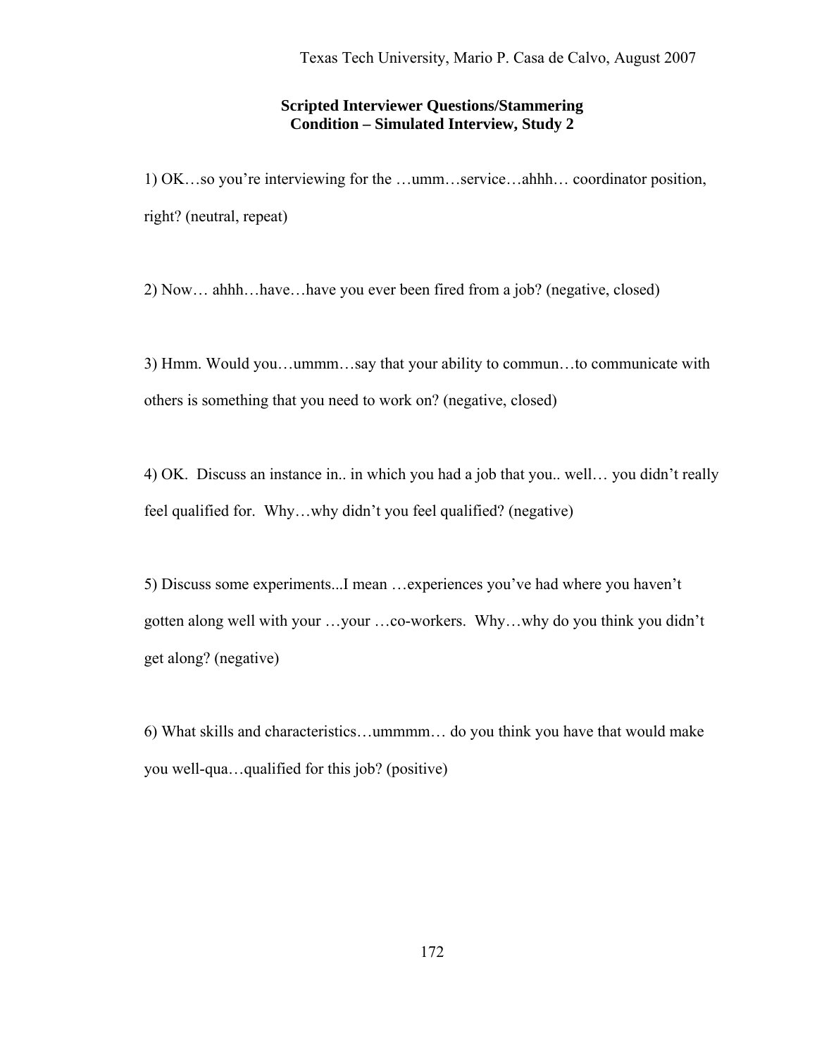**Scripted Interviewer Questions/Stammering Condition – Simulated Interview, Study 2**

1) OK…so you're interviewing for the …umm…service…ahhh… coordinator position, right? (neutral, repeat)

2) Now… ahhh…have…have you ever been fired from a job? (negative, closed)

3) Hmm. Would you…ummm…say that your ability to commun…to communicate with others is something that you need to work on? (negative, closed)

4) OK. Discuss an instance in.. in which you had a job that you.. well… you didn't really feel qualified for. Why…why didn't you feel qualified? (negative)

5) Discuss some experiments...I mean …experiences you've had where you haven't gotten along well with your …your …co-workers. Why…why do you think you didn't get along? (negative)

6) What skills and characteristics…ummmm… do you think you have that would make you well-qua…qualified for this job? (positive)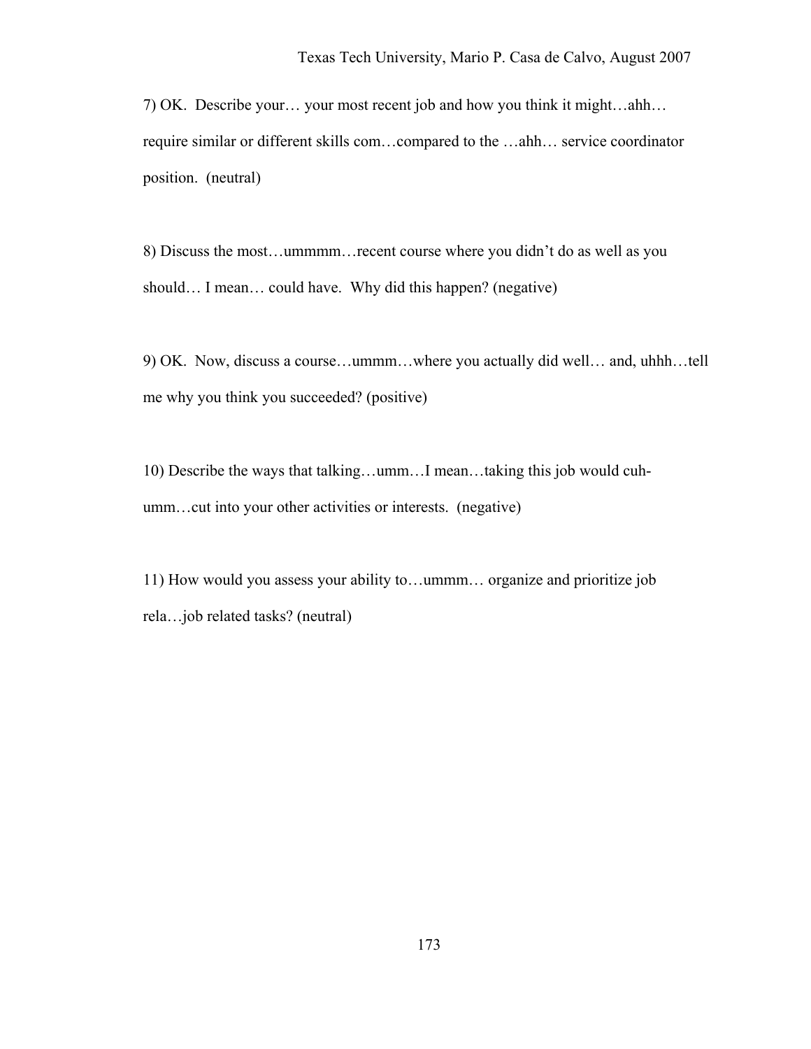7) OK.  Describe your… your most recent job and how you think it might…ahh… require similar or different skills com…compared to the …ahh… service coordinator position.  (neutral)

8) Discuss the most…ummmm…recent course where you didn't do as well as you should… I mean… could have.  Why did this happen? (negative)

9) OK.  Now, discuss a course…ummm…where you actually did well… and, uhhh…tell me why you think you succeeded? (positive)

10) Describe the ways that talking…umm…I mean…taking this job would cuh-umm…cut into your other activities or interests.  (negative)

11) How would you assess your ability to…ummm… organize and prioritize job rela…job related tasks? (neutral)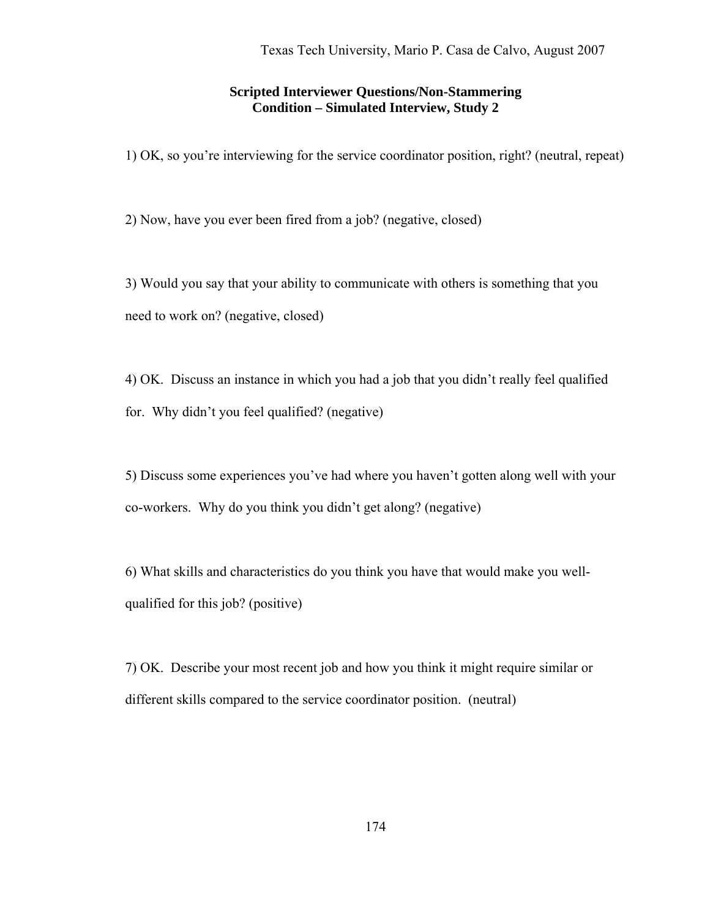## Scripted Interviewer Questions/Non-Stammering Condition – Simulated Interview, Study 2

1) OK, so you're interviewing for the service coordinator position, right? (neutral, repeat)

2) Now, have you ever been fired from a job? (negative, closed)

3) Would you say that your ability to communicate with others is something that you need to work on? (negative, closed)

4) OK. Discuss an instance in which you had a job that you didn't really feel qualified for. Why didn't you feel qualified? (negative)

5) Discuss some experiences you've had where you haven't gotten along well with your co-workers. Why do you think you didn't get along? (negative)

6) What skills and characteristics do you think you have that would make you well-qualified for this job? (positive)

7) OK. Describe your most recent job and how you think it might require similar or different skills compared to the service coordinator position. (neutral)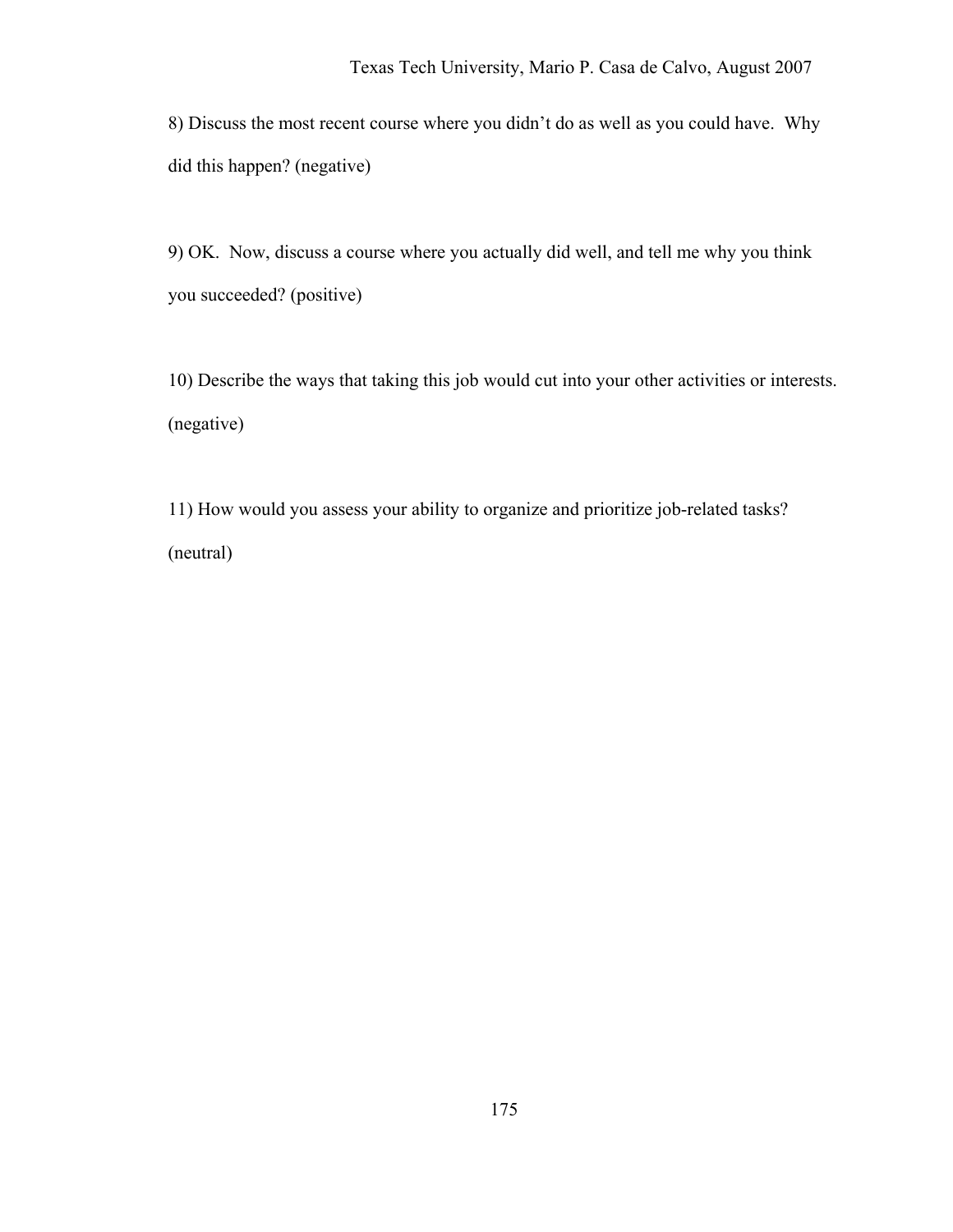8) Discuss the most recent course where you didn't do as well as you could have. Why did this happen? (negative)

9) OK. Now, discuss a course where you actually did well, and tell me why you think you succeeded? (positive)

10) Describe the ways that taking this job would cut into your other activities or interests. (negative)

11) How would you assess your ability to organize and prioritize job-related tasks? (neutral)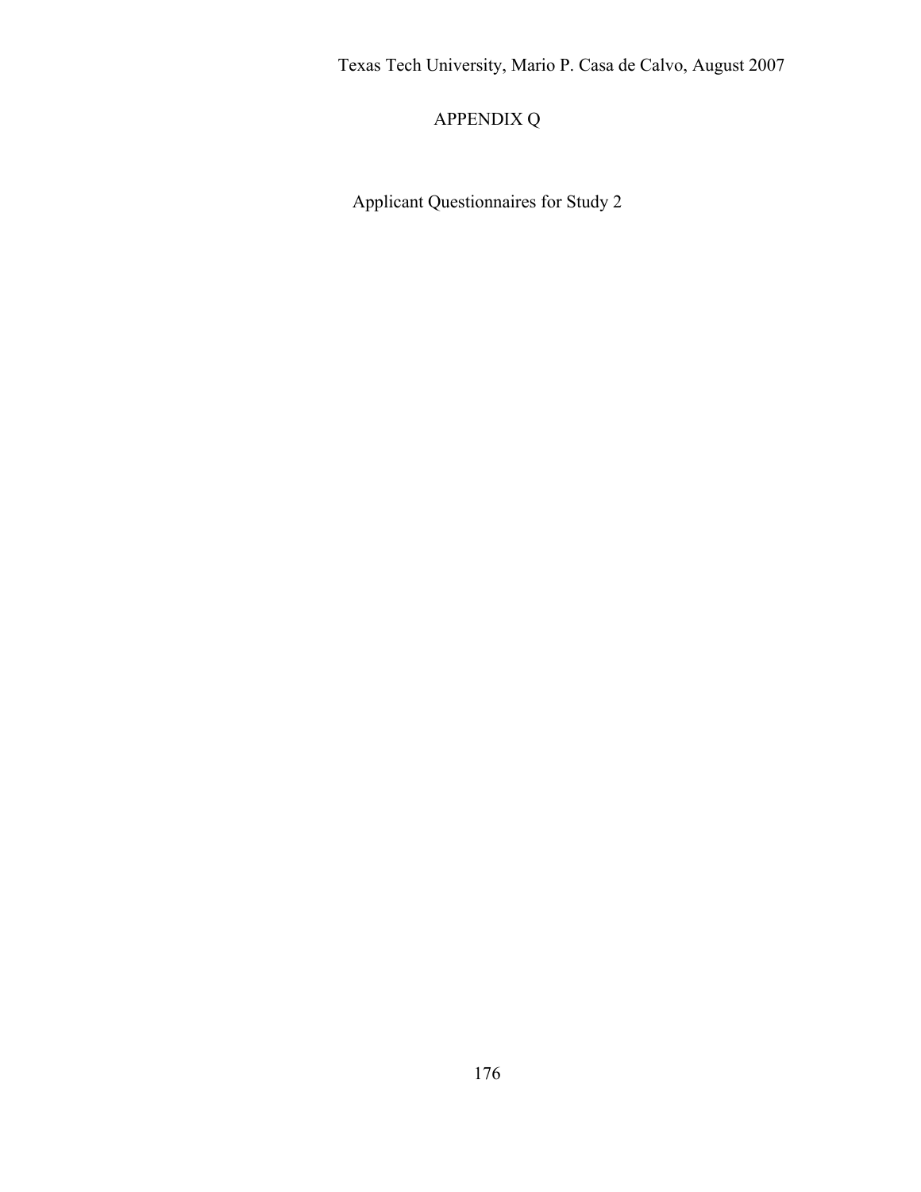# APPENDIX Q

Applicant Questionnaires for Study 2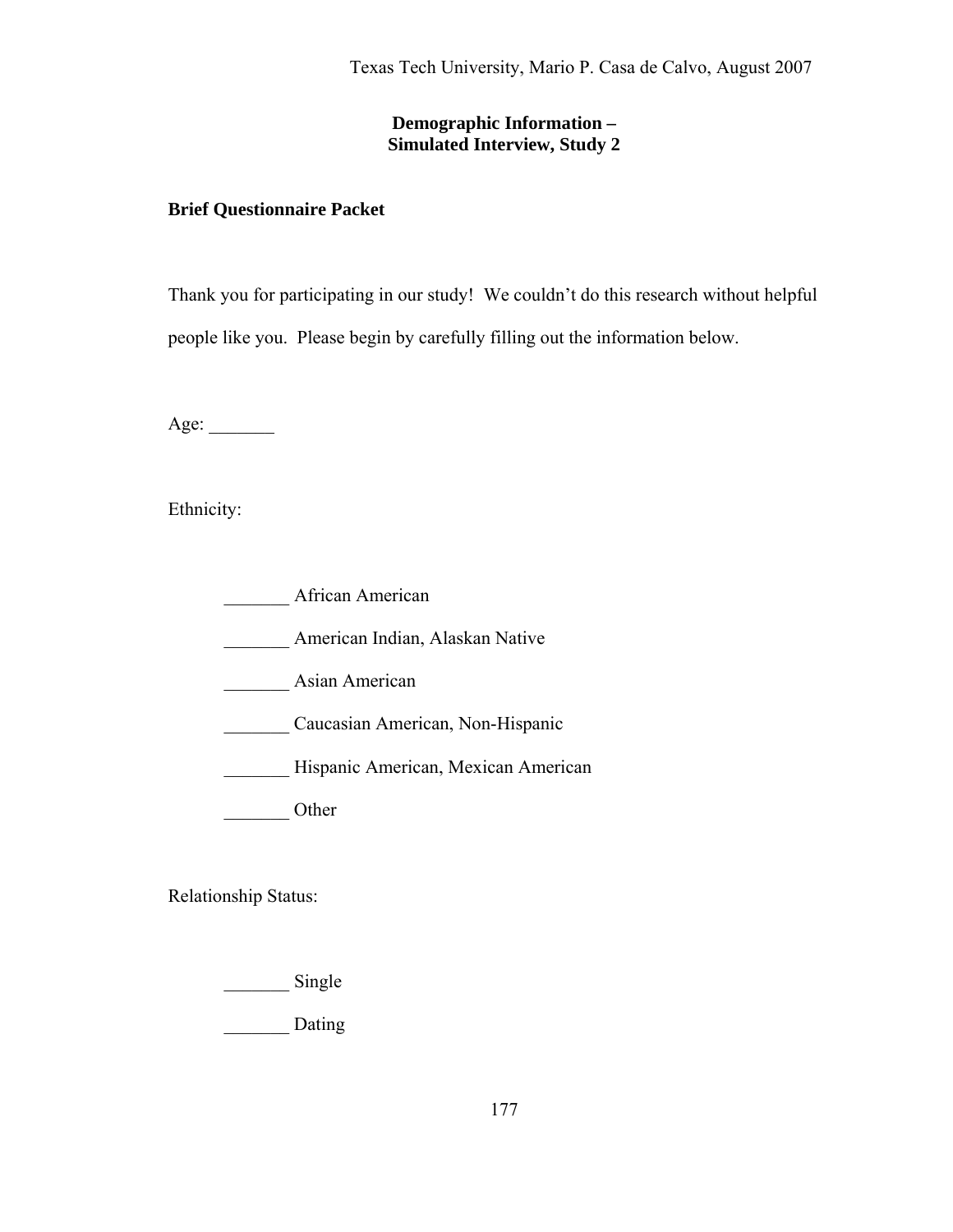**Demographic Information –**
**Simulated Interview, Study 2**

**Brief Questionnaire Packet**

Thank you for participating in our study! We couldn't do this research without helpful people like you. Please begin by carefully filling out the information below.

Age: _______

Ethnicity:

_______ African American

_______ American Indian, Alaskan Native

_______ Asian American

_______ Caucasian American, Non-Hispanic

_______ Hispanic American, Mexican American

_______ Other

Relationship Status:

_______ Single

_______ Dating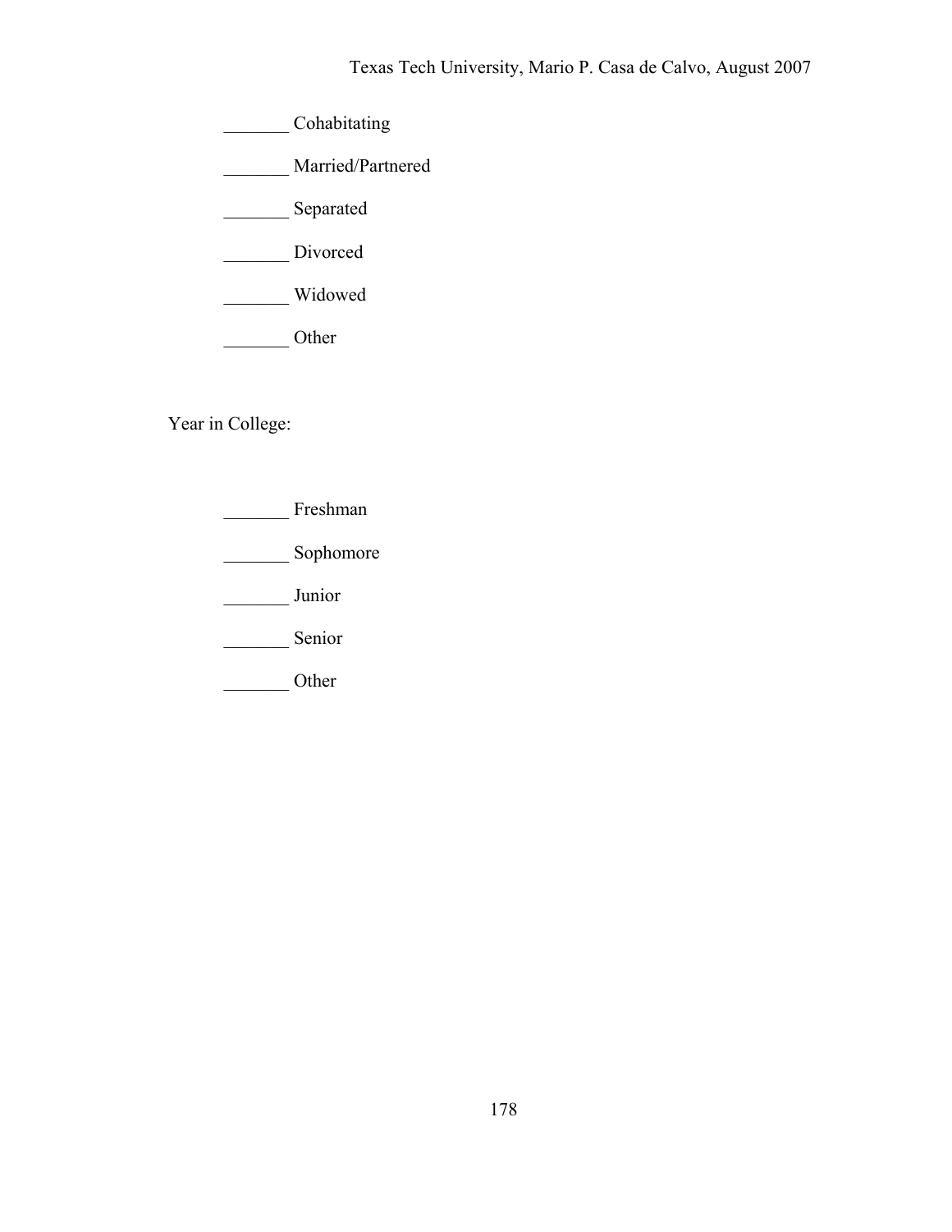_______ Cohabitating

_______ Married/Partnered

_______ Separated

_______ Divorced

_______ Widowed

_______ Other

Year in College:

_______ Freshman

_______ Sophomore

_______ Junior

_______ Senior

_______ Other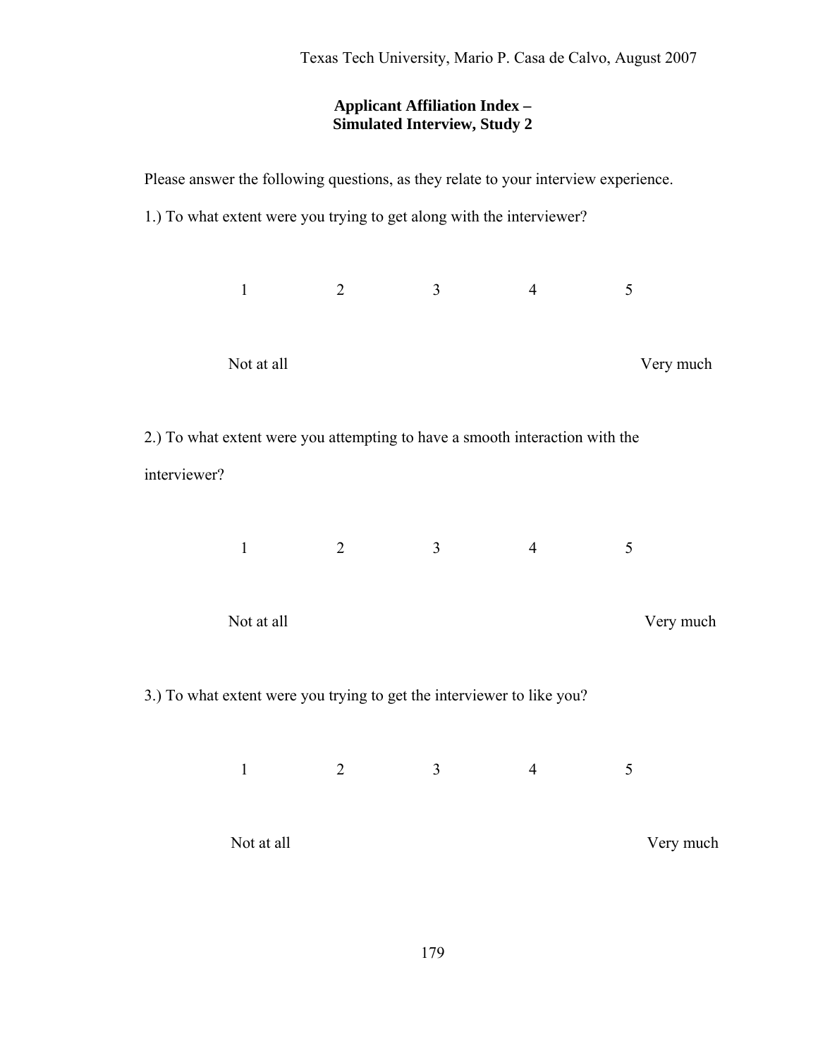**Applicant Affiliation Index –**
**Simulated Interview, Study 2**

Please answer the following questions, as they relate to your interview experience.

1.) To what extent were you trying to get along with the interviewer?

1 2 3 4 5

Not at all Very much

2.) To what extent were you attempting to have a smooth interaction with the interviewer?

1 2 3 4 5

Not at all Very much

3.) To what extent were you trying to get the interviewer to like you?

1 2 3 4 5

Not at all Very much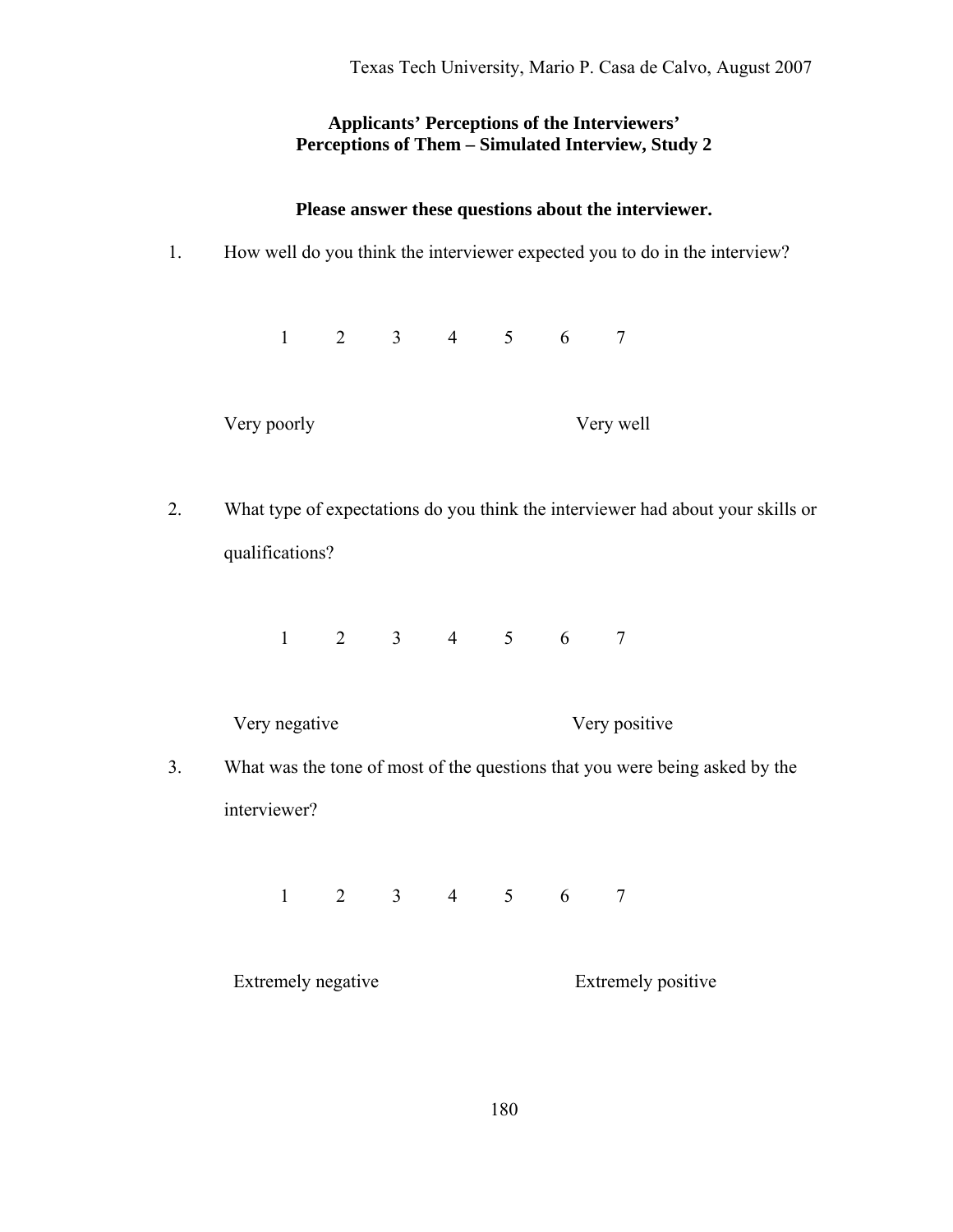**Applicants' Perceptions of the Interviewers' Perceptions of Them – Simulated Interview, Study 2**

**Please answer these questions about the interviewer.**

1. How well do you think the interviewer expected you to do in the interview?

   1 2 3 4 5 6 7

   Very poorly Very well

2. What type of expectations do you think the interviewer had about your skills or qualifications?

   1 2 3 4 5 6 7

   Very negative Very positive

3. What was the tone of most of the questions that you were being asked by the interviewer?

   1 2 3 4 5 6 7

   Extremely negative Extremely positive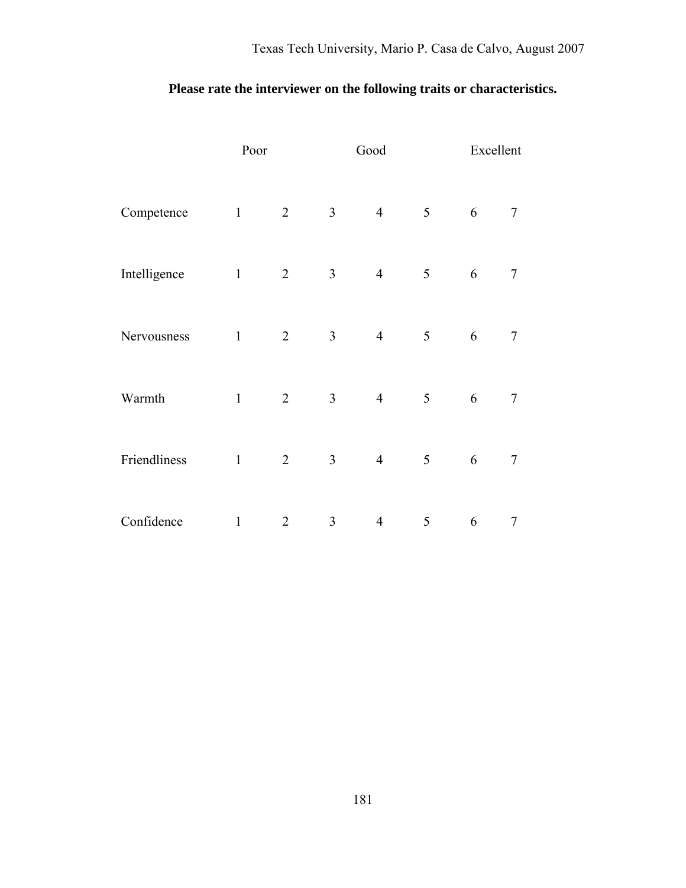**Please rate the interviewer on the following traits or characteristics.**

| | Poor | | | Good | | Excellent | |
|---|---|---|---|---|---|---|---|
| Competence | 1 | 2 | 3 | 4 | 5 | 6 | 7 |
| Intelligence | 1 | 2 | 3 | 4 | 5 | 6 | 7 |
| Nervousness | 1 | 2 | 3 | 4 | 5 | 6 | 7 |
| Warmth | 1 | 2 | 3 | 4 | 5 | 6 | 7 |
| Friendliness | 1 | 2 | 3 | 4 | 5 | 6 | 7 |
| Confidence | 1 | 2 | 3 | 4 | 5 | 6 | 7 |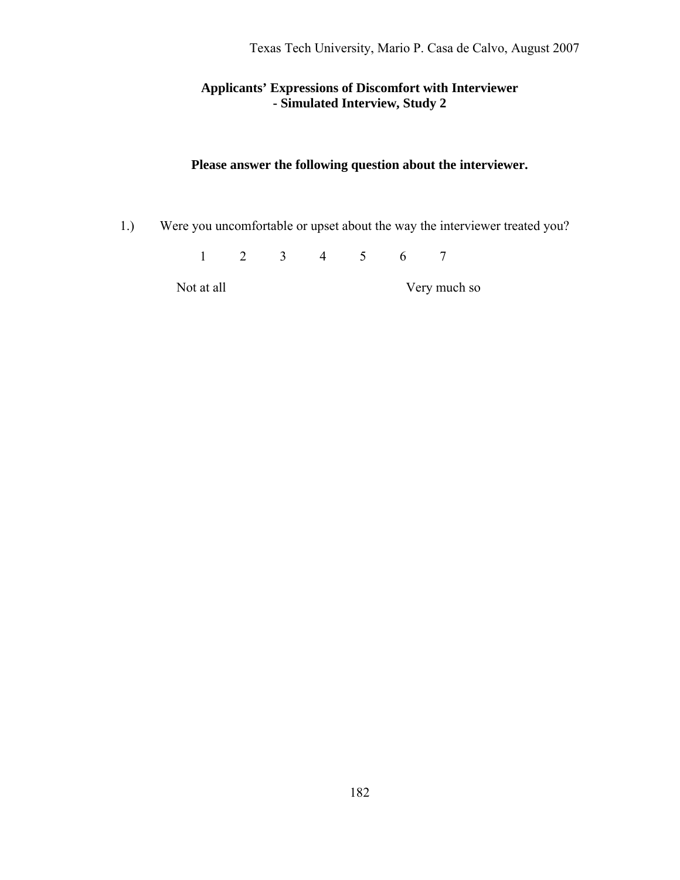**Applicants' Expressions of Discomfort with Interviewer - Simulated Interview, Study 2**

**Please answer the following question about the interviewer.**

1.) Were you uncomfortable or upset about the way the interviewer treated you?

1 2 3 4 5 6 7

Not at all Very much so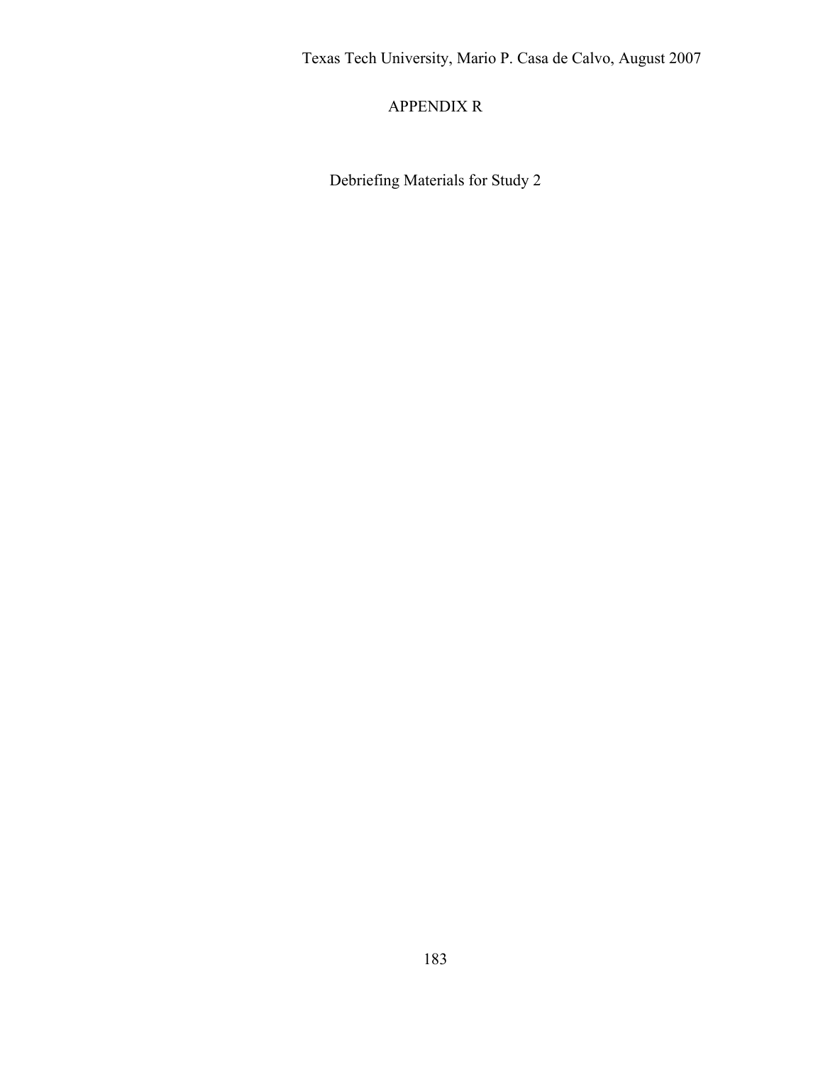# APPENDIX R

## Debriefing Materials for Study 2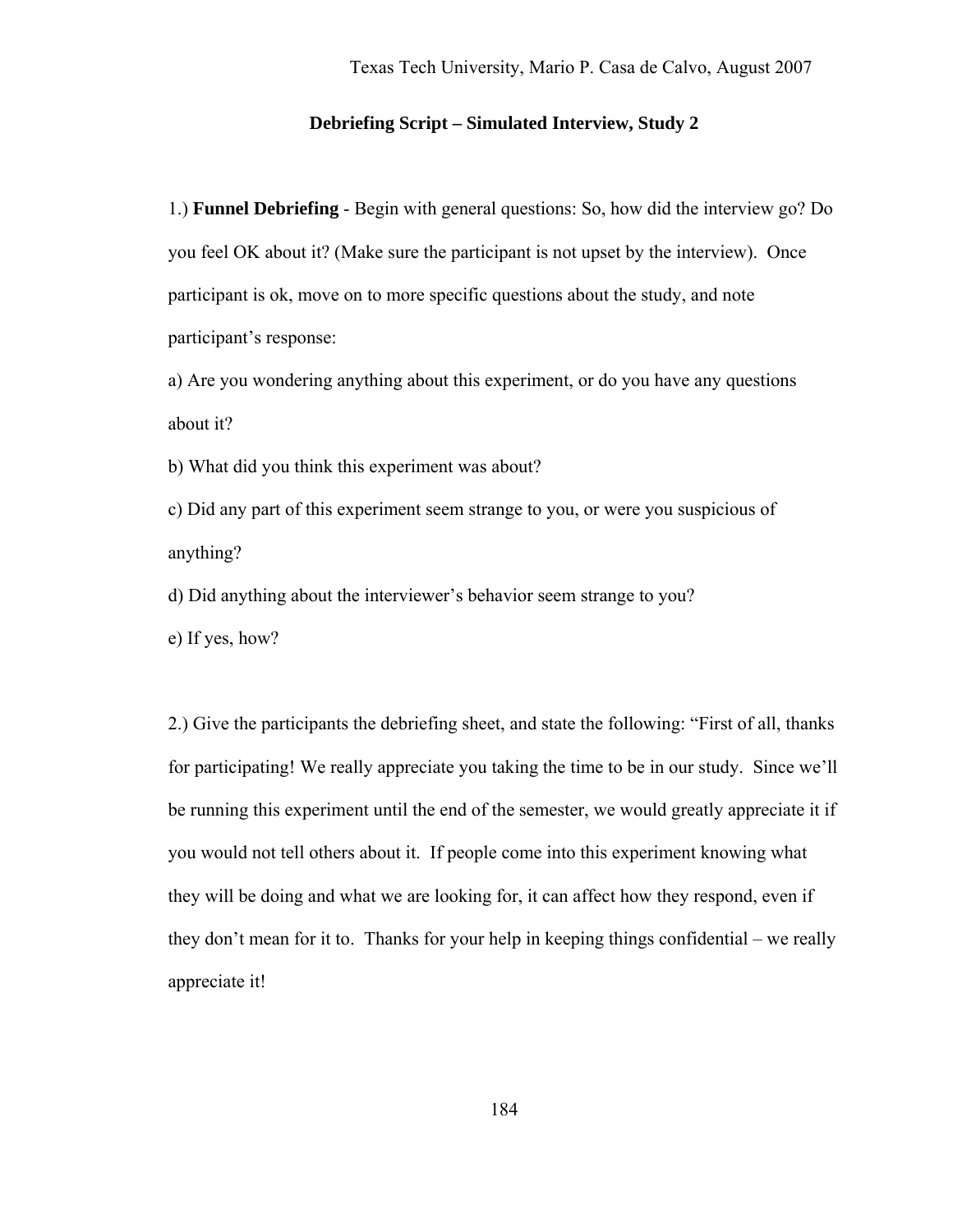**Debriefing Script – Simulated Interview, Study 2**

1.) **Funnel Debriefing** - Begin with general questions: So, how did the interview go? Do you feel OK about it? (Make sure the participant is not upset by the interview). Once participant is ok, move on to more specific questions about the study, and note participant's response:

a) Are you wondering anything about this experiment, or do you have any questions about it?

b) What did you think this experiment was about?

c) Did any part of this experiment seem strange to you, or were you suspicious of anything?

d) Did anything about the interviewer's behavior seem strange to you?

e) If yes, how?

2.) Give the participants the debriefing sheet, and state the following: "First of all, thanks for participating! We really appreciate you taking the time to be in our study. Since we'll be running this experiment until the end of the semester, we would greatly appreciate it if you would not tell others about it. If people come into this experiment knowing what they will be doing and what we are looking for, it can affect how they respond, even if they don't mean for it to. Thanks for your help in keeping things confidential – we really appreciate it!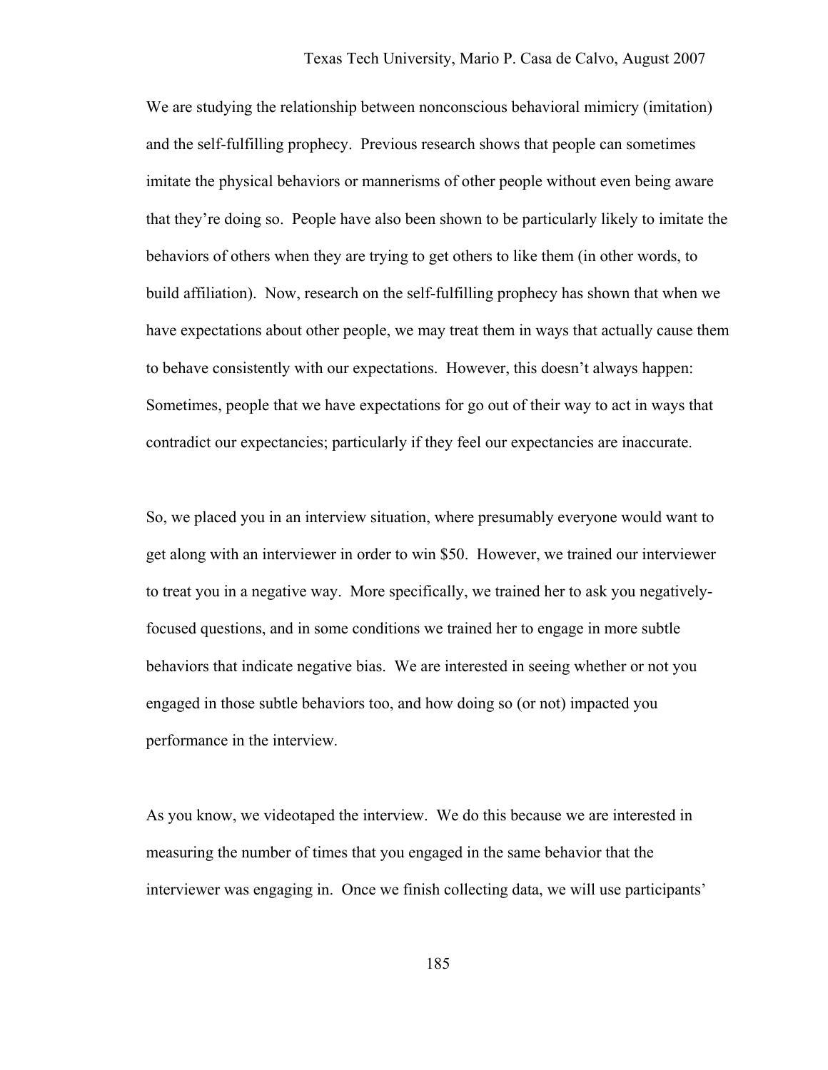We are studying the relationship between nonconscious behavioral mimicry (imitation) and the self-fulfilling prophecy. Previous research shows that people can sometimes imitate the physical behaviors or mannerisms of other people without even being aware that they're doing so. People have also been shown to be particularly likely to imitate the behaviors of others when they are trying to get others to like them (in other words, to build affiliation). Now, research on the self-fulfilling prophecy has shown that when we have expectations about other people, we may treat them in ways that actually cause them to behave consistently with our expectations. However, this doesn't always happen: Sometimes, people that we have expectations for go out of their way to act in ways that contradict our expectancies; particularly if they feel our expectancies are inaccurate.

So, we placed you in an interview situation, where presumably everyone would want to get along with an interviewer in order to win $50. However, we trained our interviewer to treat you in a negative way. More specifically, we trained her to ask you negatively-focused questions, and in some conditions we trained her to engage in more subtle behaviors that indicate negative bias. We are interested in seeing whether or not you engaged in those subtle behaviors too, and how doing so (or not) impacted you performance in the interview.

As you know, we videotaped the interview. We do this because we are interested in measuring the number of times that you engaged in the same behavior that the interviewer was engaging in. Once we finish collecting data, we will use participants'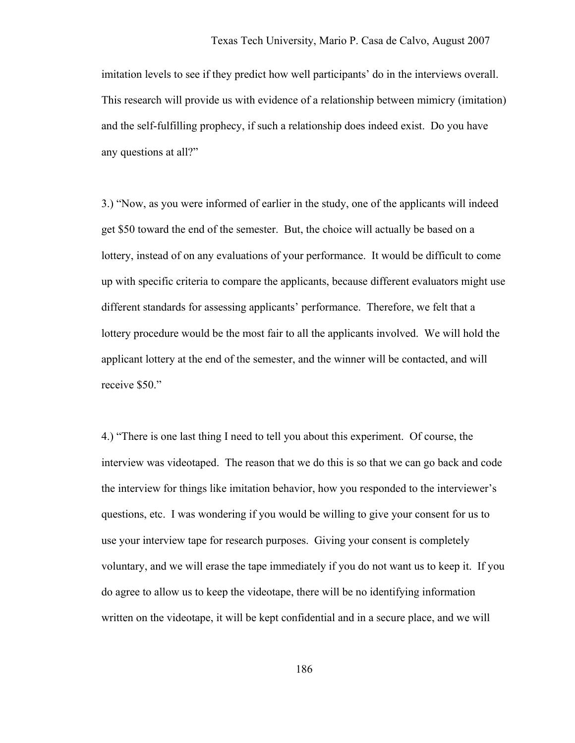imitation levels to see if they predict how well participants' do in the interviews overall. This research will provide us with evidence of a relationship between mimicry (imitation) and the self-fulfilling prophecy, if such a relationship does indeed exist. Do you have any questions at all?"

3.) "Now, as you were informed of earlier in the study, one of the applicants will indeed get $50 toward the end of the semester. But, the choice will actually be based on a lottery, instead of on any evaluations of your performance. It would be difficult to come up with specific criteria to compare the applicants, because different evaluators might use different standards for assessing applicants' performance. Therefore, we felt that a lottery procedure would be the most fair to all the applicants involved. We will hold the applicant lottery at the end of the semester, and the winner will be contacted, and will receive $50."

4.) "There is one last thing I need to tell you about this experiment. Of course, the interview was videotaped. The reason that we do this is so that we can go back and code the interview for things like imitation behavior, how you responded to the interviewer's questions, etc. I was wondering if you would be willing to give your consent for us to use your interview tape for research purposes. Giving your consent is completely voluntary, and we will erase the tape immediately if you do not want us to keep it. If you do agree to allow us to keep the videotape, there will be no identifying information written on the videotape, it will be kept confidential and in a secure place, and we will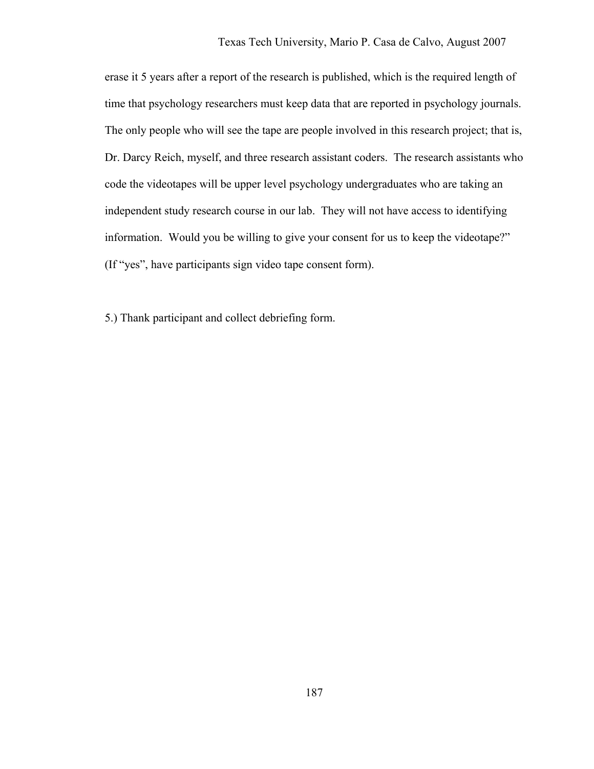erase it 5 years after a report of the research is published, which is the required length of time that psychology researchers must keep data that are reported in psychology journals. The only people who will see the tape are people involved in this research project; that is, Dr. Darcy Reich, myself, and three research assistant coders. The research assistants who code the videotapes will be upper level psychology undergraduates who are taking an independent study research course in our lab. They will not have access to identifying information. Would you be willing to give your consent for us to keep the videotape?" (If "yes", have participants sign video tape consent form).

5.) Thank participant and collect debriefing form.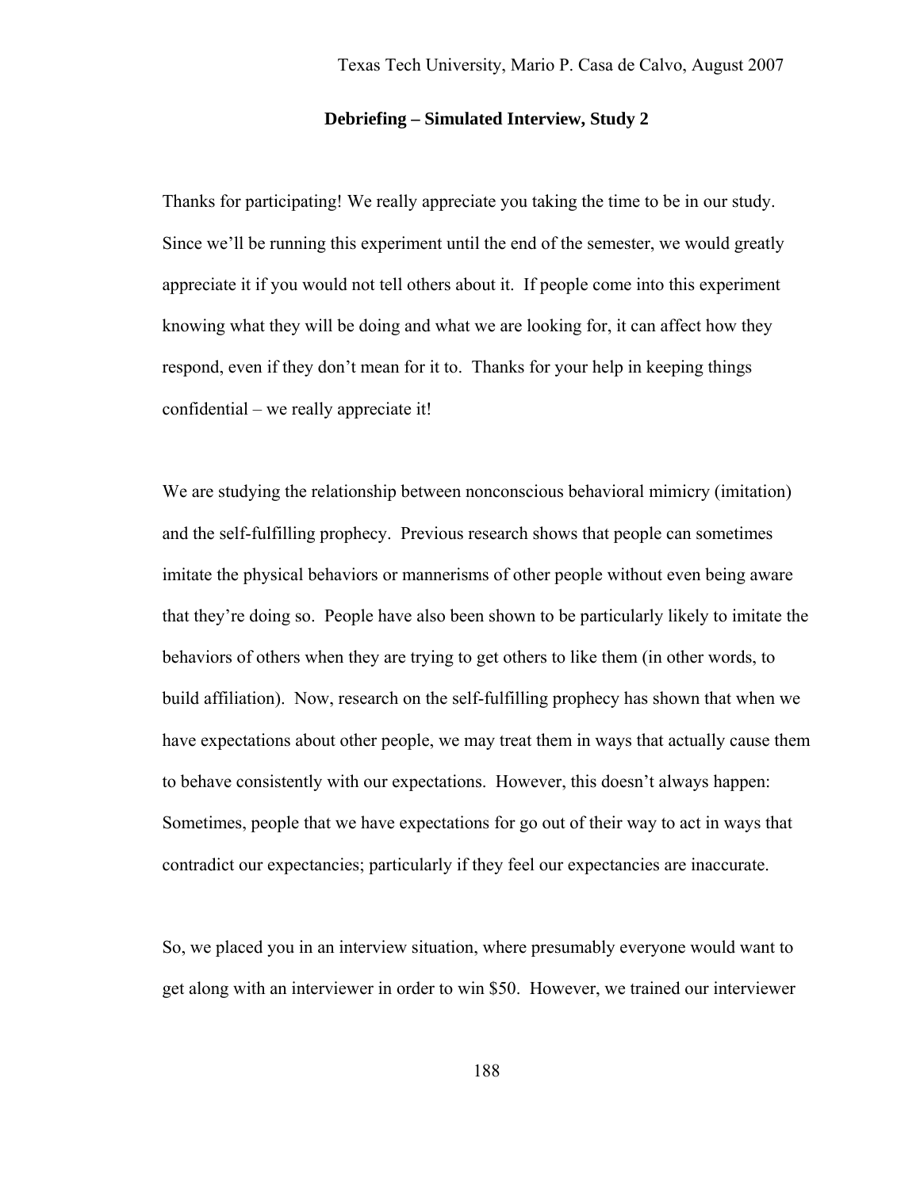**Debriefing – Simulated Interview, Study 2**

Thanks for participating! We really appreciate you taking the time to be in our study. Since we'll be running this experiment until the end of the semester, we would greatly appreciate it if you would not tell others about it. If people come into this experiment knowing what they will be doing and what we are looking for, it can affect how they respond, even if they don't mean for it to. Thanks for your help in keeping things confidential – we really appreciate it!

We are studying the relationship between nonconscious behavioral mimicry (imitation) and the self-fulfilling prophecy. Previous research shows that people can sometimes imitate the physical behaviors or mannerisms of other people without even being aware that they're doing so. People have also been shown to be particularly likely to imitate the behaviors of others when they are trying to get others to like them (in other words, to build affiliation). Now, research on the self-fulfilling prophecy has shown that when we have expectations about other people, we may treat them in ways that actually cause them to behave consistently with our expectations. However, this doesn't always happen: Sometimes, people that we have expectations for go out of their way to act in ways that contradict our expectancies; particularly if they feel our expectancies are inaccurate.

So, we placed you in an interview situation, where presumably everyone would want to get along with an interviewer in order to win $50. However, we trained our interviewer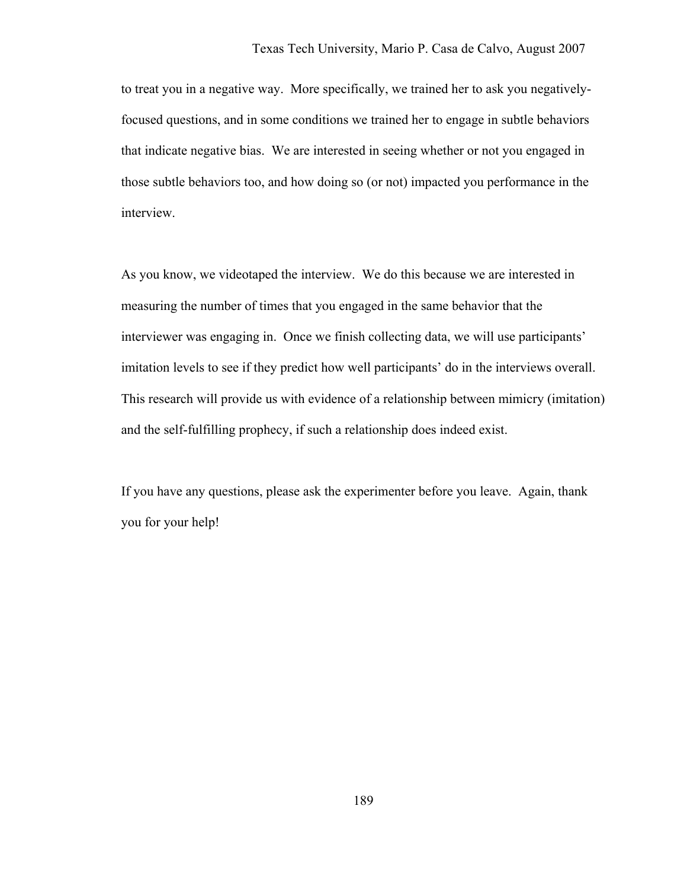to treat you in a negative way. More specifically, we trained her to ask you negatively-focused questions, and in some conditions we trained her to engage in subtle behaviors that indicate negative bias. We are interested in seeing whether or not you engaged in those subtle behaviors too, and how doing so (or not) impacted you performance in the interview.

As you know, we videotaped the interview. We do this because we are interested in measuring the number of times that you engaged in the same behavior that the interviewer was engaging in. Once we finish collecting data, we will use participants' imitation levels to see if they predict how well participants' do in the interviews overall. This research will provide us with evidence of a relationship between mimicry (imitation) and the self-fulfilling prophecy, if such a relationship does indeed exist.

If you have any questions, please ask the experimenter before you leave. Again, thank you for your help!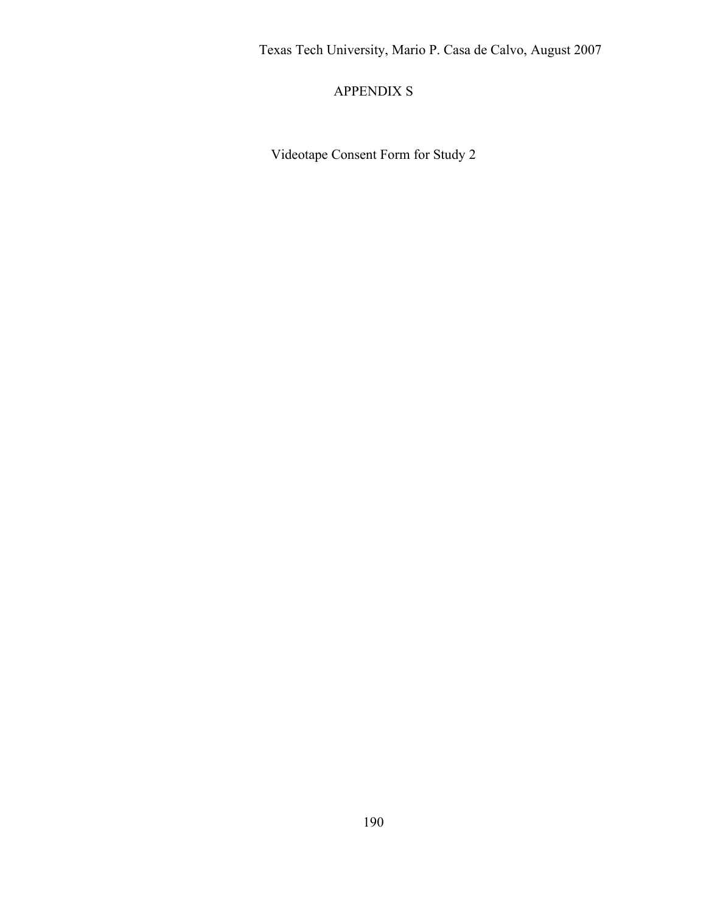# APPENDIX S

Videotape Consent Form for Study 2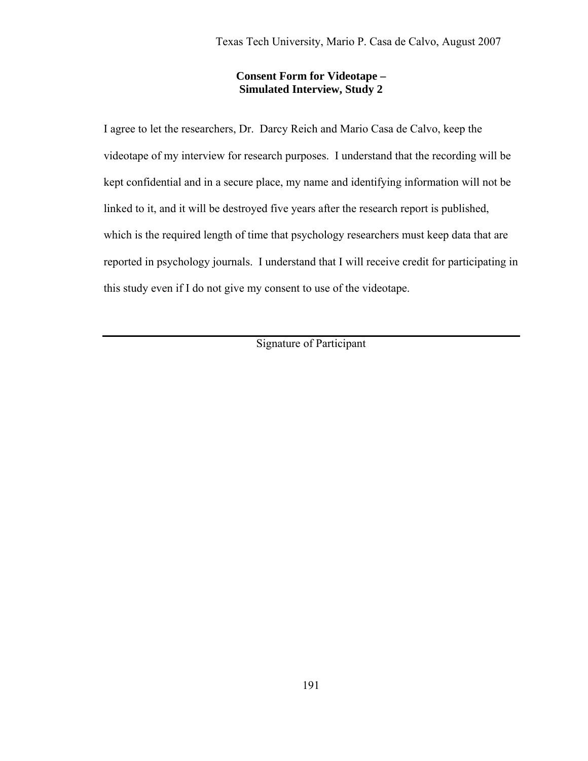**Consent Form for Videotape –**
**Simulated Interview, Study 2**

I agree to let the researchers, Dr. Darcy Reich and Mario Casa de Calvo, keep the videotape of my interview for research purposes. I understand that the recording will be kept confidential and in a secure place, my name and identifying information will not be linked to it, and it will be destroyed five years after the research report is published, which is the required length of time that psychology researchers must keep data that are reported in psychology journals. I understand that I will receive credit for participating in this study even if I do not give my consent to use of the videotape.

_______________________________________________

Signature of Participant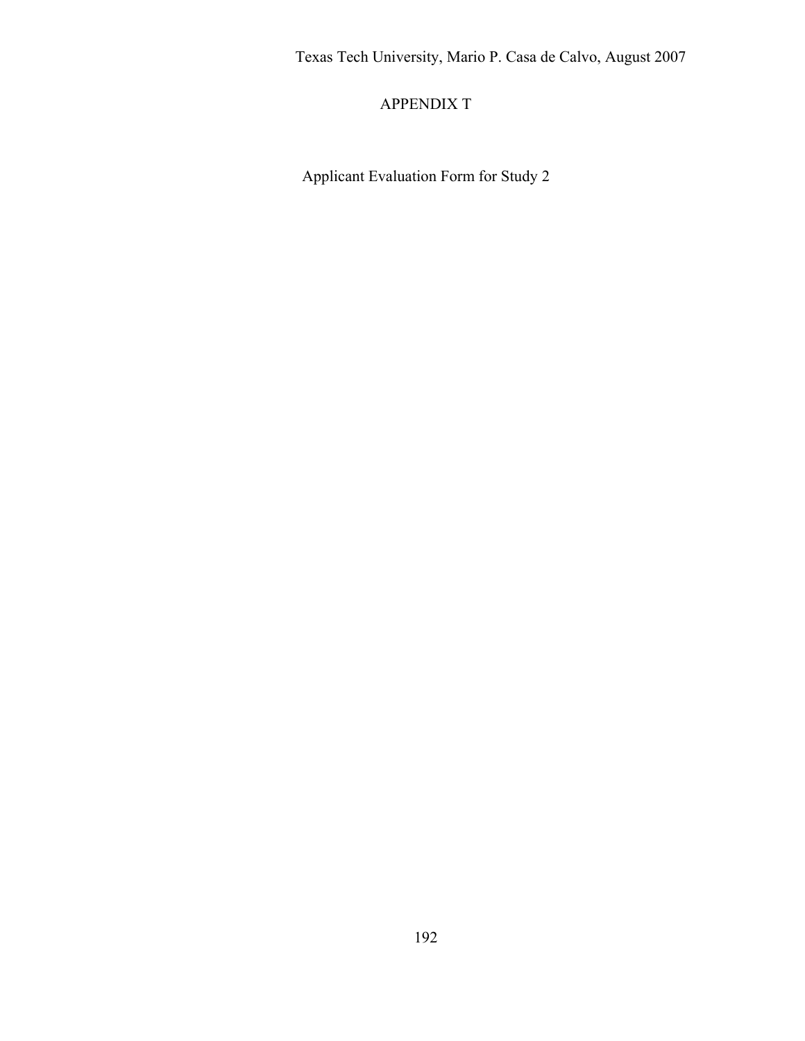# APPENDIX T

Applicant Evaluation Form for Study 2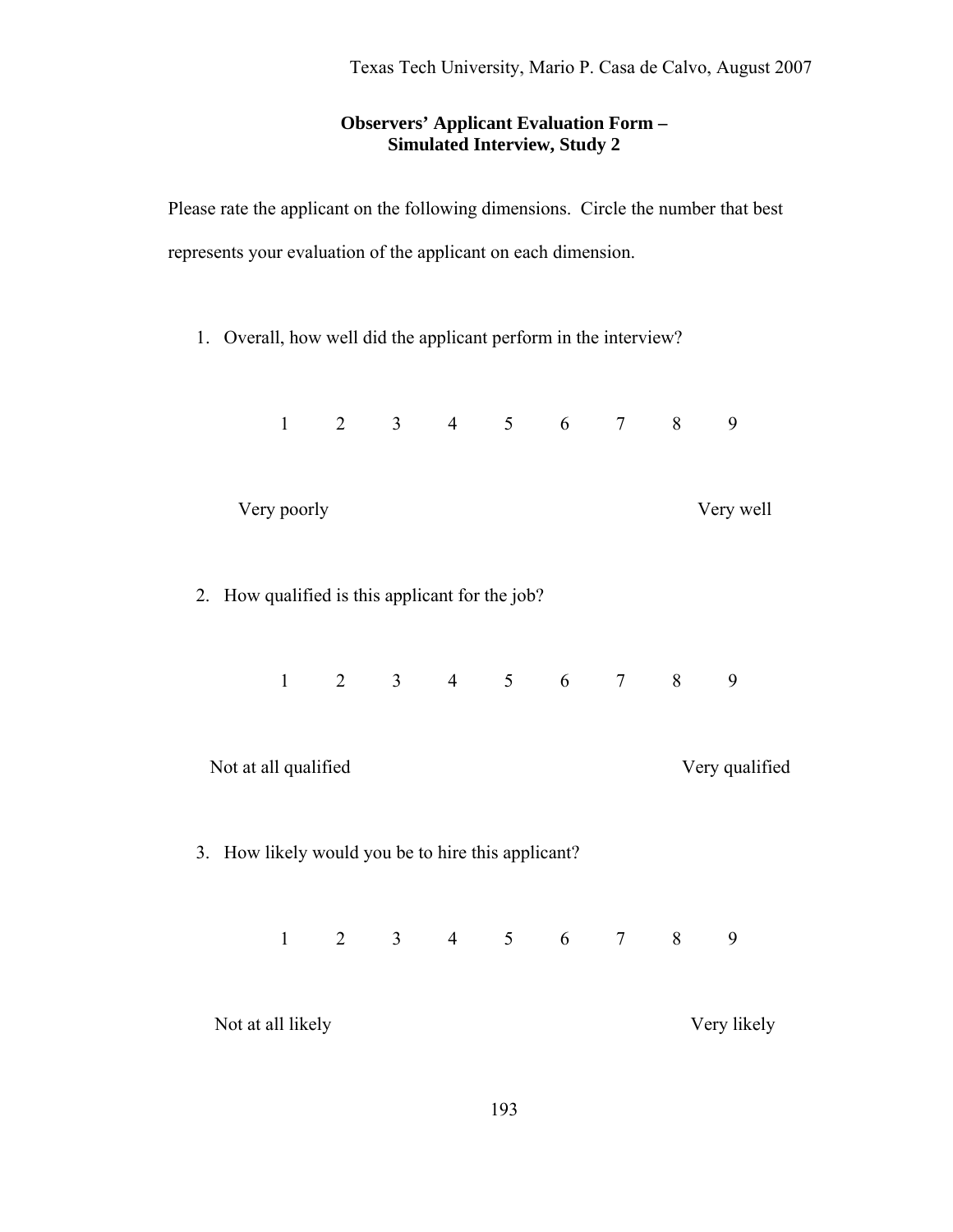**Observers' Applicant Evaluation Form –**
**Simulated Interview, Study 2**

Please rate the applicant on the following dimensions. Circle the number that best represents your evaluation of the applicant on each dimension.

1. Overall, how well did the applicant perform in the interview?

   1 2 3 4 5 6 7 8 9

   Very poorly ... Very well

2. How qualified is this applicant for the job?

   1 2 3 4 5 6 7 8 9

   Not at all qualified ... Very qualified

3. How likely would you be to hire this applicant?

   1 2 3 4 5 6 7 8 9

   Not at all likely ... Very likely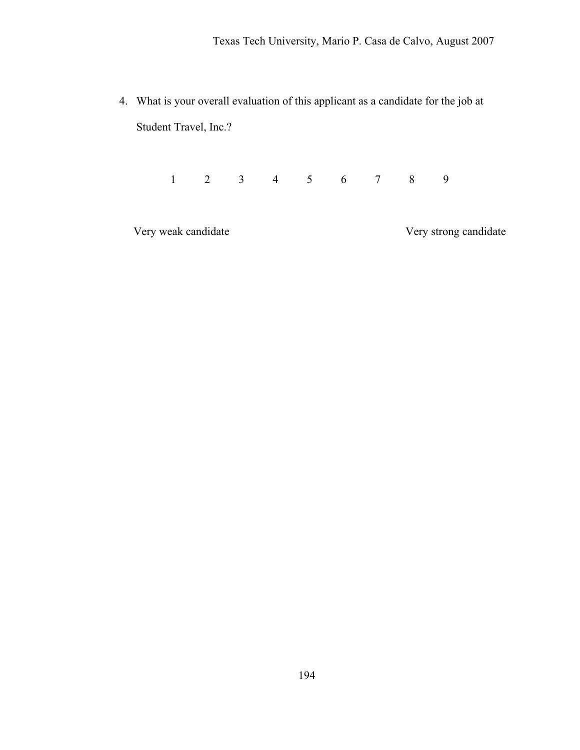4. What is your overall evaluation of this applicant as a candidate for the job at Student Travel, Inc.?

1 2 3 4 5 6 7 8 9

Very weak candidate Very strong candidate